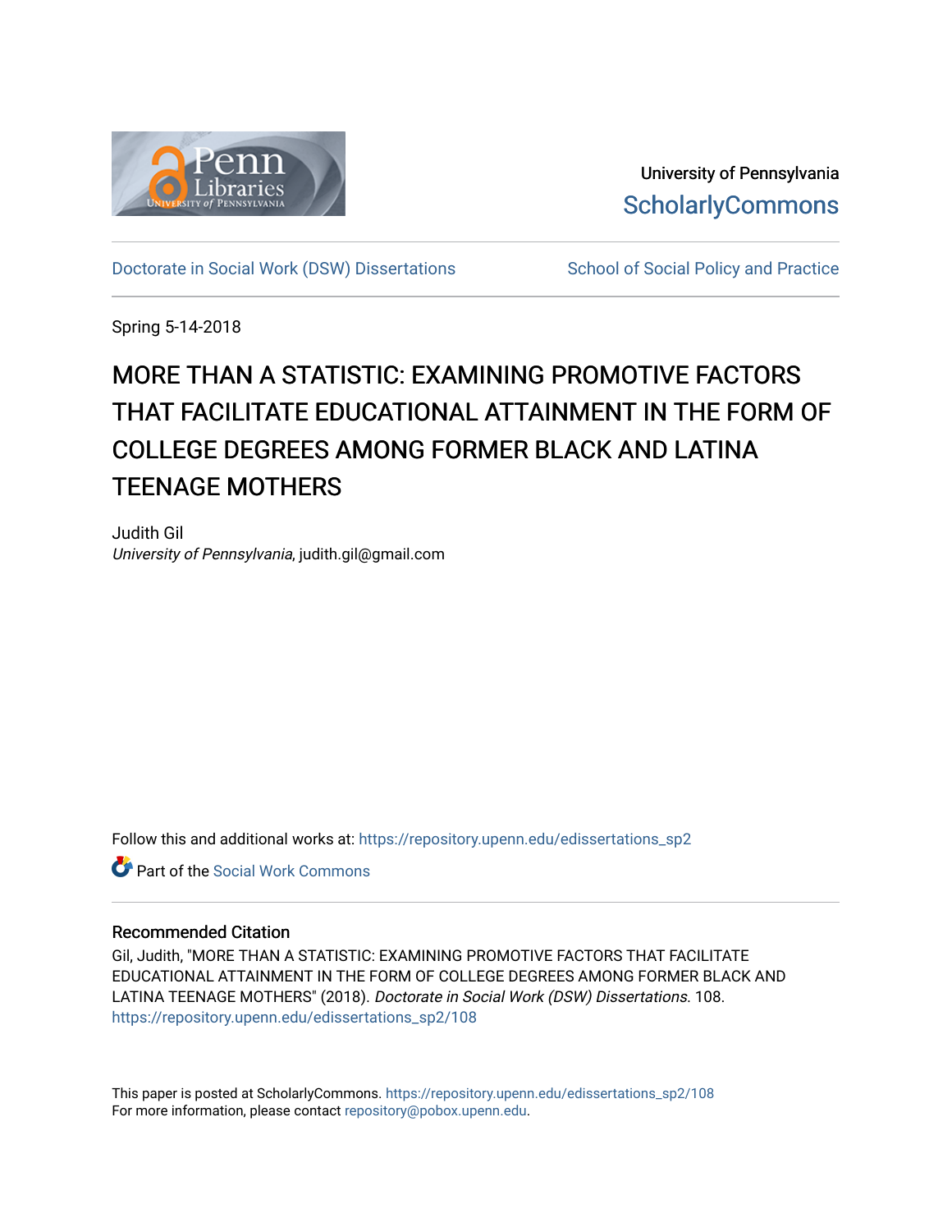University of Pennsylvania
ScholarlyCommons

Doctorate in Social Work (DSW) Dissertations | School of Social Policy and Practice

Spring 5-14-2018

# MORE THAN A STATISTIC: EXAMINING PROMOTIVE FACTORS THAT FACILITATE EDUCATIONAL ATTAINMENT IN THE FORM OF COLLEGE DEGREES AMONG FORMER BLACK AND LATINA TEENAGE MOTHERS

Judith Gil
*University of Pennsylvania*, judith.gil@gmail.com

Follow this and additional works at: https://repository.upenn.edu/edissertations_sp2

Part of the Social Work Commons

## Recommended Citation

Gil, Judith, "MORE THAN A STATISTIC: EXAMINING PROMOTIVE FACTORS THAT FACILITATE EDUCATIONAL ATTAINMENT IN THE FORM OF COLLEGE DEGREES AMONG FORMER BLACK AND LATINA TEENAGE MOTHERS" (2018). *Doctorate in Social Work (DSW) Dissertations*. 108.
https://repository.upenn.edu/edissertations_sp2/108

This paper is posted at ScholarlyCommons. https://repository.upenn.edu/edissertations_sp2/108
For more information, please contact repository@pobox.upenn.edu.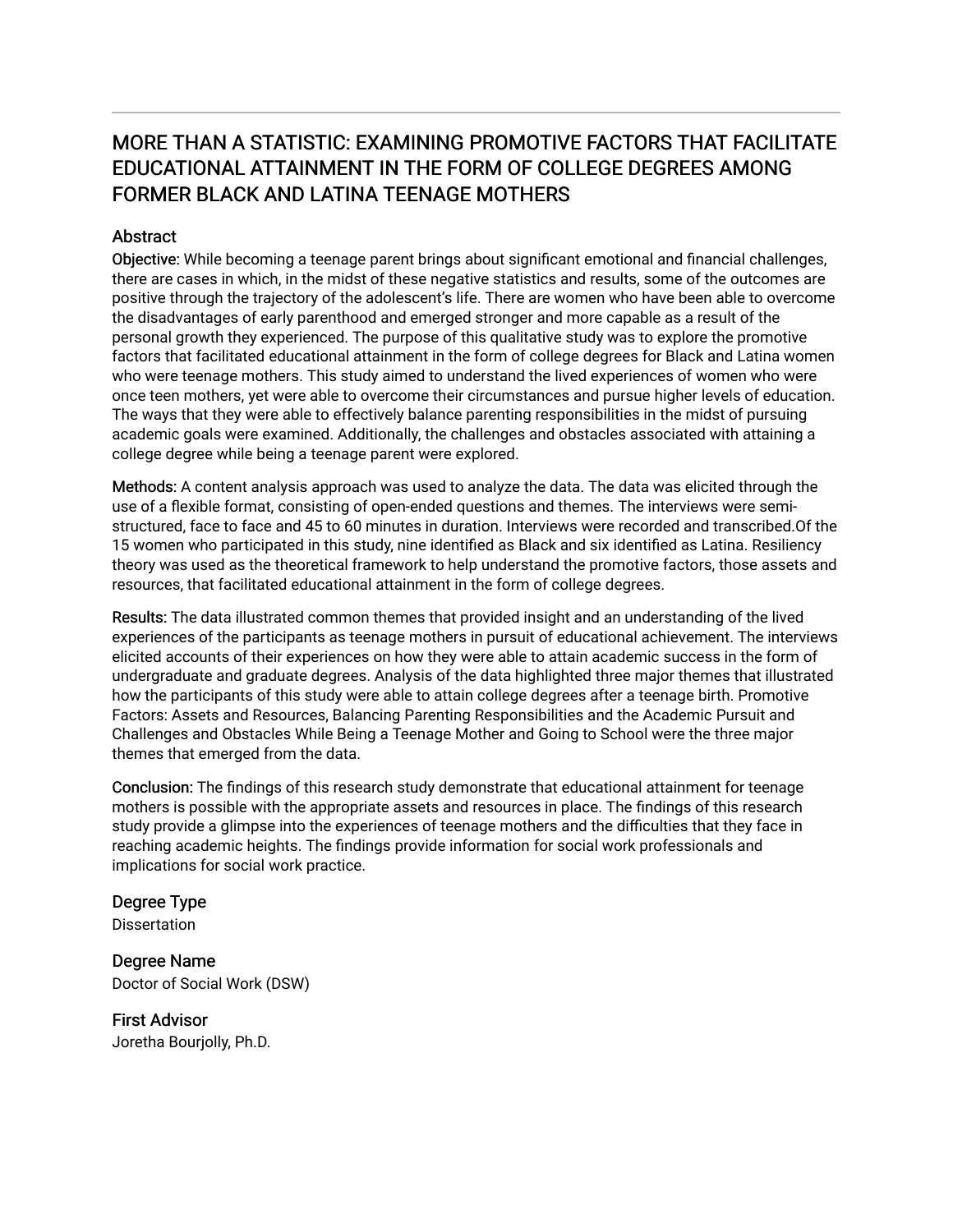# MORE THAN A STATISTIC: EXAMINING PROMOTIVE FACTORS THAT FACILITATE EDUCATIONAL ATTAINMENT IN THE FORM OF COLLEGE DEGREES AMONG FORMER BLACK AND LATINA TEENAGE MOTHERS

## Abstract

Objective: While becoming a teenage parent brings about significant emotional and financial challenges, there are cases in which, in the midst of these negative statistics and results, some of the outcomes are positive through the trajectory of the adolescent's life. There are women who have been able to overcome the disadvantages of early parenthood and emerged stronger and more capable as a result of the personal growth they experienced. The purpose of this qualitative study was to explore the promotive factors that facilitated educational attainment in the form of college degrees for Black and Latina women who were teenage mothers. This study aimed to understand the lived experiences of women who were once teen mothers, yet were able to overcome their circumstances and pursue higher levels of education. The ways that they were able to effectively balance parenting responsibilities in the midst of pursuing academic goals were examined. Additionally, the challenges and obstacles associated with attaining a college degree while being a teenage parent were explored.

Methods: A content analysis approach was used to analyze the data. The data was elicited through the use of a flexible format, consisting of open-ended questions and themes. The interviews were semi-structured, face to face and 45 to 60 minutes in duration. Interviews were recorded and transcribed.Of the 15 women who participated in this study, nine identified as Black and six identified as Latina. Resiliency theory was used as the theoretical framework to help understand the promotive factors, those assets and resources, that facilitated educational attainment in the form of college degrees.

Results: The data illustrated common themes that provided insight and an understanding of the lived experiences of the participants as teenage mothers in pursuit of educational achievement. The interviews elicited accounts of their experiences on how they were able to attain academic success in the form of undergraduate and graduate degrees. Analysis of the data highlighted three major themes that illustrated how the participants of this study were able to attain college degrees after a teenage birth. Promotive Factors: Assets and Resources, Balancing Parenting Responsibilities and the Academic Pursuit and Challenges and Obstacles While Being a Teenage Mother and Going to School were the three major themes that emerged from the data.

Conclusion: The findings of this research study demonstrate that educational attainment for teenage mothers is possible with the appropriate assets and resources in place. The findings of this research study provide a glimpse into the experiences of teenage mothers and the difficulties that they face in reaching academic heights. The findings provide information for social work professionals and implications for social work practice.

## Degree Type

Dissertation

## Degree Name

Doctor of Social Work (DSW)

## First Advisor

Joretha Bourjolly, Ph.D.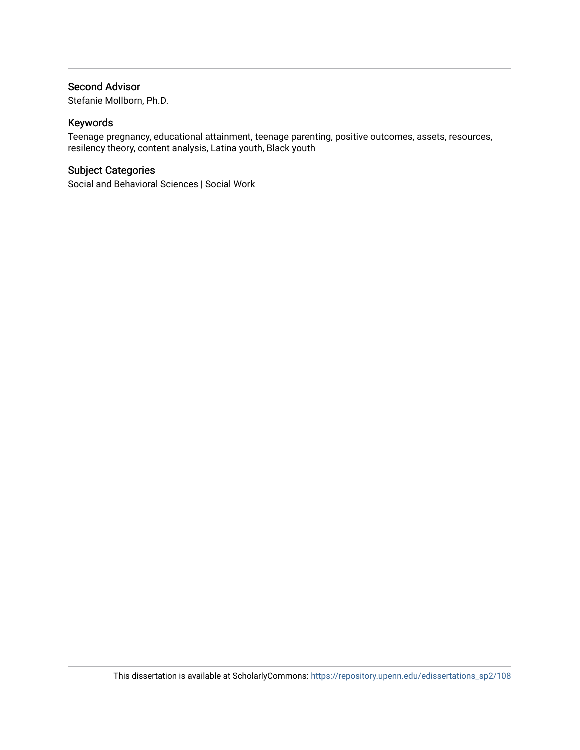### Second Advisor

Stefanie Mollborn, Ph.D.

### Keywords

Teenage pregnancy, educational attainment, teenage parenting, positive outcomes, assets, resources, resiliency theory, content analysis, Latina youth, Black youth

### Subject Categories

Social and Behavioral Sciences | Social Work

This dissertation is available at ScholarlyCommons: https://repository.upenn.edu/edissertations_sp2/108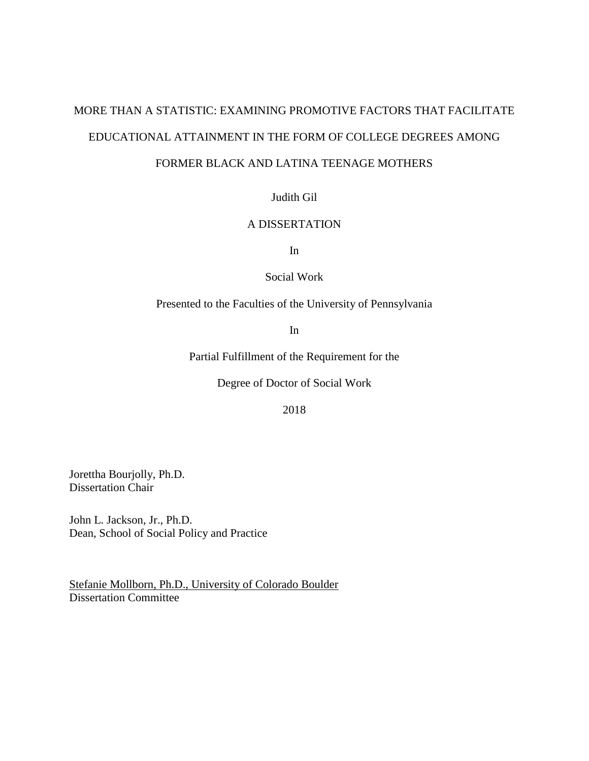MORE THAN A STATISTIC: EXAMINING PROMOTIVE FACTORS THAT FACILITATE EDUCATIONAL ATTAINMENT IN THE FORM OF COLLEGE DEGREES AMONG FORMER BLACK AND LATINA TEENAGE MOTHERS

Judith Gil

A DISSERTATION

In

Social Work

Presented to the Faculties of the University of Pennsylvania

In

Partial Fulfillment of the Requirement for the

Degree of Doctor of Social Work

2018

Jorettha Bourjolly, Ph.D.
Dissertation Chair

John L. Jackson, Jr., Ph.D.
Dean, School of Social Policy and Practice

Stefanie Mollborn, Ph.D., University of Colorado Boulder
Dissertation Committee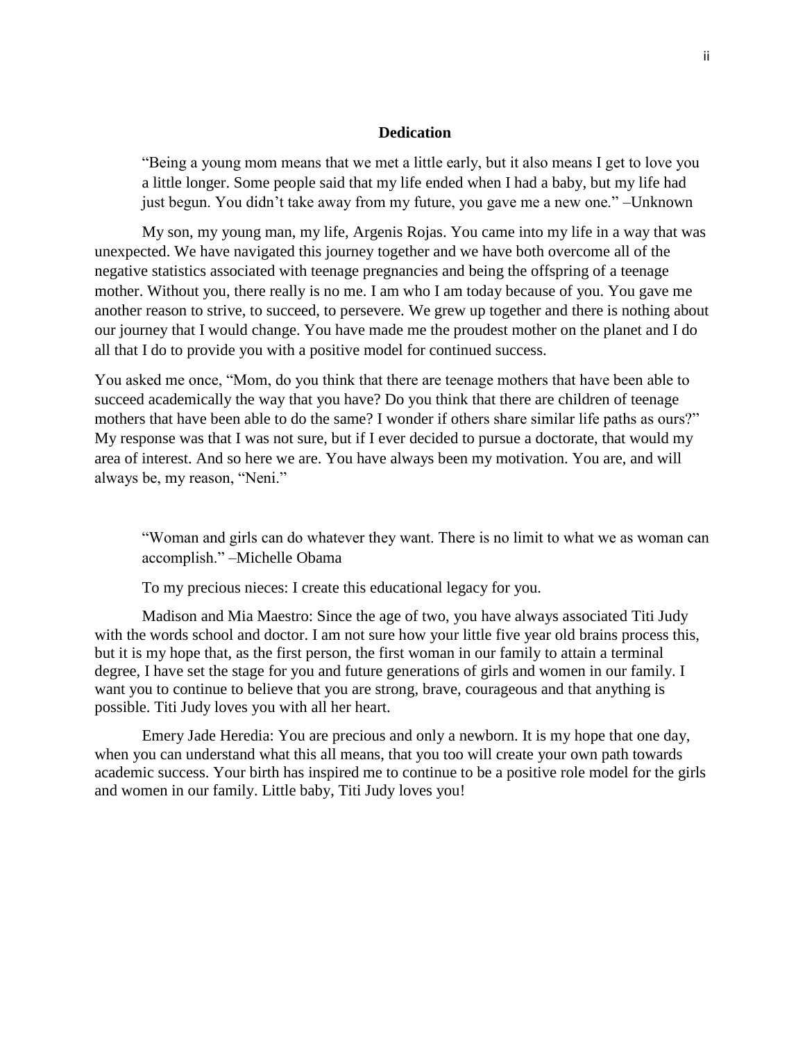## Dedication

> "Being a young mom means that we met a little early, but it also means I get to love you a little longer. Some people said that my life ended when I had a baby, but my life had just begun. You didn't take away from my future, you gave me a new one." –Unknown

My son, my young man, my life, Argenis Rojas. You came into my life in a way that was unexpected. We have navigated this journey together and we have both overcome all of the negative statistics associated with teenage pregnancies and being the offspring of a teenage mother. Without you, there really is no me. I am who I am today because of you. You gave me another reason to strive, to succeed, to persevere. We grew up together and there is nothing about our journey that I would change. You have made me the proudest mother on the planet and I do all that I do to provide you with a positive model for continued success.

You asked me once, "Mom, do you think that there are teenage mothers that have been able to succeed academically the way that you have? Do you think that there are children of teenage mothers that have been able to do the same? I wonder if others share similar life paths as ours?" My response was that I was not sure, but if I ever decided to pursue a doctorate, that would my area of interest. And so here we are. You have always been my motivation. You are, and will always be, my reason, "Neni."

> "Woman and girls can do whatever they want. There is no limit to what we as woman can accomplish." –Michelle Obama

To my precious nieces: I create this educational legacy for you.

Madison and Mia Maestro: Since the age of two, you have always associated Titi Judy with the words school and doctor. I am not sure how your little five year old brains process this, but it is my hope that, as the first person, the first woman in our family to attain a terminal degree, I have set the stage for you and future generations of girls and women in our family. I want you to continue to believe that you are strong, brave, courageous and that anything is possible. Titi Judy loves you with all her heart.

Emery Jade Heredia: You are precious and only a newborn. It is my hope that one day, when you can understand what this all means, that you too will create your own path towards academic success. Your birth has inspired me to continue to be a positive role model for the girls and women in our family. Little baby, Titi Judy loves you!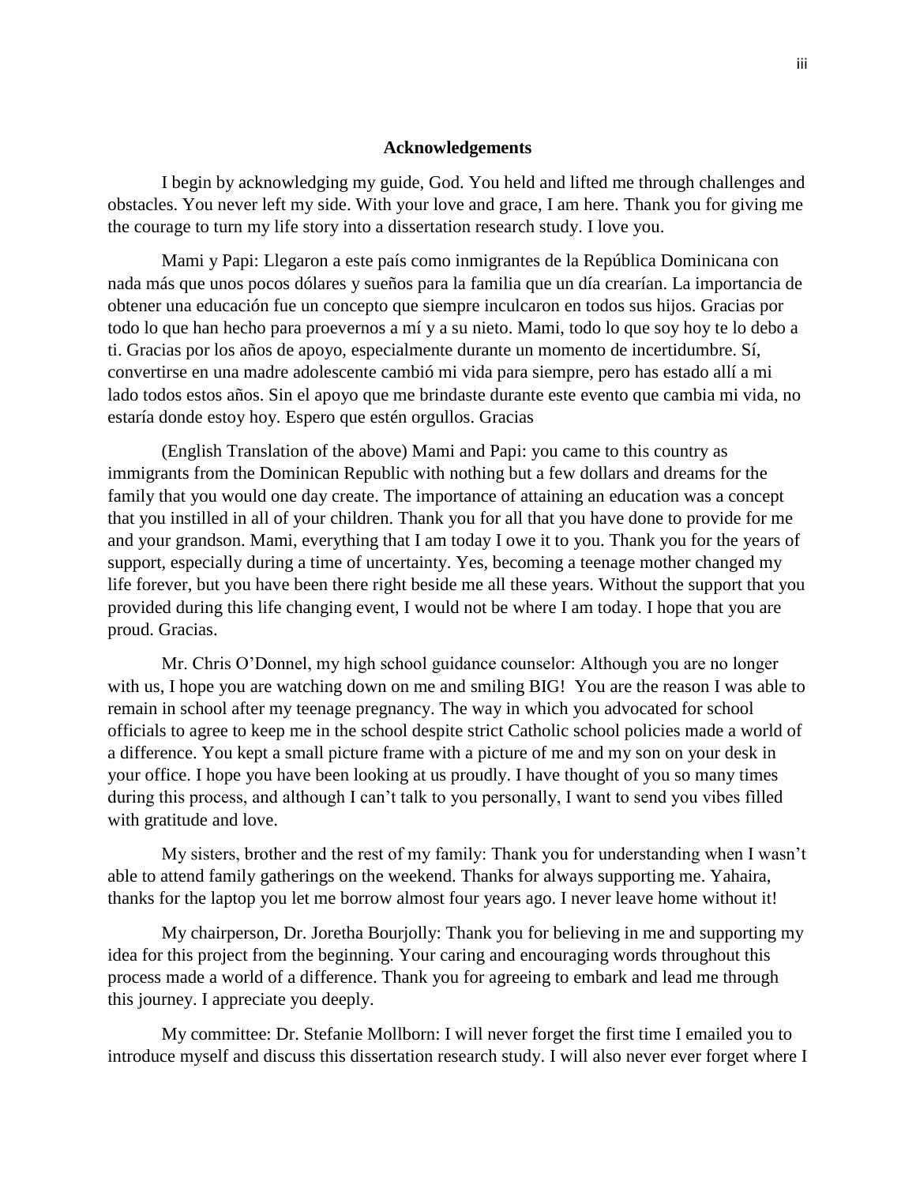## Acknowledgements

I begin by acknowledging my guide, God. You held and lifted me through challenges and obstacles. You never left my side. With your love and grace, I am here. Thank you for giving me the courage to turn my life story into a dissertation research study. I love you.

Mami y Papi: Llegaron a este país como inmigrantes de la República Dominicana con nada más que unos pocos dólares y sueños para la familia que un día crearían. La importancia de obtener una educación fue un concepto que siempre inculcaron en todos sus hijos. Gracias por todo lo que han hecho para proevernos a mí y a su nieto. Mami, todo lo que soy hoy te lo debo a ti. Gracias por los años de apoyo, especialmente durante un momento de incertidumbre. Sí, convertirse en una madre adolescente cambió mi vida para siempre, pero has estado allí a mi lado todos estos años. Sin el apoyo que me brindaste durante este evento que cambia mi vida, no estaría donde estoy hoy. Espero que estén orgullos. Gracias

(English Translation of the above) Mami and Papi: you came to this country as immigrants from the Dominican Republic with nothing but a few dollars and dreams for the family that you would one day create. The importance of attaining an education was a concept that you instilled in all of your children. Thank you for all that you have done to provide for me and your grandson. Mami, everything that I am today I owe it to you. Thank you for the years of support, especially during a time of uncertainty. Yes, becoming a teenage mother changed my life forever, but you have been there right beside me all these years. Without the support that you provided during this life changing event, I would not be where I am today. I hope that you are proud. Gracias.

Mr. Chris O'Donnel, my high school guidance counselor: Although you are no longer with us, I hope you are watching down on me and smiling BIG! You are the reason I was able to remain in school after my teenage pregnancy. The way in which you advocated for school officials to agree to keep me in the school despite strict Catholic school policies made a world of a difference. You kept a small picture frame with a picture of me and my son on your desk in your office. I hope you have been looking at us proudly. I have thought of you so many times during this process, and although I can't talk to you personally, I want to send you vibes filled with gratitude and love.

My sisters, brother and the rest of my family: Thank you for understanding when I wasn't able to attend family gatherings on the weekend. Thanks for always supporting me. Yahaira, thanks for the laptop you let me borrow almost four years ago. I never leave home without it!

My chairperson, Dr. Joretha Bourjolly: Thank you for believing in me and supporting my idea for this project from the beginning. Your caring and encouraging words throughout this process made a world of a difference. Thank you for agreeing to embark and lead me through this journey. I appreciate you deeply.

My committee: Dr. Stefanie Mollborn: I will never forget the first time I emailed you to introduce myself and discuss this dissertation research study. I will also never ever forget where I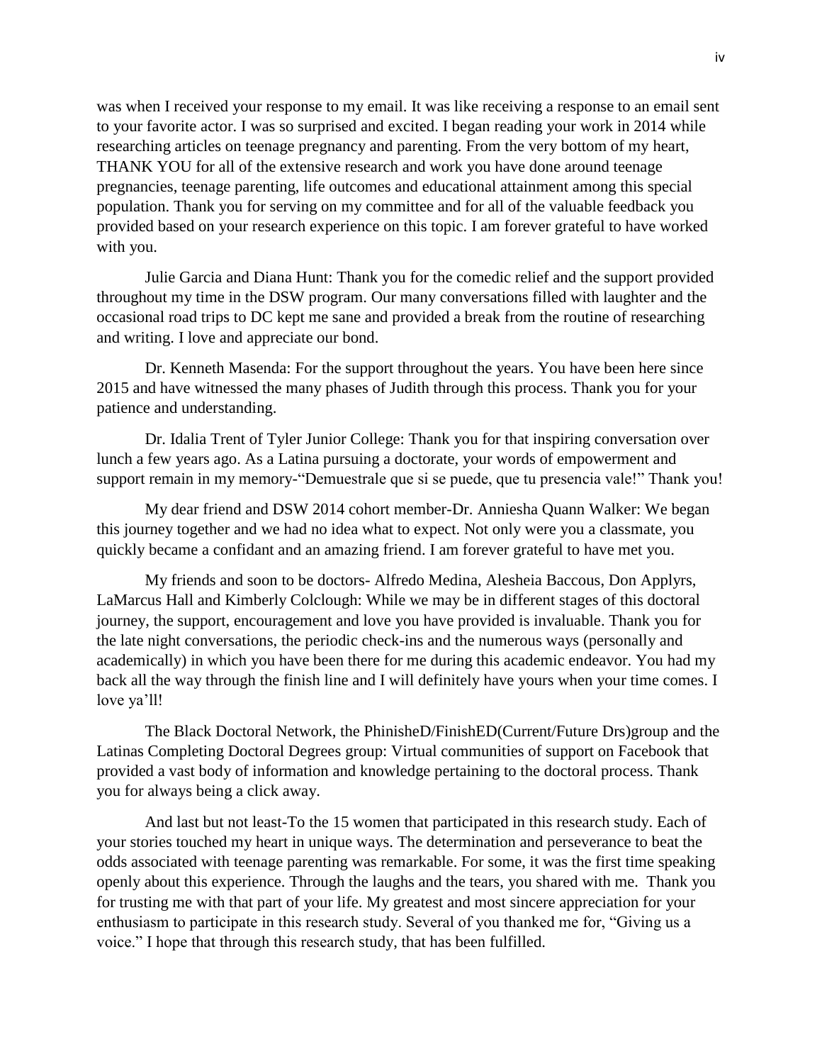was when I received your response to my email. It was like receiving a response to an email sent to your favorite actor. I was so surprised and excited. I began reading your work in 2014 while researching articles on teenage pregnancy and parenting. From the very bottom of my heart, THANK YOU for all of the extensive research and work you have done around teenage pregnancies, teenage parenting, life outcomes and educational attainment among this special population. Thank you for serving on my committee and for all of the valuable feedback you provided based on your research experience on this topic. I am forever grateful to have worked with you.

Julie Garcia and Diana Hunt: Thank you for the comedic relief and the support provided throughout my time in the DSW program. Our many conversations filled with laughter and the occasional road trips to DC kept me sane and provided a break from the routine of researching and writing. I love and appreciate our bond.

Dr. Kenneth Masenda: For the support throughout the years. You have been here since 2015 and have witnessed the many phases of Judith through this process. Thank you for your patience and understanding.

Dr. Idalia Trent of Tyler Junior College: Thank you for that inspiring conversation over lunch a few years ago. As a Latina pursuing a doctorate, your words of empowerment and support remain in my memory-"Demuestrale que si se puede, que tu presencia vale!" Thank you!

My dear friend and DSW 2014 cohort member-Dr. Anniesha Quann Walker: We began this journey together and we had no idea what to expect. Not only were you a classmate, you quickly became a confidant and an amazing friend. I am forever grateful to have met you.

My friends and soon to be doctors- Alfredo Medina, Alesheia Baccous, Don Applyrs, LaMarcus Hall and Kimberly Colclough: While we may be in different stages of this doctoral journey, the support, encouragement and love you have provided is invaluable. Thank you for the late night conversations, the periodic check-ins and the numerous ways (personally and academically) in which you have been there for me during this academic endeavor. You had my back all the way through the finish line and I will definitely have yours when your time comes. I love ya'll!

The Black Doctoral Network, the PhinisheD/FinishED(Current/Future Drs)group and the Latinas Completing Doctoral Degrees group: Virtual communities of support on Facebook that provided a vast body of information and knowledge pertaining to the doctoral process. Thank you for always being a click away.

And last but not least-To the 15 women that participated in this research study. Each of your stories touched my heart in unique ways. The determination and perseverance to beat the odds associated with teenage parenting was remarkable. For some, it was the first time speaking openly about this experience. Through the laughs and the tears, you shared with me. Thank you for trusting me with that part of your life. My greatest and most sincere appreciation for your enthusiasm to participate in this research study. Several of you thanked me for, "Giving us a voice." I hope that through this research study, that has been fulfilled.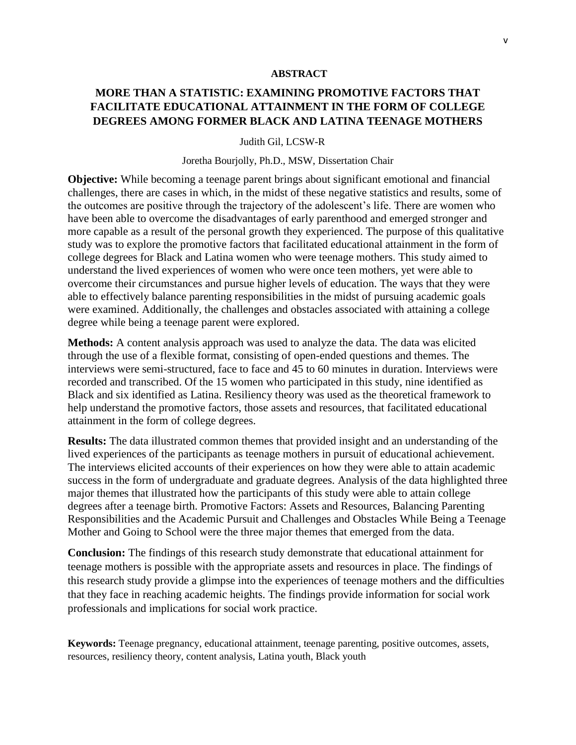## ABSTRACT

## MORE THAN A STATISTIC: EXAMINING PROMOTIVE FACTORS THAT FACILITATE EDUCATIONAL ATTAINMENT IN THE FORM OF COLLEGE DEGREES AMONG FORMER BLACK AND LATINA TEENAGE MOTHERS

Judith Gil, LCSW-R

Joretha Bourjolly, Ph.D., MSW, Dissertation Chair

**Objective:** While becoming a teenage parent brings about significant emotional and financial challenges, there are cases in which, in the midst of these negative statistics and results, some of the outcomes are positive through the trajectory of the adolescent's life. There are women who have been able to overcome the disadvantages of early parenthood and emerged stronger and more capable as a result of the personal growth they experienced. The purpose of this qualitative study was to explore the promotive factors that facilitated educational attainment in the form of college degrees for Black and Latina women who were teenage mothers. This study aimed to understand the lived experiences of women who were once teen mothers, yet were able to overcome their circumstances and pursue higher levels of education. The ways that they were able to effectively balance parenting responsibilities in the midst of pursuing academic goals were examined. Additionally, the challenges and obstacles associated with attaining a college degree while being a teenage parent were explored.

**Methods:** A content analysis approach was used to analyze the data. The data was elicited through the use of a flexible format, consisting of open-ended questions and themes. The interviews were semi-structured, face to face and 45 to 60 minutes in duration. Interviews were recorded and transcribed. Of the 15 women who participated in this study, nine identified as Black and six identified as Latina. Resiliency theory was used as the theoretical framework to help understand the promotive factors, those assets and resources, that facilitated educational attainment in the form of college degrees.

**Results:** The data illustrated common themes that provided insight and an understanding of the lived experiences of the participants as teenage mothers in pursuit of educational achievement. The interviews elicited accounts of their experiences on how they were able to attain academic success in the form of undergraduate and graduate degrees. Analysis of the data highlighted three major themes that illustrated how the participants of this study were able to attain college degrees after a teenage birth. Promotive Factors: Assets and Resources, Balancing Parenting Responsibilities and the Academic Pursuit and Challenges and Obstacles While Being a Teenage Mother and Going to School were the three major themes that emerged from the data.

**Conclusion:** The findings of this research study demonstrate that educational attainment for teenage mothers is possible with the appropriate assets and resources in place. The findings of this research study provide a glimpse into the experiences of teenage mothers and the difficulties that they face in reaching academic heights. The findings provide information for social work professionals and implications for social work practice.

**Keywords:** Teenage pregnancy, educational attainment, teenage parenting, positive outcomes, assets, resources, resiliency theory, content analysis, Latina youth, Black youth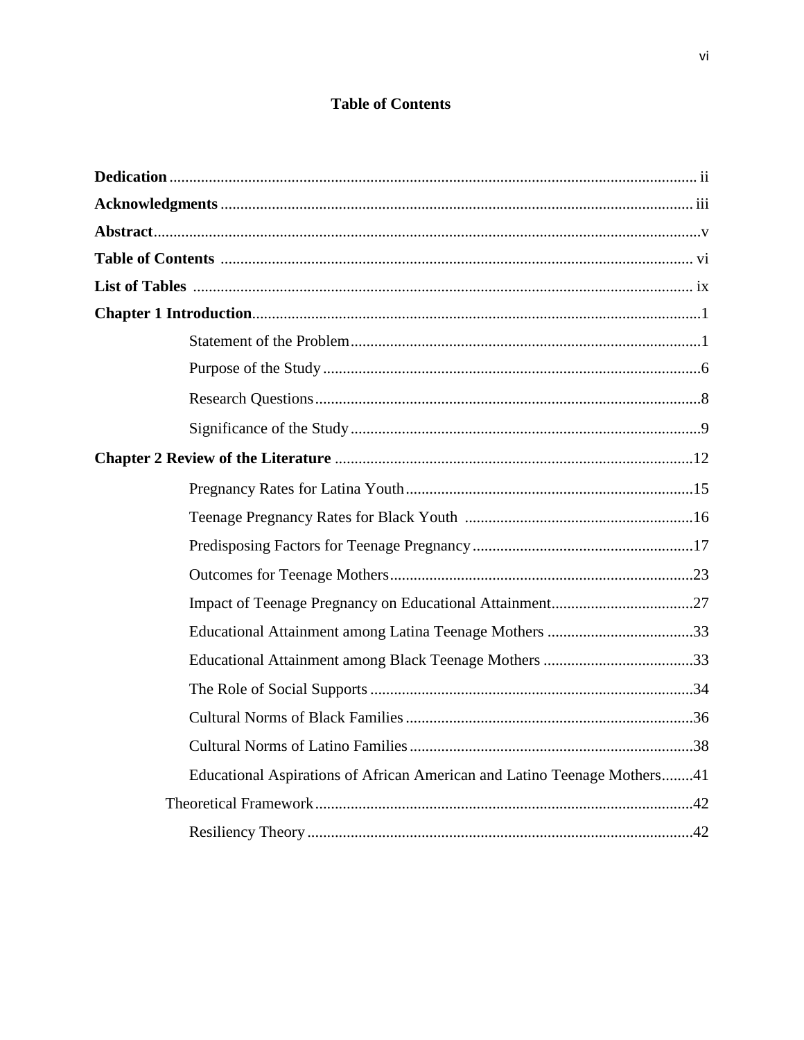# Table of Contents

**Dedication** ..................................................................................................................... ii

**Acknowledgments** ....................................................................................................... iii

**Abstract** ..........................................................................................................................v

**Table of Contents** ....................................................................................................... vi

**List of Tables** ............................................................................................................. ix

**Chapter 1 Introduction** .................................................................................................1

Statement of the Problem ........................................................................................1

Purpose of the Study ...............................................................................................6

Research Questions .................................................................................................8

Significance of the Study ........................................................................................9

**Chapter 2 Review of the Literature** ...........................................................................12

Pregnancy Rates for Latina Youth .........................................................................15

Teenage Pregnancy Rates for Black Youth ..........................................................16

Predisposing Factors for Teenage Pregnancy ........................................................17

Outcomes for Teenage Mothers ............................................................................23

Impact of Teenage Pregnancy on Educational Attainment ....................................27

Educational Attainment among Latina Teenage Mothers .....................................33

Educational Attainment among Black Teenage Mothers ......................................33

The Role of Social Supports .................................................................................34

Cultural Norms of Black Families .........................................................................36

Cultural Norms of Latino Families ........................................................................38

Educational Aspirations of African American and Latino Teenage Mothers ........41

Theoretical Framework ...............................................................................................42

Resiliency Theory .................................................................................................42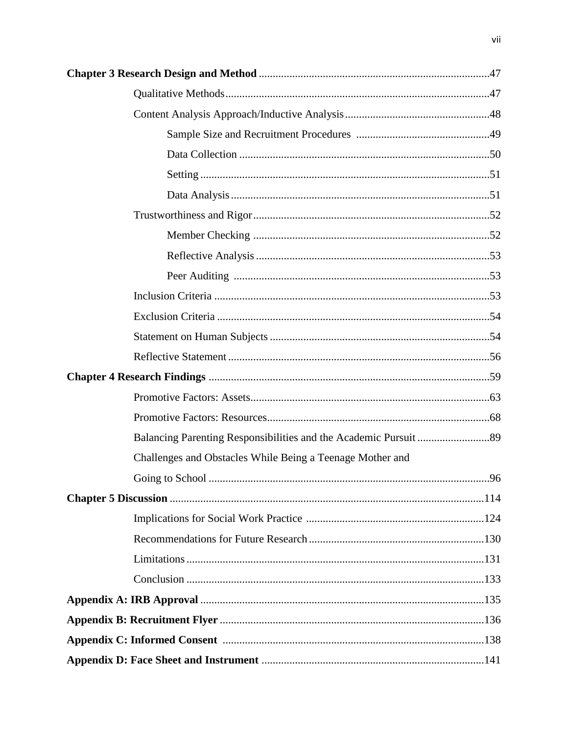**Chapter 3 Research Design and Method** .................................................................................47

Qualitative Methods..............................................................................................47

Content Analysis Approach/Inductive Analysis....................................................48

Sample Size and Recruitment Procedures ................................................49

Data Collection .........................................................................................50

Setting .......................................................................................................51

Data Analysis ............................................................................................51

Trustworthiness and Rigor.....................................................................................52

Member Checking ....................................................................................52

Reflective Analysis ...................................................................................53

Peer Auditing ...........................................................................................53

Inclusion Criteria ..................................................................................................53

Exclusion Criteria .................................................................................................54

Statement on Human Subjects ..............................................................................54

Reflective Statement .............................................................................................56

**Chapter 4 Research Findings** ....................................................................................................59

Promotive Factors: Assets......................................................................................63

Promotive Factors: Resources................................................................................68

Balancing Parenting Responsibilities and the Academic Pursuit ..........................89

Challenges and Obstacles While Being a Teenage Mother and Going to School ....................................................................................................96

**Chapter 5 Discussion** ................................................................................................................114

Implications for Social Work Practice ................................................................124

Recommendations for Future Research ...............................................................130

Limitations ...........................................................................................................131

Conclusion ...........................................................................................................133

**Appendix A: IRB Approval** .....................................................................................................135

**Appendix B: Recruitment Flyer** ..............................................................................................136

**Appendix C: Informed Consent** .............................................................................................138

**Appendix D: Face Sheet and Instrument** ...............................................................................141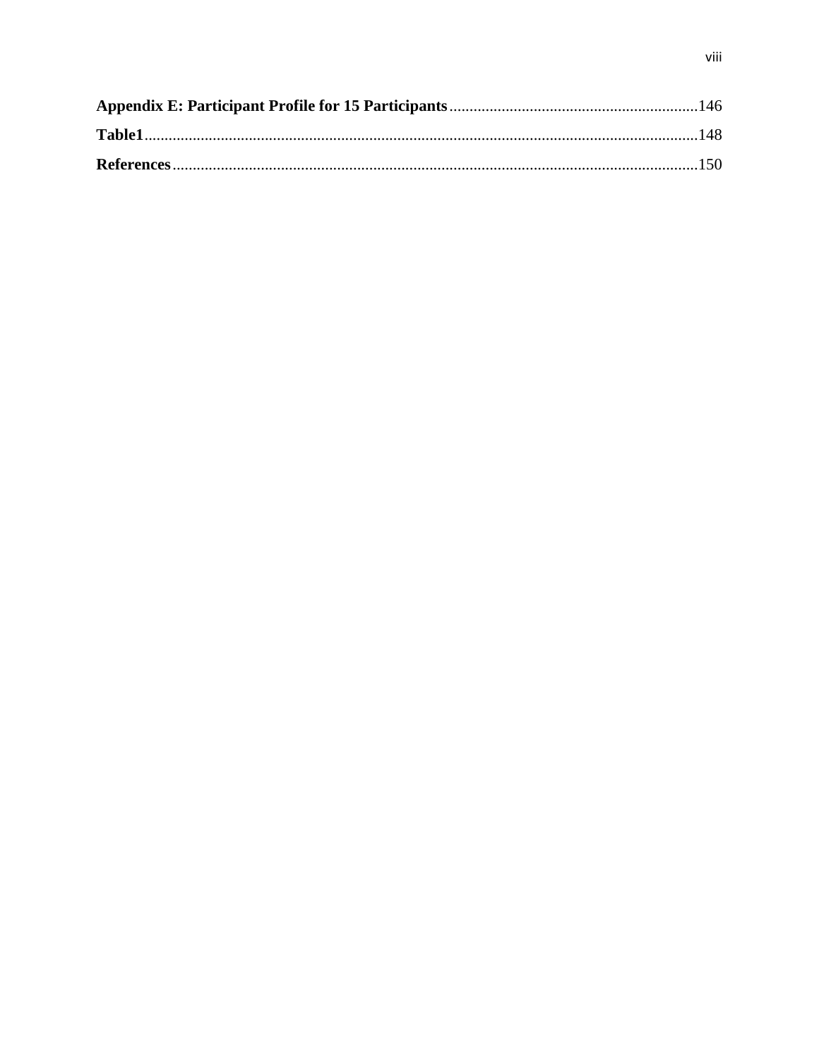**Appendix E: Participant Profile for 15 Participants**.............................................................146

**Table1**..........................................................................................................................148

**References**..................................................................................................................150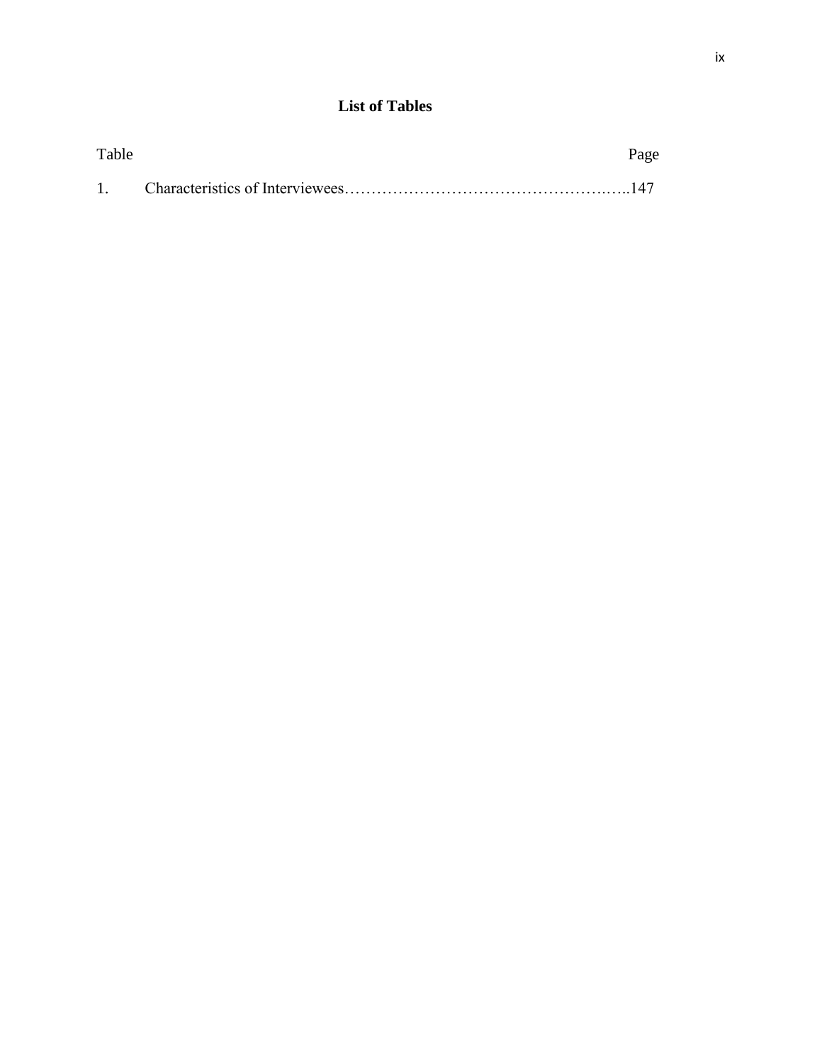## List of Tables

| Table | | Page |
|---|---|---|
| 1. | Characteristics of Interviewees | 147 |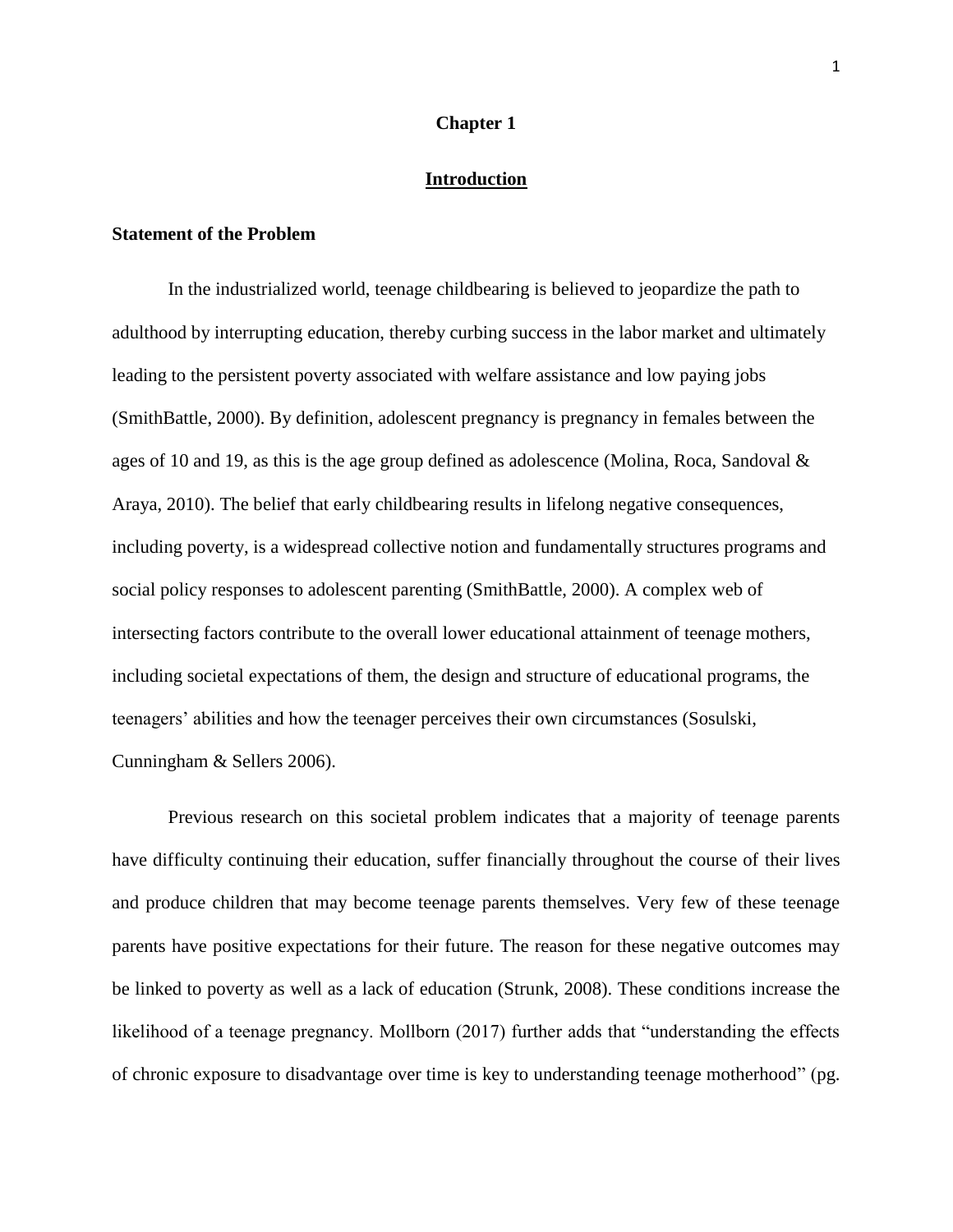# Chapter 1

## Introduction

### Statement of the Problem

In the industrialized world, teenage childbearing is believed to jeopardize the path to adulthood by interrupting education, thereby curbing success in the labor market and ultimately leading to the persistent poverty associated with welfare assistance and low paying jobs (SmithBattle, 2000). By definition, adolescent pregnancy is pregnancy in females between the ages of 10 and 19, as this is the age group defined as adolescence (Molina, Roca, Sandoval & Araya, 2010). The belief that early childbearing results in lifelong negative consequences, including poverty, is a widespread collective notion and fundamentally structures programs and social policy responses to adolescent parenting (SmithBattle, 2000). A complex web of intersecting factors contribute to the overall lower educational attainment of teenage mothers, including societal expectations of them, the design and structure of educational programs, the teenagers' abilities and how the teenager perceives their own circumstances (Sosulski, Cunningham & Sellers 2006).

Previous research on this societal problem indicates that a majority of teenage parents have difficulty continuing their education, suffer financially throughout the course of their lives and produce children that may become teenage parents themselves. Very few of these teenage parents have positive expectations for their future. The reason for these negative outcomes may be linked to poverty as well as a lack of education (Strunk, 2008). These conditions increase the likelihood of a teenage pregnancy. Mollborn (2017) further adds that "understanding the effects of chronic exposure to disadvantage over time is key to understanding teenage motherhood" (pg.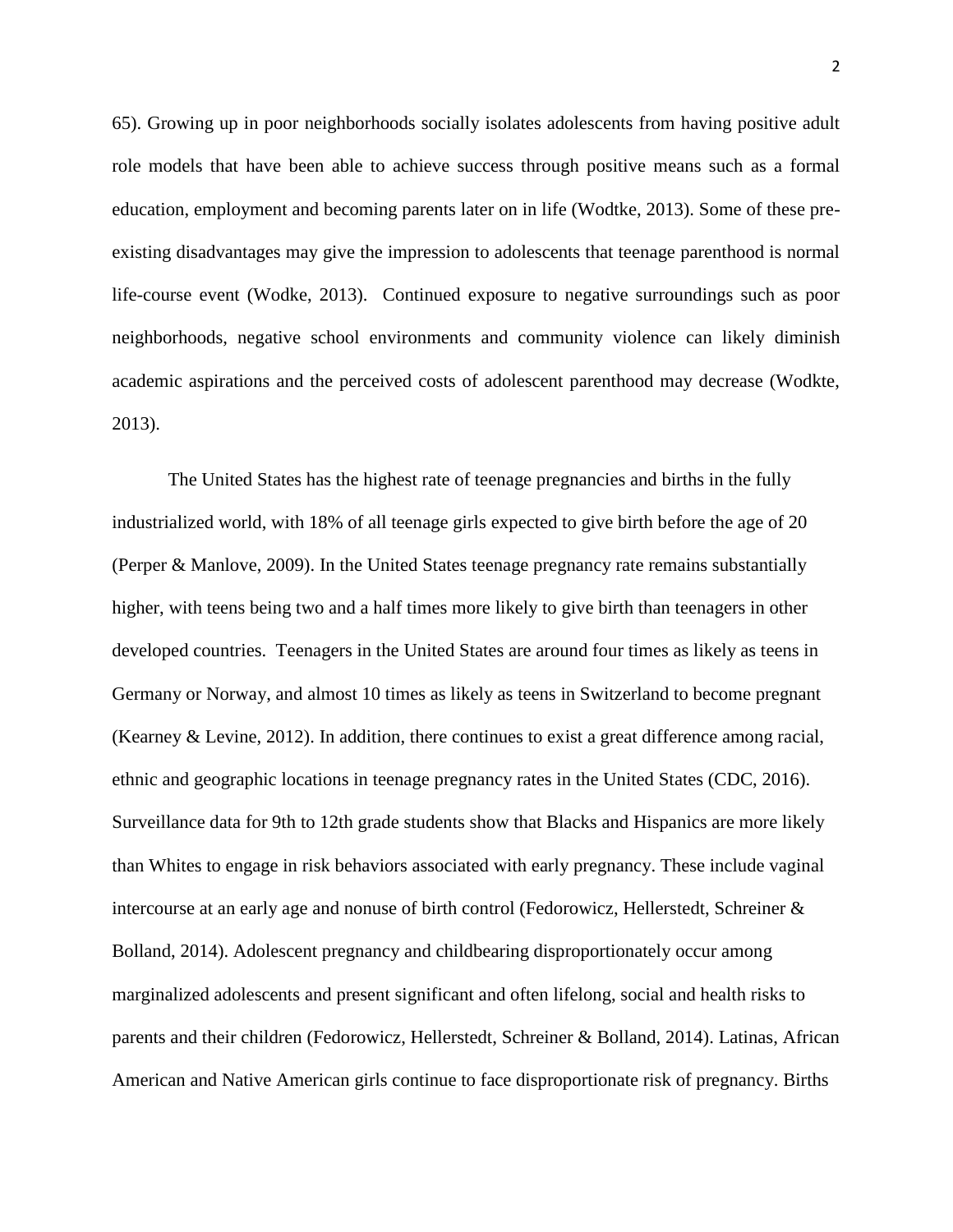65). Growing up in poor neighborhoods socially isolates adolescents from having positive adult role models that have been able to achieve success through positive means such as a formal education, employment and becoming parents later on in life (Wodtke, 2013). Some of these pre-existing disadvantages may give the impression to adolescents that teenage parenthood is normal life-course event (Wodke, 2013). Continued exposure to negative surroundings such as poor neighborhoods, negative school environments and community violence can likely diminish academic aspirations and the perceived costs of adolescent parenthood may decrease (Wodkte, 2013).

The United States has the highest rate of teenage pregnancies and births in the fully industrialized world, with 18% of all teenage girls expected to give birth before the age of 20 (Perper & Manlove, 2009). In the United States teenage pregnancy rate remains substantially higher, with teens being two and a half times more likely to give birth than teenagers in other developed countries. Teenagers in the United States are around four times as likely as teens in Germany or Norway, and almost 10 times as likely as teens in Switzerland to become pregnant (Kearney & Levine, 2012). In addition, there continues to exist a great difference among racial, ethnic and geographic locations in teenage pregnancy rates in the United States (CDC, 2016). Surveillance data for 9th to 12th grade students show that Blacks and Hispanics are more likely than Whites to engage in risk behaviors associated with early pregnancy. These include vaginal intercourse at an early age and nonuse of birth control (Fedorowicz, Hellerstedt, Schreiner & Bolland, 2014). Adolescent pregnancy and childbearing disproportionately occur among marginalized adolescents and present significant and often lifelong, social and health risks to parents and their children (Fedorowicz, Hellerstedt, Schreiner & Bolland, 2014). Latinas, African American and Native American girls continue to face disproportionate risk of pregnancy. Births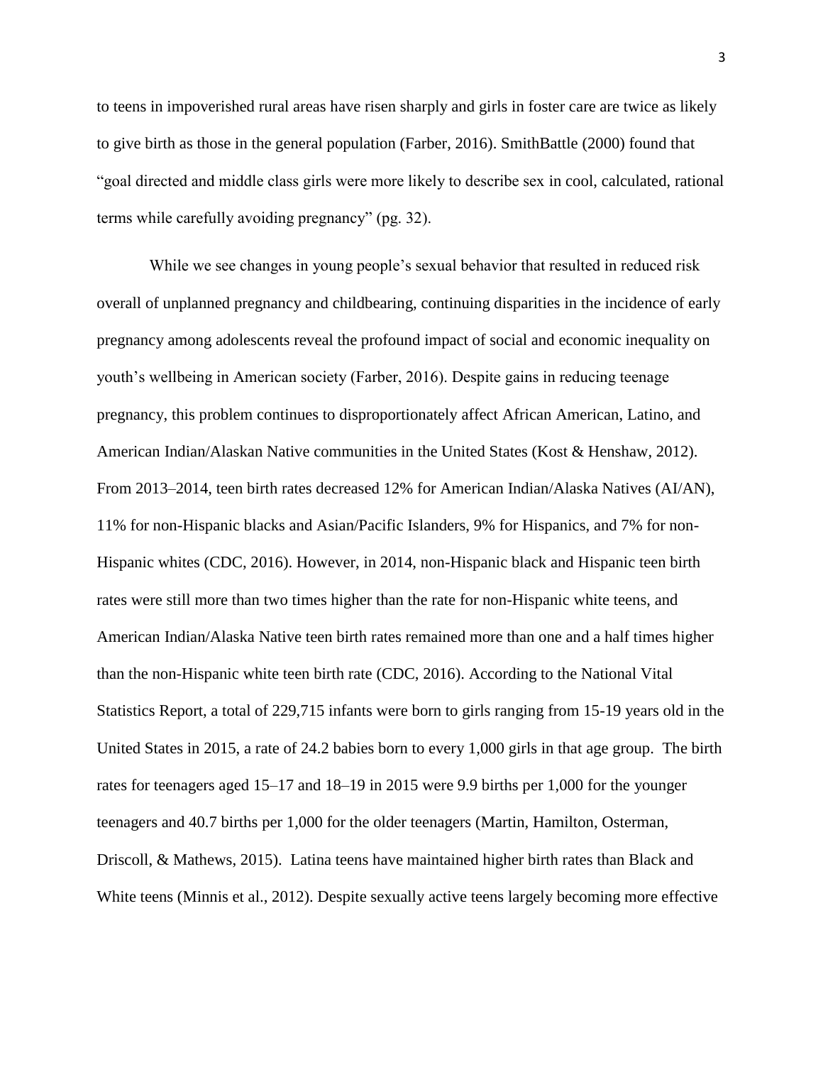to teens in impoverished rural areas have risen sharply and girls in foster care are twice as likely to give birth as those in the general population (Farber, 2016). SmithBattle (2000) found that "goal directed and middle class girls were more likely to describe sex in cool, calculated, rational terms while carefully avoiding pregnancy" (pg. 32).

While we see changes in young people's sexual behavior that resulted in reduced risk overall of unplanned pregnancy and childbearing, continuing disparities in the incidence of early pregnancy among adolescents reveal the profound impact of social and economic inequality on youth's wellbeing in American society (Farber, 2016). Despite gains in reducing teenage pregnancy, this problem continues to disproportionately affect African American, Latino, and American Indian/Alaskan Native communities in the United States (Kost & Henshaw, 2012). From 2013–2014, teen birth rates decreased 12% for American Indian/Alaska Natives (AI/AN), 11% for non-Hispanic blacks and Asian/Pacific Islanders, 9% for Hispanics, and 7% for non-Hispanic whites (CDC, 2016). However, in 2014, non-Hispanic black and Hispanic teen birth rates were still more than two times higher than the rate for non-Hispanic white teens, and American Indian/Alaska Native teen birth rates remained more than one and a half times higher than the non-Hispanic white teen birth rate (CDC, 2016). According to the National Vital Statistics Report, a total of 229,715 infants were born to girls ranging from 15-19 years old in the United States in 2015, a rate of 24.2 babies born to every 1,000 girls in that age group. The birth rates for teenagers aged 15–17 and 18–19 in 2015 were 9.9 births per 1,000 for the younger teenagers and 40.7 births per 1,000 for the older teenagers (Martin, Hamilton, Osterman, Driscoll, & Mathews, 2015). Latina teens have maintained higher birth rates than Black and White teens (Minnis et al., 2012). Despite sexually active teens largely becoming more effective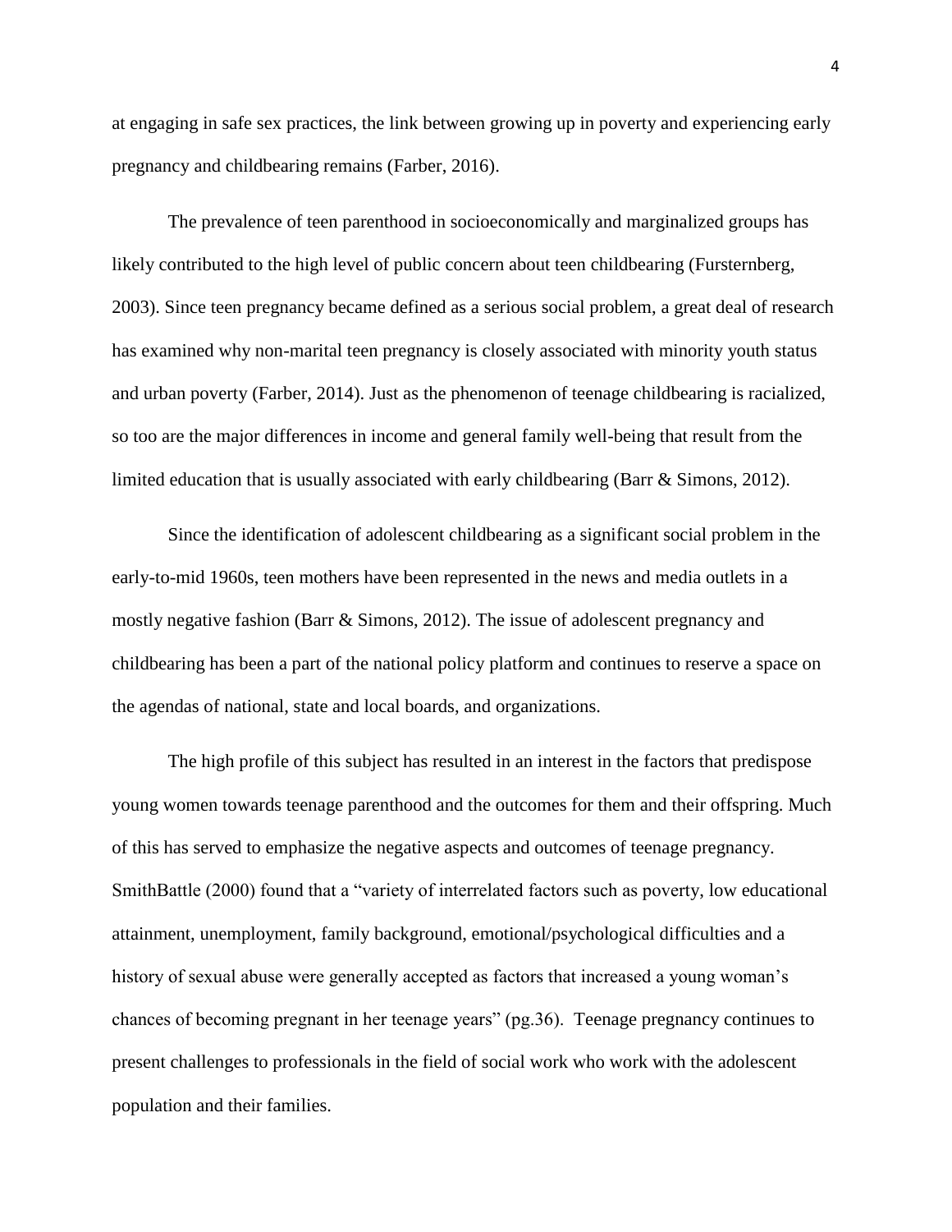at engaging in safe sex practices, the link between growing up in poverty and experiencing early pregnancy and childbearing remains (Farber, 2016).

The prevalence of teen parenthood in socioeconomically and marginalized groups has likely contributed to the high level of public concern about teen childbearing (Fursternberg, 2003). Since teen pregnancy became defined as a serious social problem, a great deal of research has examined why non-marital teen pregnancy is closely associated with minority youth status and urban poverty (Farber, 2014). Just as the phenomenon of teenage childbearing is racialized, so too are the major differences in income and general family well-being that result from the limited education that is usually associated with early childbearing (Barr & Simons, 2012).

Since the identification of adolescent childbearing as a significant social problem in the early-to-mid 1960s, teen mothers have been represented in the news and media outlets in a mostly negative fashion (Barr & Simons, 2012). The issue of adolescent pregnancy and childbearing has been a part of the national policy platform and continues to reserve a space on the agendas of national, state and local boards, and organizations.

The high profile of this subject has resulted in an interest in the factors that predispose young women towards teenage parenthood and the outcomes for them and their offspring. Much of this has served to emphasize the negative aspects and outcomes of teenage pregnancy. SmithBattle (2000) found that a "variety of interrelated factors such as poverty, low educational attainment, unemployment, family background, emotional/psychological difficulties and a history of sexual abuse were generally accepted as factors that increased a young woman's chances of becoming pregnant in her teenage years" (pg.36). Teenage pregnancy continues to present challenges to professionals in the field of social work who work with the adolescent population and their families.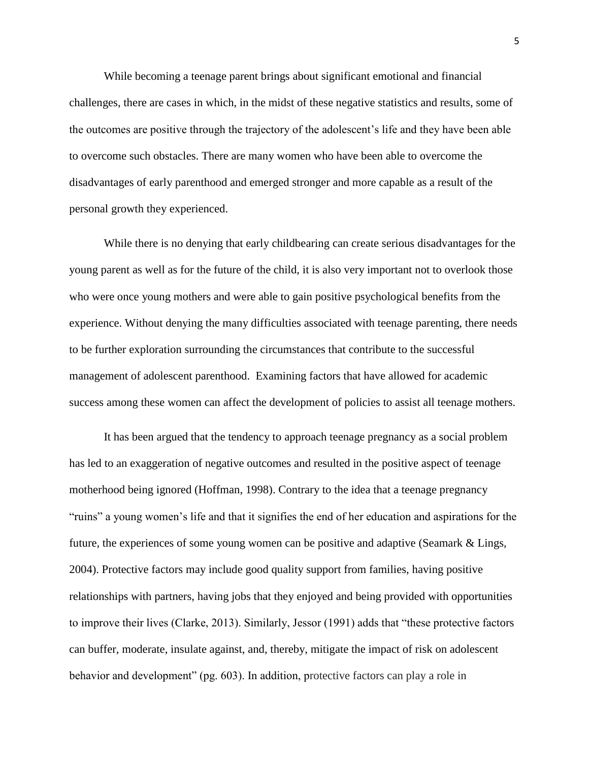While becoming a teenage parent brings about significant emotional and financial challenges, there are cases in which, in the midst of these negative statistics and results, some of the outcomes are positive through the trajectory of the adolescent's life and they have been able to overcome such obstacles. There are many women who have been able to overcome the disadvantages of early parenthood and emerged stronger and more capable as a result of the personal growth they experienced.

While there is no denying that early childbearing can create serious disadvantages for the young parent as well as for the future of the child, it is also very important not to overlook those who were once young mothers and were able to gain positive psychological benefits from the experience. Without denying the many difficulties associated with teenage parenting, there needs to be further exploration surrounding the circumstances that contribute to the successful management of adolescent parenthood. Examining factors that have allowed for academic success among these women can affect the development of policies to assist all teenage mothers.

It has been argued that the tendency to approach teenage pregnancy as a social problem has led to an exaggeration of negative outcomes and resulted in the positive aspect of teenage motherhood being ignored (Hoffman, 1998). Contrary to the idea that a teenage pregnancy "ruins" a young women's life and that it signifies the end of her education and aspirations for the future, the experiences of some young women can be positive and adaptive (Seamark & Lings, 2004). Protective factors may include good quality support from families, having positive relationships with partners, having jobs that they enjoyed and being provided with opportunities to improve their lives (Clarke, 2013). Similarly, Jessor (1991) adds that "these protective factors can buffer, moderate, insulate against, and, thereby, mitigate the impact of risk on adolescent behavior and development" (pg. 603). In addition, protective factors can play a role in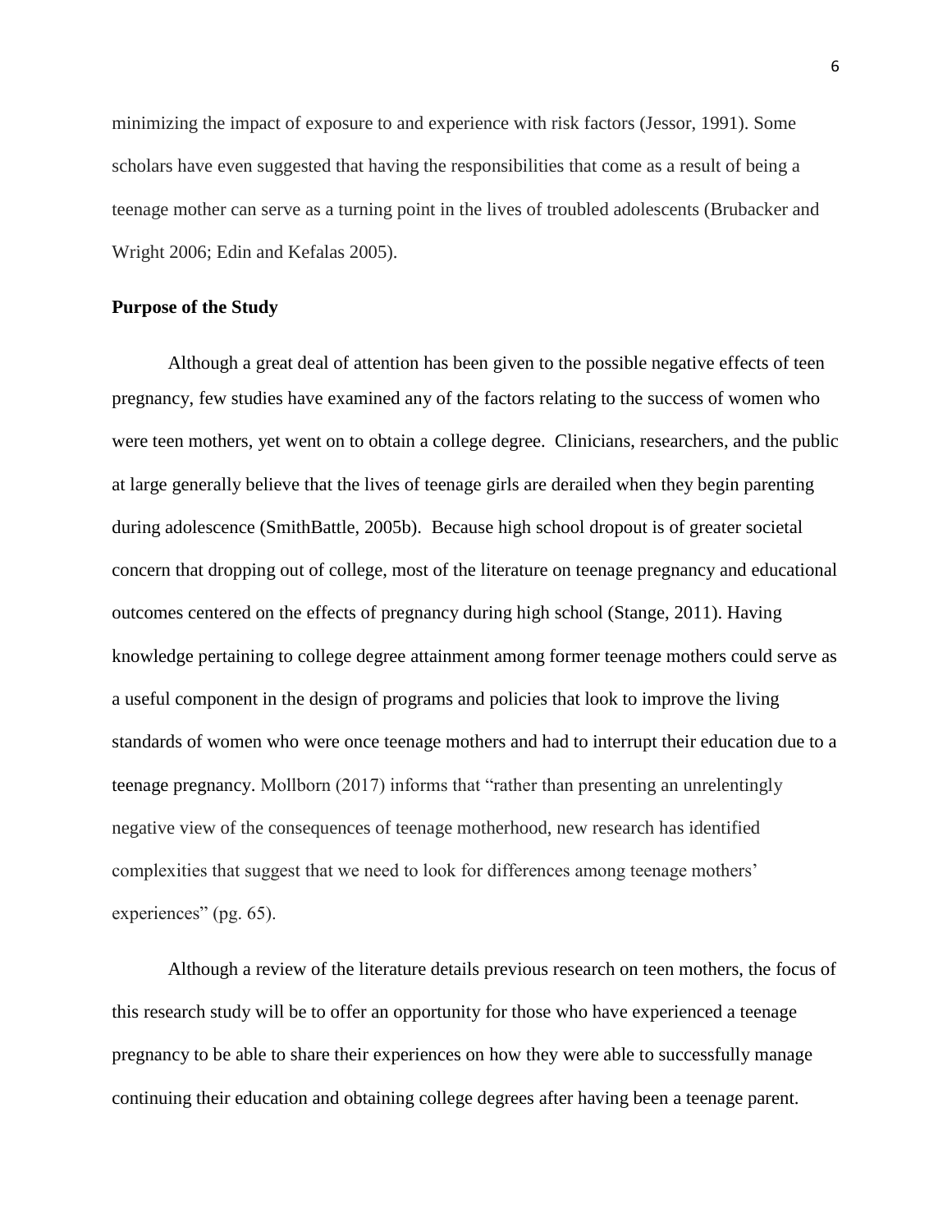minimizing the impact of exposure to and experience with risk factors (Jessor, 1991). Some scholars have even suggested that having the responsibilities that come as a result of being a teenage mother can serve as a turning point in the lives of troubled adolescents (Brubacker and Wright 2006; Edin and Kefalas 2005).

**Purpose of the Study**

Although a great deal of attention has been given to the possible negative effects of teen pregnancy, few studies have examined any of the factors relating to the success of women who were teen mothers, yet went on to obtain a college degree. Clinicians, researchers, and the public at large generally believe that the lives of teenage girls are derailed when they begin parenting during adolescence (SmithBattle, 2005b). Because high school dropout is of greater societal concern that dropping out of college, most of the literature on teenage pregnancy and educational outcomes centered on the effects of pregnancy during high school (Stange, 2011). Having knowledge pertaining to college degree attainment among former teenage mothers could serve as a useful component in the design of programs and policies that look to improve the living standards of women who were once teenage mothers and had to interrupt their education due to a teenage pregnancy. Mollborn (2017) informs that "rather than presenting an unrelentingly negative view of the consequences of teenage motherhood, new research has identified complexities that suggest that we need to look for differences among teenage mothers' experiences" (pg. 65).

Although a review of the literature details previous research on teen mothers, the focus of this research study will be to offer an opportunity for those who have experienced a teenage pregnancy to be able to share their experiences on how they were able to successfully manage continuing their education and obtaining college degrees after having been a teenage parent.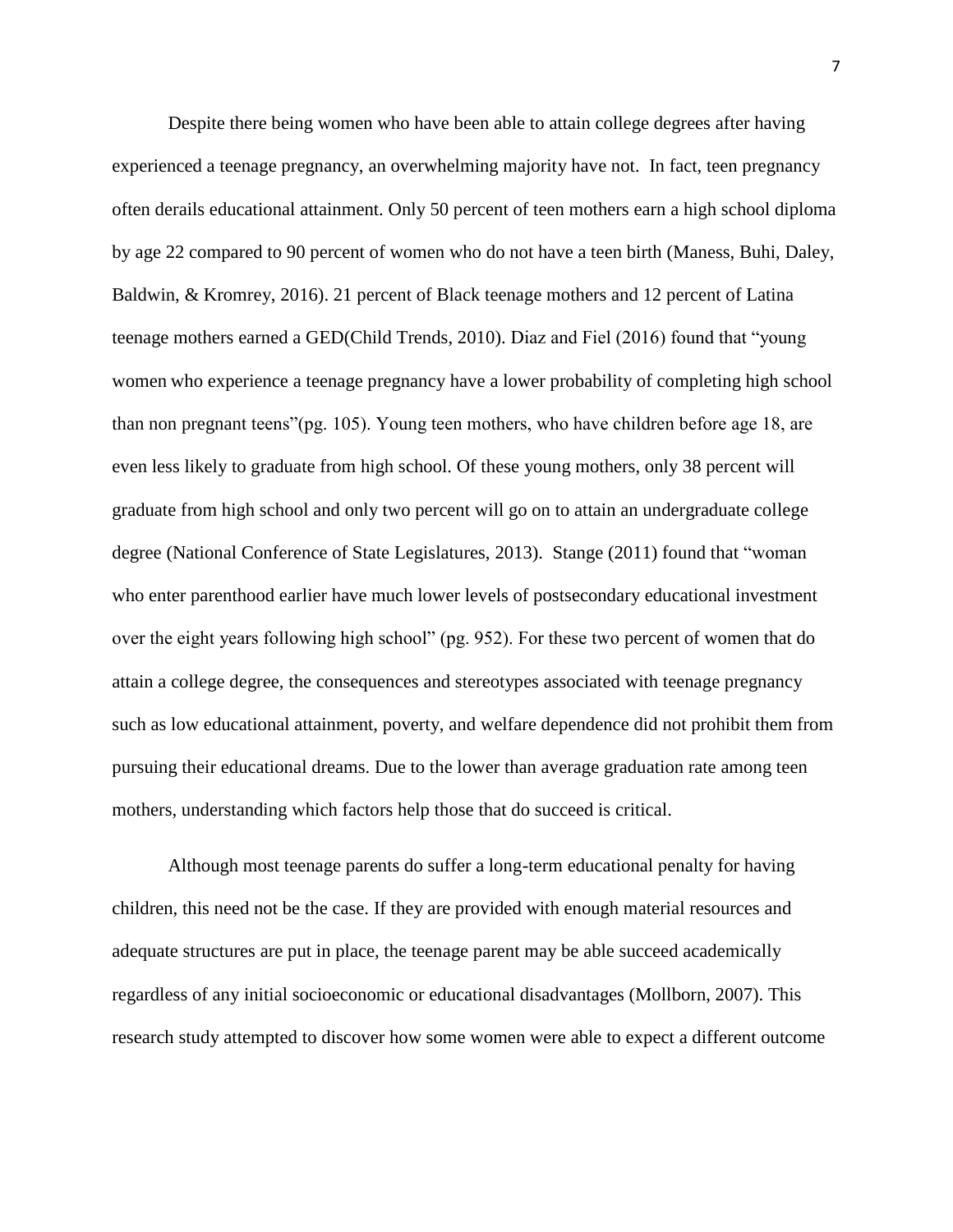Despite there being women who have been able to attain college degrees after having experienced a teenage pregnancy, an overwhelming majority have not. In fact, teen pregnancy often derails educational attainment. Only 50 percent of teen mothers earn a high school diploma by age 22 compared to 90 percent of women who do not have a teen birth (Maness, Buhi, Daley, Baldwin, & Kromrey, 2016). 21 percent of Black teenage mothers and 12 percent of Latina teenage mothers earned a GED(Child Trends, 2010). Diaz and Fiel (2016) found that "young women who experience a teenage pregnancy have a lower probability of completing high school than non pregnant teens"(pg. 105). Young teen mothers, who have children before age 18, are even less likely to graduate from high school. Of these young mothers, only 38 percent will graduate from high school and only two percent will go on to attain an undergraduate college degree (National Conference of State Legislatures, 2013). Stange (2011) found that "woman who enter parenthood earlier have much lower levels of postsecondary educational investment over the eight years following high school" (pg. 952). For these two percent of women that do attain a college degree, the consequences and stereotypes associated with teenage pregnancy such as low educational attainment, poverty, and welfare dependence did not prohibit them from pursuing their educational dreams. Due to the lower than average graduation rate among teen mothers, understanding which factors help those that do succeed is critical.

Although most teenage parents do suffer a long-term educational penalty for having children, this need not be the case. If they are provided with enough material resources and adequate structures are put in place, the teenage parent may be able succeed academically regardless of any initial socioeconomic or educational disadvantages (Mollborn, 2007). This research study attempted to discover how some women were able to expect a different outcome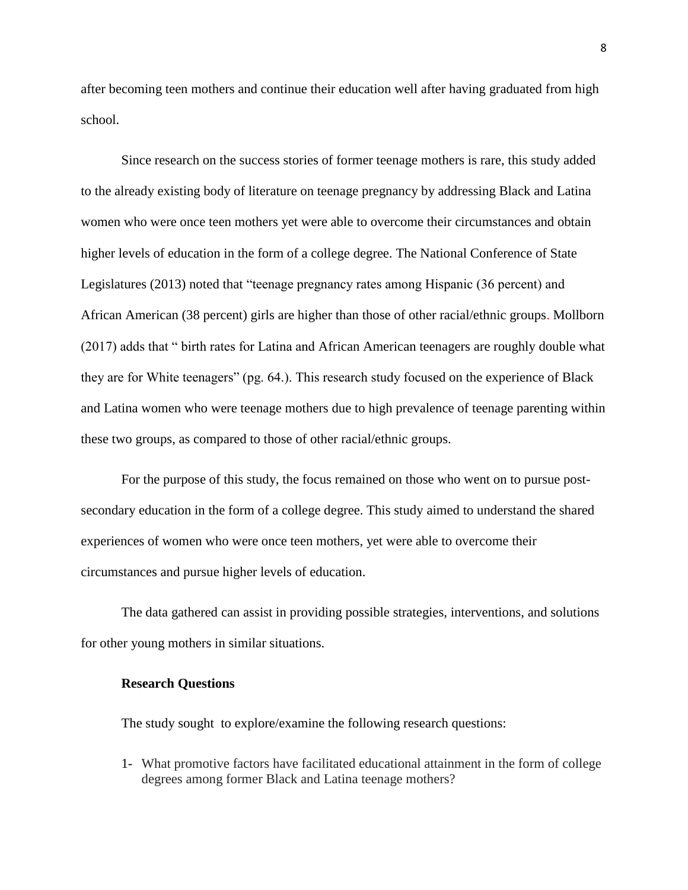after becoming teen mothers and continue their education well after having graduated from high school.

Since research on the success stories of former teenage mothers is rare, this study added to the already existing body of literature on teenage pregnancy by addressing Black and Latina women who were once teen mothers yet were able to overcome their circumstances and obtain higher levels of education in the form of a college degree. The National Conference of State Legislatures (2013) noted that "teenage pregnancy rates among Hispanic (36 percent) and African American (38 percent) girls are higher than those of other racial/ethnic groups. Mollborn (2017) adds that " birth rates for Latina and African American teenagers are roughly double what they are for White teenagers" (pg. 64.). This research study focused on the experience of Black and Latina women who were teenage mothers due to high prevalence of teenage parenting within these two groups, as compared to those of other racial/ethnic groups.

For the purpose of this study, the focus remained on those who went on to pursue post-secondary education in the form of a college degree. This study aimed to understand the shared experiences of women who were once teen mothers, yet were able to overcome their circumstances and pursue higher levels of education.

The data gathered can assist in providing possible strategies, interventions, and solutions for other young mothers in similar situations.

### Research Questions

The study sought to explore/examine the following research questions:

1- What promotive factors have facilitated educational attainment in the form of college degrees among former Black and Latina teenage mothers?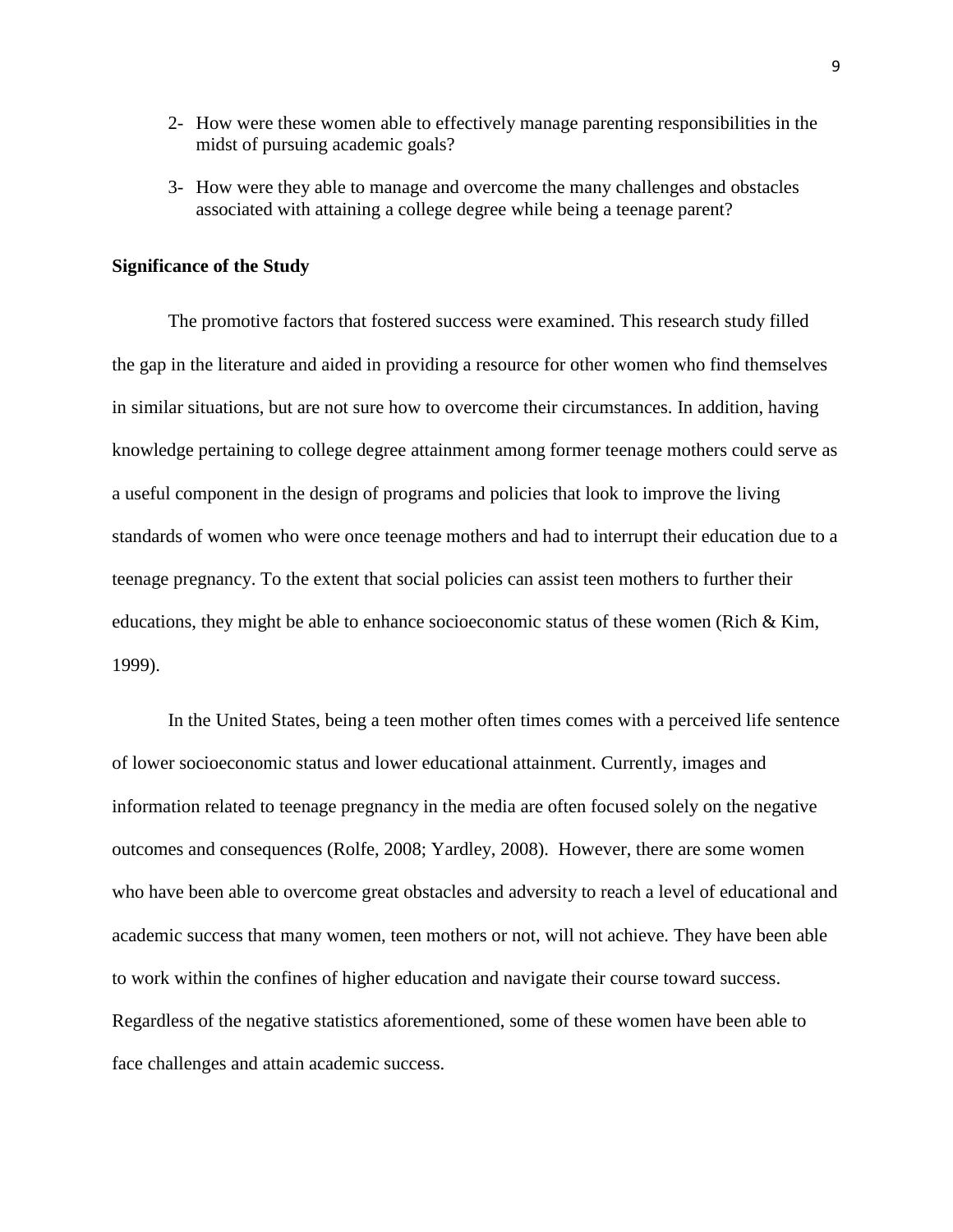2- How were these women able to effectively manage parenting responsibilities in the midst of pursuing academic goals?

3- How were they able to manage and overcome the many challenges and obstacles associated with attaining a college degree while being a teenage parent?

**Significance of the Study**

The promotive factors that fostered success were examined. This research study filled the gap in the literature and aided in providing a resource for other women who find themselves in similar situations, but are not sure how to overcome their circumstances. In addition, having knowledge pertaining to college degree attainment among former teenage mothers could serve as a useful component in the design of programs and policies that look to improve the living standards of women who were once teenage mothers and had to interrupt their education due to a teenage pregnancy. To the extent that social policies can assist teen mothers to further their educations, they might be able to enhance socioeconomic status of these women (Rich & Kim, 1999).

In the United States, being a teen mother often times comes with a perceived life sentence of lower socioeconomic status and lower educational attainment. Currently, images and information related to teenage pregnancy in the media are often focused solely on the negative outcomes and consequences (Rolfe, 2008; Yardley, 2008). However, there are some women who have been able to overcome great obstacles and adversity to reach a level of educational and academic success that many women, teen mothers or not, will not achieve. They have been able to work within the confines of higher education and navigate their course toward success. Regardless of the negative statistics aforementioned, some of these women have been able to face challenges and attain academic success.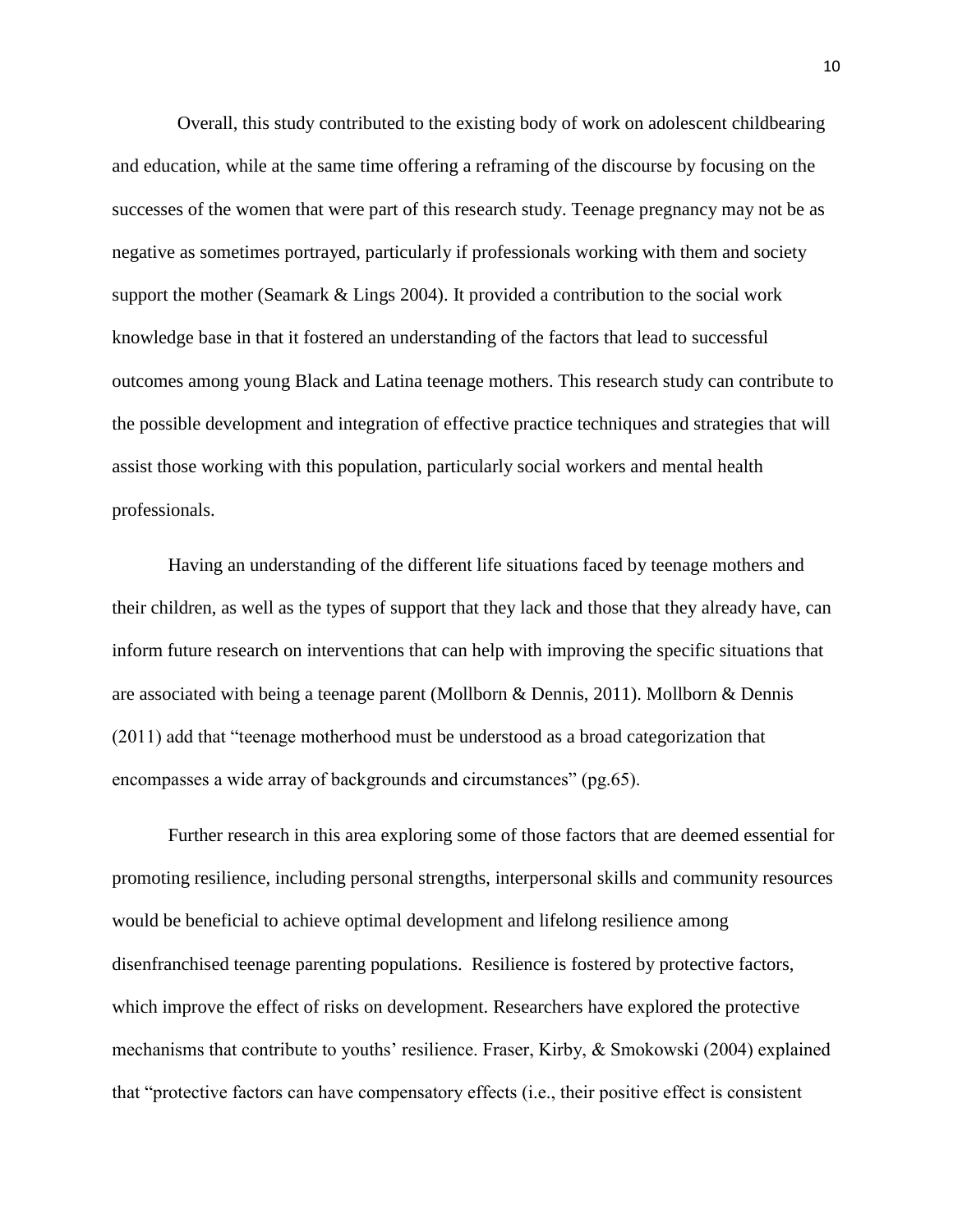Overall, this study contributed to the existing body of work on adolescent childbearing and education, while at the same time offering a reframing of the discourse by focusing on the successes of the women that were part of this research study. Teenage pregnancy may not be as negative as sometimes portrayed, particularly if professionals working with them and society support the mother (Seamark & Lings 2004). It provided a contribution to the social work knowledge base in that it fostered an understanding of the factors that lead to successful outcomes among young Black and Latina teenage mothers. This research study can contribute to the possible development and integration of effective practice techniques and strategies that will assist those working with this population, particularly social workers and mental health professionals.

Having an understanding of the different life situations faced by teenage mothers and their children, as well as the types of support that they lack and those that they already have, can inform future research on interventions that can help with improving the specific situations that are associated with being a teenage parent (Mollborn & Dennis, 2011). Mollborn & Dennis (2011) add that "teenage motherhood must be understood as a broad categorization that encompasses a wide array of backgrounds and circumstances" (pg.65).

Further research in this area exploring some of those factors that are deemed essential for promoting resilience, including personal strengths, interpersonal skills and community resources would be beneficial to achieve optimal development and lifelong resilience among disenfranchised teenage parenting populations. Resilience is fostered by protective factors, which improve the effect of risks on development. Researchers have explored the protective mechanisms that contribute to youths' resilience. Fraser, Kirby, & Smokowski (2004) explained that "protective factors can have compensatory effects (i.e., their positive effect is consistent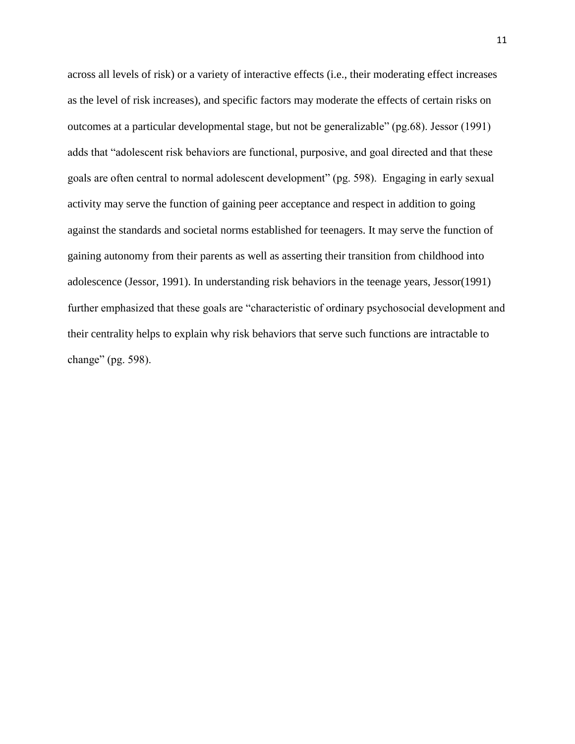across all levels of risk) or a variety of interactive effects (i.e., their moderating effect increases as the level of risk increases), and specific factors may moderate the effects of certain risks on outcomes at a particular developmental stage, but not be generalizable" (pg.68). Jessor (1991) adds that "adolescent risk behaviors are functional, purposive, and goal directed and that these goals are often central to normal adolescent development" (pg. 598). Engaging in early sexual activity may serve the function of gaining peer acceptance and respect in addition to going against the standards and societal norms established for teenagers. It may serve the function of gaining autonomy from their parents as well as asserting their transition from childhood into adolescence (Jessor, 1991). In understanding risk behaviors in the teenage years, Jessor(1991) further emphasized that these goals are "characteristic of ordinary psychosocial development and their centrality helps to explain why risk behaviors that serve such functions are intractable to change" (pg. 598).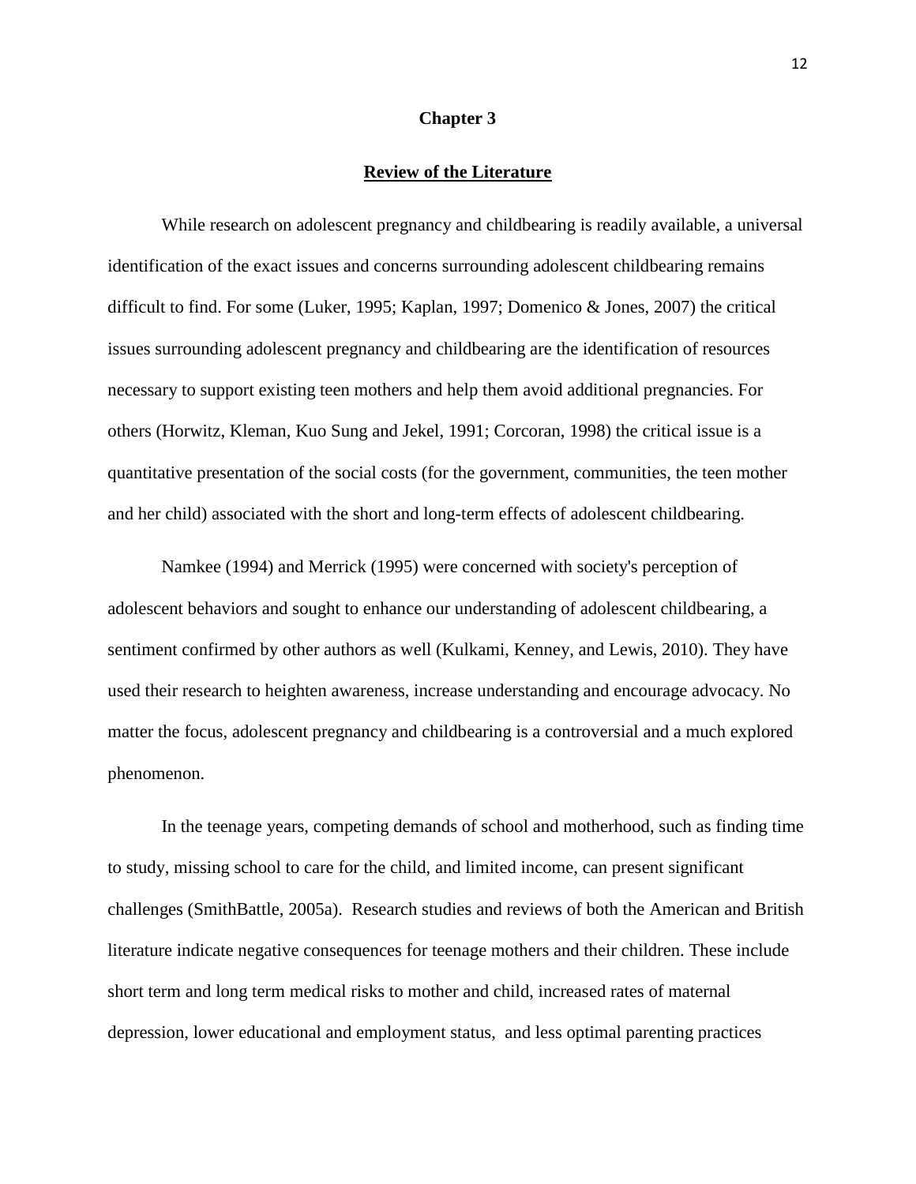# Chapter 3

## Review of the Literature

While research on adolescent pregnancy and childbearing is readily available, a universal identification of the exact issues and concerns surrounding adolescent childbearing remains difficult to find. For some (Luker, 1995; Kaplan, 1997; Domenico & Jones, 2007) the critical issues surrounding adolescent pregnancy and childbearing are the identification of resources necessary to support existing teen mothers and help them avoid additional pregnancies. For others (Horwitz, Kleman, Kuo Sung and Jekel, 1991; Corcoran, 1998) the critical issue is a quantitative presentation of the social costs (for the government, communities, the teen mother and her child) associated with the short and long-term effects of adolescent childbearing.

Namkee (1994) and Merrick (1995) were concerned with society's perception of adolescent behaviors and sought to enhance our understanding of adolescent childbearing, a sentiment confirmed by other authors as well (Kulkami, Kenney, and Lewis, 2010). They have used their research to heighten awareness, increase understanding and encourage advocacy. No matter the focus, adolescent pregnancy and childbearing is a controversial and a much explored phenomenon.

In the teenage years, competing demands of school and motherhood, such as finding time to study, missing school to care for the child, and limited income, can present significant challenges (SmithBattle, 2005a). Research studies and reviews of both the American and British literature indicate negative consequences for teenage mothers and their children. These include short term and long term medical risks to mother and child, increased rates of maternal depression, lower educational and employment status, and less optimal parenting practices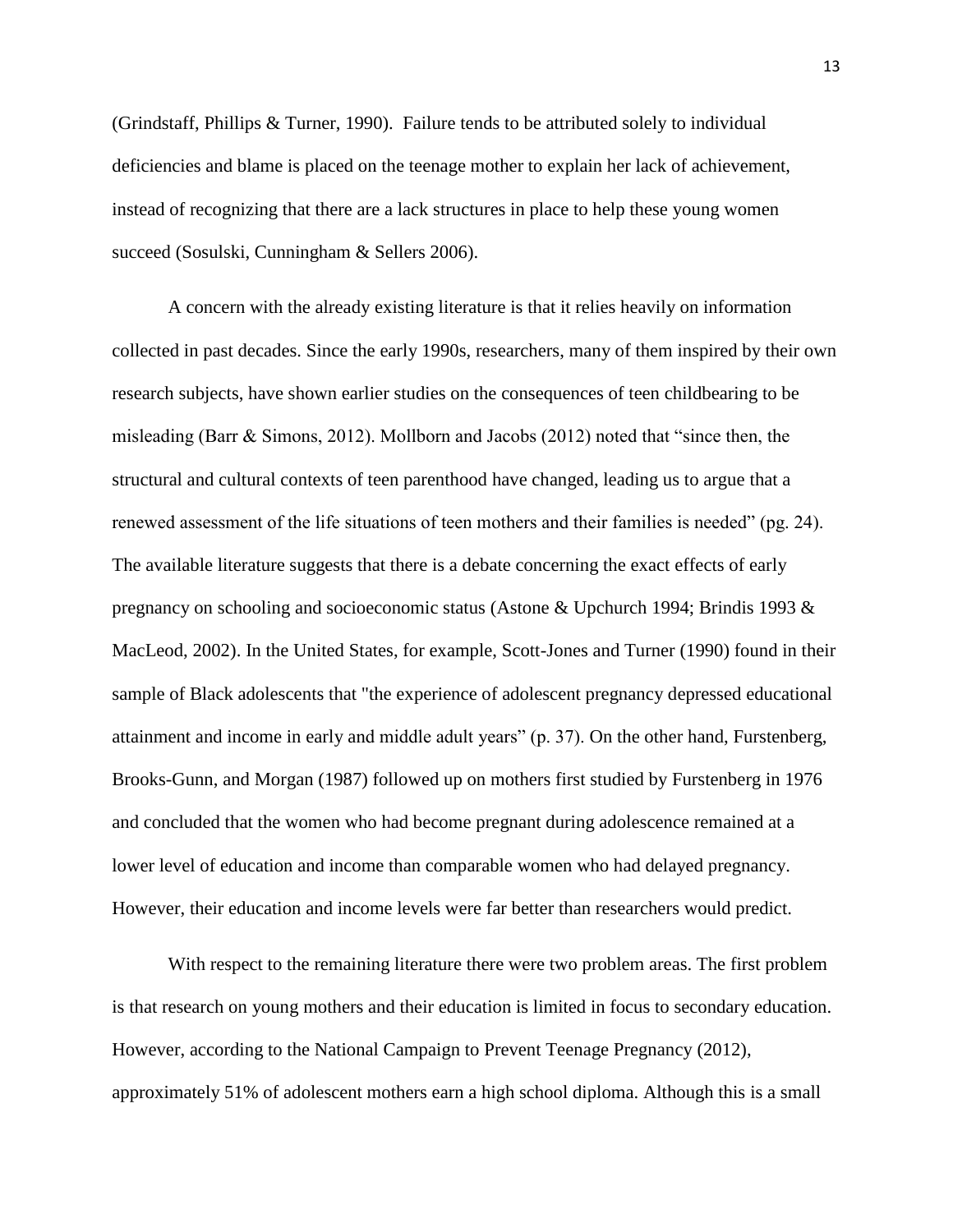(Grindstaff, Phillips & Turner, 1990). Failure tends to be attributed solely to individual deficiencies and blame is placed on the teenage mother to explain her lack of achievement, instead of recognizing that there are a lack structures in place to help these young women succeed (Sosulski, Cunningham & Sellers 2006).

A concern with the already existing literature is that it relies heavily on information collected in past decades. Since the early 1990s, researchers, many of them inspired by their own research subjects, have shown earlier studies on the consequences of teen childbearing to be misleading (Barr & Simons, 2012). Mollborn and Jacobs (2012) noted that "since then, the structural and cultural contexts of teen parenthood have changed, leading us to argue that a renewed assessment of the life situations of teen mothers and their families is needed" (pg. 24). The available literature suggests that there is a debate concerning the exact effects of early pregnancy on schooling and socioeconomic status (Astone & Upchurch 1994; Brindis 1993 & MacLeod, 2002). In the United States, for example, Scott-Jones and Turner (1990) found in their sample of Black adolescents that "the experience of adolescent pregnancy depressed educational attainment and income in early and middle adult years" (p. 37). On the other hand, Furstenberg, Brooks-Gunn, and Morgan (1987) followed up on mothers first studied by Furstenberg in 1976 and concluded that the women who had become pregnant during adolescence remained at a lower level of education and income than comparable women who had delayed pregnancy. However, their education and income levels were far better than researchers would predict.

With respect to the remaining literature there were two problem areas. The first problem is that research on young mothers and their education is limited in focus to secondary education. However, according to the National Campaign to Prevent Teenage Pregnancy (2012), approximately 51% of adolescent mothers earn a high school diploma. Although this is a small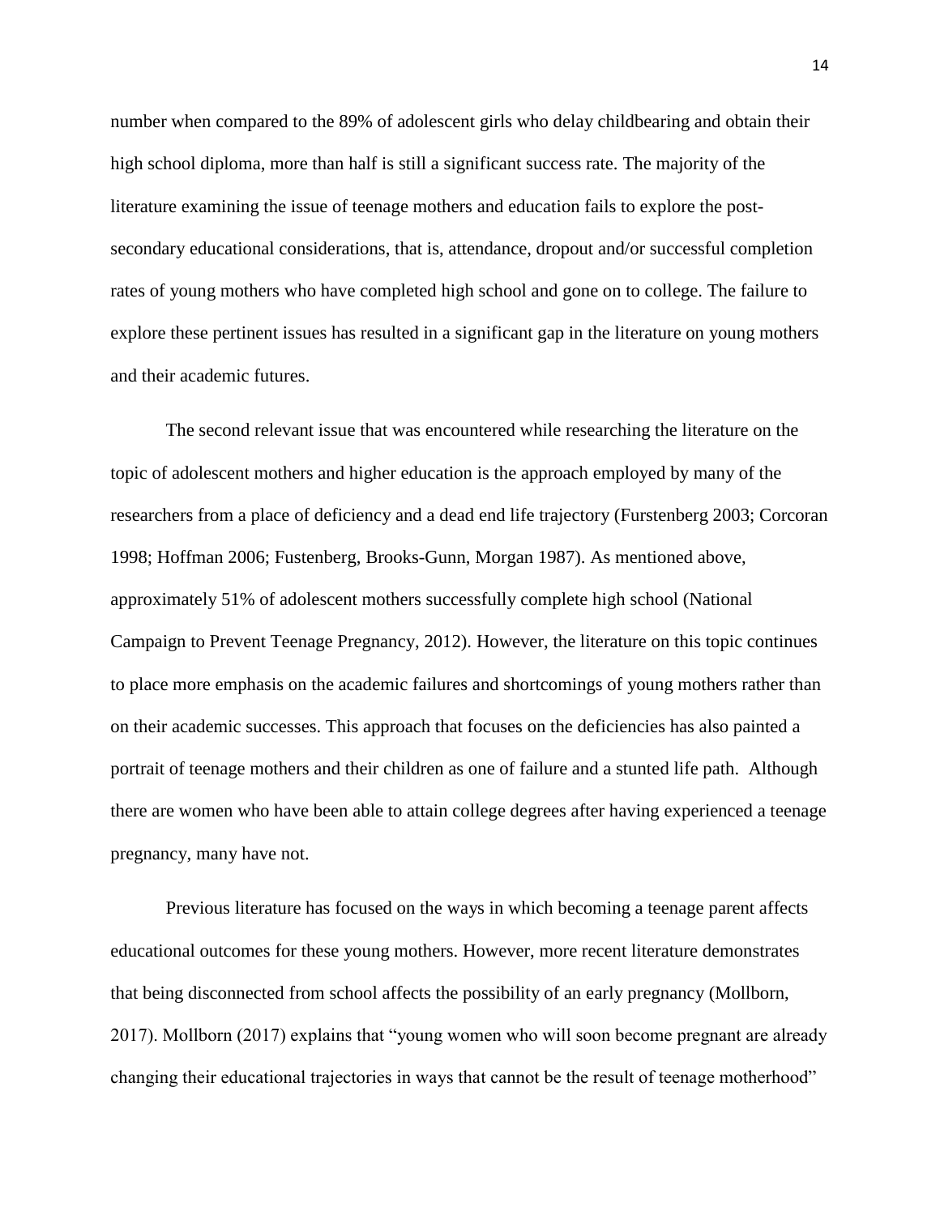number when compared to the 89% of adolescent girls who delay childbearing and obtain their high school diploma, more than half is still a significant success rate. The majority of the literature examining the issue of teenage mothers and education fails to explore the post-secondary educational considerations, that is, attendance, dropout and/or successful completion rates of young mothers who have completed high school and gone on to college. The failure to explore these pertinent issues has resulted in a significant gap in the literature on young mothers and their academic futures.

The second relevant issue that was encountered while researching the literature on the topic of adolescent mothers and higher education is the approach employed by many of the researchers from a place of deficiency and a dead end life trajectory (Furstenberg 2003; Corcoran 1998; Hoffman 2006; Fustenberg, Brooks-Gunn, Morgan 1987). As mentioned above, approximately 51% of adolescent mothers successfully complete high school (National Campaign to Prevent Teenage Pregnancy, 2012). However, the literature on this topic continues to place more emphasis on the academic failures and shortcomings of young mothers rather than on their academic successes. This approach that focuses on the deficiencies has also painted a portrait of teenage mothers and their children as one of failure and a stunted life path. Although there are women who have been able to attain college degrees after having experienced a teenage pregnancy, many have not.

Previous literature has focused on the ways in which becoming a teenage parent affects educational outcomes for these young mothers. However, more recent literature demonstrates that being disconnected from school affects the possibility of an early pregnancy (Mollborn, 2017). Mollborn (2017) explains that "young women who will soon become pregnant are already changing their educational trajectories in ways that cannot be the result of teenage motherhood"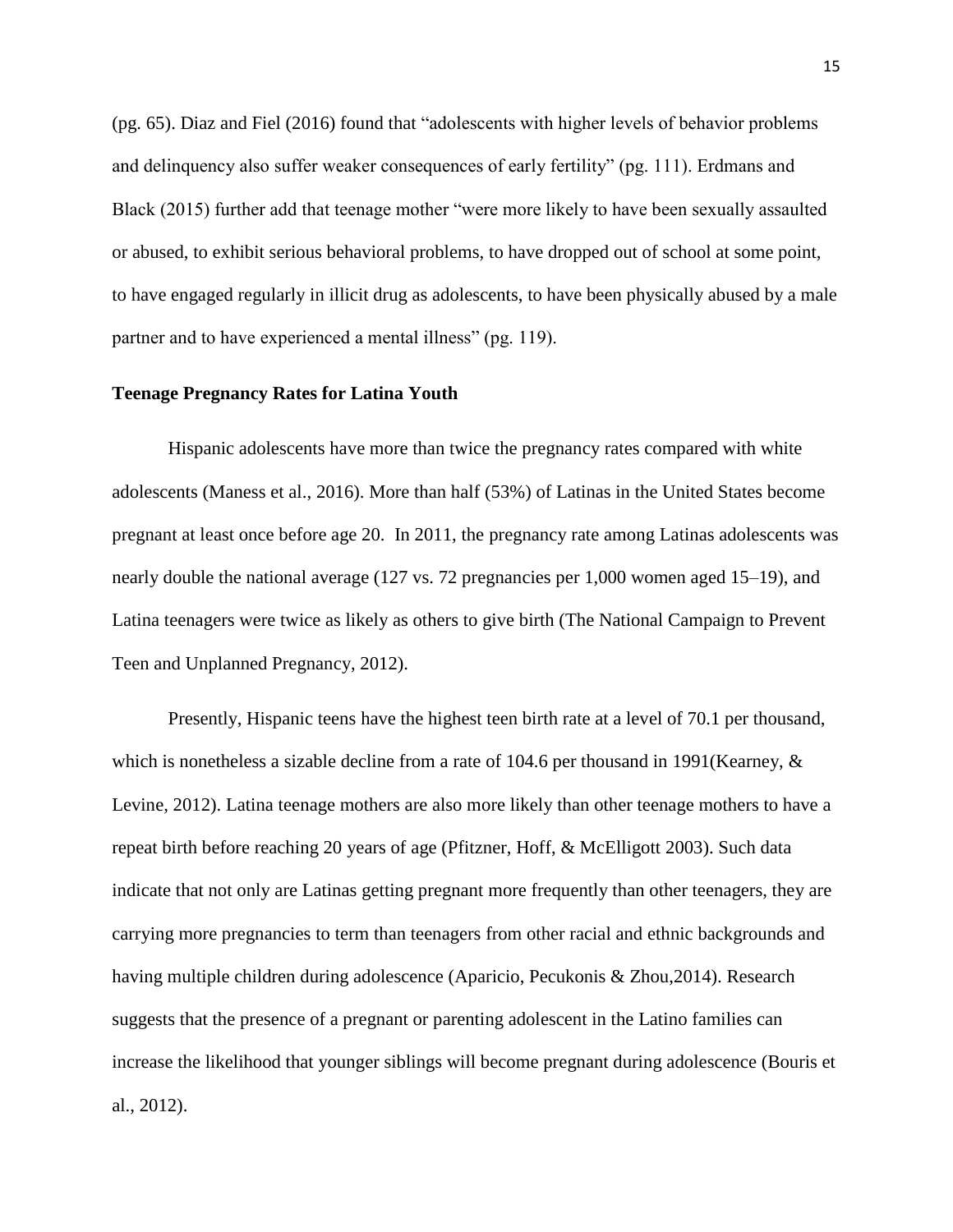(pg. 65). Diaz and Fiel (2016) found that "adolescents with higher levels of behavior problems and delinquency also suffer weaker consequences of early fertility" (pg. 111). Erdmans and Black (2015) further add that teenage mother "were more likely to have been sexually assaulted or abused, to exhibit serious behavioral problems, to have dropped out of school at some point, to have engaged regularly in illicit drug as adolescents, to have been physically abused by a male partner and to have experienced a mental illness" (pg. 119).

**Teenage Pregnancy Rates for Latina Youth**

Hispanic adolescents have more than twice the pregnancy rates compared with white adolescents (Maness et al., 2016). More than half (53%) of Latinas in the United States become pregnant at least once before age 20. In 2011, the pregnancy rate among Latinas adolescents was nearly double the national average (127 vs. 72 pregnancies per 1,000 women aged 15–19), and Latina teenagers were twice as likely as others to give birth (The National Campaign to Prevent Teen and Unplanned Pregnancy, 2012).

Presently, Hispanic teens have the highest teen birth rate at a level of 70.1 per thousand, which is nonetheless a sizable decline from a rate of 104.6 per thousand in 1991(Kearney, & Levine, 2012). Latina teenage mothers are also more likely than other teenage mothers to have a repeat birth before reaching 20 years of age (Pfitzner, Hoff, & McElligott 2003). Such data indicate that not only are Latinas getting pregnant more frequently than other teenagers, they are carrying more pregnancies to term than teenagers from other racial and ethnic backgrounds and having multiple children during adolescence (Aparicio, Pecukonis & Zhou,2014). Research suggests that the presence of a pregnant or parenting adolescent in the Latino families can increase the likelihood that younger siblings will become pregnant during adolescence (Bouris et al., 2012).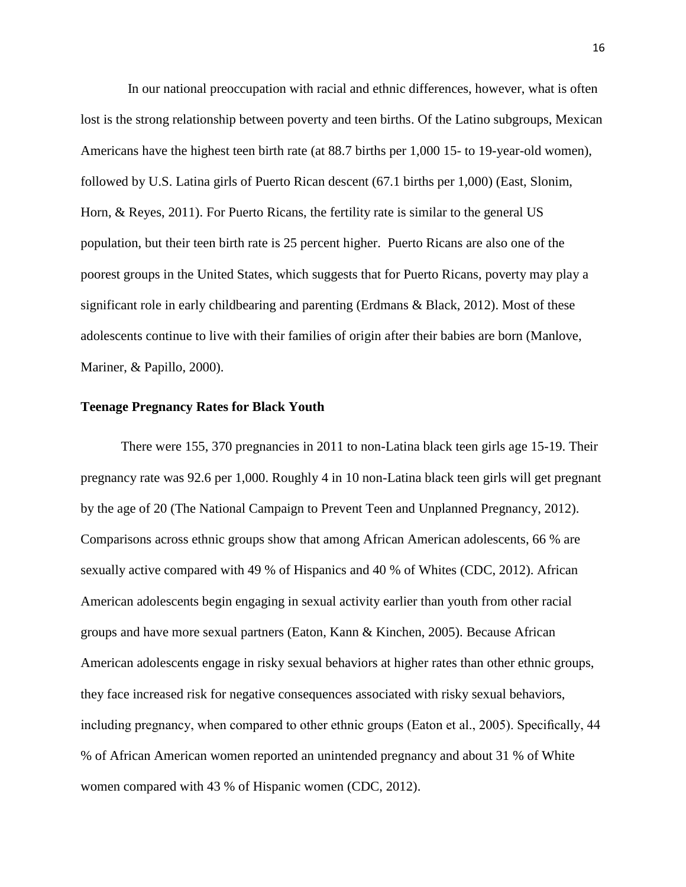In our national preoccupation with racial and ethnic differences, however, what is often lost is the strong relationship between poverty and teen births. Of the Latino subgroups, Mexican Americans have the highest teen birth rate (at 88.7 births per 1,000 15- to 19-year-old women), followed by U.S. Latina girls of Puerto Rican descent (67.1 births per 1,000) (East, Slonim, Horn, & Reyes, 2011). For Puerto Ricans, the fertility rate is similar to the general US population, but their teen birth rate is 25 percent higher. Puerto Ricans are also one of the poorest groups in the United States, which suggests that for Puerto Ricans, poverty may play a significant role in early childbearing and parenting (Erdmans & Black, 2012). Most of these adolescents continue to live with their families of origin after their babies are born (Manlove, Mariner, & Papillo, 2000).

**Teenage Pregnancy Rates for Black Youth**

There were 155, 370 pregnancies in 2011 to non-Latina black teen girls age 15-19. Their pregnancy rate was 92.6 per 1,000. Roughly 4 in 10 non-Latina black teen girls will get pregnant by the age of 20 (The National Campaign to Prevent Teen and Unplanned Pregnancy, 2012). Comparisons across ethnic groups show that among African American adolescents, 66 % are sexually active compared with 49 % of Hispanics and 40 % of Whites (CDC, 2012). African American adolescents begin engaging in sexual activity earlier than youth from other racial groups and have more sexual partners (Eaton, Kann & Kinchen, 2005). Because African American adolescents engage in risky sexual behaviors at higher rates than other ethnic groups, they face increased risk for negative consequences associated with risky sexual behaviors, including pregnancy, when compared to other ethnic groups (Eaton et al., 2005). Specifically, 44 % of African American women reported an unintended pregnancy and about 31 % of White women compared with 43 % of Hispanic women (CDC, 2012).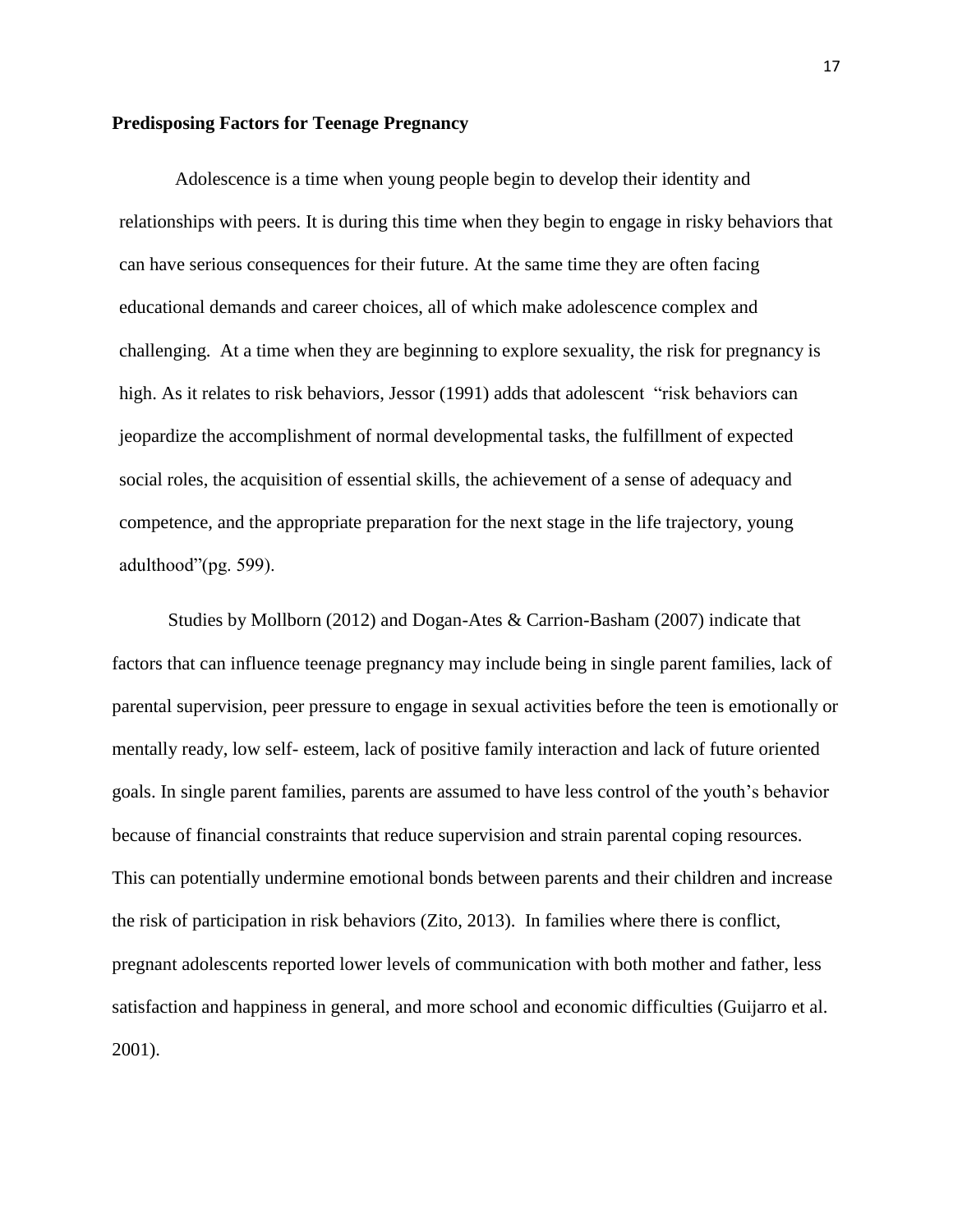**Predisposing Factors for Teenage Pregnancy**

Adolescence is a time when young people begin to develop their identity and relationships with peers. It is during this time when they begin to engage in risky behaviors that can have serious consequences for their future. At the same time they are often facing educational demands and career choices, all of which make adolescence complex and challenging. At a time when they are beginning to explore sexuality, the risk for pregnancy is high. As it relates to risk behaviors, Jessor (1991) adds that adolescent "risk behaviors can jeopardize the accomplishment of normal developmental tasks, the fulfillment of expected social roles, the acquisition of essential skills, the achievement of a sense of adequacy and competence, and the appropriate preparation for the next stage in the life trajectory, young adulthood"(pg. 599).

Studies by Mollborn (2012) and Dogan-Ates & Carrion-Basham (2007) indicate that factors that can influence teenage pregnancy may include being in single parent families, lack of parental supervision, peer pressure to engage in sexual activities before the teen is emotionally or mentally ready, low self- esteem, lack of positive family interaction and lack of future oriented goals. In single parent families, parents are assumed to have less control of the youth's behavior because of financial constraints that reduce supervision and strain parental coping resources. This can potentially undermine emotional bonds between parents and their children and increase the risk of participation in risk behaviors (Zito, 2013). In families where there is conflict, pregnant adolescents reported lower levels of communication with both mother and father, less satisfaction and happiness in general, and more school and economic difficulties (Guijarro et al. 2001).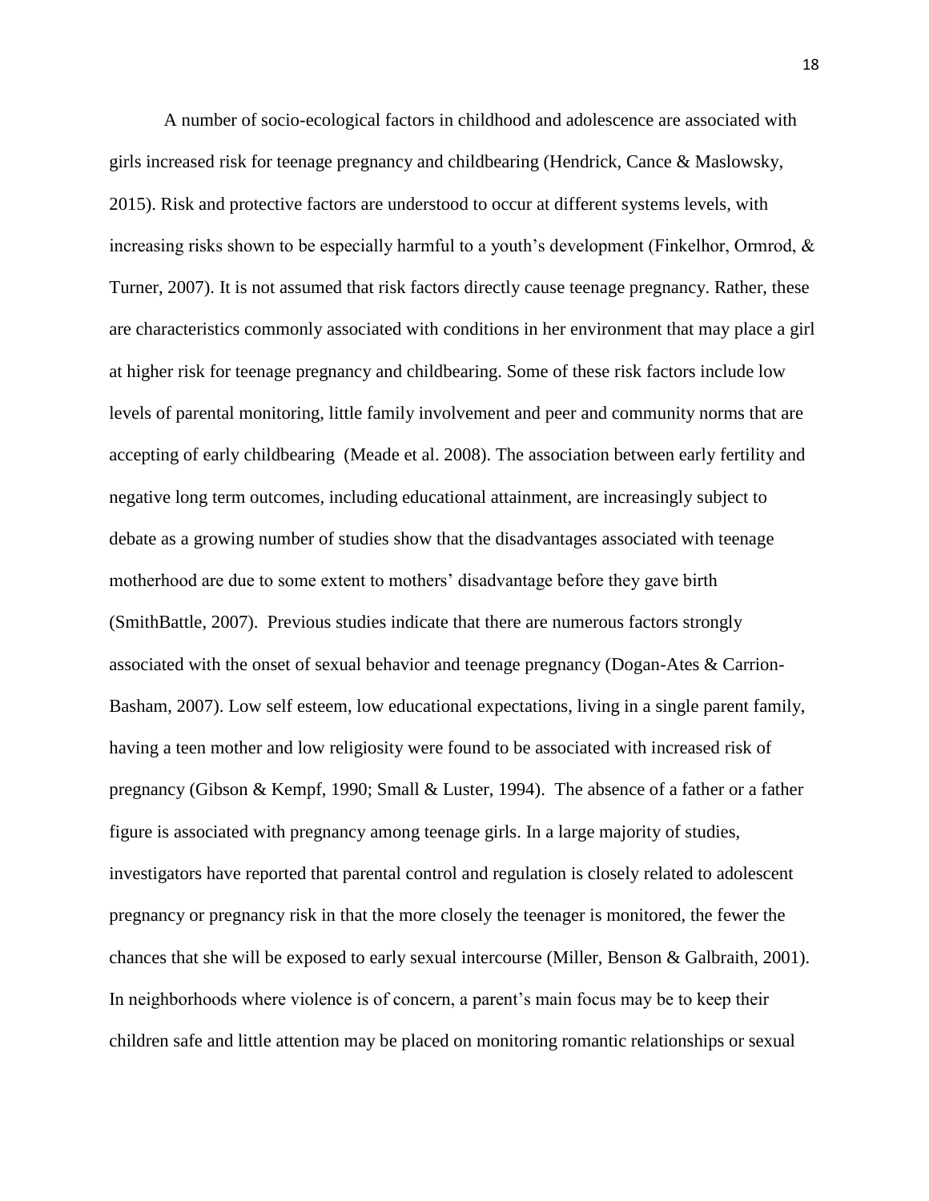A number of socio-ecological factors in childhood and adolescence are associated with girls increased risk for teenage pregnancy and childbearing (Hendrick, Cance & Maslowsky, 2015). Risk and protective factors are understood to occur at different systems levels, with increasing risks shown to be especially harmful to a youth's development (Finkelhor, Ormrod, & Turner, 2007). It is not assumed that risk factors directly cause teenage pregnancy. Rather, these are characteristics commonly associated with conditions in her environment that may place a girl at higher risk for teenage pregnancy and childbearing. Some of these risk factors include low levels of parental monitoring, little family involvement and peer and community norms that are accepting of early childbearing (Meade et al. 2008). The association between early fertility and negative long term outcomes, including educational attainment, are increasingly subject to debate as a growing number of studies show that the disadvantages associated with teenage motherhood are due to some extent to mothers' disadvantage before they gave birth (SmithBattle, 2007). Previous studies indicate that there are numerous factors strongly associated with the onset of sexual behavior and teenage pregnancy (Dogan-Ates & Carrion-Basham, 2007). Low self esteem, low educational expectations, living in a single parent family, having a teen mother and low religiosity were found to be associated with increased risk of pregnancy (Gibson & Kempf, 1990; Small & Luster, 1994). The absence of a father or a father figure is associated with pregnancy among teenage girls. In a large majority of studies, investigators have reported that parental control and regulation is closely related to adolescent pregnancy or pregnancy risk in that the more closely the teenager is monitored, the fewer the chances that she will be exposed to early sexual intercourse (Miller, Benson & Galbraith, 2001). In neighborhoods where violence is of concern, a parent's main focus may be to keep their children safe and little attention may be placed on monitoring romantic relationships or sexual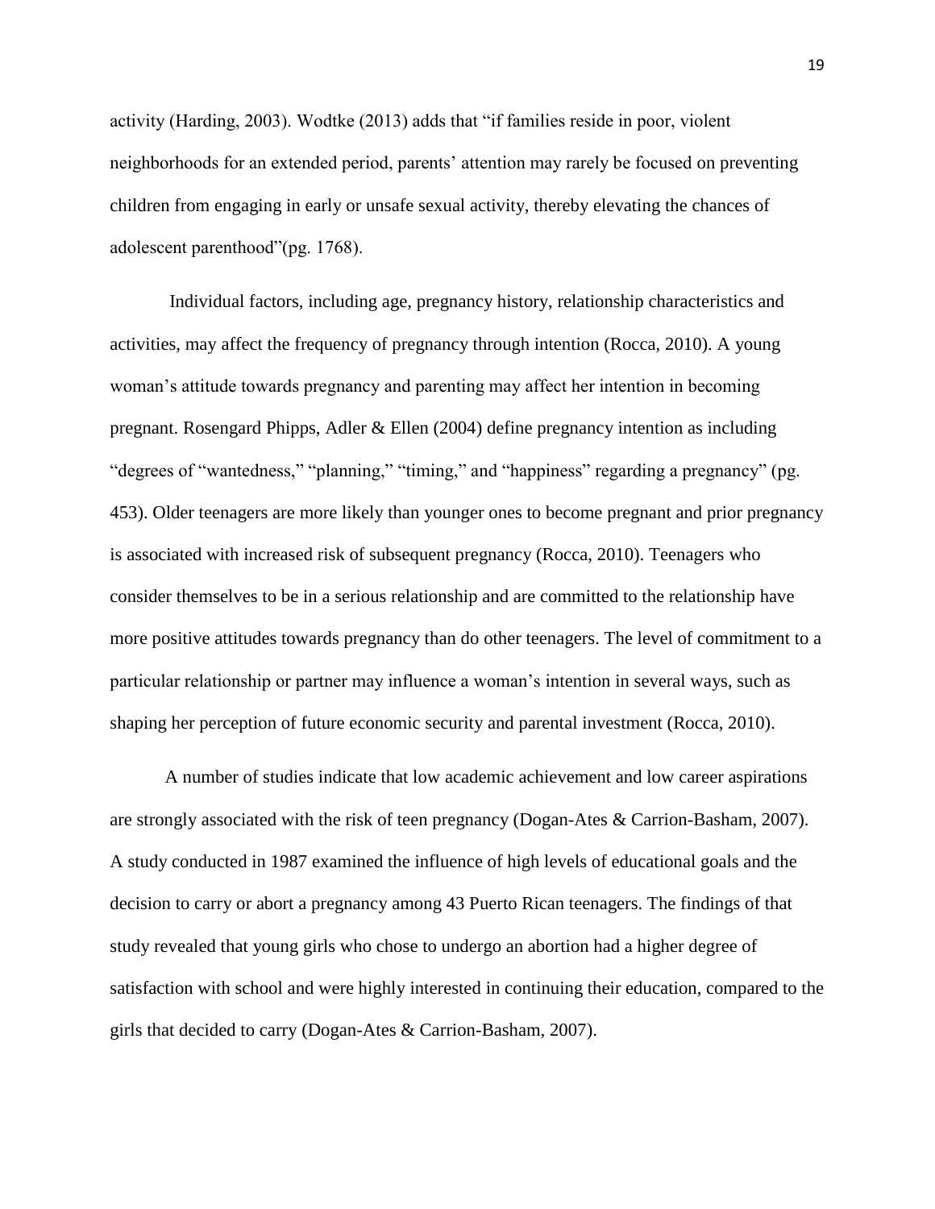activity (Harding, 2003). Wodtke (2013) adds that "if families reside in poor, violent neighborhoods for an extended period, parents' attention may rarely be focused on preventing children from engaging in early or unsafe sexual activity, thereby elevating the chances of adolescent parenthood"(pg. 1768).

Individual factors, including age, pregnancy history, relationship characteristics and activities, may affect the frequency of pregnancy through intention (Rocca, 2010). A young woman's attitude towards pregnancy and parenting may affect her intention in becoming pregnant. Rosengard Phipps, Adler & Ellen (2004) define pregnancy intention as including "degrees of "wantedness," "planning," "timing," and "happiness" regarding a pregnancy" (pg. 453). Older teenagers are more likely than younger ones to become pregnant and prior pregnancy is associated with increased risk of subsequent pregnancy (Rocca, 2010). Teenagers who consider themselves to be in a serious relationship and are committed to the relationship have more positive attitudes towards pregnancy than do other teenagers. The level of commitment to a particular relationship or partner may influence a woman's intention in several ways, such as shaping her perception of future economic security and parental investment (Rocca, 2010).

A number of studies indicate that low academic achievement and low career aspirations are strongly associated with the risk of teen pregnancy (Dogan-Ates & Carrion-Basham, 2007). A study conducted in 1987 examined the influence of high levels of educational goals and the decision to carry or abort a pregnancy among 43 Puerto Rican teenagers. The findings of that study revealed that young girls who chose to undergo an abortion had a higher degree of satisfaction with school and were highly interested in continuing their education, compared to the girls that decided to carry (Dogan-Ates & Carrion-Basham, 2007).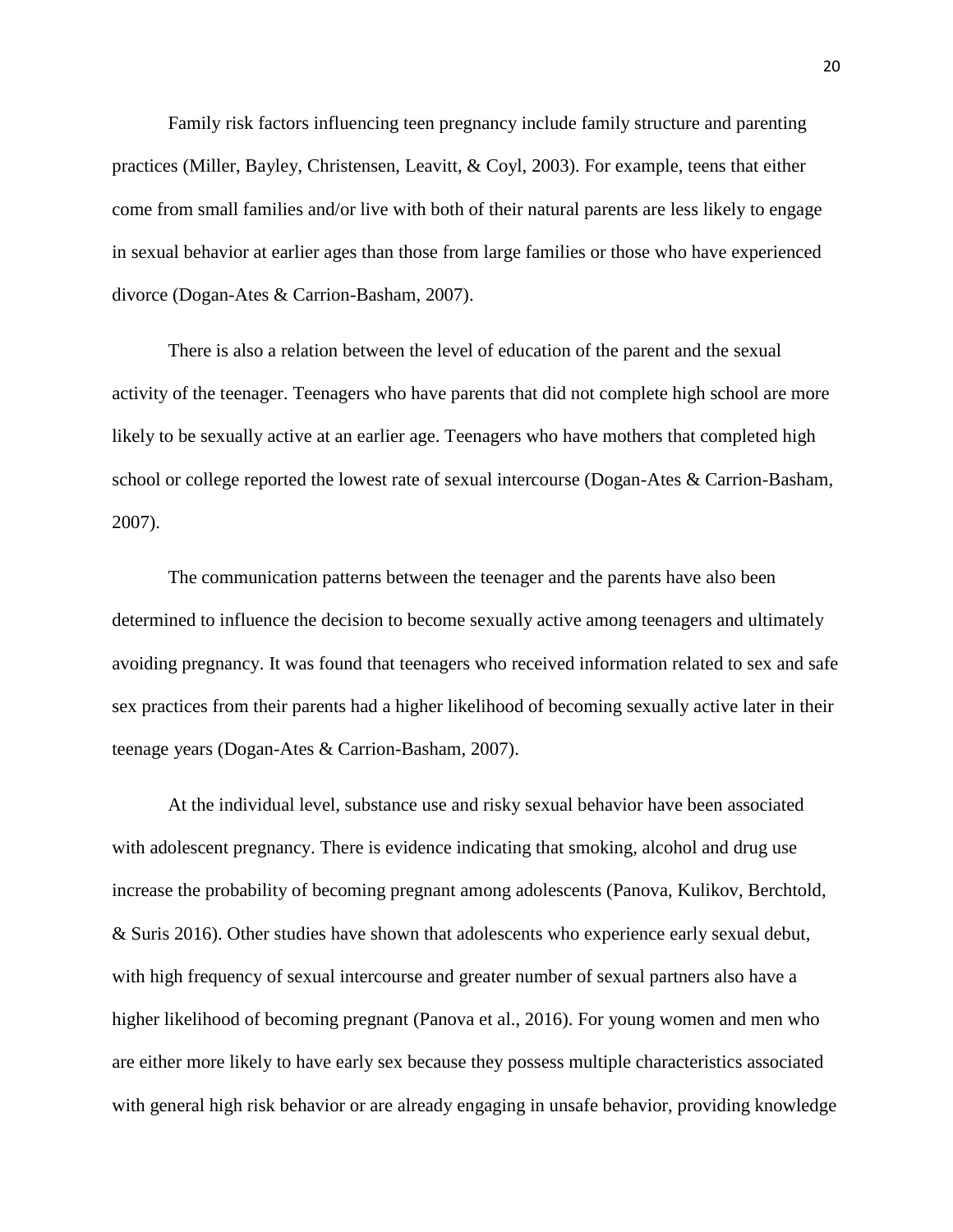Family risk factors influencing teen pregnancy include family structure and parenting practices (Miller, Bayley, Christensen, Leavitt, & Coyl, 2003). For example, teens that either come from small families and/or live with both of their natural parents are less likely to engage in sexual behavior at earlier ages than those from large families or those who have experienced divorce (Dogan-Ates & Carrion-Basham, 2007).

There is also a relation between the level of education of the parent and the sexual activity of the teenager. Teenagers who have parents that did not complete high school are more likely to be sexually active at an earlier age. Teenagers who have mothers that completed high school or college reported the lowest rate of sexual intercourse (Dogan-Ates & Carrion-Basham, 2007).

The communication patterns between the teenager and the parents have also been determined to influence the decision to become sexually active among teenagers and ultimately avoiding pregnancy. It was found that teenagers who received information related to sex and safe sex practices from their parents had a higher likelihood of becoming sexually active later in their teenage years (Dogan-Ates & Carrion-Basham, 2007).

At the individual level, substance use and risky sexual behavior have been associated with adolescent pregnancy. There is evidence indicating that smoking, alcohol and drug use increase the probability of becoming pregnant among adolescents (Panova, Kulikov, Berchtold, & Suris 2016). Other studies have shown that adolescents who experience early sexual debut, with high frequency of sexual intercourse and greater number of sexual partners also have a higher likelihood of becoming pregnant (Panova et al., 2016). For young women and men who are either more likely to have early sex because they possess multiple characteristics associated with general high risk behavior or are already engaging in unsafe behavior, providing knowledge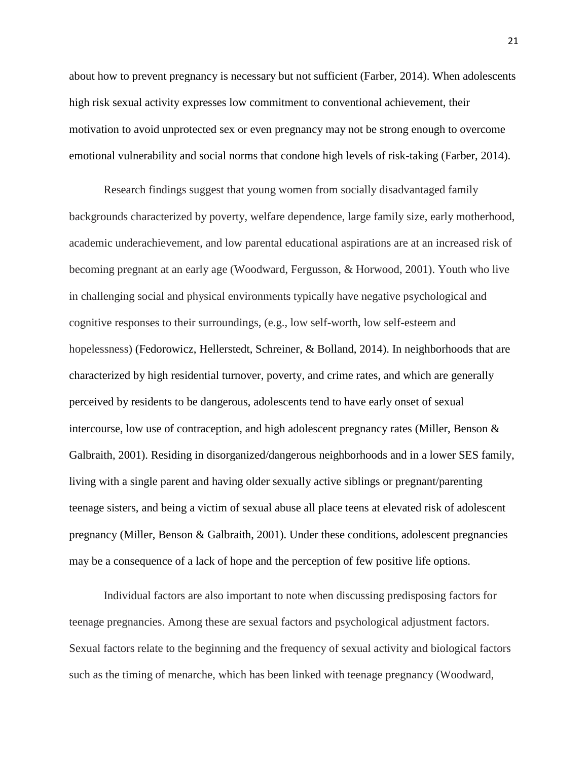about how to prevent pregnancy is necessary but not sufficient (Farber, 2014). When adolescents high risk sexual activity expresses low commitment to conventional achievement, their motivation to avoid unprotected sex or even pregnancy may not be strong enough to overcome emotional vulnerability and social norms that condone high levels of risk-taking (Farber, 2014).

Research findings suggest that young women from socially disadvantaged family backgrounds characterized by poverty, welfare dependence, large family size, early motherhood, academic underachievement, and low parental educational aspirations are at an increased risk of becoming pregnant at an early age (Woodward, Fergusson, & Horwood, 2001). Youth who live in challenging social and physical environments typically have negative psychological and cognitive responses to their surroundings, (e.g., low self-worth, low self-esteem and hopelessness) (Fedorowicz, Hellerstedt, Schreiner, & Bolland, 2014). In neighborhoods that are characterized by high residential turnover, poverty, and crime rates, and which are generally perceived by residents to be dangerous, adolescents tend to have early onset of sexual intercourse, low use of contraception, and high adolescent pregnancy rates (Miller, Benson & Galbraith, 2001). Residing in disorganized/dangerous neighborhoods and in a lower SES family, living with a single parent and having older sexually active siblings or pregnant/parenting teenage sisters, and being a victim of sexual abuse all place teens at elevated risk of adolescent pregnancy (Miller, Benson & Galbraith, 2001). Under these conditions, adolescent pregnancies may be a consequence of a lack of hope and the perception of few positive life options.

Individual factors are also important to note when discussing predisposing factors for teenage pregnancies. Among these are sexual factors and psychological adjustment factors. Sexual factors relate to the beginning and the frequency of sexual activity and biological factors such as the timing of menarche, which has been linked with teenage pregnancy (Woodward,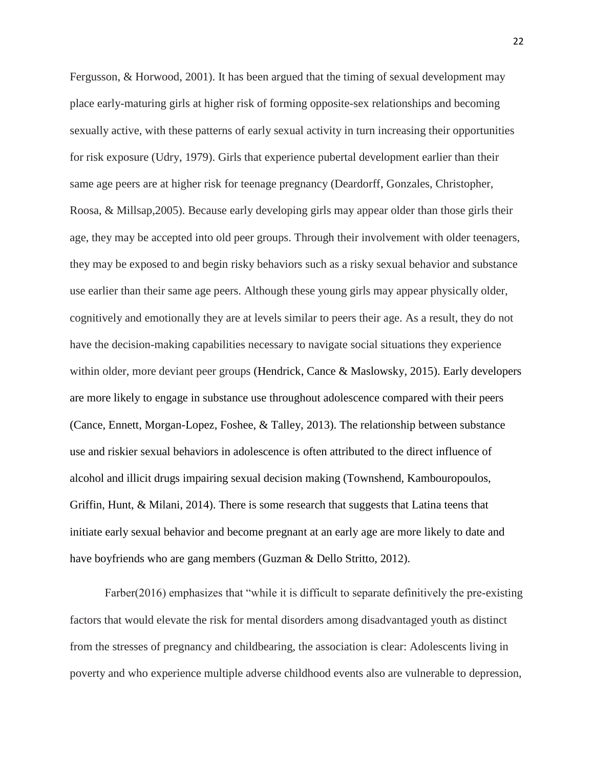Fergusson, & Horwood, 2001). It has been argued that the timing of sexual development may place early-maturing girls at higher risk of forming opposite-sex relationships and becoming sexually active, with these patterns of early sexual activity in turn increasing their opportunities for risk exposure (Udry, 1979). Girls that experience pubertal development earlier than their same age peers are at higher risk for teenage pregnancy (Deardorff, Gonzales, Christopher, Roosa, & Millsap,2005). Because early developing girls may appear older than those girls their age, they may be accepted into old peer groups. Through their involvement with older teenagers, they may be exposed to and begin risky behaviors such as a risky sexual behavior and substance use earlier than their same age peers. Although these young girls may appear physically older, cognitively and emotionally they are at levels similar to peers their age. As a result, they do not have the decision-making capabilities necessary to navigate social situations they experience within older, more deviant peer groups (Hendrick, Cance & Maslowsky, 2015). Early developers are more likely to engage in substance use throughout adolescence compared with their peers (Cance, Ennett, Morgan-Lopez, Foshee, & Talley, 2013). The relationship between substance use and riskier sexual behaviors in adolescence is often attributed to the direct influence of alcohol and illicit drugs impairing sexual decision making (Townshend, Kambouropoulos, Griffin, Hunt, & Milani, 2014). There is some research that suggests that Latina teens that initiate early sexual behavior and become pregnant at an early age are more likely to date and have boyfriends who are gang members (Guzman & Dello Stritto, 2012).

Farber(2016) emphasizes that "while it is difficult to separate definitively the pre-existing factors that would elevate the risk for mental disorders among disadvantaged youth as distinct from the stresses of pregnancy and childbearing, the association is clear: Adolescents living in poverty and who experience multiple adverse childhood events also are vulnerable to depression,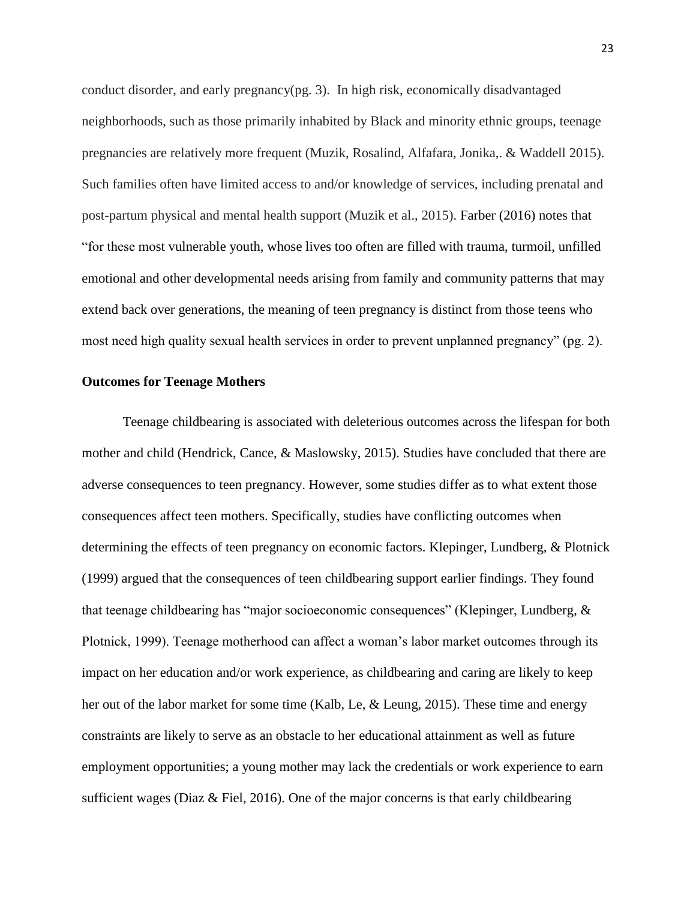conduct disorder, and early pregnancy(pg. 3). In high risk, economically disadvantaged neighborhoods, such as those primarily inhabited by Black and minority ethnic groups, teenage pregnancies are relatively more frequent (Muzik, Rosalind, Alfafara, Jonika,. & Waddell 2015). Such families often have limited access to and/or knowledge of services, including prenatal and post-partum physical and mental health support (Muzik et al., 2015). Farber (2016) notes that "for these most vulnerable youth, whose lives too often are filled with trauma, turmoil, unfilled emotional and other developmental needs arising from family and community patterns that may extend back over generations, the meaning of teen pregnancy is distinct from those teens who most need high quality sexual health services in order to prevent unplanned pregnancy" (pg. 2).

**Outcomes for Teenage Mothers**

Teenage childbearing is associated with deleterious outcomes across the lifespan for both mother and child (Hendrick, Cance, & Maslowsky, 2015). Studies have concluded that there are adverse consequences to teen pregnancy. However, some studies differ as to what extent those consequences affect teen mothers. Specifically, studies have conflicting outcomes when determining the effects of teen pregnancy on economic factors. Klepinger, Lundberg, & Plotnick (1999) argued that the consequences of teen childbearing support earlier findings. They found that teenage childbearing has "major socioeconomic consequences" (Klepinger, Lundberg, & Plotnick, 1999). Teenage motherhood can affect a woman's labor market outcomes through its impact on her education and/or work experience, as childbearing and caring are likely to keep her out of the labor market for some time (Kalb, Le, & Leung, 2015). These time and energy constraints are likely to serve as an obstacle to her educational attainment as well as future employment opportunities; a young mother may lack the credentials or work experience to earn sufficient wages (Diaz & Fiel, 2016). One of the major concerns is that early childbearing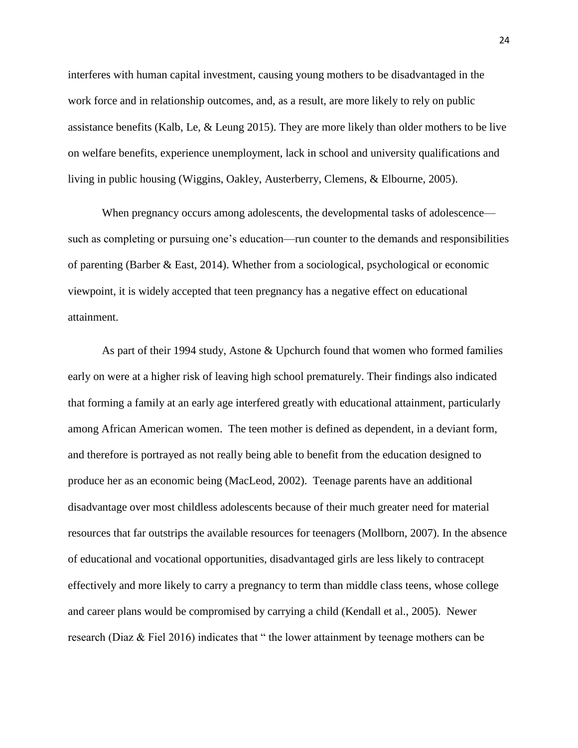interferes with human capital investment, causing young mothers to be disadvantaged in the work force and in relationship outcomes, and, as a result, are more likely to rely on public assistance benefits (Kalb, Le, & Leung 2015). They are more likely than older mothers to be live on welfare benefits, experience unemployment, lack in school and university qualifications and living in public housing (Wiggins, Oakley, Austerberry, Clemens, & Elbourne, 2005).

When pregnancy occurs among adolescents, the developmental tasks of adolescence—such as completing or pursuing one's education—run counter to the demands and responsibilities of parenting (Barber & East, 2014). Whether from a sociological, psychological or economic viewpoint, it is widely accepted that teen pregnancy has a negative effect on educational attainment.

As part of their 1994 study, Astone & Upchurch found that women who formed families early on were at a higher risk of leaving high school prematurely. Their findings also indicated that forming a family at an early age interfered greatly with educational attainment, particularly among African American women. The teen mother is defined as dependent, in a deviant form, and therefore is portrayed as not really being able to benefit from the education designed to produce her as an economic being (MacLeod, 2002). Teenage parents have an additional disadvantage over most childless adolescents because of their much greater need for material resources that far outstrips the available resources for teenagers (Mollborn, 2007). In the absence of educational and vocational opportunities, disadvantaged girls are less likely to contracept effectively and more likely to carry a pregnancy to term than middle class teens, whose college and career plans would be compromised by carrying a child (Kendall et al., 2005). Newer research (Diaz & Fiel 2016) indicates that " the lower attainment by teenage mothers can be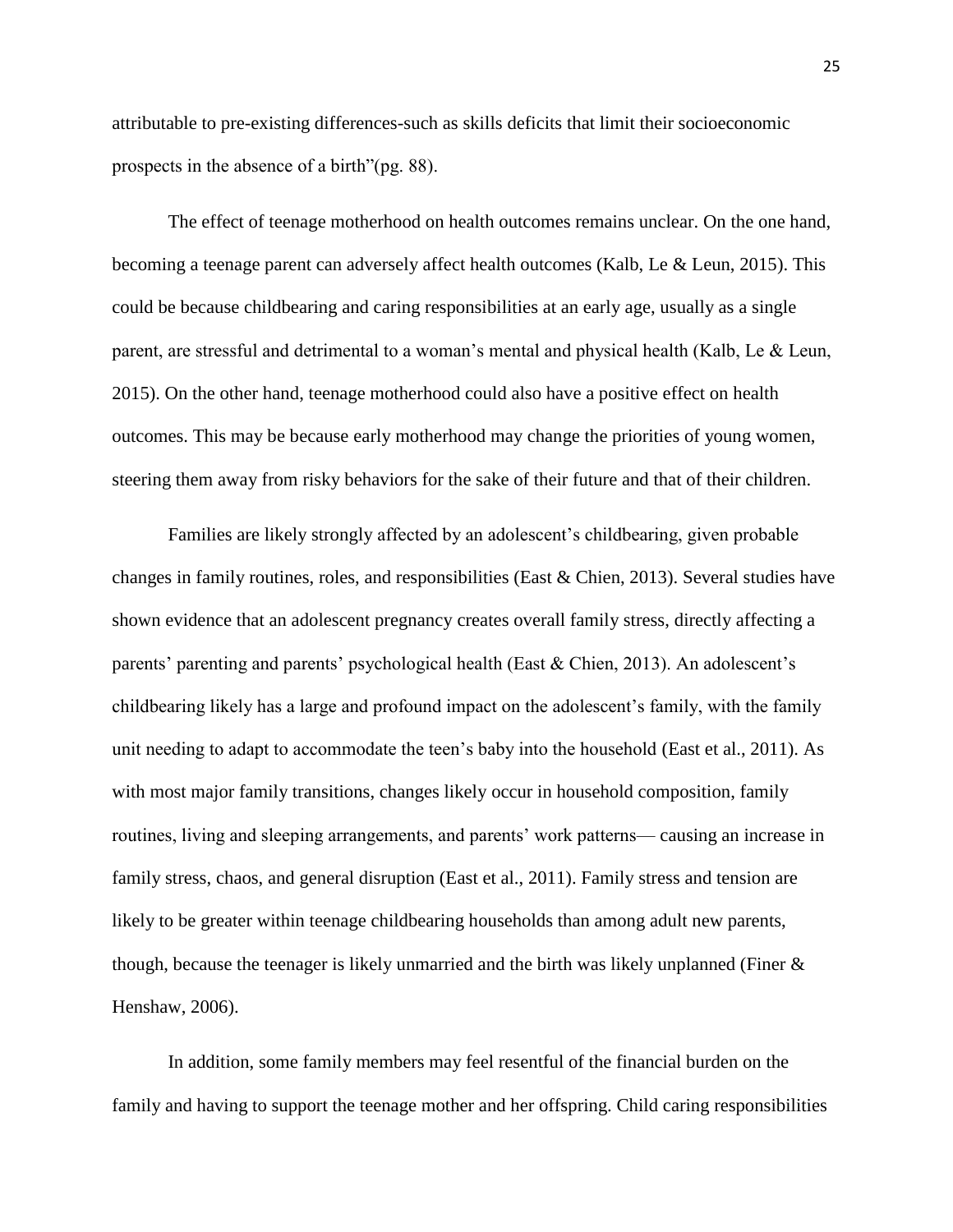attributable to pre-existing differences-such as skills deficits that limit their socioeconomic prospects in the absence of a birth"(pg. 88).

The effect of teenage motherhood on health outcomes remains unclear. On the one hand, becoming a teenage parent can adversely affect health outcomes (Kalb, Le & Leun, 2015). This could be because childbearing and caring responsibilities at an early age, usually as a single parent, are stressful and detrimental to a woman's mental and physical health (Kalb, Le & Leun, 2015). On the other hand, teenage motherhood could also have a positive effect on health outcomes. This may be because early motherhood may change the priorities of young women, steering them away from risky behaviors for the sake of their future and that of their children.

Families are likely strongly affected by an adolescent's childbearing, given probable changes in family routines, roles, and responsibilities (East & Chien, 2013). Several studies have shown evidence that an adolescent pregnancy creates overall family stress, directly affecting a parents' parenting and parents' psychological health (East & Chien, 2013). An adolescent's childbearing likely has a large and profound impact on the adolescent's family, with the family unit needing to adapt to accommodate the teen's baby into the household (East et al., 2011). As with most major family transitions, changes likely occur in household composition, family routines, living and sleeping arrangements, and parents' work patterns— causing an increase in family stress, chaos, and general disruption (East et al., 2011). Family stress and tension are likely to be greater within teenage childbearing households than among adult new parents, though, because the teenager is likely unmarried and the birth was likely unplanned (Finer & Henshaw, 2006).

In addition, some family members may feel resentful of the financial burden on the family and having to support the teenage mother and her offspring. Child caring responsibilities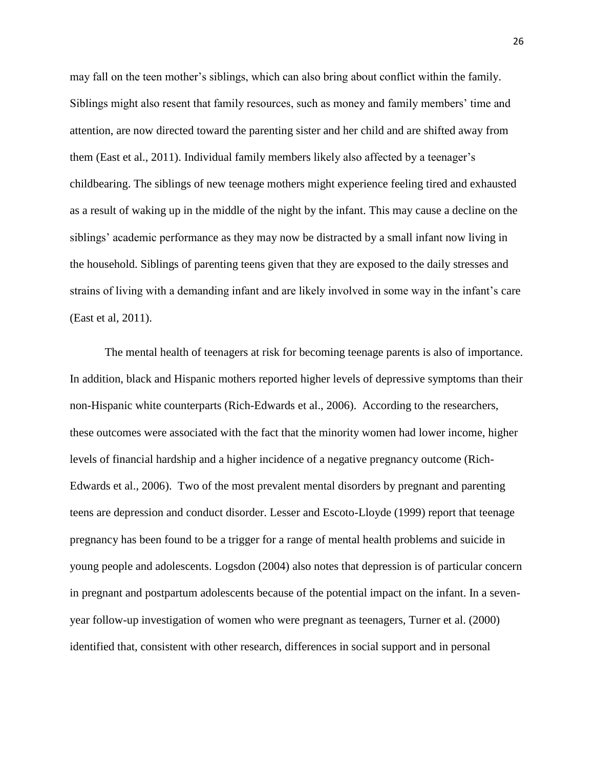may fall on the teen mother's siblings, which can also bring about conflict within the family. Siblings might also resent that family resources, such as money and family members' time and attention, are now directed toward the parenting sister and her child and are shifted away from them (East et al., 2011). Individual family members likely also affected by a teenager's childbearing. The siblings of new teenage mothers might experience feeling tired and exhausted as a result of waking up in the middle of the night by the infant. This may cause a decline on the siblings' academic performance as they may now be distracted by a small infant now living in the household. Siblings of parenting teens given that they are exposed to the daily stresses and strains of living with a demanding infant and are likely involved in some way in the infant's care (East et al, 2011).

The mental health of teenagers at risk for becoming teenage parents is also of importance. In addition, black and Hispanic mothers reported higher levels of depressive symptoms than their non-Hispanic white counterparts (Rich-Edwards et al., 2006). According to the researchers, these outcomes were associated with the fact that the minority women had lower income, higher levels of financial hardship and a higher incidence of a negative pregnancy outcome (Rich-Edwards et al., 2006). Two of the most prevalent mental disorders by pregnant and parenting teens are depression and conduct disorder. Lesser and Escoto-Lloyde (1999) report that teenage pregnancy has been found to be a trigger for a range of mental health problems and suicide in young people and adolescents. Logsdon (2004) also notes that depression is of particular concern in pregnant and postpartum adolescents because of the potential impact on the infant. In a seven-year follow-up investigation of women who were pregnant as teenagers, Turner et al. (2000) identified that, consistent with other research, differences in social support and in personal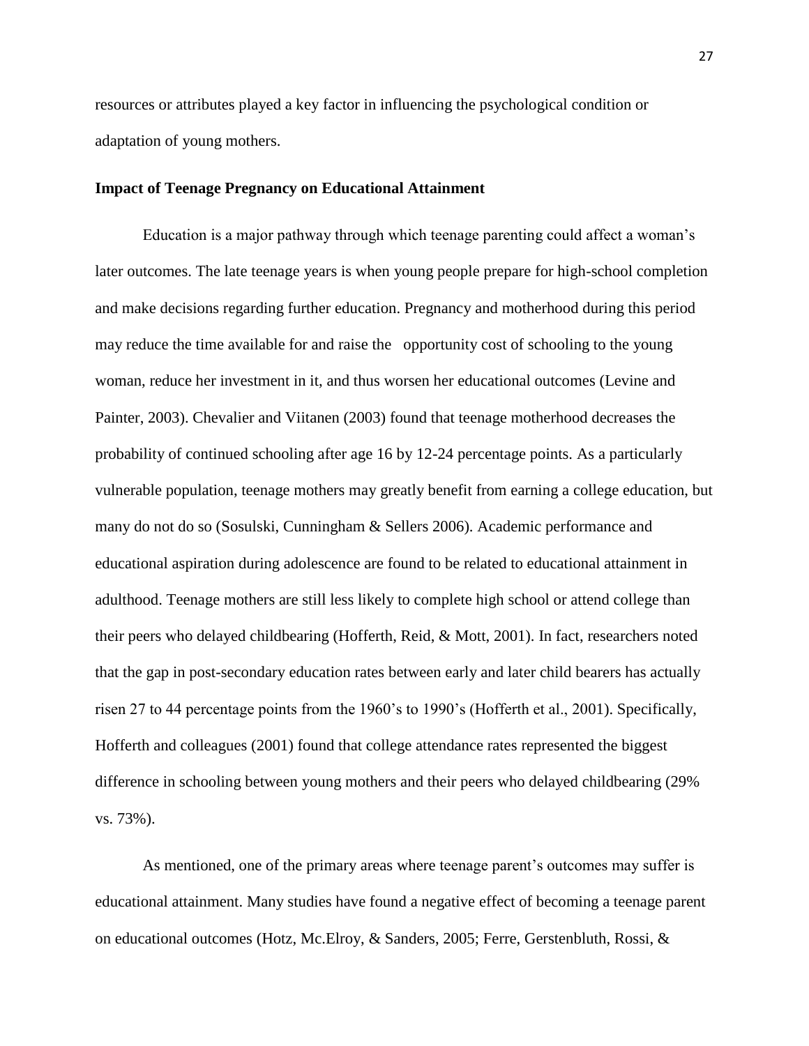resources or attributes played a key factor in influencing the psychological condition or adaptation of young mothers.

**Impact of Teenage Pregnancy on Educational Attainment**

Education is a major pathway through which teenage parenting could affect a woman's later outcomes. The late teenage years is when young people prepare for high-school completion and make decisions regarding further education. Pregnancy and motherhood during this period may reduce the time available for and raise the opportunity cost of schooling to the young woman, reduce her investment in it, and thus worsen her educational outcomes (Levine and Painter, 2003). Chevalier and Viitanen (2003) found that teenage motherhood decreases the probability of continued schooling after age 16 by 12-24 percentage points. As a particularly vulnerable population, teenage mothers may greatly benefit from earning a college education, but many do not do so (Sosulski, Cunningham & Sellers 2006). Academic performance and educational aspiration during adolescence are found to be related to educational attainment in adulthood. Teenage mothers are still less likely to complete high school or attend college than their peers who delayed childbearing (Hofferth, Reid, & Mott, 2001). In fact, researchers noted that the gap in post-secondary education rates between early and later child bearers has actually risen 27 to 44 percentage points from the 1960's to 1990's (Hofferth et al., 2001). Specifically, Hofferth and colleagues (2001) found that college attendance rates represented the biggest difference in schooling between young mothers and their peers who delayed childbearing (29% vs. 73%).

As mentioned, one of the primary areas where teenage parent's outcomes may suffer is educational attainment. Many studies have found a negative effect of becoming a teenage parent on educational outcomes (Hotz, Mc.Elroy, & Sanders, 2005; Ferre, Gerstenbluth, Rossi, &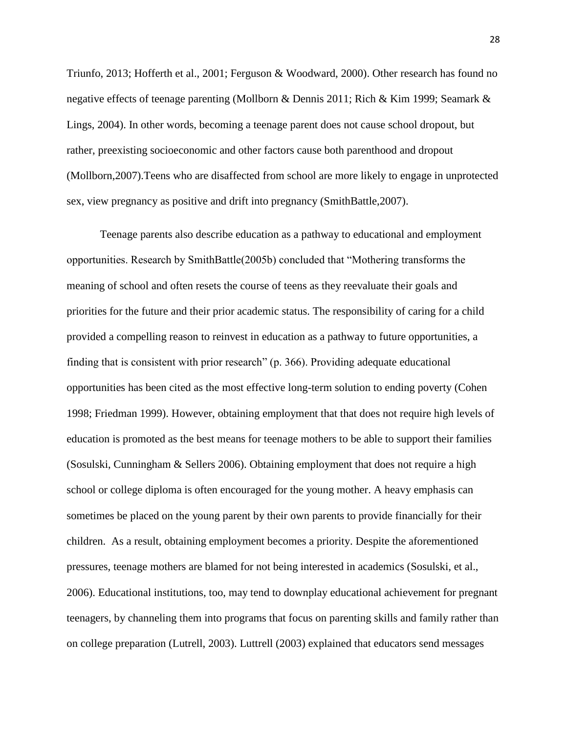Triunfo, 2013; Hofferth et al., 2001; Ferguson & Woodward, 2000). Other research has found no negative effects of teenage parenting (Mollborn & Dennis 2011; Rich & Kim 1999; Seamark & Lings, 2004). In other words, becoming a teenage parent does not cause school dropout, but rather, preexisting socioeconomic and other factors cause both parenthood and dropout (Mollborn,2007).Teens who are disaffected from school are more likely to engage in unprotected sex, view pregnancy as positive and drift into pregnancy (SmithBattle,2007).

Teenage parents also describe education as a pathway to educational and employment opportunities. Research by SmithBattle(2005b) concluded that "Mothering transforms the meaning of school and often resets the course of teens as they reevaluate their goals and priorities for the future and their prior academic status. The responsibility of caring for a child provided a compelling reason to reinvest in education as a pathway to future opportunities, a finding that is consistent with prior research" (p. 366). Providing adequate educational opportunities has been cited as the most effective long-term solution to ending poverty (Cohen 1998; Friedman 1999). However, obtaining employment that that does not require high levels of education is promoted as the best means for teenage mothers to be able to support their families (Sosulski, Cunningham & Sellers 2006). Obtaining employment that does not require a high school or college diploma is often encouraged for the young mother. A heavy emphasis can sometimes be placed on the young parent by their own parents to provide financially for their children. As a result, obtaining employment becomes a priority. Despite the aforementioned pressures, teenage mothers are blamed for not being interested in academics (Sosulski, et al., 2006). Educational institutions, too, may tend to downplay educational achievement for pregnant teenagers, by channeling them into programs that focus on parenting skills and family rather than on college preparation (Lutrell, 2003). Luttrell (2003) explained that educators send messages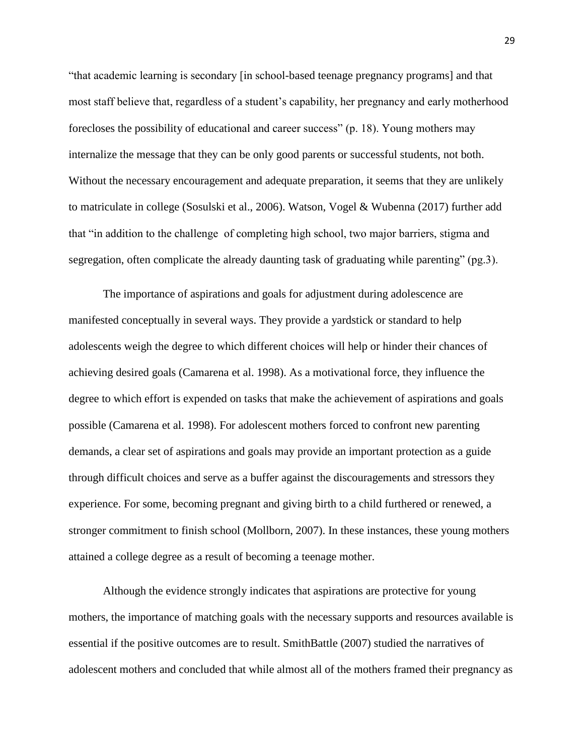"that academic learning is secondary [in school-based teenage pregnancy programs] and that most staff believe that, regardless of a student's capability, her pregnancy and early motherhood forecloses the possibility of educational and career success" (p. 18). Young mothers may internalize the message that they can be only good parents or successful students, not both. Without the necessary encouragement and adequate preparation, it seems that they are unlikely to matriculate in college (Sosulski et al., 2006). Watson, Vogel & Wubenna (2017) further add that "in addition to the challenge  of completing high school, two major barriers, stigma and segregation, often complicate the already daunting task of graduating while parenting" (pg.3).

The importance of aspirations and goals for adjustment during adolescence are manifested conceptually in several ways. They provide a yardstick or standard to help adolescents weigh the degree to which different choices will help or hinder their chances of achieving desired goals (Camarena et al. 1998). As a motivational force, they influence the degree to which effort is expended on tasks that make the achievement of aspirations and goals possible (Camarena et al. 1998). For adolescent mothers forced to confront new parenting demands, a clear set of aspirations and goals may provide an important protection as a guide through difficult choices and serve as a buffer against the discouragements and stressors they experience. For some, becoming pregnant and giving birth to a child furthered or renewed, a stronger commitment to finish school (Mollborn, 2007). In these instances, these young mothers attained a college degree as a result of becoming a teenage mother.

Although the evidence strongly indicates that aspirations are protective for young mothers, the importance of matching goals with the necessary supports and resources available is essential if the positive outcomes are to result. SmithBattle (2007) studied the narratives of adolescent mothers and concluded that while almost all of the mothers framed their pregnancy as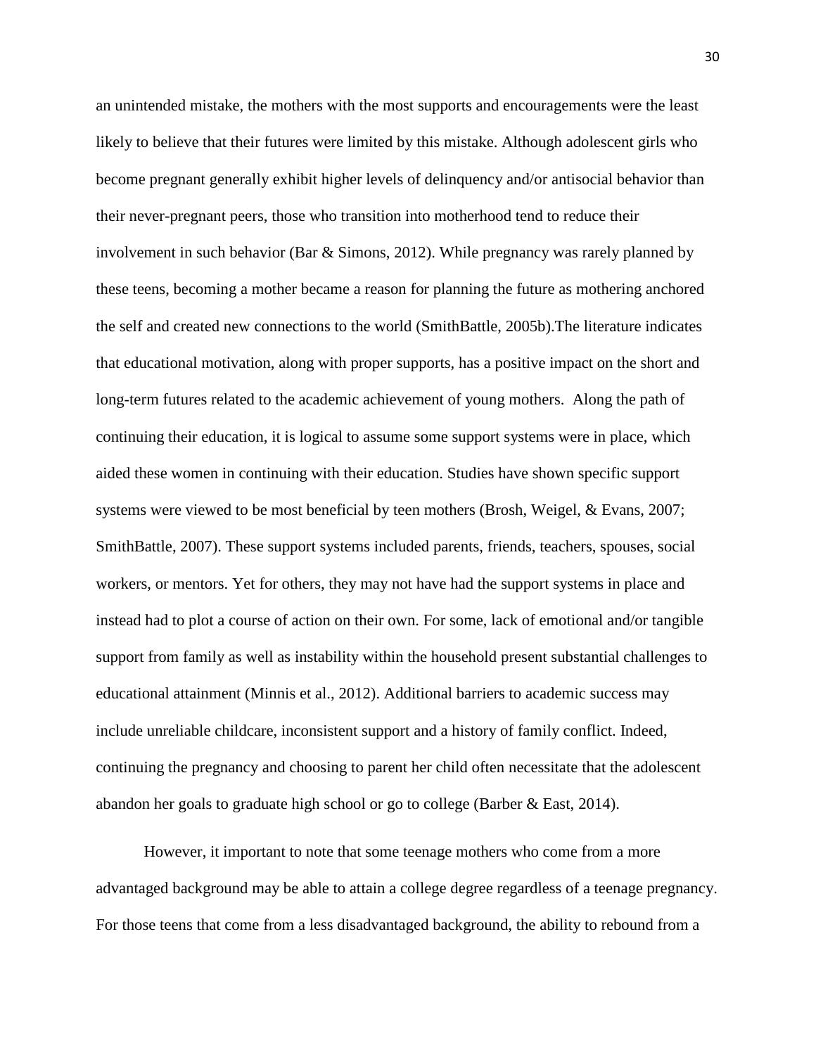an unintended mistake, the mothers with the most supports and encouragements were the least likely to believe that their futures were limited by this mistake. Although adolescent girls who become pregnant generally exhibit higher levels of delinquency and/or antisocial behavior than their never-pregnant peers, those who transition into motherhood tend to reduce their involvement in such behavior (Bar & Simons, 2012). While pregnancy was rarely planned by these teens, becoming a mother became a reason for planning the future as mothering anchored the self and created new connections to the world (SmithBattle, 2005b).The literature indicates that educational motivation, along with proper supports, has a positive impact on the short and long-term futures related to the academic achievement of young mothers.  Along the path of continuing their education, it is logical to assume some support systems were in place, which aided these women in continuing with their education. Studies have shown specific support systems were viewed to be most beneficial by teen mothers (Brosh, Weigel, & Evans, 2007; SmithBattle, 2007). These support systems included parents, friends, teachers, spouses, social workers, or mentors. Yet for others, they may not have had the support systems in place and instead had to plot a course of action on their own. For some, lack of emotional and/or tangible support from family as well as instability within the household present substantial challenges to educational attainment (Minnis et al., 2012). Additional barriers to academic success may include unreliable childcare, inconsistent support and a history of family conflict. Indeed, continuing the pregnancy and choosing to parent her child often necessitate that the adolescent abandon her goals to graduate high school or go to college (Barber & East, 2014).

However, it important to note that some teenage mothers who come from a more advantaged background may be able to attain a college degree regardless of a teenage pregnancy. For those teens that come from a less disadvantaged background, the ability to rebound from a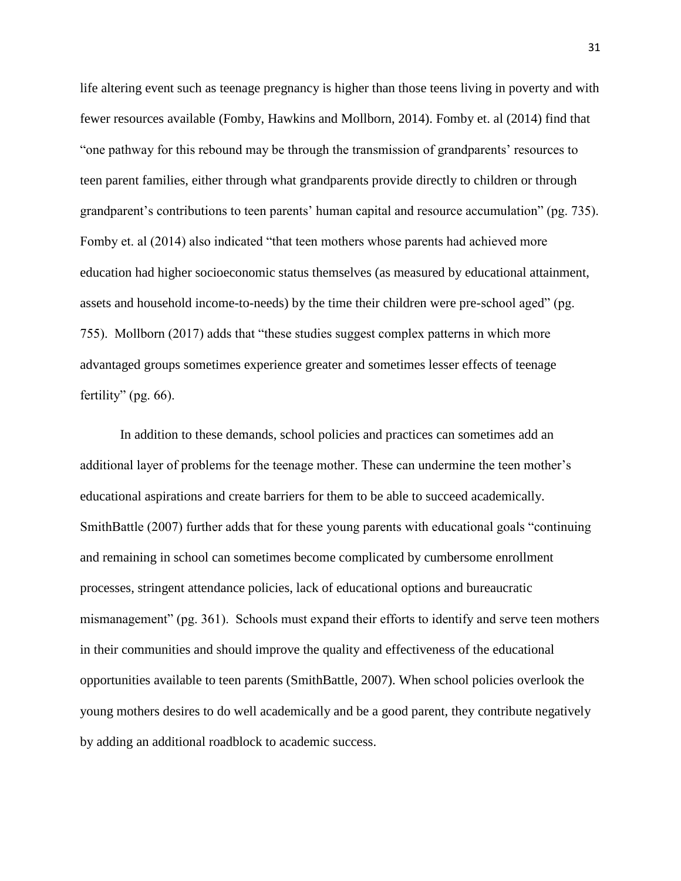life altering event such as teenage pregnancy is higher than those teens living in poverty and with fewer resources available (Fomby, Hawkins and Mollborn, 2014). Fomby et. al (2014) find that "one pathway for this rebound may be through the transmission of grandparents' resources to teen parent families, either through what grandparents provide directly to children or through grandparent's contributions to teen parents' human capital and resource accumulation" (pg. 735). Fomby et. al (2014) also indicated "that teen mothers whose parents had achieved more education had higher socioeconomic status themselves (as measured by educational attainment, assets and household income-to-needs) by the time their children were pre-school aged" (pg. 755). Mollborn (2017) adds that "these studies suggest complex patterns in which more advantaged groups sometimes experience greater and sometimes lesser effects of teenage fertility" (pg. 66).

In addition to these demands, school policies and practices can sometimes add an additional layer of problems for the teenage mother. These can undermine the teen mother's educational aspirations and create barriers for them to be able to succeed academically. SmithBattle (2007) further adds that for these young parents with educational goals "continuing and remaining in school can sometimes become complicated by cumbersome enrollment processes, stringent attendance policies, lack of educational options and bureaucratic mismanagement" (pg. 361). Schools must expand their efforts to identify and serve teen mothers in their communities and should improve the quality and effectiveness of the educational opportunities available to teen parents (SmithBattle, 2007). When school policies overlook the young mothers desires to do well academically and be a good parent, they contribute negatively by adding an additional roadblock to academic success.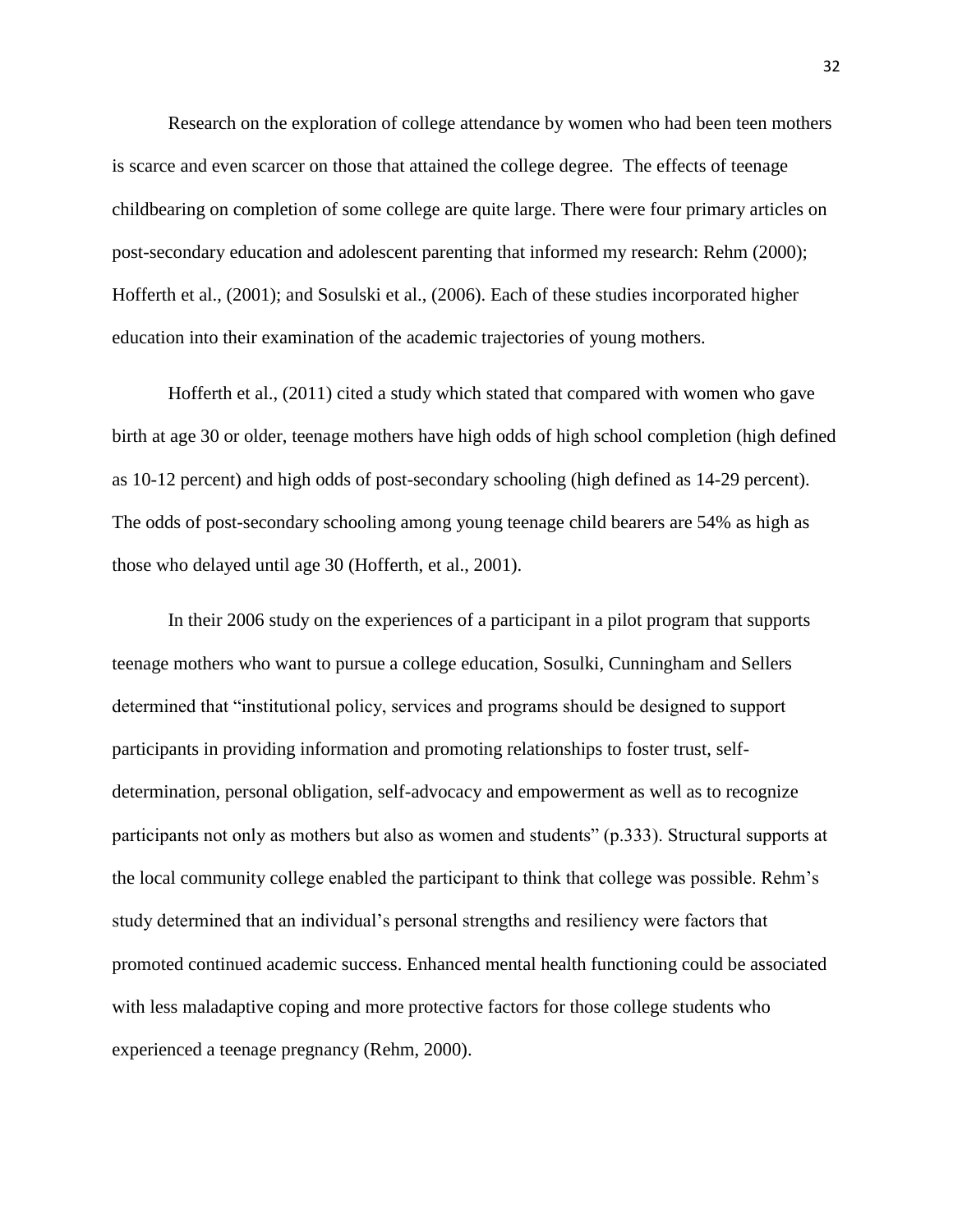Research on the exploration of college attendance by women who had been teen mothers is scarce and even scarcer on those that attained the college degree. The effects of teenage childbearing on completion of some college are quite large. There were four primary articles on post-secondary education and adolescent parenting that informed my research: Rehm (2000); Hofferth et al., (2001); and Sosulski et al., (2006). Each of these studies incorporated higher education into their examination of the academic trajectories of young mothers.

Hofferth et al., (2011) cited a study which stated that compared with women who gave birth at age 30 or older, teenage mothers have high odds of high school completion (high defined as 10-12 percent) and high odds of post-secondary schooling (high defined as 14-29 percent). The odds of post-secondary schooling among young teenage child bearers are 54% as high as those who delayed until age 30 (Hofferth, et al., 2001).

In their 2006 study on the experiences of a participant in a pilot program that supports teenage mothers who want to pursue a college education, Sosulki, Cunningham and Sellers determined that "institutional policy, services and programs should be designed to support participants in providing information and promoting relationships to foster trust, self-determination, personal obligation, self-advocacy and empowerment as well as to recognize participants not only as mothers but also as women and students" (p.333). Structural supports at the local community college enabled the participant to think that college was possible. Rehm's study determined that an individual's personal strengths and resiliency were factors that promoted continued academic success. Enhanced mental health functioning could be associated with less maladaptive coping and more protective factors for those college students who experienced a teenage pregnancy (Rehm, 2000).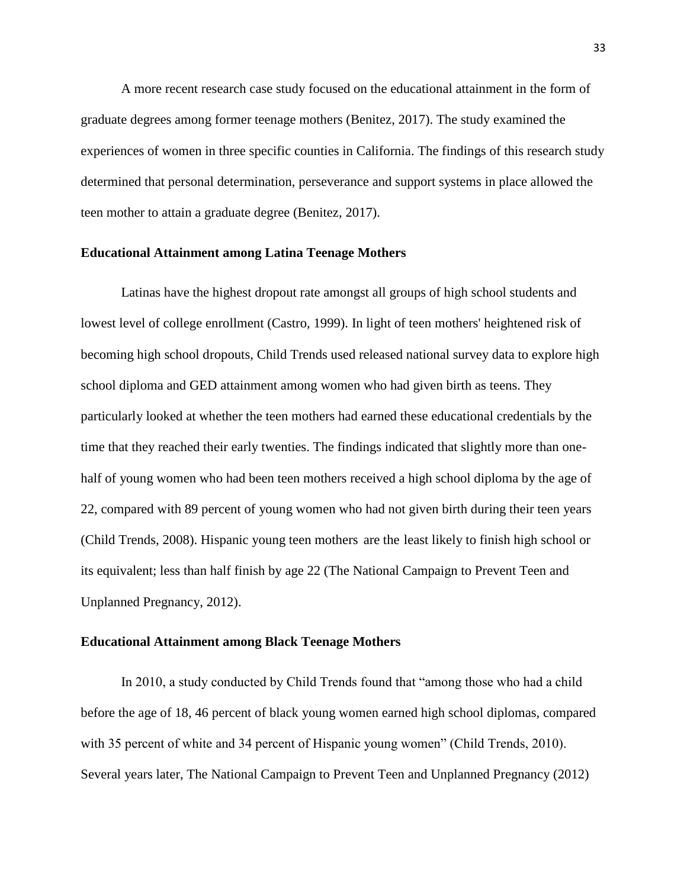A more recent research case study focused on the educational attainment in the form of graduate degrees among former teenage mothers (Benitez, 2017). The study examined the experiences of women in three specific counties in California. The findings of this research study determined that personal determination, perseverance and support systems in place allowed the teen mother to attain a graduate degree (Benitez, 2017).

**Educational Attainment among Latina Teenage Mothers**

Latinas have the highest dropout rate amongst all groups of high school students and lowest level of college enrollment (Castro, 1999). In light of teen mothers' heightened risk of becoming high school dropouts, Child Trends used released national survey data to explore high school diploma and GED attainment among women who had given birth as teens. They particularly looked at whether the teen mothers had earned these educational credentials by the time that they reached their early twenties. The findings indicated that slightly more than one-half of young women who had been teen mothers received a high school diploma by the age of 22, compared with 89 percent of young women who had not given birth during their teen years (Child Trends, 2008). Hispanic young teen mothers are the least likely to finish high school or its equivalent; less than half finish by age 22 (The National Campaign to Prevent Teen and Unplanned Pregnancy, 2012).

**Educational Attainment among Black Teenage Mothers**

In 2010, a study conducted by Child Trends found that "among those who had a child before the age of 18, 46 percent of black young women earned high school diplomas, compared with 35 percent of white and 34 percent of Hispanic young women" (Child Trends, 2010). Several years later, The National Campaign to Prevent Teen and Unplanned Pregnancy (2012)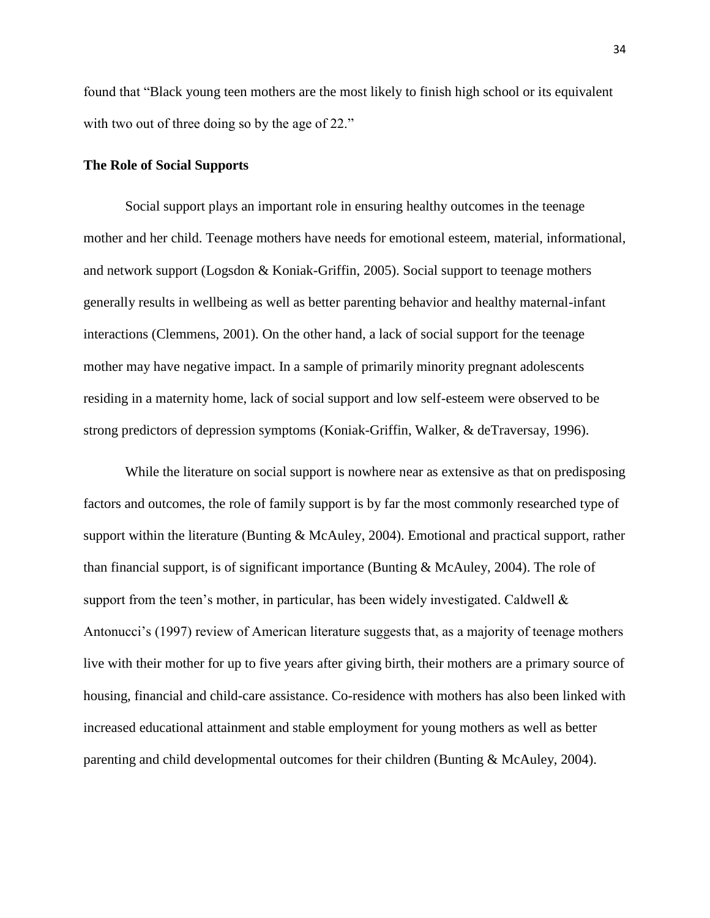found that “Black young teen mothers are the most likely to finish high school or its equivalent with two out of three doing so by the age of 22.”

### The Role of Social Supports

Social support plays an important role in ensuring healthy outcomes in the teenage mother and her child. Teenage mothers have needs for emotional esteem, material, informational, and network support (Logsdon & Koniak-Griffin, 2005). Social support to teenage mothers generally results in wellbeing as well as better parenting behavior and healthy maternal-infant interactions (Clemmens, 2001). On the other hand, a lack of social support for the teenage mother may have negative impact. In a sample of primarily minority pregnant adolescents residing in a maternity home, lack of social support and low self-esteem were observed to be strong predictors of depression symptoms (Koniak-Griffin, Walker, & deTraversay, 1996).

While the literature on social support is nowhere near as extensive as that on predisposing factors and outcomes, the role of family support is by far the most commonly researched type of support within the literature (Bunting & McAuley, 2004). Emotional and practical support, rather than financial support, is of significant importance (Bunting & McAuley, 2004). The role of support from the teen’s mother, in particular, has been widely investigated. Caldwell & Antonucci’s (1997) review of American literature suggests that, as a majority of teenage mothers live with their mother for up to five years after giving birth, their mothers are a primary source of housing, financial and child-care assistance. Co-residence with mothers has also been linked with increased educational attainment and stable employment for young mothers as well as better parenting and child developmental outcomes for their children (Bunting & McAuley, 2004).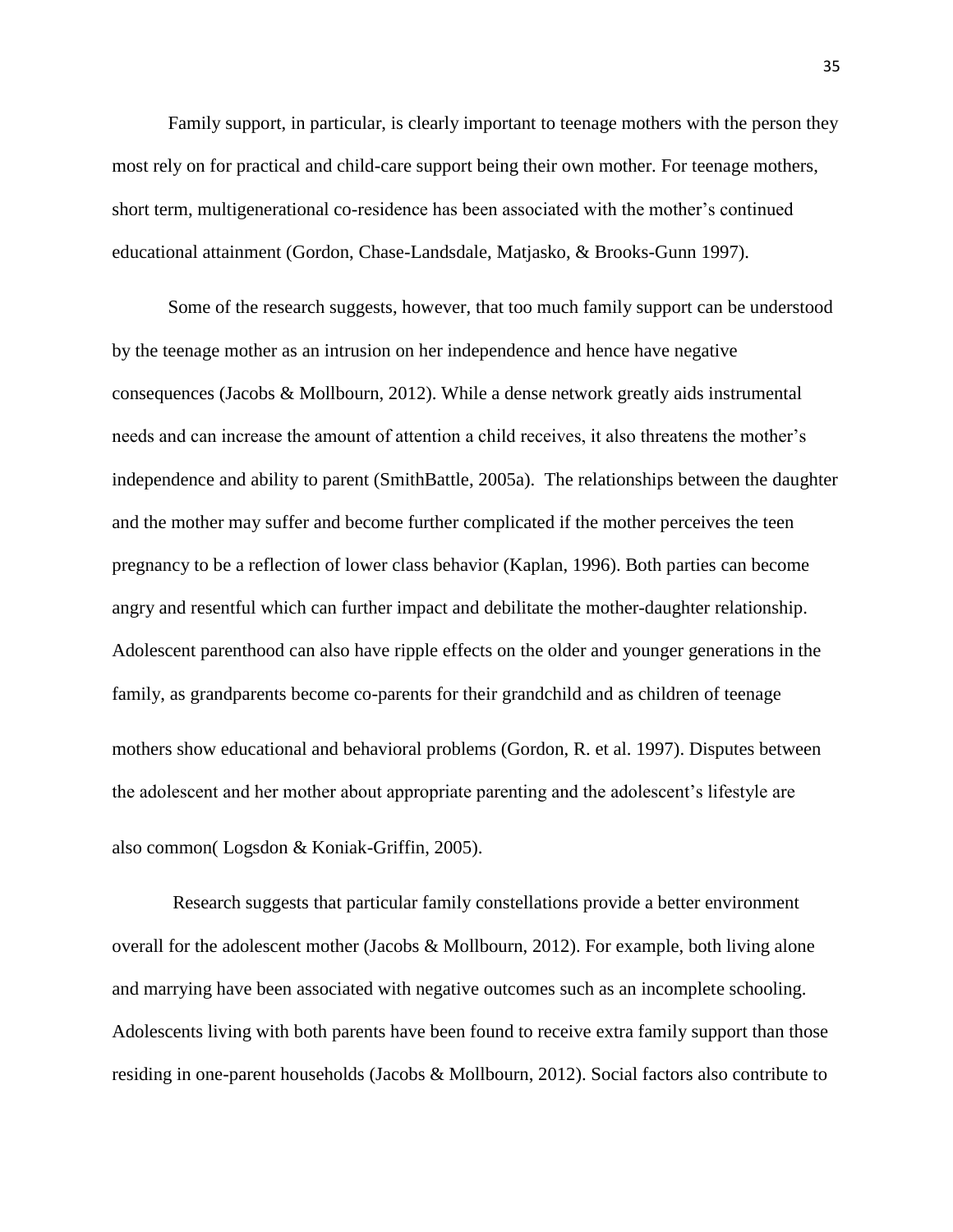Family support, in particular, is clearly important to teenage mothers with the person they most rely on for practical and child-care support being their own mother. For teenage mothers, short term, multigenerational co-residence has been associated with the mother's continued educational attainment (Gordon, Chase-Landsdale, Matjasko, & Brooks-Gunn 1997).

Some of the research suggests, however, that too much family support can be understood by the teenage mother as an intrusion on her independence and hence have negative consequences (Jacobs & Mollbourn, 2012). While a dense network greatly aids instrumental needs and can increase the amount of attention a child receives, it also threatens the mother's independence and ability to parent (SmithBattle, 2005a). The relationships between the daughter and the mother may suffer and become further complicated if the mother perceives the teen pregnancy to be a reflection of lower class behavior (Kaplan, 1996). Both parties can become angry and resentful which can further impact and debilitate the mother-daughter relationship. Adolescent parenthood can also have ripple effects on the older and younger generations in the family, as grandparents become co-parents for their grandchild and as children of teenage mothers show educational and behavioral problems (Gordon, R. et al. 1997). Disputes between the adolescent and her mother about appropriate parenting and the adolescent's lifestyle are also common( Logsdon & Koniak-Griffin, 2005).

Research suggests that particular family constellations provide a better environment overall for the adolescent mother (Jacobs & Mollbourn, 2012). For example, both living alone and marrying have been associated with negative outcomes such as an incomplete schooling. Adolescents living with both parents have been found to receive extra family support than those residing in one-parent households (Jacobs & Mollbourn, 2012). Social factors also contribute to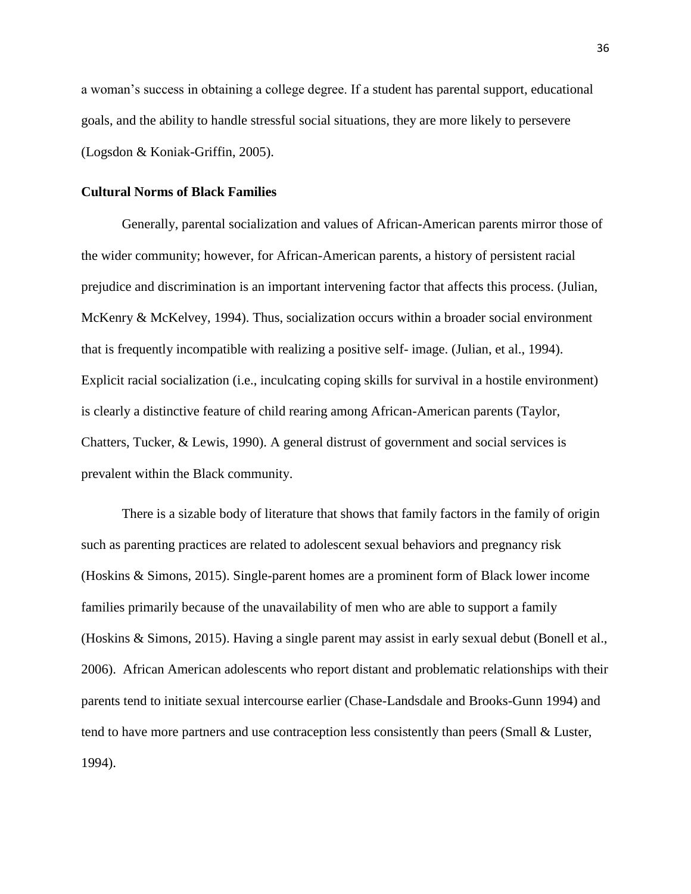a woman's success in obtaining a college degree. If a student has parental support, educational goals, and the ability to handle stressful social situations, they are more likely to persevere (Logsdon & Koniak-Griffin, 2005).

**Cultural Norms of Black Families**

Generally, parental socialization and values of African-American parents mirror those of the wider community; however, for African-American parents, a history of persistent racial prejudice and discrimination is an important intervening factor that affects this process. (Julian, McKenry & McKelvey, 1994). Thus, socialization occurs within a broader social environment that is frequently incompatible with realizing a positive self- image. (Julian, et al., 1994). Explicit racial socialization (i.e., inculcating coping skills for survival in a hostile environment) is clearly a distinctive feature of child rearing among African-American parents (Taylor, Chatters, Tucker, & Lewis, 1990). A general distrust of government and social services is prevalent within the Black community.

There is a sizable body of literature that shows that family factors in the family of origin such as parenting practices are related to adolescent sexual behaviors and pregnancy risk (Hoskins & Simons, 2015). Single-parent homes are a prominent form of Black lower income families primarily because of the unavailability of men who are able to support a family (Hoskins & Simons, 2015). Having a single parent may assist in early sexual debut (Bonell et al., 2006). African American adolescents who report distant and problematic relationships with their parents tend to initiate sexual intercourse earlier (Chase-Landsdale and Brooks-Gunn 1994) and tend to have more partners and use contraception less consistently than peers (Small & Luster, 1994).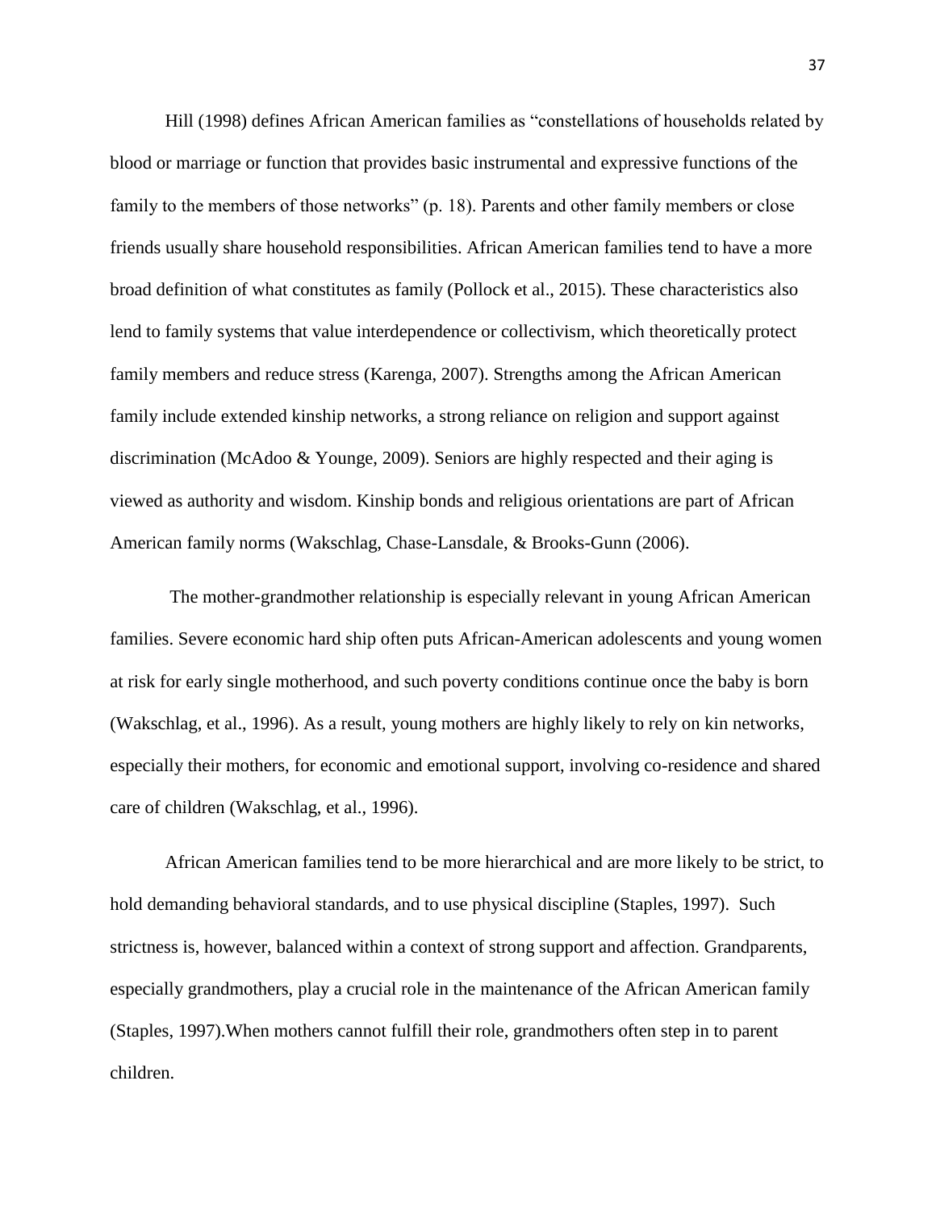Hill (1998) defines African American families as "constellations of households related by blood or marriage or function that provides basic instrumental and expressive functions of the family to the members of those networks" (p. 18). Parents and other family members or close friends usually share household responsibilities. African American families tend to have a more broad definition of what constitutes as family (Pollock et al., 2015). These characteristics also lend to family systems that value interdependence or collectivism, which theoretically protect family members and reduce stress (Karenga, 2007). Strengths among the African American family include extended kinship networks, a strong reliance on religion and support against discrimination (McAdoo & Younge, 2009). Seniors are highly respected and their aging is viewed as authority and wisdom. Kinship bonds and religious orientations are part of African American family norms (Wakschlag, Chase-Lansdale, & Brooks-Gunn (2006).

The mother-grandmother relationship is especially relevant in young African American families. Severe economic hard ship often puts African-American adolescents and young women at risk for early single motherhood, and such poverty conditions continue once the baby is born (Wakschlag, et al., 1996). As a result, young mothers are highly likely to rely on kin networks, especially their mothers, for economic and emotional support, involving co-residence and shared care of children (Wakschlag, et al., 1996).

African American families tend to be more hierarchical and are more likely to be strict, to hold demanding behavioral standards, and to use physical discipline (Staples, 1997). Such strictness is, however, balanced within a context of strong support and affection. Grandparents, especially grandmothers, play a crucial role in the maintenance of the African American family (Staples, 1997).When mothers cannot fulfill their role, grandmothers often step in to parent children.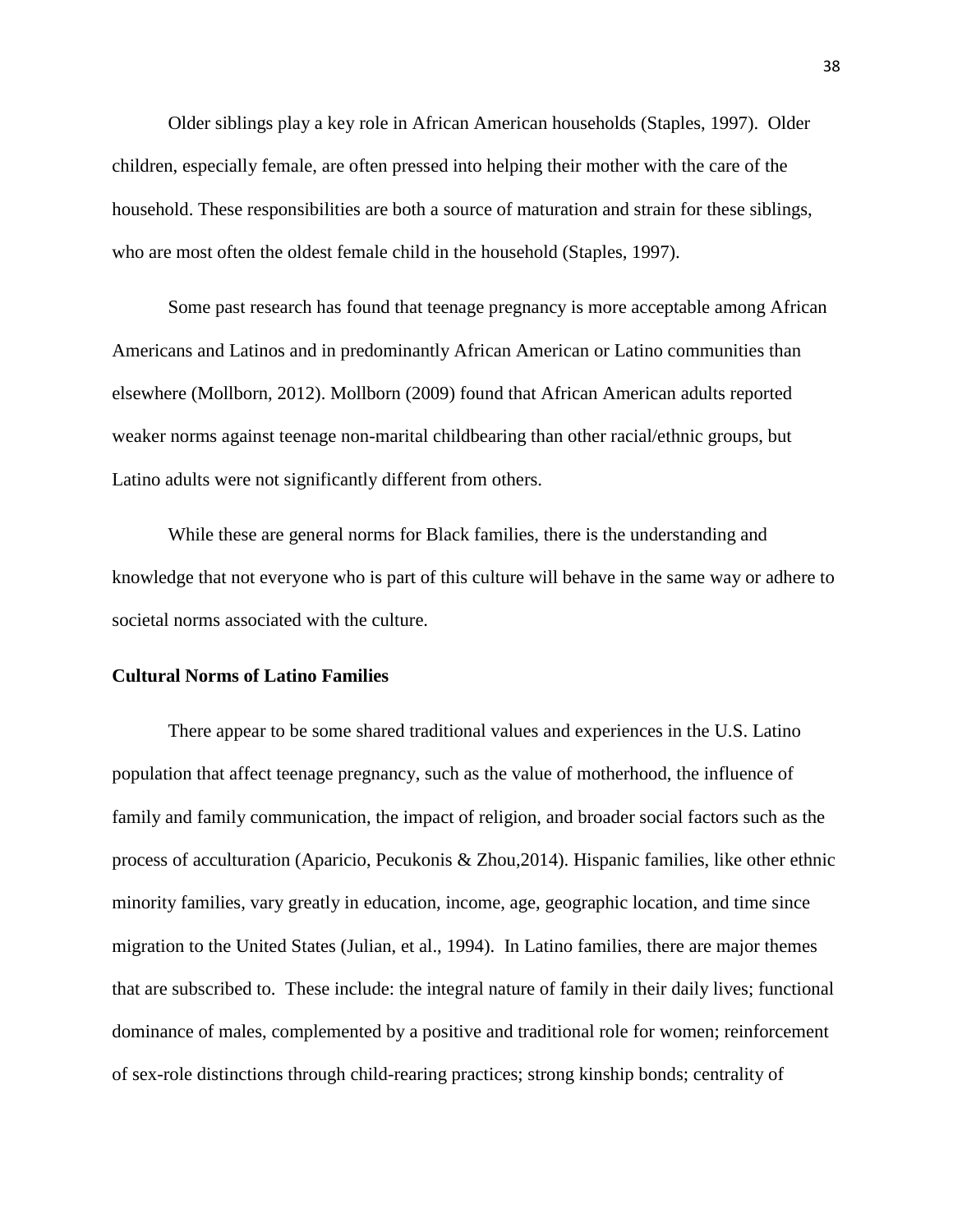Older siblings play a key role in African American households (Staples, 1997). Older children, especially female, are often pressed into helping their mother with the care of the household. These responsibilities are both a source of maturation and strain for these siblings, who are most often the oldest female child in the household (Staples, 1997).

Some past research has found that teenage pregnancy is more acceptable among African Americans and Latinos and in predominantly African American or Latino communities than elsewhere (Mollborn, 2012). Mollborn (2009) found that African American adults reported weaker norms against teenage non-marital childbearing than other racial/ethnic groups, but Latino adults were not significantly different from others.

While these are general norms for Black families, there is the understanding and knowledge that not everyone who is part of this culture will behave in the same way or adhere to societal norms associated with the culture.

**Cultural Norms of Latino Families**

There appear to be some shared traditional values and experiences in the U.S. Latino population that affect teenage pregnancy, such as the value of motherhood, the influence of family and family communication, the impact of religion, and broader social factors such as the process of acculturation (Aparicio, Pecukonis & Zhou,2014). Hispanic families, like other ethnic minority families, vary greatly in education, income, age, geographic location, and time since migration to the United States (Julian, et al., 1994). In Latino families, there are major themes that are subscribed to. These include: the integral nature of family in their daily lives; functional dominance of males, complemented by a positive and traditional role for women; reinforcement of sex-role distinctions through child-rearing practices; strong kinship bonds; centrality of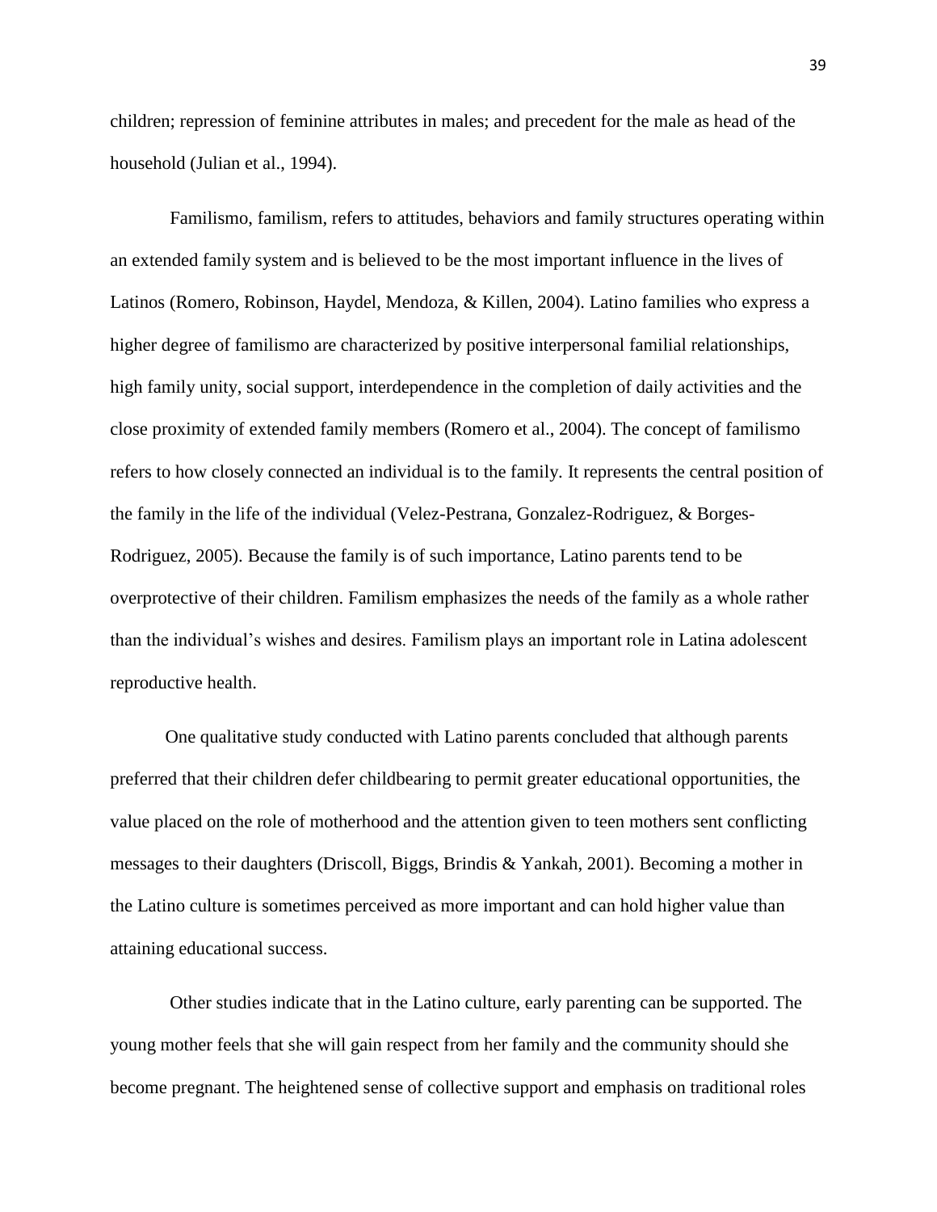children; repression of feminine attributes in males; and precedent for the male as head of the household (Julian et al., 1994).

Familismo, familism, refers to attitudes, behaviors and family structures operating within an extended family system and is believed to be the most important influence in the lives of Latinos (Romero, Robinson, Haydel, Mendoza, & Killen, 2004). Latino families who express a higher degree of familismo are characterized by positive interpersonal familial relationships, high family unity, social support, interdependence in the completion of daily activities and the close proximity of extended family members (Romero et al., 2004). The concept of familismo refers to how closely connected an individual is to the family. It represents the central position of the family in the life of the individual (Velez-Pestrana, Gonzalez-Rodriguez, & Borges-Rodriguez, 2005). Because the family is of such importance, Latino parents tend to be overprotective of their children. Familism emphasizes the needs of the family as a whole rather than the individual's wishes and desires. Familism plays an important role in Latina adolescent reproductive health.

One qualitative study conducted with Latino parents concluded that although parents preferred that their children defer childbearing to permit greater educational opportunities, the value placed on the role of motherhood and the attention given to teen mothers sent conflicting messages to their daughters (Driscoll, Biggs, Brindis & Yankah, 2001). Becoming a mother in the Latino culture is sometimes perceived as more important and can hold higher value than attaining educational success.

Other studies indicate that in the Latino culture, early parenting can be supported. The young mother feels that she will gain respect from her family and the community should she become pregnant. The heightened sense of collective support and emphasis on traditional roles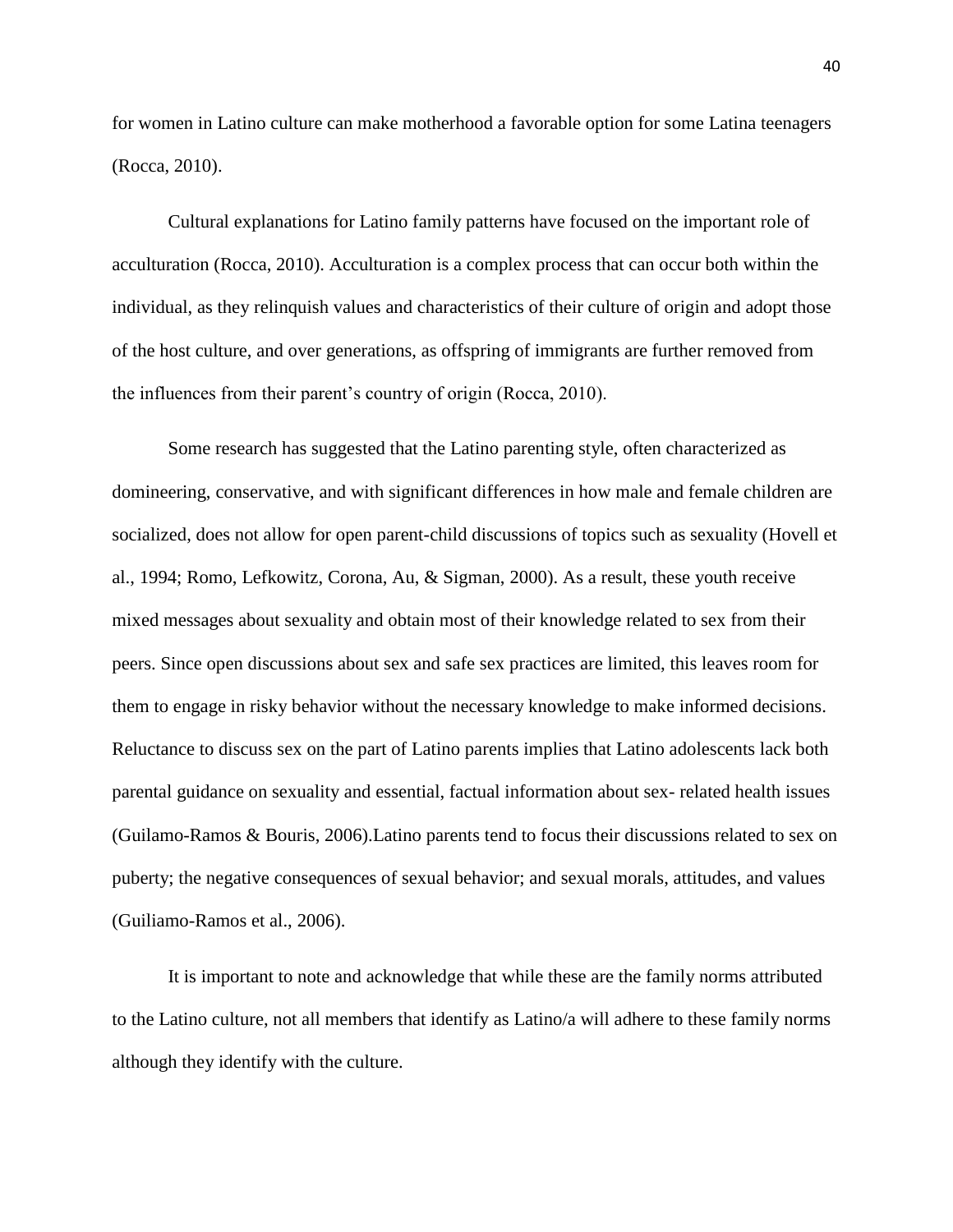for women in Latino culture can make motherhood a favorable option for some Latina teenagers (Rocca, 2010).

Cultural explanations for Latino family patterns have focused on the important role of acculturation (Rocca, 2010). Acculturation is a complex process that can occur both within the individual, as they relinquish values and characteristics of their culture of origin and adopt those of the host culture, and over generations, as offspring of immigrants are further removed from the influences from their parent's country of origin (Rocca, 2010).

Some research has suggested that the Latino parenting style, often characterized as domineering, conservative, and with significant differences in how male and female children are socialized, does not allow for open parent-child discussions of topics such as sexuality (Hovell et al., 1994; Romo, Lefkowitz, Corona, Au, & Sigman, 2000). As a result, these youth receive mixed messages about sexuality and obtain most of their knowledge related to sex from their peers. Since open discussions about sex and safe sex practices are limited, this leaves room for them to engage in risky behavior without the necessary knowledge to make informed decisions. Reluctance to discuss sex on the part of Latino parents implies that Latino adolescents lack both parental guidance on sexuality and essential, factual information about sex- related health issues (Guilamo-Ramos & Bouris, 2006).Latino parents tend to focus their discussions related to sex on puberty; the negative consequences of sexual behavior; and sexual morals, attitudes, and values (Guiliamo-Ramos et al., 2006).

It is important to note and acknowledge that while these are the family norms attributed to the Latino culture, not all members that identify as Latino/a will adhere to these family norms although they identify with the culture.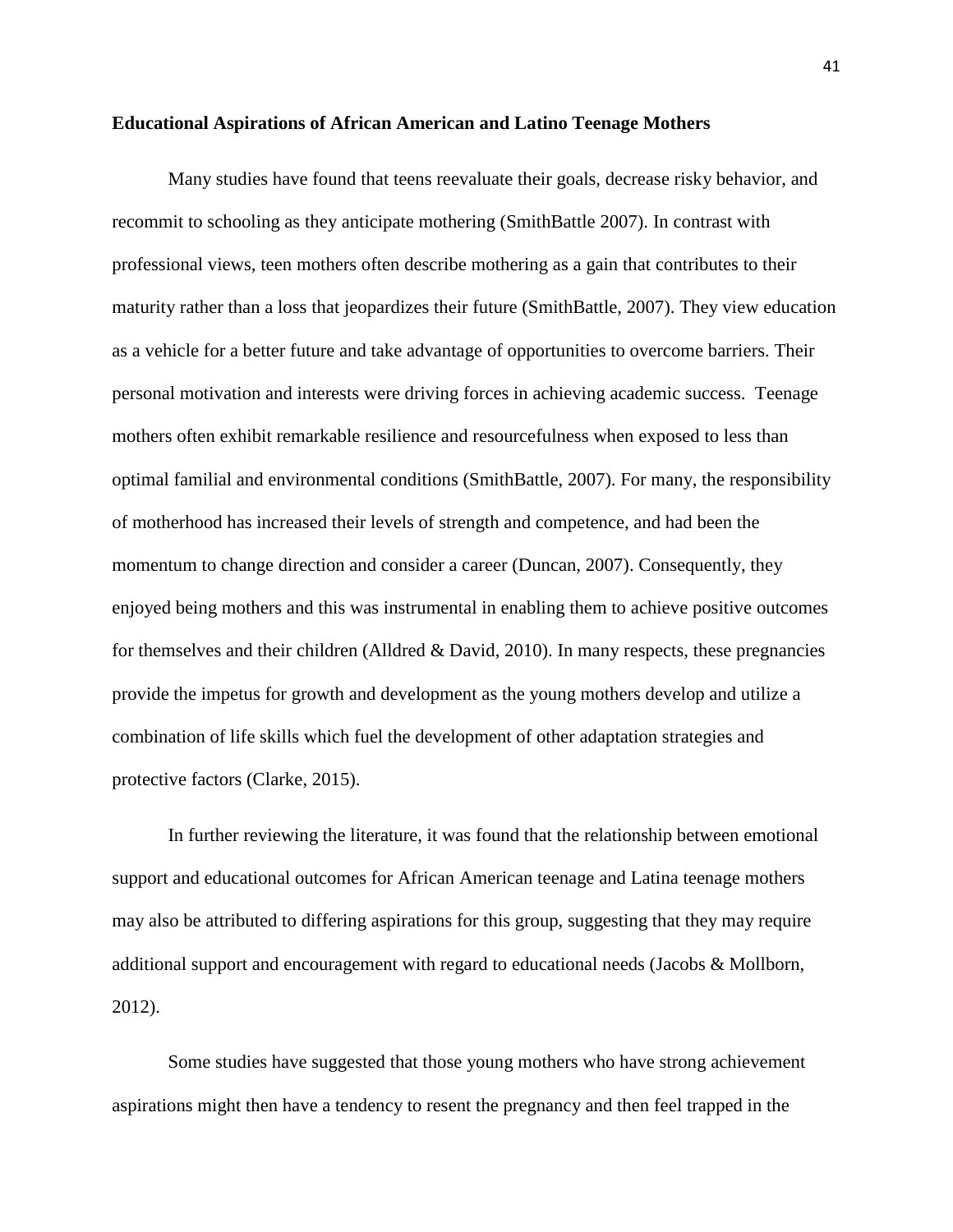**Educational Aspirations of African American and Latino Teenage Mothers**

Many studies have found that teens reevaluate their goals, decrease risky behavior, and recommit to schooling as they anticipate mothering (SmithBattle 2007). In contrast with professional views, teen mothers often describe mothering as a gain that contributes to their maturity rather than a loss that jeopardizes their future (SmithBattle, 2007). They view education as a vehicle for a better future and take advantage of opportunities to overcome barriers. Their personal motivation and interests were driving forces in achieving academic success. Teenage mothers often exhibit remarkable resilience and resourcefulness when exposed to less than optimal familial and environmental conditions (SmithBattle, 2007). For many, the responsibility of motherhood has increased their levels of strength and competence, and had been the momentum to change direction and consider a career (Duncan, 2007). Consequently, they enjoyed being mothers and this was instrumental in enabling them to achieve positive outcomes for themselves and their children (Alldred & David, 2010). In many respects, these pregnancies provide the impetus for growth and development as the young mothers develop and utilize a combination of life skills which fuel the development of other adaptation strategies and protective factors (Clarke, 2015).

In further reviewing the literature, it was found that the relationship between emotional support and educational outcomes for African American teenage and Latina teenage mothers may also be attributed to differing aspirations for this group, suggesting that they may require additional support and encouragement with regard to educational needs (Jacobs & Mollborn, 2012).

Some studies have suggested that those young mothers who have strong achievement aspirations might then have a tendency to resent the pregnancy and then feel trapped in the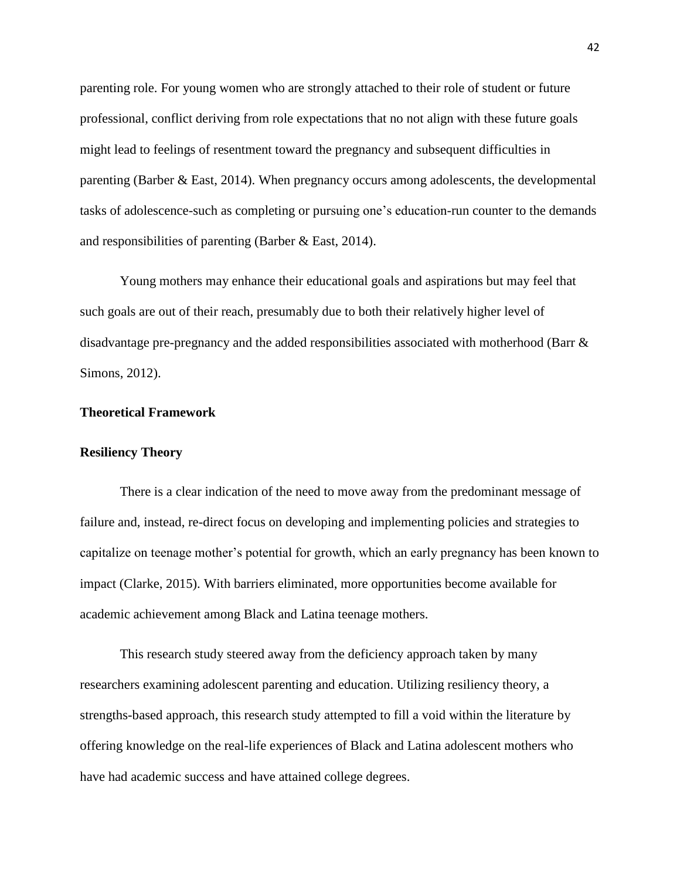parenting role. For young women who are strongly attached to their role of student or future professional, conflict deriving from role expectations that no not align with these future goals might lead to feelings of resentment toward the pregnancy and subsequent difficulties in parenting (Barber & East, 2014). When pregnancy occurs among adolescents, the developmental tasks of adolescence-such as completing or pursuing one's education-run counter to the demands and responsibilities of parenting (Barber & East, 2014).

Young mothers may enhance their educational goals and aspirations but may feel that such goals are out of their reach, presumably due to both their relatively higher level of disadvantage pre-pregnancy and the added responsibilities associated with motherhood (Barr & Simons, 2012).

## Theoretical Framework

### Resiliency Theory

There is a clear indication of the need to move away from the predominant message of failure and, instead, re-direct focus on developing and implementing policies and strategies to capitalize on teenage mother's potential for growth, which an early pregnancy has been known to impact (Clarke, 2015). With barriers eliminated, more opportunities become available for academic achievement among Black and Latina teenage mothers.

This research study steered away from the deficiency approach taken by many researchers examining adolescent parenting and education. Utilizing resiliency theory, a strengths-based approach, this research study attempted to fill a void within the literature by offering knowledge on the real-life experiences of Black and Latina adolescent mothers who have had academic success and have attained college degrees.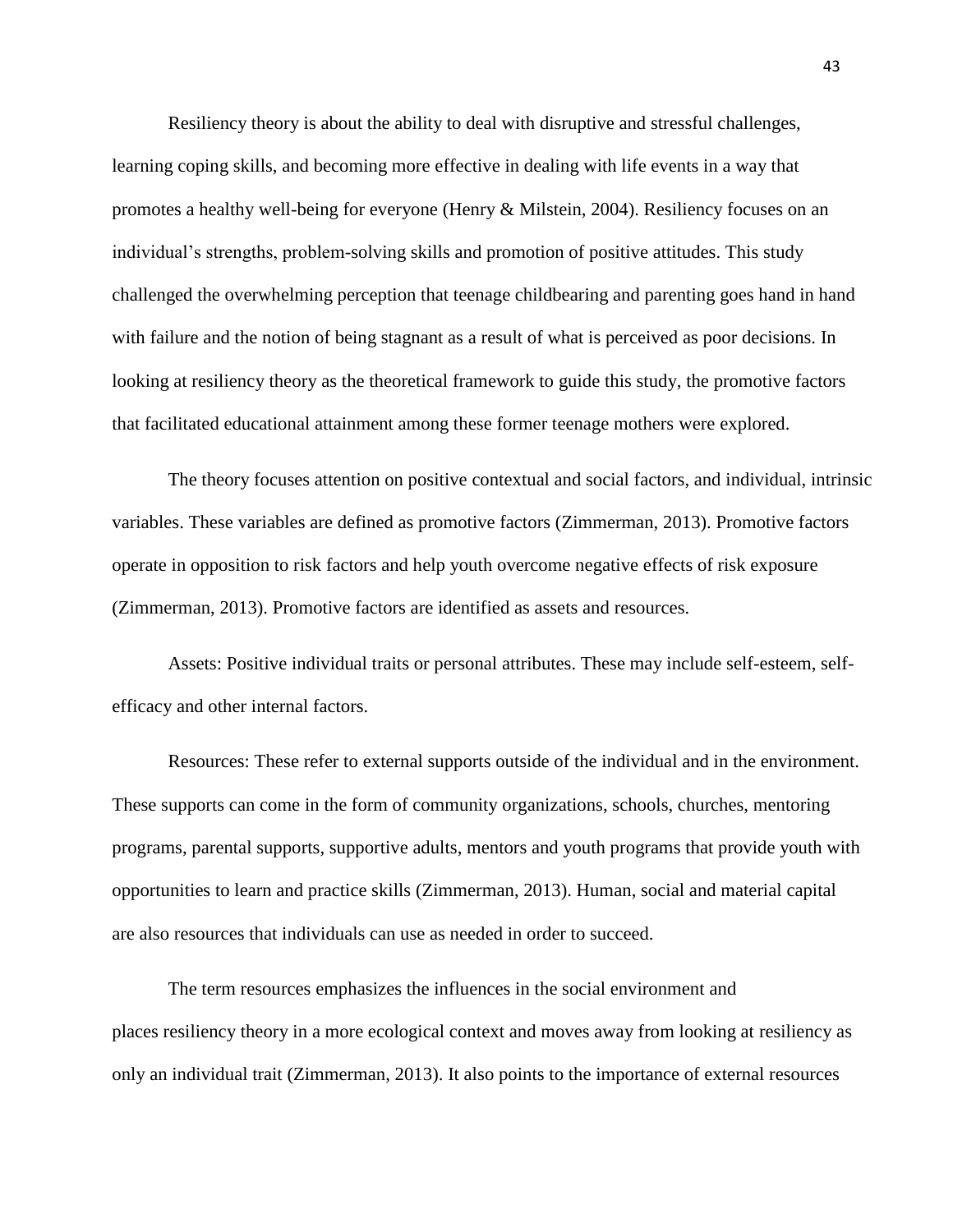Resiliency theory is about the ability to deal with disruptive and stressful challenges, learning coping skills, and becoming more effective in dealing with life events in a way that promotes a healthy well-being for everyone (Henry & Milstein, 2004). Resiliency focuses on an individual's strengths, problem-solving skills and promotion of positive attitudes. This study challenged the overwhelming perception that teenage childbearing and parenting goes hand in hand with failure and the notion of being stagnant as a result of what is perceived as poor decisions. In looking at resiliency theory as the theoretical framework to guide this study, the promotive factors that facilitated educational attainment among these former teenage mothers were explored.

The theory focuses attention on positive contextual and social factors, and individual, intrinsic variables. These variables are defined as promotive factors (Zimmerman, 2013). Promotive factors operate in opposition to risk factors and help youth overcome negative effects of risk exposure (Zimmerman, 2013). Promotive factors are identified as assets and resources.

Assets: Positive individual traits or personal attributes. These may include self-esteem, self-efficacy and other internal factors.

Resources: These refer to external supports outside of the individual and in the environment. These supports can come in the form of community organizations, schools, churches, mentoring programs, parental supports, supportive adults, mentors and youth programs that provide youth with opportunities to learn and practice skills (Zimmerman, 2013). Human, social and material capital are also resources that individuals can use as needed in order to succeed.

The term resources emphasizes the influences in the social environment and places resiliency theory in a more ecological context and moves away from looking at resiliency as only an individual trait (Zimmerman, 2013). It also points to the importance of external resources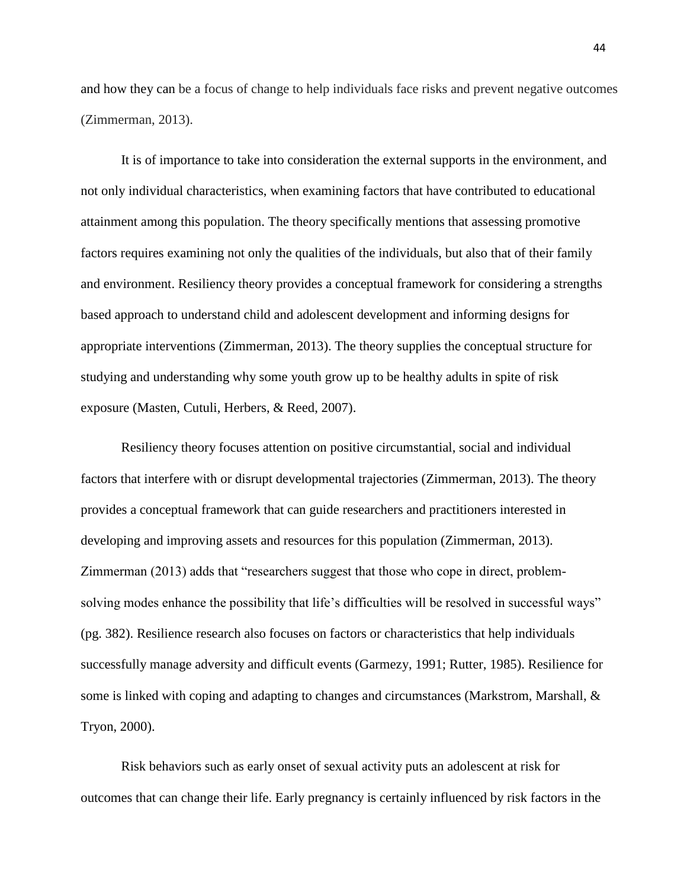and how they can be a focus of change to help individuals face risks and prevent negative outcomes (Zimmerman, 2013).

It is of importance to take into consideration the external supports in the environment, and not only individual characteristics, when examining factors that have contributed to educational attainment among this population. The theory specifically mentions that assessing promotive factors requires examining not only the qualities of the individuals, but also that of their family and environment. Resiliency theory provides a conceptual framework for considering a strengths based approach to understand child and adolescent development and informing designs for appropriate interventions (Zimmerman, 2013). The theory supplies the conceptual structure for studying and understanding why some youth grow up to be healthy adults in spite of risk exposure (Masten, Cutuli, Herbers, & Reed, 2007).

Resiliency theory focuses attention on positive circumstantial, social and individual factors that interfere with or disrupt developmental trajectories (Zimmerman, 2013). The theory provides a conceptual framework that can guide researchers and practitioners interested in developing and improving assets and resources for this population (Zimmerman, 2013). Zimmerman (2013) adds that "researchers suggest that those who cope in direct, problem-solving modes enhance the possibility that life's difficulties will be resolved in successful ways" (pg. 382). Resilience research also focuses on factors or characteristics that help individuals successfully manage adversity and difficult events (Garmezy, 1991; Rutter, 1985). Resilience for some is linked with coping and adapting to changes and circumstances (Markstrom, Marshall, & Tryon, 2000).

Risk behaviors such as early onset of sexual activity puts an adolescent at risk for outcomes that can change their life. Early pregnancy is certainly influenced by risk factors in the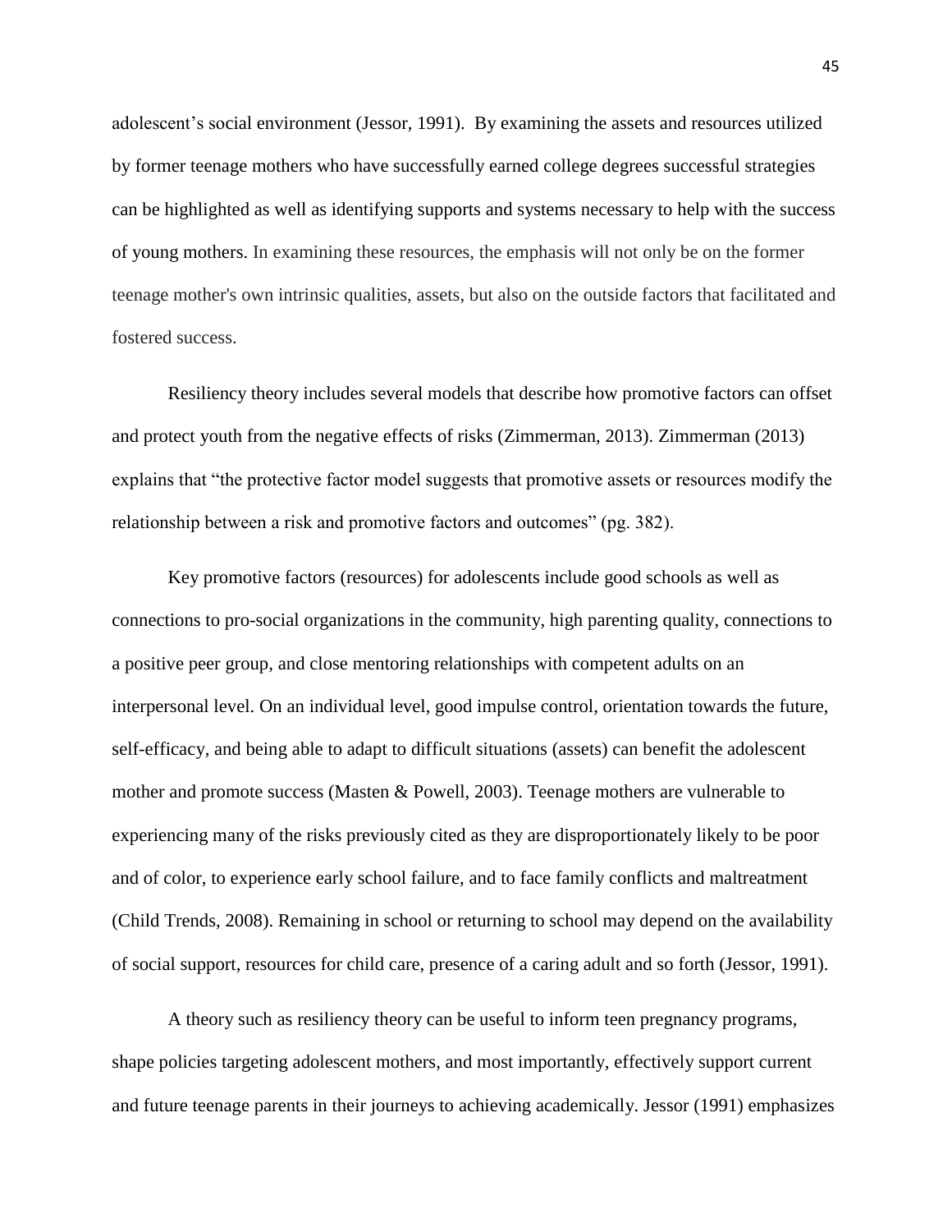adolescent's social environment (Jessor, 1991). By examining the assets and resources utilized by former teenage mothers who have successfully earned college degrees successful strategies can be highlighted as well as identifying supports and systems necessary to help with the success of young mothers. In examining these resources, the emphasis will not only be on the former teenage mother's own intrinsic qualities, assets, but also on the outside factors that facilitated and fostered success.

Resiliency theory includes several models that describe how promotive factors can offset and protect youth from the negative effects of risks (Zimmerman, 2013). Zimmerman (2013) explains that "the protective factor model suggests that promotive assets or resources modify the relationship between a risk and promotive factors and outcomes" (pg. 382).

Key promotive factors (resources) for adolescents include good schools as well as connections to pro-social organizations in the community, high parenting quality, connections to a positive peer group, and close mentoring relationships with competent adults on an interpersonal level. On an individual level, good impulse control, orientation towards the future, self-efficacy, and being able to adapt to difficult situations (assets) can benefit the adolescent mother and promote success (Masten & Powell, 2003). Teenage mothers are vulnerable to experiencing many of the risks previously cited as they are disproportionately likely to be poor and of color, to experience early school failure, and to face family conflicts and maltreatment (Child Trends, 2008). Remaining in school or returning to school may depend on the availability of social support, resources for child care, presence of a caring adult and so forth (Jessor, 1991).

A theory such as resiliency theory can be useful to inform teen pregnancy programs, shape policies targeting adolescent mothers, and most importantly, effectively support current and future teenage parents in their journeys to achieving academically. Jessor (1991) emphasizes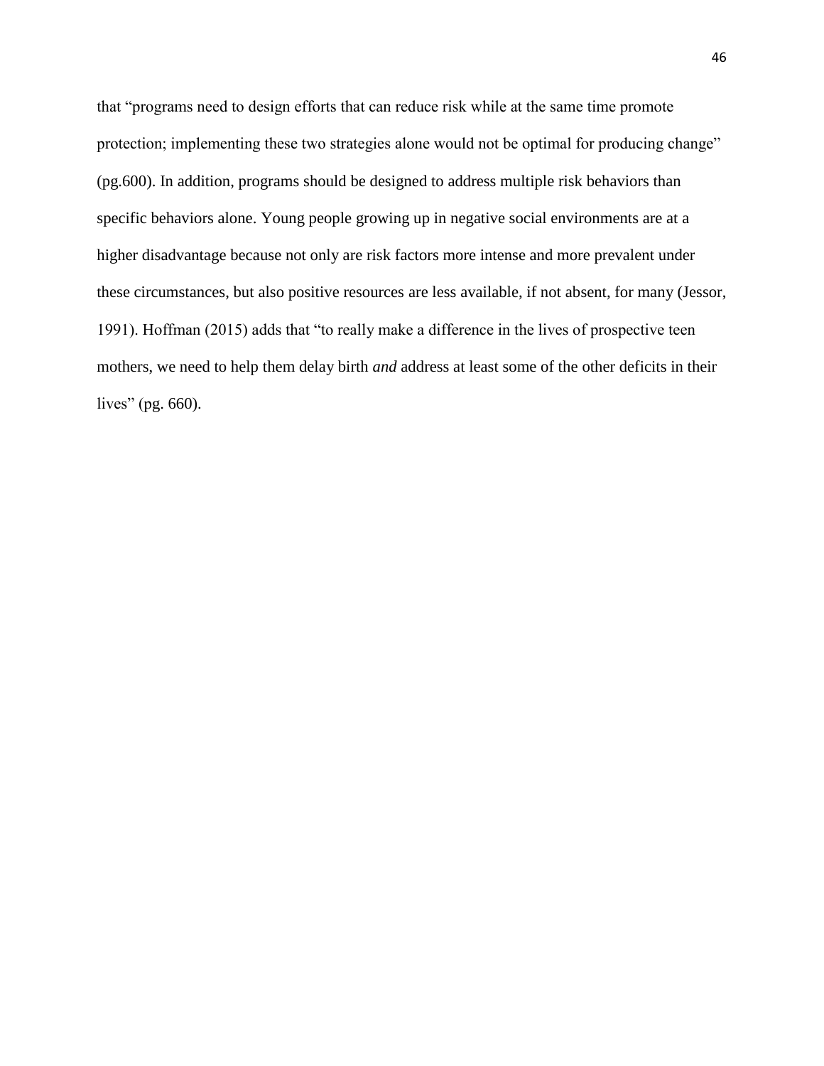that "programs need to design efforts that can reduce risk while at the same time promote protection; implementing these two strategies alone would not be optimal for producing change" (pg.600). In addition, programs should be designed to address multiple risk behaviors than specific behaviors alone. Young people growing up in negative social environments are at a higher disadvantage because not only are risk factors more intense and more prevalent under these circumstances, but also positive resources are less available, if not absent, for many (Jessor, 1991). Hoffman (2015) adds that "to really make a difference in the lives of prospective teen mothers, we need to help them delay birth *and* address at least some of the other deficits in their lives" (pg. 660).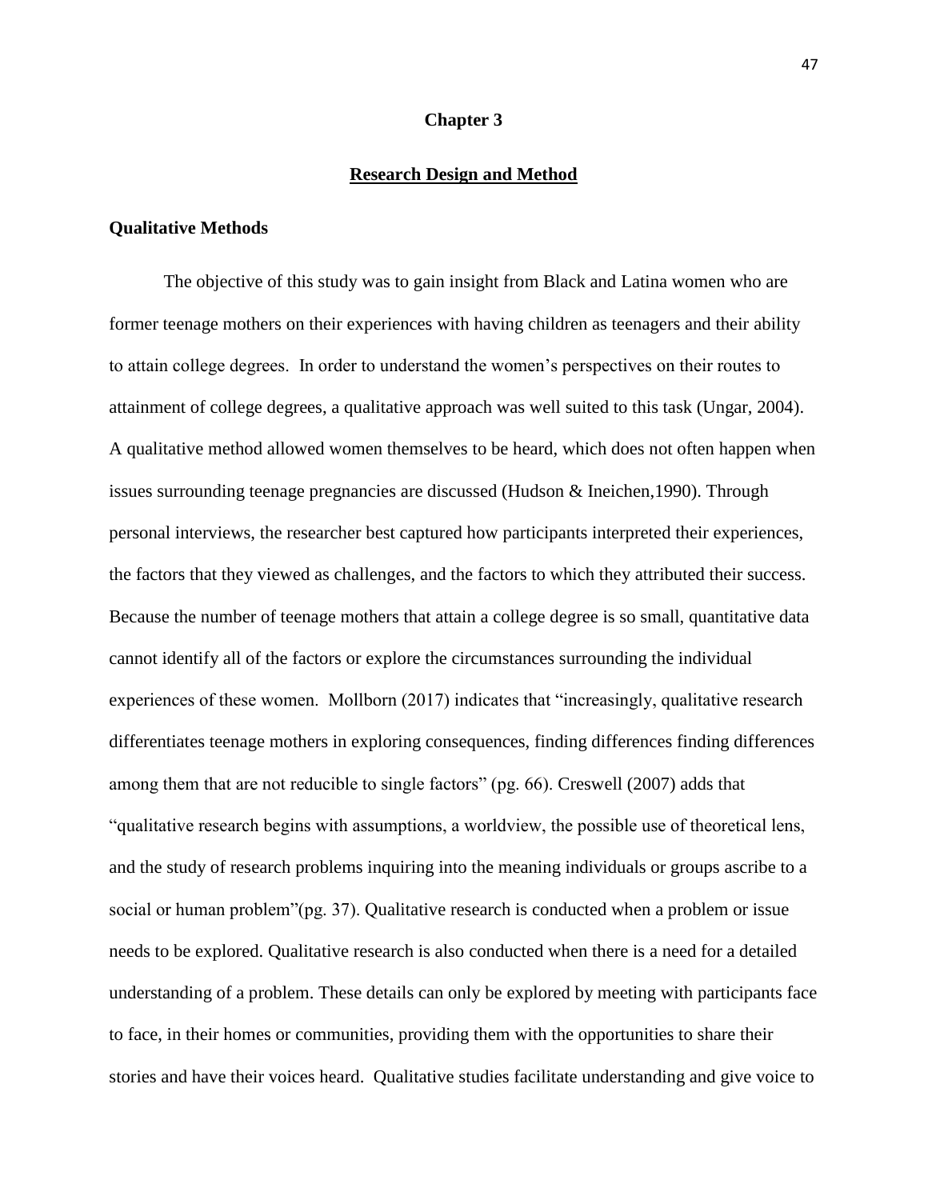# Chapter 3

## Research Design and Method

### Qualitative Methods

The objective of this study was to gain insight from Black and Latina women who are former teenage mothers on their experiences with having children as teenagers and their ability to attain college degrees. In order to understand the women's perspectives on their routes to attainment of college degrees, a qualitative approach was well suited to this task (Ungar, 2004). A qualitative method allowed women themselves to be heard, which does not often happen when issues surrounding teenage pregnancies are discussed (Hudson & Ineichen,1990). Through personal interviews, the researcher best captured how participants interpreted their experiences, the factors that they viewed as challenges, and the factors to which they attributed their success. Because the number of teenage mothers that attain a college degree is so small, quantitative data cannot identify all of the factors or explore the circumstances surrounding the individual experiences of these women. Mollborn (2017) indicates that "increasingly, qualitative research differentiates teenage mothers in exploring consequences, finding differences finding differences among them that are not reducible to single factors" (pg. 66). Creswell (2007) adds that "qualitative research begins with assumptions, a worldview, the possible use of theoretical lens, and the study of research problems inquiring into the meaning individuals or groups ascribe to a social or human problem"(pg. 37). Qualitative research is conducted when a problem or issue needs to be explored. Qualitative research is also conducted when there is a need for a detailed understanding of a problem. These details can only be explored by meeting with participants face to face, in their homes or communities, providing them with the opportunities to share their stories and have their voices heard. Qualitative studies facilitate understanding and give voice to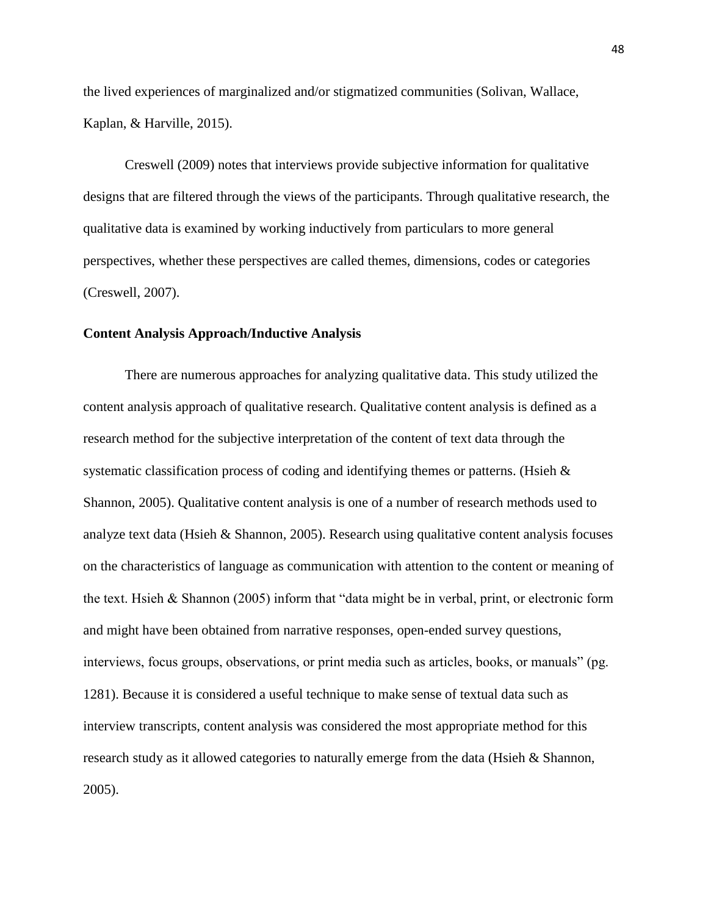the lived experiences of marginalized and/or stigmatized communities (Solivan, Wallace, Kaplan, & Harville, 2015).

Creswell (2009) notes that interviews provide subjective information for qualitative designs that are filtered through the views of the participants. Through qualitative research, the qualitative data is examined by working inductively from particulars to more general perspectives, whether these perspectives are called themes, dimensions, codes or categories (Creswell, 2007).

**Content Analysis Approach/Inductive Analysis**

There are numerous approaches for analyzing qualitative data. This study utilized the content analysis approach of qualitative research. Qualitative content analysis is defined as a research method for the subjective interpretation of the content of text data through the systematic classification process of coding and identifying themes or patterns. (Hsieh & Shannon, 2005). Qualitative content analysis is one of a number of research methods used to analyze text data (Hsieh & Shannon, 2005). Research using qualitative content analysis focuses on the characteristics of language as communication with attention to the content or meaning of the text. Hsieh & Shannon (2005) inform that "data might be in verbal, print, or electronic form and might have been obtained from narrative responses, open-ended survey questions, interviews, focus groups, observations, or print media such as articles, books, or manuals" (pg. 1281). Because it is considered a useful technique to make sense of textual data such as interview transcripts, content analysis was considered the most appropriate method for this research study as it allowed categories to naturally emerge from the data (Hsieh & Shannon, 2005).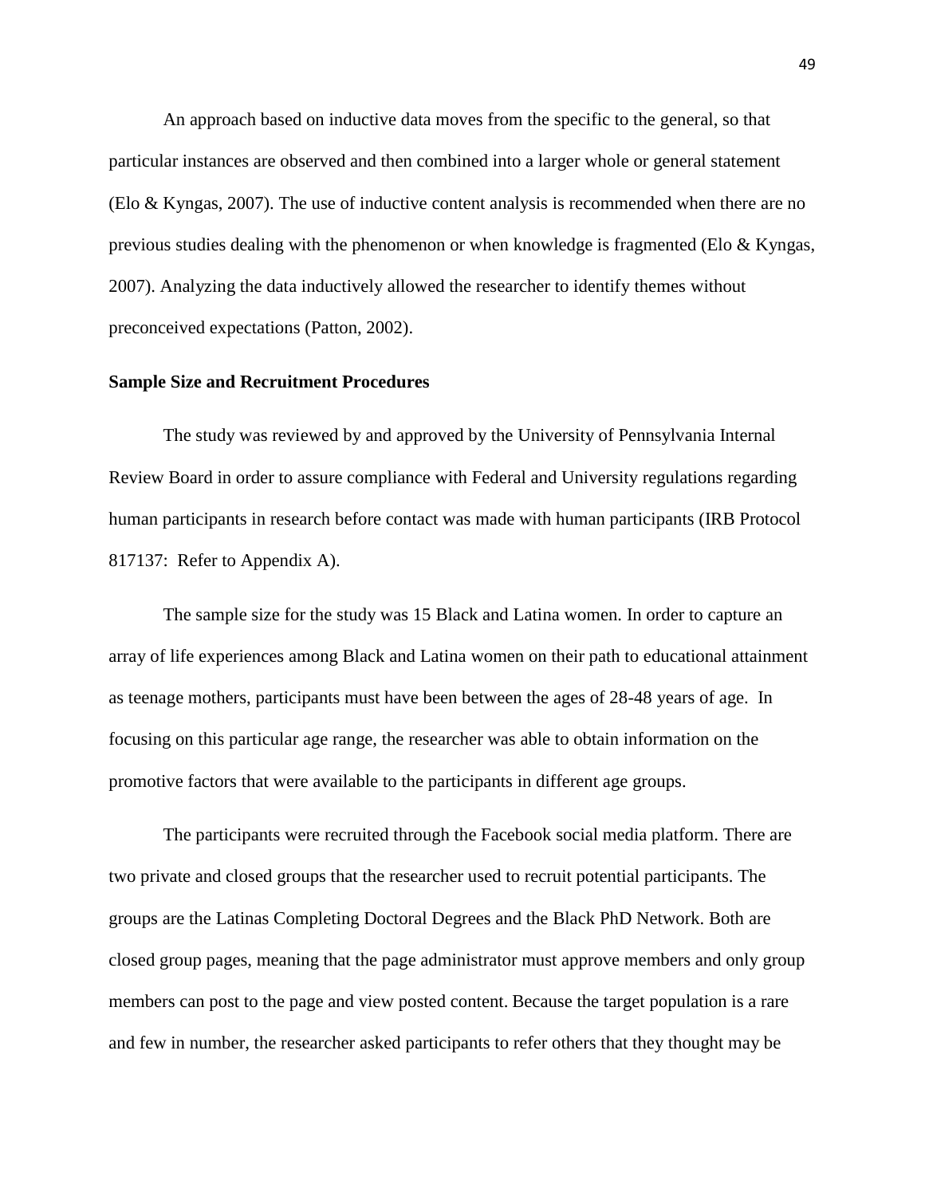An approach based on inductive data moves from the specific to the general, so that particular instances are observed and then combined into a larger whole or general statement (Elo & Kyngas, 2007). The use of inductive content analysis is recommended when there are no previous studies dealing with the phenomenon or when knowledge is fragmented (Elo & Kyngas, 2007). Analyzing the data inductively allowed the researcher to identify themes without preconceived expectations (Patton, 2002).

**Sample Size and Recruitment Procedures**

The study was reviewed by and approved by the University of Pennsylvania Internal Review Board in order to assure compliance with Federal and University regulations regarding human participants in research before contact was made with human participants (IRB Protocol 817137: Refer to Appendix A).

The sample size for the study was 15 Black and Latina women. In order to capture an array of life experiences among Black and Latina women on their path to educational attainment as teenage mothers, participants must have been between the ages of 28-48 years of age. In focusing on this particular age range, the researcher was able to obtain information on the promotive factors that were available to the participants in different age groups.

The participants were recruited through the Facebook social media platform. There are two private and closed groups that the researcher used to recruit potential participants. The groups are the Latinas Completing Doctoral Degrees and the Black PhD Network. Both are closed group pages, meaning that the page administrator must approve members and only group members can post to the page and view posted content. Because the target population is a rare and few in number, the researcher asked participants to refer others that they thought may be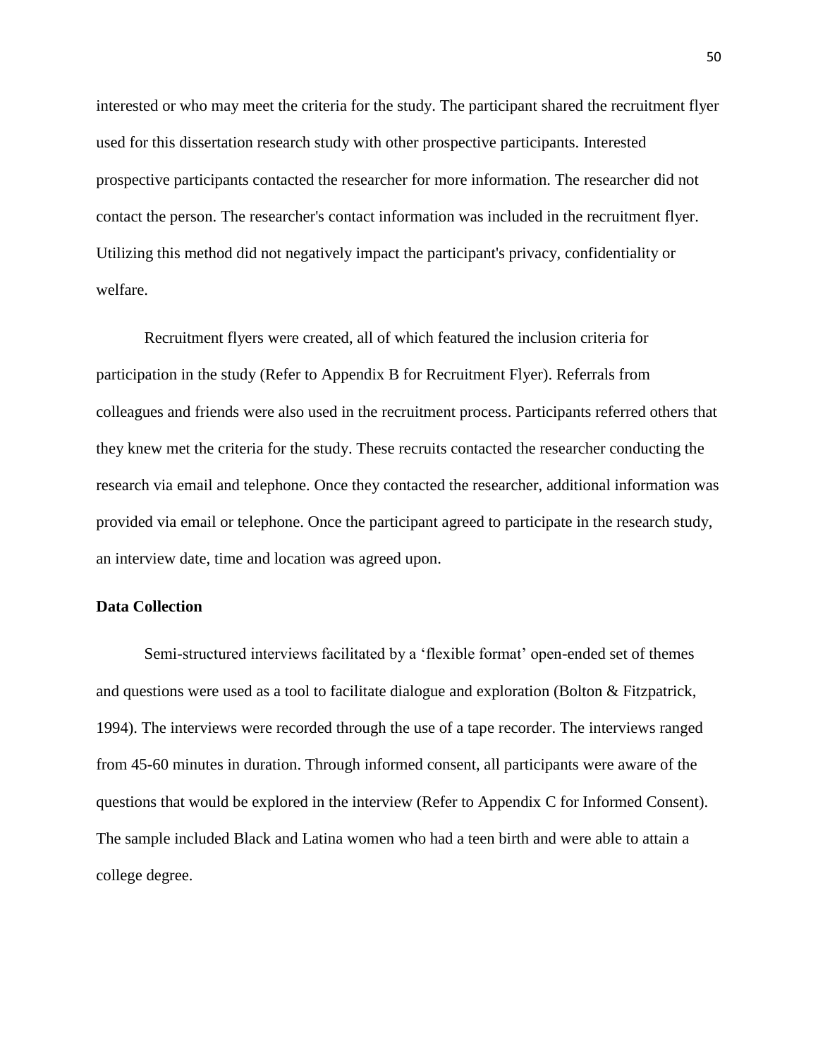interested or who may meet the criteria for the study. The participant shared the recruitment flyer used for this dissertation research study with other prospective participants. Interested prospective participants contacted the researcher for more information. The researcher did not contact the person. The researcher's contact information was included in the recruitment flyer. Utilizing this method did not negatively impact the participant's privacy, confidentiality or welfare.

Recruitment flyers were created, all of which featured the inclusion criteria for participation in the study (Refer to Appendix B for Recruitment Flyer). Referrals from colleagues and friends were also used in the recruitment process. Participants referred others that they knew met the criteria for the study. These recruits contacted the researcher conducting the research via email and telephone. Once they contacted the researcher, additional information was provided via email or telephone. Once the participant agreed to participate in the research study, an interview date, time and location was agreed upon.

**Data Collection**

Semi-structured interviews facilitated by a 'flexible format' open-ended set of themes and questions were used as a tool to facilitate dialogue and exploration (Bolton & Fitzpatrick, 1994). The interviews were recorded through the use of a tape recorder. The interviews ranged from 45-60 minutes in duration. Through informed consent, all participants were aware of the questions that would be explored in the interview (Refer to Appendix C for Informed Consent). The sample included Black and Latina women who had a teen birth and were able to attain a college degree.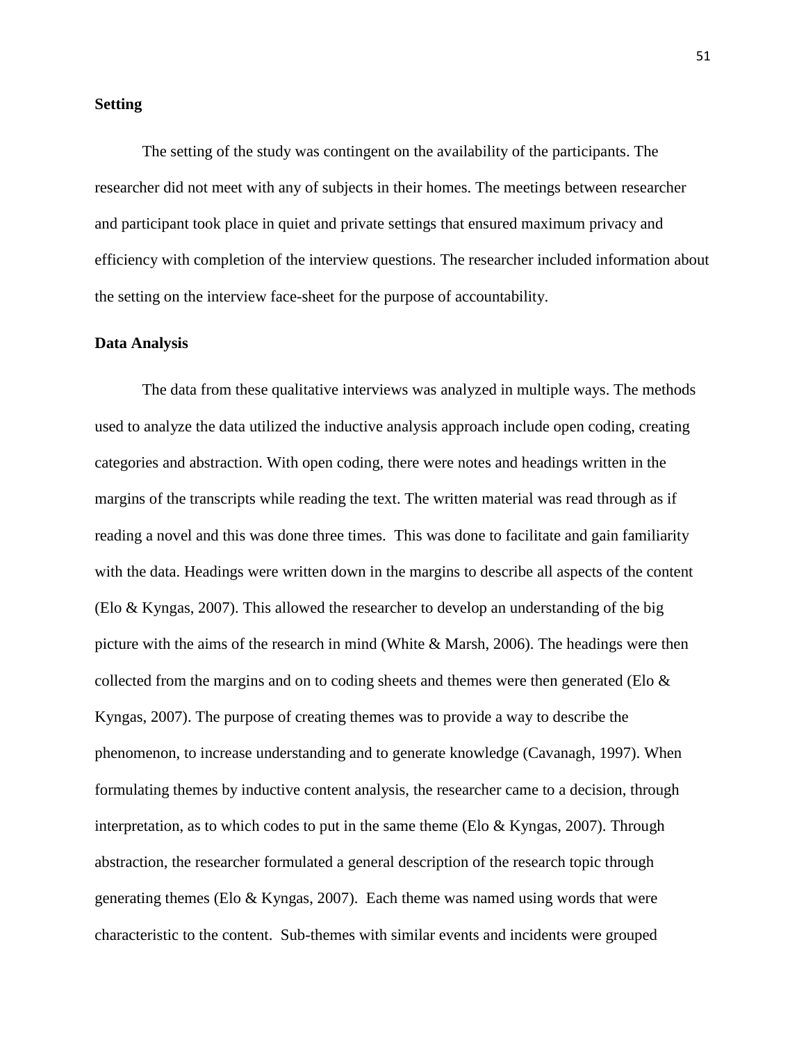**Setting**

The setting of the study was contingent on the availability of the participants. The researcher did not meet with any of subjects in their homes. The meetings between researcher and participant took place in quiet and private settings that ensured maximum privacy and efficiency with completion of the interview questions. The researcher included information about the setting on the interview face-sheet for the purpose of accountability.

**Data Analysis**

The data from these qualitative interviews was analyzed in multiple ways. The methods used to analyze the data utilized the inductive analysis approach include open coding, creating categories and abstraction. With open coding, there were notes and headings written in the margins of the transcripts while reading the text. The written material was read through as if reading a novel and this was done three times. This was done to facilitate and gain familiarity with the data. Headings were written down in the margins to describe all aspects of the content (Elo & Kyngas, 2007). This allowed the researcher to develop an understanding of the big picture with the aims of the research in mind (White & Marsh, 2006). The headings were then collected from the margins and on to coding sheets and themes were then generated (Elo & Kyngas, 2007). The purpose of creating themes was to provide a way to describe the phenomenon, to increase understanding and to generate knowledge (Cavanagh, 1997). When formulating themes by inductive content analysis, the researcher came to a decision, through interpretation, as to which codes to put in the same theme (Elo & Kyngas, 2007). Through abstraction, the researcher formulated a general description of the research topic through generating themes (Elo & Kyngas, 2007). Each theme was named using words that were characteristic to the content. Sub-themes with similar events and incidents were grouped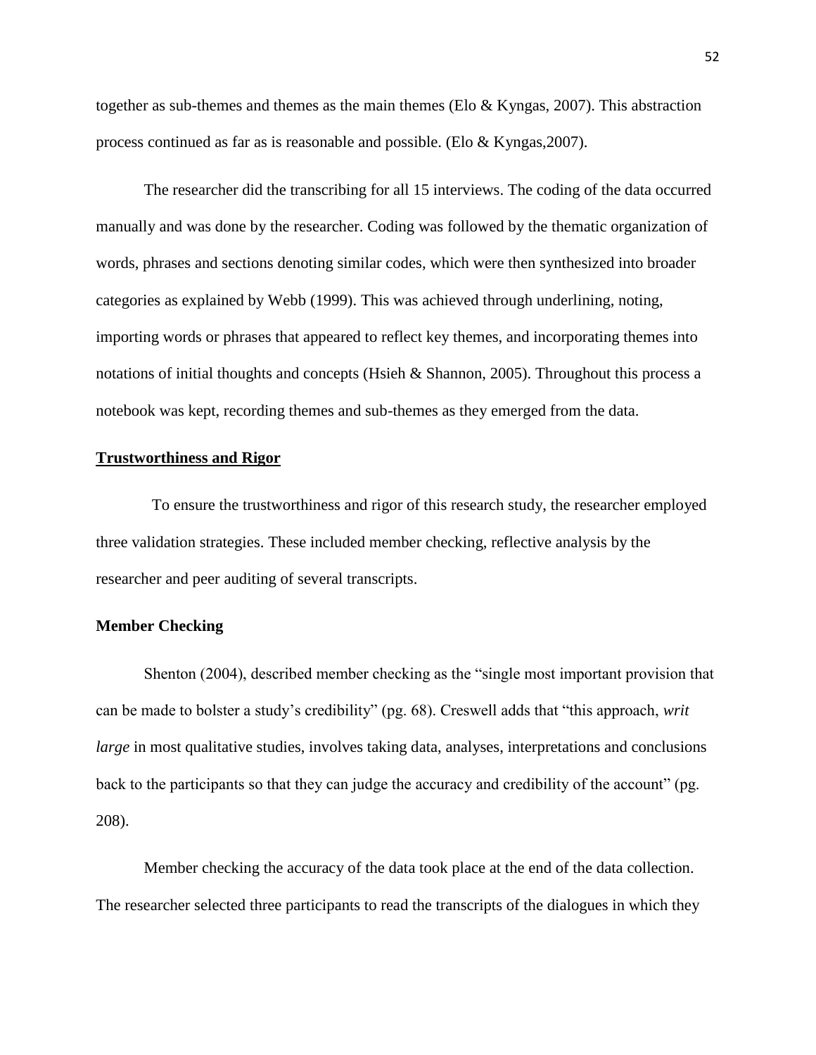together as sub-themes and themes as the main themes (Elo & Kyngas, 2007). This abstraction process continued as far as is reasonable and possible. (Elo & Kyngas,2007).

The researcher did the transcribing for all 15 interviews. The coding of the data occurred manually and was done by the researcher. Coding was followed by the thematic organization of words, phrases and sections denoting similar codes, which were then synthesized into broader categories as explained by Webb (1999). This was achieved through underlining, noting, importing words or phrases that appeared to reflect key themes, and incorporating themes into notations of initial thoughts and concepts (Hsieh & Shannon, 2005). Throughout this process a notebook was kept, recording themes and sub-themes as they emerged from the data.

## Trustworthiness and Rigor

To ensure the trustworthiness and rigor of this research study, the researcher employed three validation strategies. These included member checking, reflective analysis by the researcher and peer auditing of several transcripts.

### Member Checking

Shenton (2004), described member checking as the "single most important provision that can be made to bolster a study's credibility" (pg. 68). Creswell adds that "this approach, *writ large* in most qualitative studies, involves taking data, analyses, interpretations and conclusions back to the participants so that they can judge the accuracy and credibility of the account" (pg. 208).

Member checking the accuracy of the data took place at the end of the data collection. The researcher selected three participants to read the transcripts of the dialogues in which they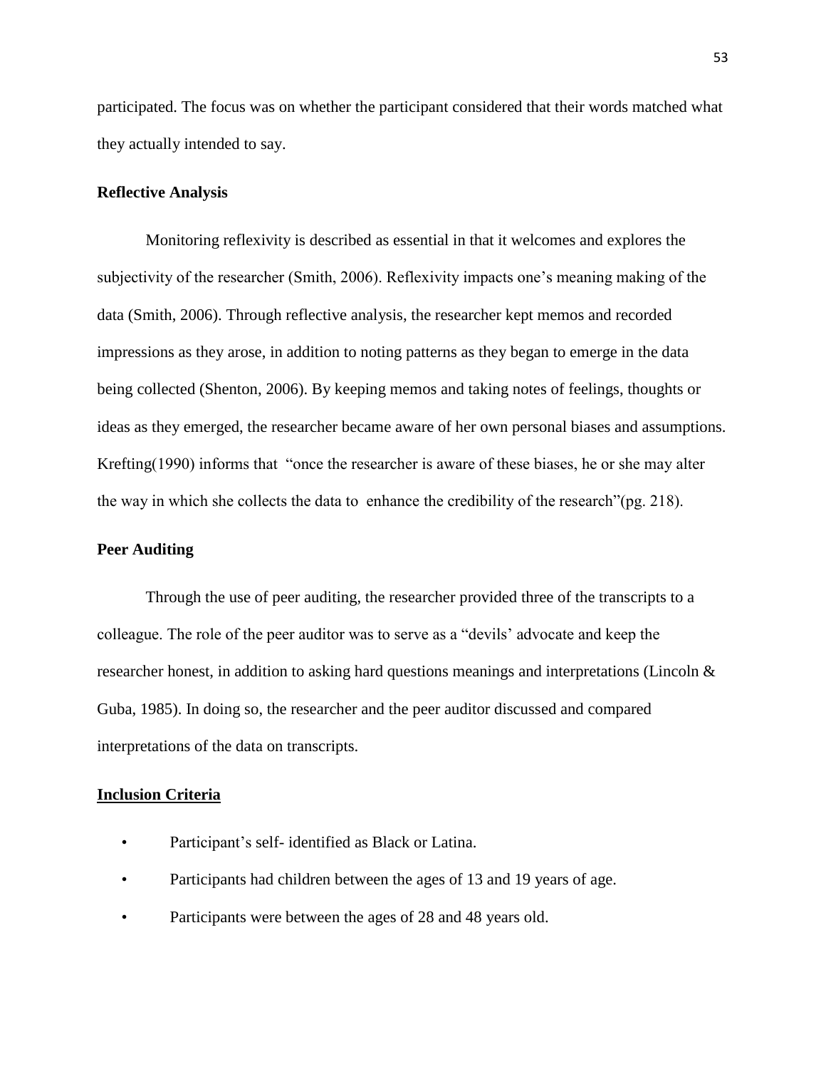participated. The focus was on whether the participant considered that their words matched what they actually intended to say.

### Reflective Analysis

Monitoring reflexivity is described as essential in that it welcomes and explores the subjectivity of the researcher (Smith, 2006). Reflexivity impacts one's meaning making of the data (Smith, 2006). Through reflective analysis, the researcher kept memos and recorded impressions as they arose, in addition to noting patterns as they began to emerge in the data being collected (Shenton, 2006). By keeping memos and taking notes of feelings, thoughts or ideas as they emerged, the researcher became aware of her own personal biases and assumptions. Krefting(1990) informs that "once the researcher is aware of these biases, he or she may alter the way in which she collects the data to enhance the credibility of the research"(pg. 218).

### Peer Auditing

Through the use of peer auditing, the researcher provided three of the transcripts to a colleague. The role of the peer auditor was to serve as a "devils' advocate and keep the researcher honest, in addition to asking hard questions meanings and interpretations (Lincoln & Guba, 1985). In doing so, the researcher and the peer auditor discussed and compared interpretations of the data on transcripts.

### Inclusion Criteria

- Participant's self- identified as Black or Latina.
- Participants had children between the ages of 13 and 19 years of age.
- Participants were between the ages of 28 and 48 years old.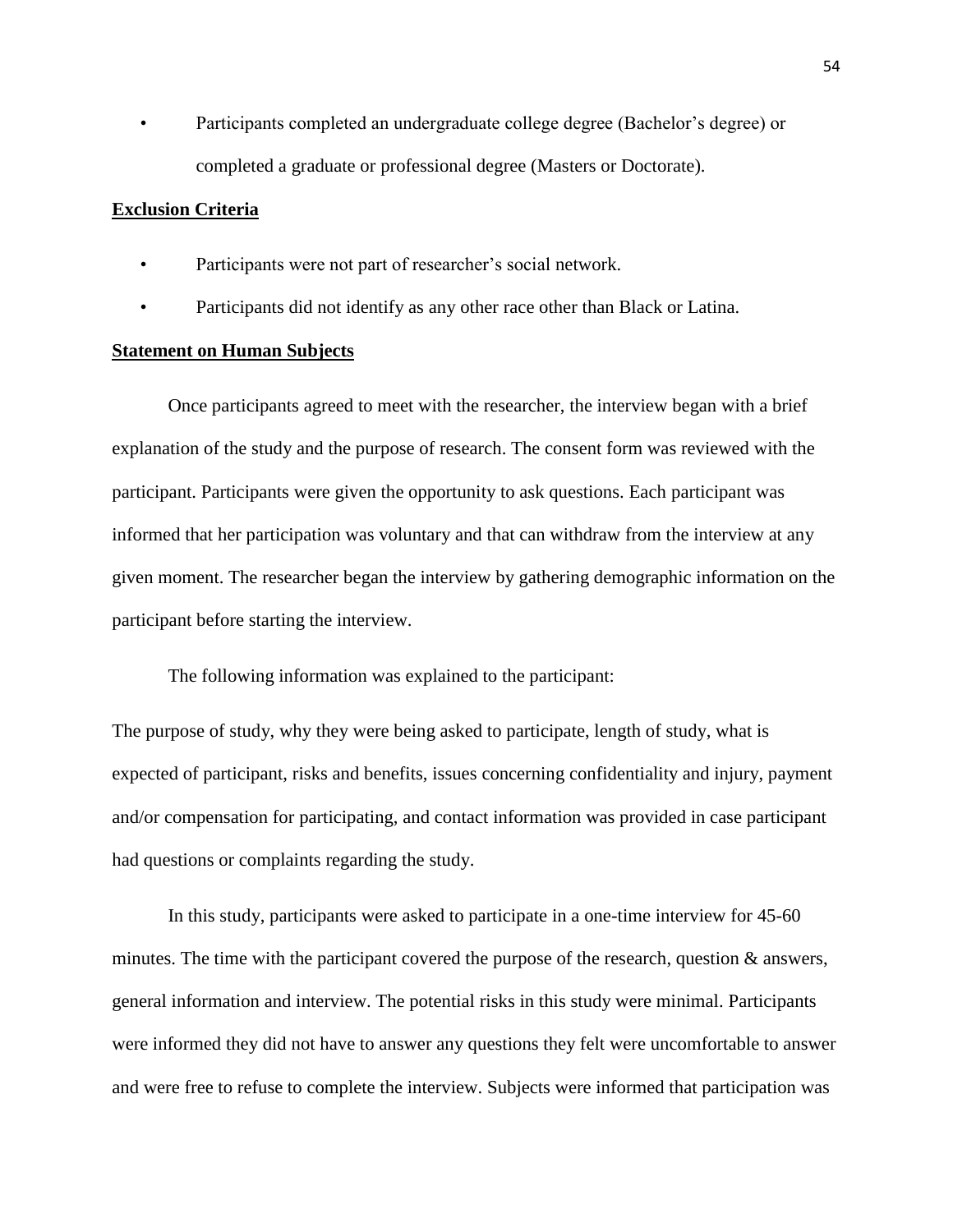- Participants completed an undergraduate college degree (Bachelor's degree) or completed a graduate or professional degree (Masters or Doctorate).

**Exclusion Criteria**

- Participants were not part of researcher's social network.
- Participants did not identify as any other race other than Black or Latina.

**Statement on Human Subjects**

Once participants agreed to meet with the researcher, the interview began with a brief explanation of the study and the purpose of research. The consent form was reviewed with the participant. Participants were given the opportunity to ask questions. Each participant was informed that her participation was voluntary and that can withdraw from the interview at any given moment. The researcher began the interview by gathering demographic information on the participant before starting the interview.

The following information was explained to the participant:

The purpose of study, why they were being asked to participate, length of study, what is expected of participant, risks and benefits, issues concerning confidentiality and injury, payment and/or compensation for participating, and contact information was provided in case participant had questions or complaints regarding the study.

In this study, participants were asked to participate in a one-time interview for 45-60 minutes. The time with the participant covered the purpose of the research, question & answers, general information and interview. The potential risks in this study were minimal. Participants were informed they did not have to answer any questions they felt were uncomfortable to answer and were free to refuse to complete the interview. Subjects were informed that participation was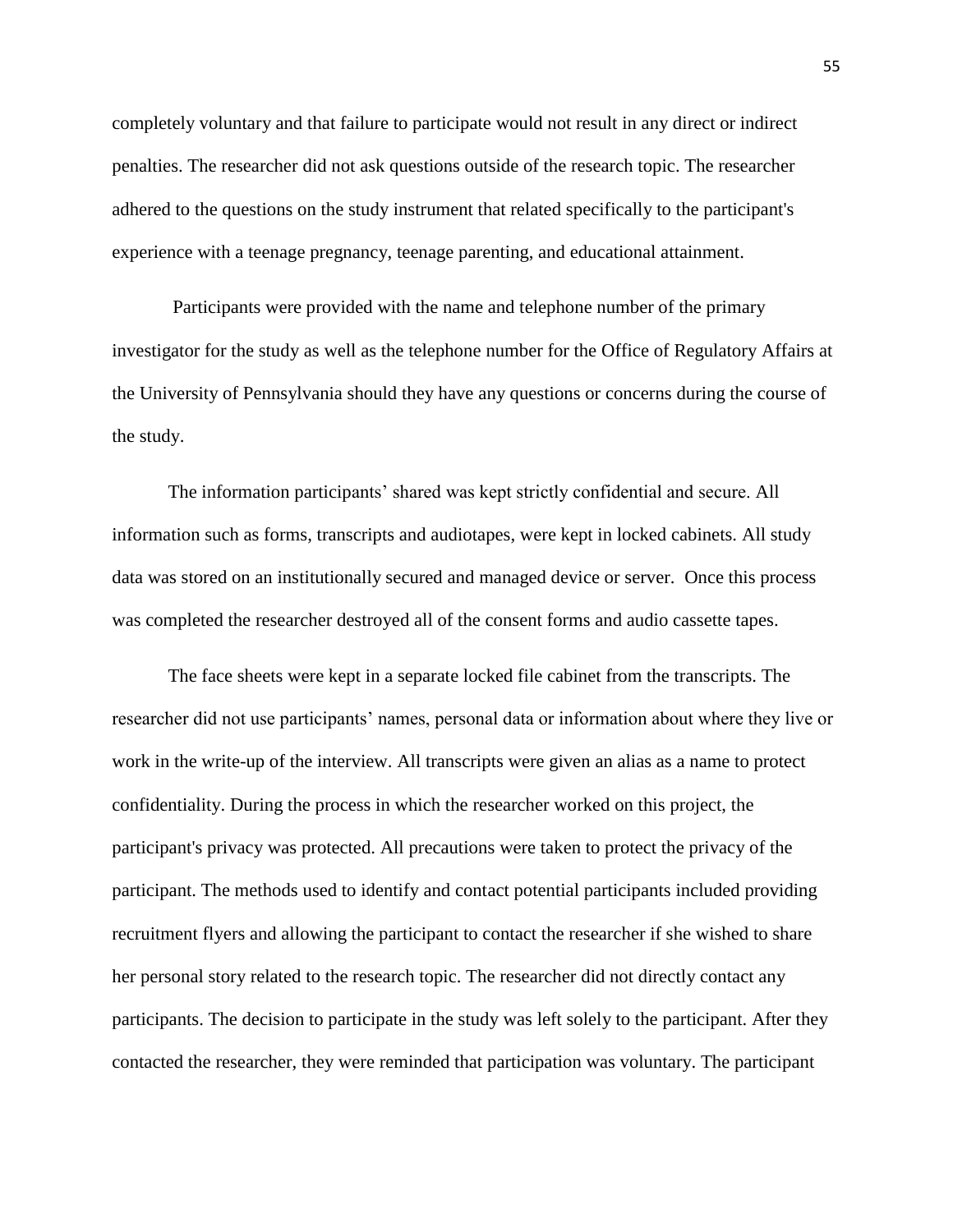completely voluntary and that failure to participate would not result in any direct or indirect penalties. The researcher did not ask questions outside of the research topic. The researcher adhered to the questions on the study instrument that related specifically to the participant's experience with a teenage pregnancy, teenage parenting, and educational attainment.

Participants were provided with the name and telephone number of the primary investigator for the study as well as the telephone number for the Office of Regulatory Affairs at the University of Pennsylvania should they have any questions or concerns during the course of the study.

The information participants' shared was kept strictly confidential and secure. All information such as forms, transcripts and audiotapes, were kept in locked cabinets. All study data was stored on an institutionally secured and managed device or server. Once this process was completed the researcher destroyed all of the consent forms and audio cassette tapes.

The face sheets were kept in a separate locked file cabinet from the transcripts. The researcher did not use participants' names, personal data or information about where they live or work in the write-up of the interview. All transcripts were given an alias as a name to protect confidentiality. During the process in which the researcher worked on this project, the participant's privacy was protected. All precautions were taken to protect the privacy of the participant. The methods used to identify and contact potential participants included providing recruitment flyers and allowing the participant to contact the researcher if she wished to share her personal story related to the research topic. The researcher did not directly contact any participants. The decision to participate in the study was left solely to the participant. After they contacted the researcher, they were reminded that participation was voluntary. The participant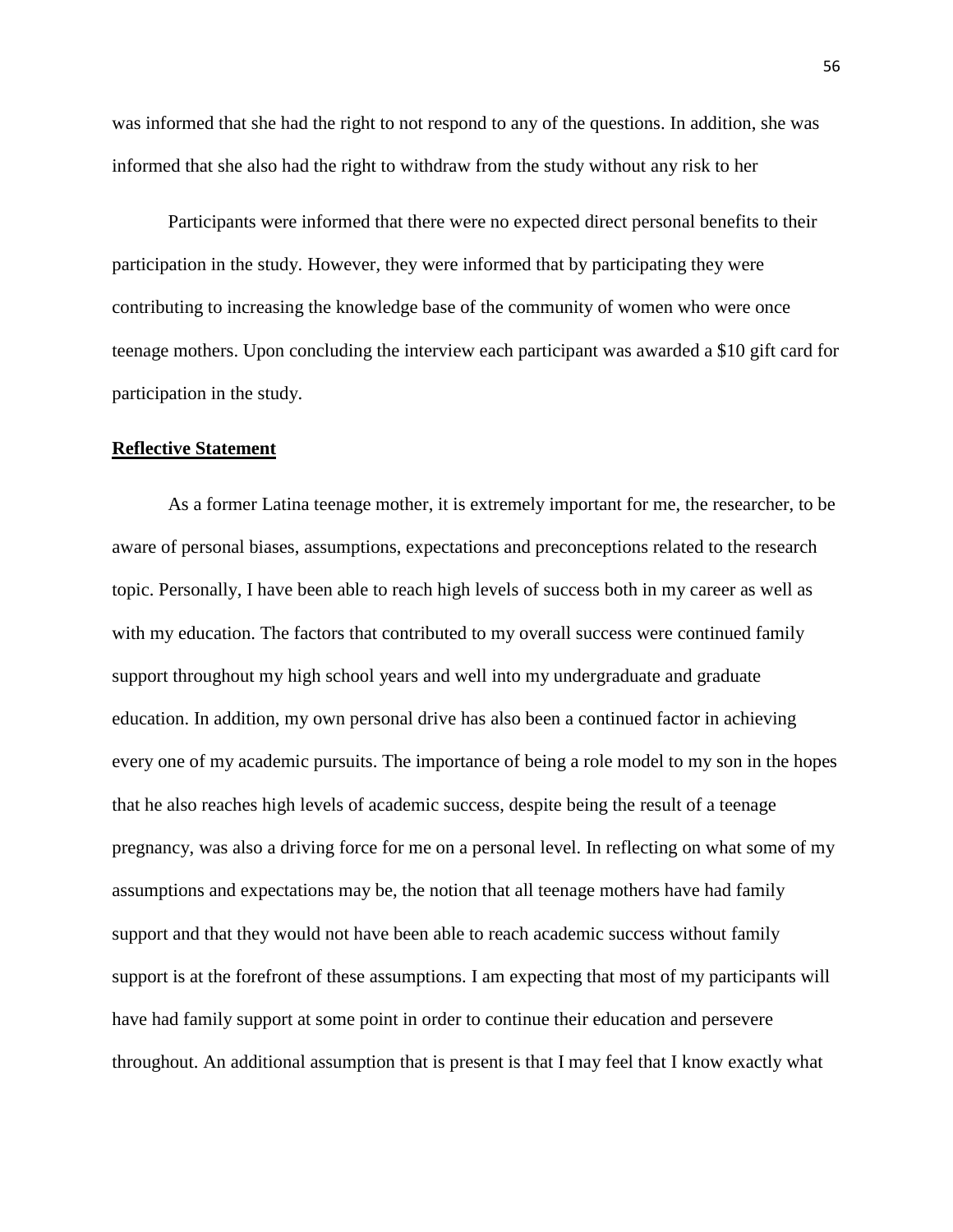was informed that she had the right to not respond to any of the questions. In addition, she was informed that she also had the right to withdraw from the study without any risk to her

Participants were informed that there were no expected direct personal benefits to their participation in the study. However, they were informed that by participating they were contributing to increasing the knowledge base of the community of women who were once teenage mothers. Upon concluding the interview each participant was awarded a $10 gift card for participation in the study.

## Reflective Statement

As a former Latina teenage mother, it is extremely important for me, the researcher, to be aware of personal biases, assumptions, expectations and preconceptions related to the research topic. Personally, I have been able to reach high levels of success both in my career as well as with my education. The factors that contributed to my overall success were continued family support throughout my high school years and well into my undergraduate and graduate education. In addition, my own personal drive has also been a continued factor in achieving every one of my academic pursuits. The importance of being a role model to my son in the hopes that he also reaches high levels of academic success, despite being the result of a teenage pregnancy, was also a driving force for me on a personal level. In reflecting on what some of my assumptions and expectations may be, the notion that all teenage mothers have had family support and that they would not have been able to reach academic success without family support is at the forefront of these assumptions. I am expecting that most of my participants will have had family support at some point in order to continue their education and persevere throughout. An additional assumption that is present is that I may feel that I know exactly what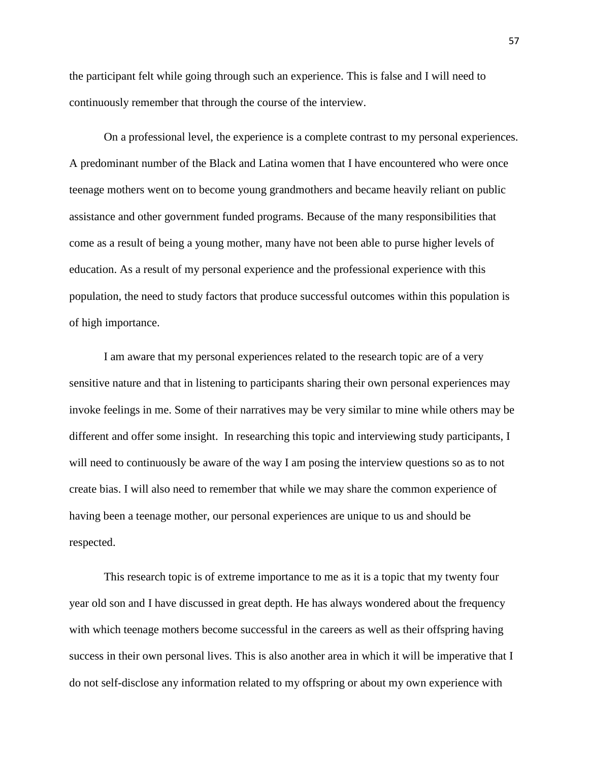the participant felt while going through such an experience. This is false and I will need to continuously remember that through the course of the interview.

On a professional level, the experience is a complete contrast to my personal experiences. A predominant number of the Black and Latina women that I have encountered who were once teenage mothers went on to become young grandmothers and became heavily reliant on public assistance and other government funded programs. Because of the many responsibilities that come as a result of being a young mother, many have not been able to purse higher levels of education. As a result of my personal experience and the professional experience with this population, the need to study factors that produce successful outcomes within this population is of high importance.

I am aware that my personal experiences related to the research topic are of a very sensitive nature and that in listening to participants sharing their own personal experiences may invoke feelings in me. Some of their narratives may be very similar to mine while others may be different and offer some insight. In researching this topic and interviewing study participants, I will need to continuously be aware of the way I am posing the interview questions so as to not create bias. I will also need to remember that while we may share the common experience of having been a teenage mother, our personal experiences are unique to us and should be respected.

This research topic is of extreme importance to me as it is a topic that my twenty four year old son and I have discussed in great depth. He has always wondered about the frequency with which teenage mothers become successful in the careers as well as their offspring having success in their own personal lives. This is also another area in which it will be imperative that I do not self-disclose any information related to my offspring or about my own experience with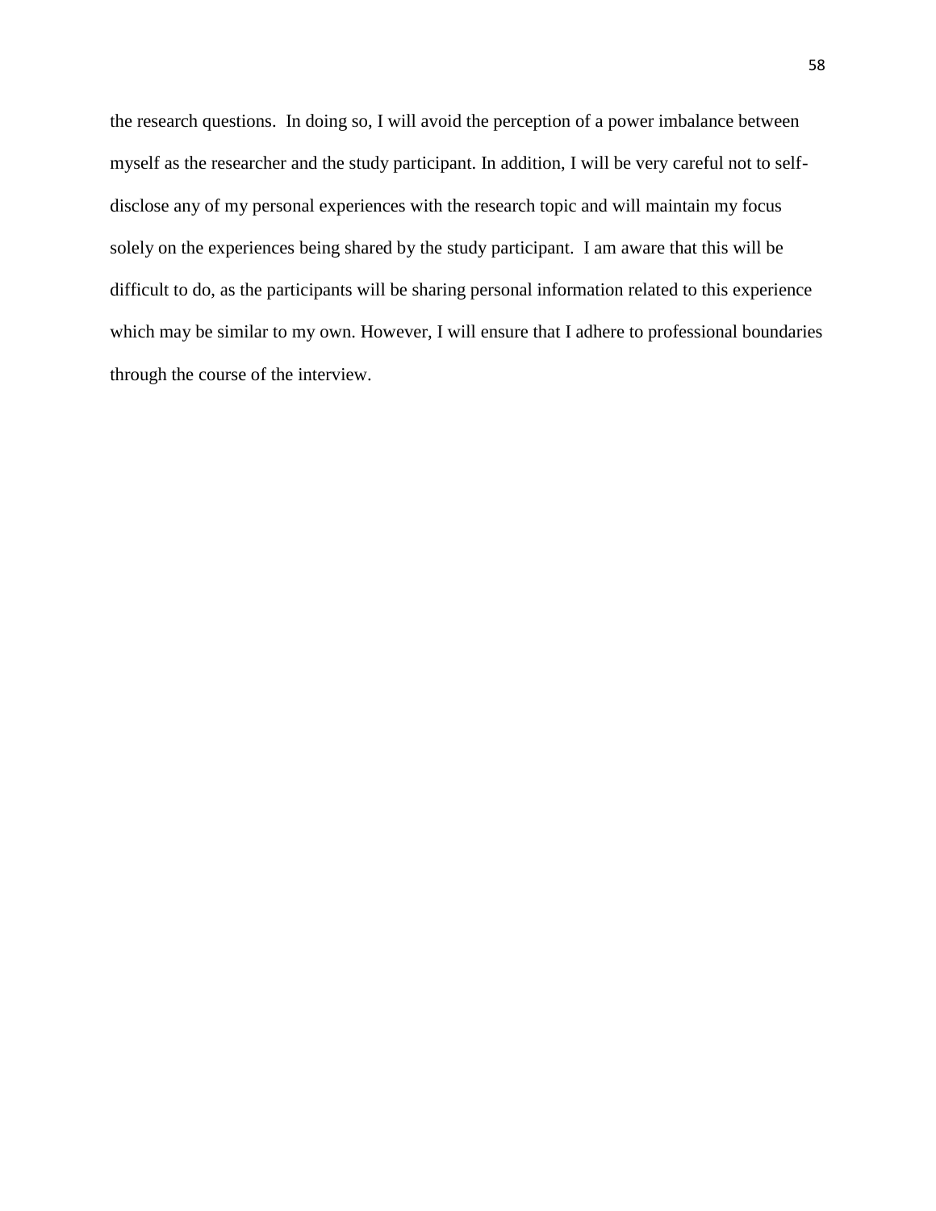the research questions. In doing so, I will avoid the perception of a power imbalance between myself as the researcher and the study participant. In addition, I will be very careful not to self-disclose any of my personal experiences with the research topic and will maintain my focus solely on the experiences being shared by the study participant. I am aware that this will be difficult to do, as the participants will be sharing personal information related to this experience which may be similar to my own. However, I will ensure that I adhere to professional boundaries through the course of the interview.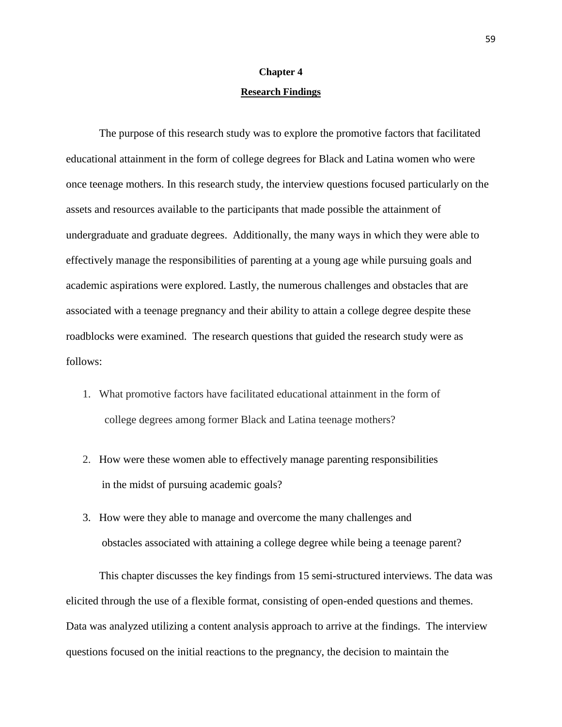# Chapter 4

## Research Findings

The purpose of this research study was to explore the promotive factors that facilitated educational attainment in the form of college degrees for Black and Latina women who were once teenage mothers. In this research study, the interview questions focused particularly on the assets and resources available to the participants that made possible the attainment of undergraduate and graduate degrees. Additionally, the many ways in which they were able to effectively manage the responsibilities of parenting at a young age while pursuing goals and academic aspirations were explored. Lastly, the numerous challenges and obstacles that are associated with a teenage pregnancy and their ability to attain a college degree despite these roadblocks were examined. The research questions that guided the research study were as follows:

1. What promotive factors have facilitated educational attainment in the form of college degrees among former Black and Latina teenage mothers?

2. How were these women able to effectively manage parenting responsibilities in the midst of pursuing academic goals?

3. How were they able to manage and overcome the many challenges and obstacles associated with attaining a college degree while being a teenage parent?

This chapter discusses the key findings from 15 semi-structured interviews. The data was elicited through the use of a flexible format, consisting of open-ended questions and themes. Data was analyzed utilizing a content analysis approach to arrive at the findings. The interview questions focused on the initial reactions to the pregnancy, the decision to maintain the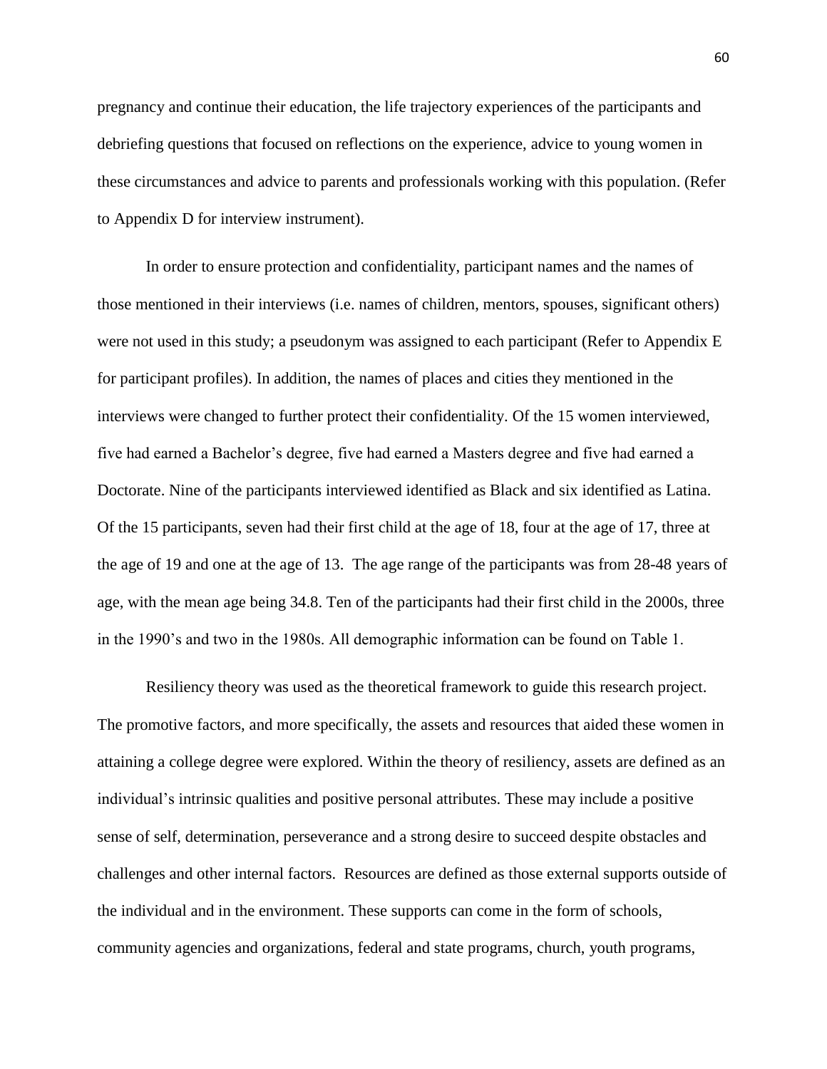pregnancy and continue their education, the life trajectory experiences of the participants and debriefing questions that focused on reflections on the experience, advice to young women in these circumstances and advice to parents and professionals working with this population. (Refer to Appendix D for interview instrument).

In order to ensure protection and confidentiality, participant names and the names of those mentioned in their interviews (i.e. names of children, mentors, spouses, significant others) were not used in this study; a pseudonym was assigned to each participant (Refer to Appendix E for participant profiles). In addition, the names of places and cities they mentioned in the interviews were changed to further protect their confidentiality. Of the 15 women interviewed, five had earned a Bachelor's degree, five had earned a Masters degree and five had earned a Doctorate. Nine of the participants interviewed identified as Black and six identified as Latina. Of the 15 participants, seven had their first child at the age of 18, four at the age of 17, three at the age of 19 and one at the age of 13. The age range of the participants was from 28-48 years of age, with the mean age being 34.8. Ten of the participants had their first child in the 2000s, three in the 1990's and two in the 1980s. All demographic information can be found on Table 1.

Resiliency theory was used as the theoretical framework to guide this research project. The promotive factors, and more specifically, the assets and resources that aided these women in attaining a college degree were explored. Within the theory of resiliency, assets are defined as an individual's intrinsic qualities and positive personal attributes. These may include a positive sense of self, determination, perseverance and a strong desire to succeed despite obstacles and challenges and other internal factors. Resources are defined as those external supports outside of the individual and in the environment. These supports can come in the form of schools, community agencies and organizations, federal and state programs, church, youth programs,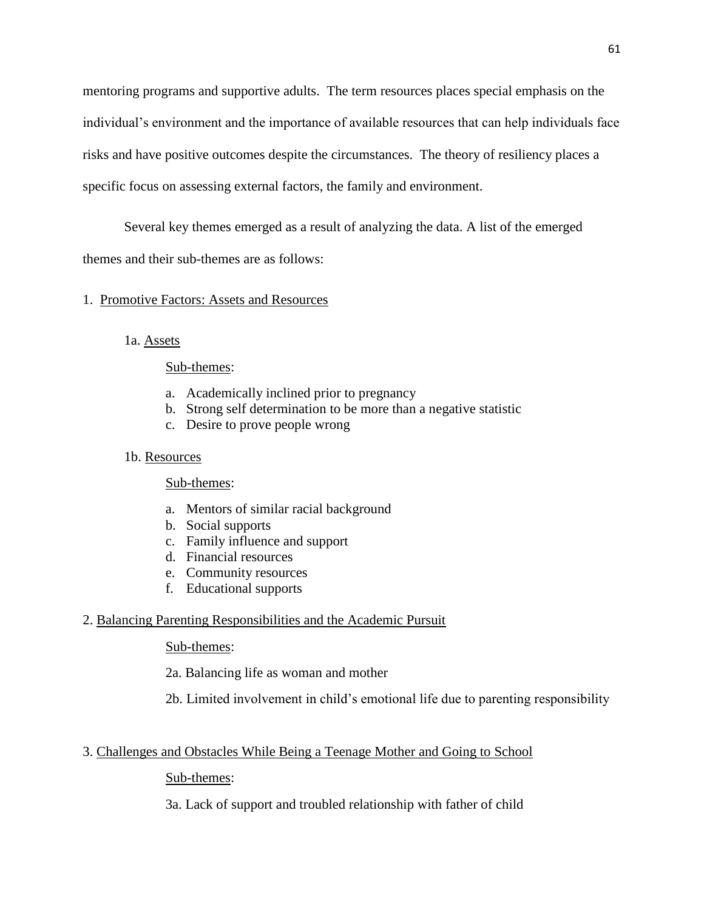mentoring programs and supportive adults. The term resources places special emphasis on the individual's environment and the importance of available resources that can help individuals face risks and have positive outcomes despite the circumstances. The theory of resiliency places a specific focus on assessing external factors, the family and environment.

Several key themes emerged as a result of analyzing the data. A list of the emerged themes and their sub-themes are as follows:

1. <u>Promotive Factors: Assets and Resources</u>

    1a. <u>Assets</u>

    <u>Sub-themes</u>:

    a. Academically inclined prior to pregnancy
    b. Strong self determination to be more than a negative statistic
    c. Desire to prove people wrong

    1b. <u>Resources</u>

    <u>Sub-themes</u>:

    a. Mentors of similar racial background
    b. Social supports
    c. Family influence and support
    d. Financial resources
    e. Community resources
    f. Educational supports

2. <u>Balancing Parenting Responsibilities and the Academic Pursuit</u>

    <u>Sub-themes</u>:

    2a. Balancing life as woman and mother

    2b. Limited involvement in child's emotional life due to parenting responsibility

3. <u>Challenges and Obstacles While Being a Teenage Mother and Going to School</u>

    <u>Sub-themes</u>:

    3a. Lack of support and troubled relationship with father of child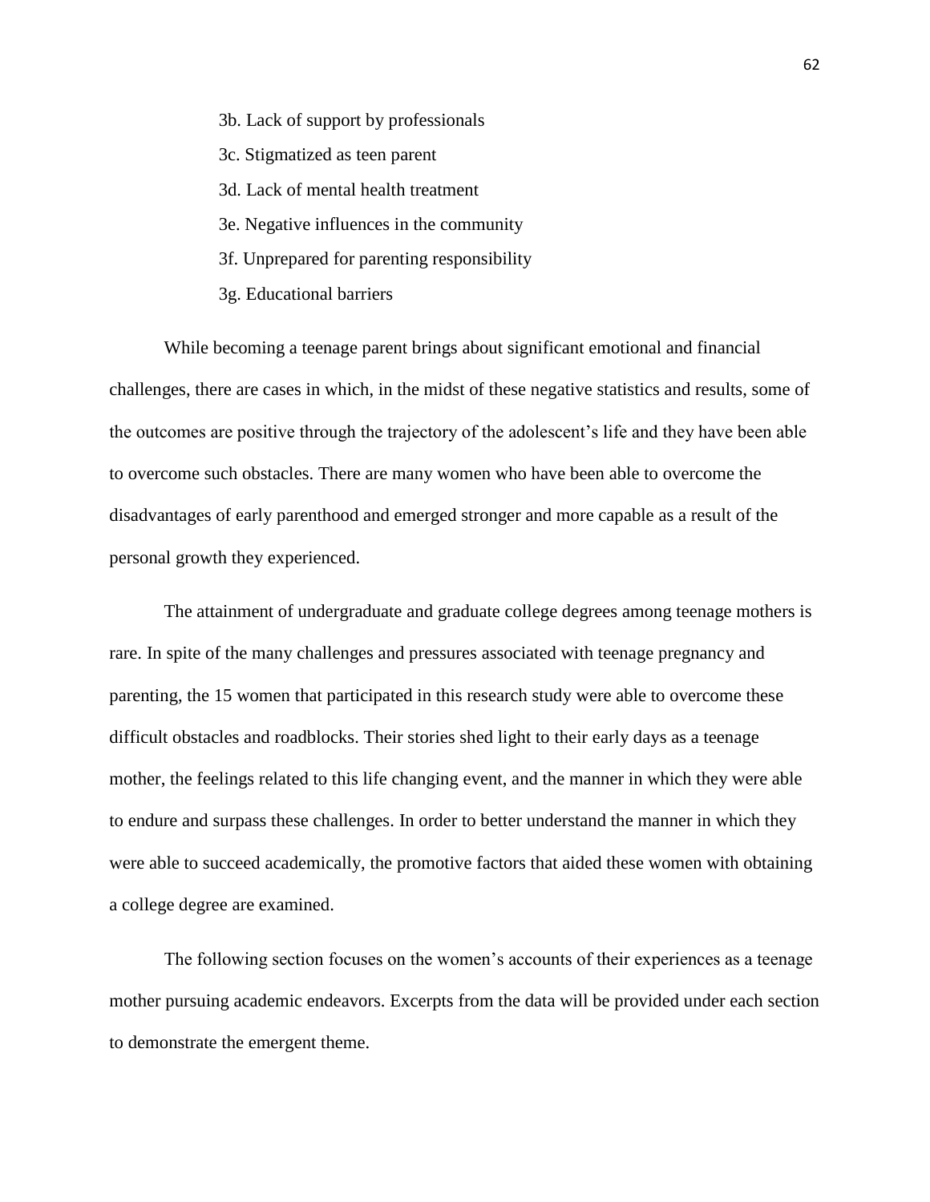3b. Lack of support by professionals

3c. Stigmatized as teen parent

3d. Lack of mental health treatment

3e. Negative influences in the community

3f. Unprepared for parenting responsibility

3g. Educational barriers

While becoming a teenage parent brings about significant emotional and financial challenges, there are cases in which, in the midst of these negative statistics and results, some of the outcomes are positive through the trajectory of the adolescent's life and they have been able to overcome such obstacles. There are many women who have been able to overcome the disadvantages of early parenthood and emerged stronger and more capable as a result of the personal growth they experienced.

The attainment of undergraduate and graduate college degrees among teenage mothers is rare. In spite of the many challenges and pressures associated with teenage pregnancy and parenting, the 15 women that participated in this research study were able to overcome these difficult obstacles and roadblocks. Their stories shed light to their early days as a teenage mother, the feelings related to this life changing event, and the manner in which they were able to endure and surpass these challenges. In order to better understand the manner in which they were able to succeed academically, the promotive factors that aided these women with obtaining a college degree are examined.

The following section focuses on the women's accounts of their experiences as a teenage mother pursuing academic endeavors. Excerpts from the data will be provided under each section to demonstrate the emergent theme.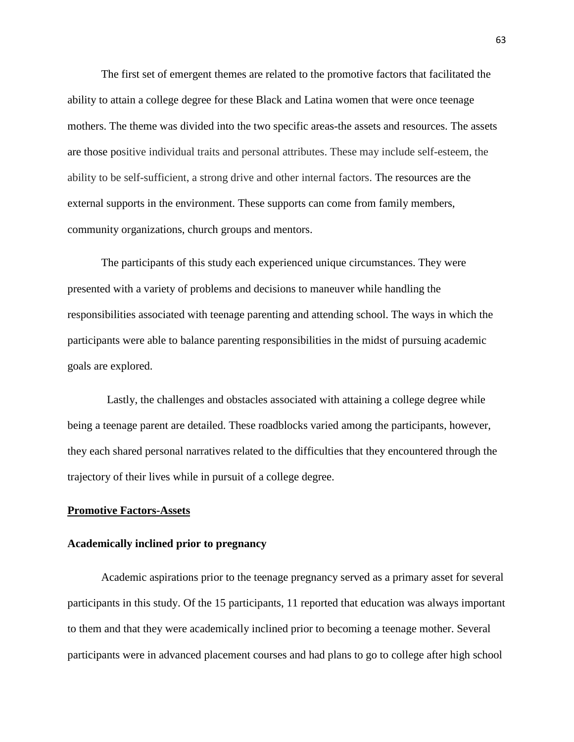The first set of emergent themes are related to the promotive factors that facilitated the ability to attain a college degree for these Black and Latina women that were once teenage mothers. The theme was divided into the two specific areas-the assets and resources. The assets are those positive individual traits and personal attributes. These may include self-esteem, the ability to be self-sufficient, a strong drive and other internal factors. The resources are the external supports in the environment. These supports can come from family members, community organizations, church groups and mentors.

The participants of this study each experienced unique circumstances. They were presented with a variety of problems and decisions to maneuver while handling the responsibilities associated with teenage parenting and attending school. The ways in which the participants were able to balance parenting responsibilities in the midst of pursuing academic goals are explored.

Lastly, the challenges and obstacles associated with attaining a college degree while being a teenage parent are detailed. These roadblocks varied among the participants, however, they each shared personal narratives related to the difficulties that they encountered through the trajectory of their lives while in pursuit of a college degree.

**<u>Promotive Factors-Assets</u>**

**Academically inclined prior to pregnancy**

Academic aspirations prior to the teenage pregnancy served as a primary asset for several participants in this study. Of the 15 participants, 11 reported that education was always important to them and that they were academically inclined prior to becoming a teenage mother. Several participants were in advanced placement courses and had plans to go to college after high school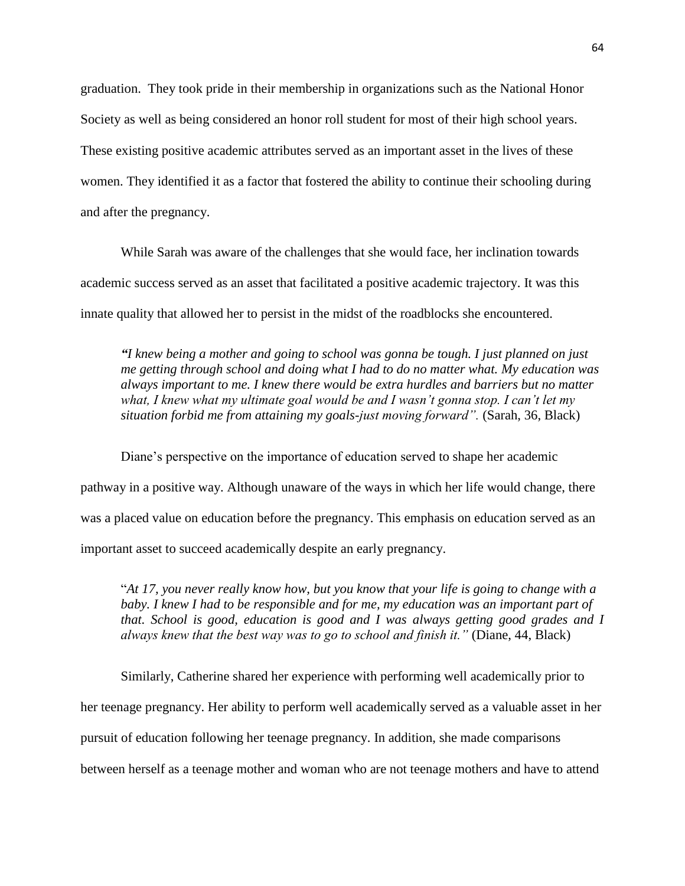graduation. They took pride in their membership in organizations such as the National Honor Society as well as being considered an honor roll student for most of their high school years. These existing positive academic attributes served as an important asset in the lives of these women. They identified it as a factor that fostered the ability to continue their schooling during and after the pregnancy.

While Sarah was aware of the challenges that she would face, her inclination towards academic success served as an asset that facilitated a positive academic trajectory. It was this innate quality that allowed her to persist in the midst of the roadblocks she encountered.

> *"I knew being a mother and going to school was gonna be tough. I just planned on just me getting through school and doing what I had to do no matter what. My education was always important to me. I knew there would be extra hurdles and barriers but no matter what, I knew what my ultimate goal would be and I wasn't gonna stop. I can't let my situation forbid me from attaining my goals-just moving forward".* (Sarah, 36, Black)

Diane's perspective on the importance of education served to shape her academic pathway in a positive way. Although unaware of the ways in which her life would change, there was a placed value on education before the pregnancy. This emphasis on education served as an important asset to succeed academically despite an early pregnancy.

> "*At 17, you never really know how, but you know that your life is going to change with a baby. I knew I had to be responsible and for me, my education was an important part of that. School is good, education is good and I was always getting good grades and I always knew that the best way was to go to school and finish it."* (Diane, 44, Black)

Similarly, Catherine shared her experience with performing well academically prior to her teenage pregnancy. Her ability to perform well academically served as a valuable asset in her pursuit of education following her teenage pregnancy. In addition, she made comparisons between herself as a teenage mother and woman who are not teenage mothers and have to attend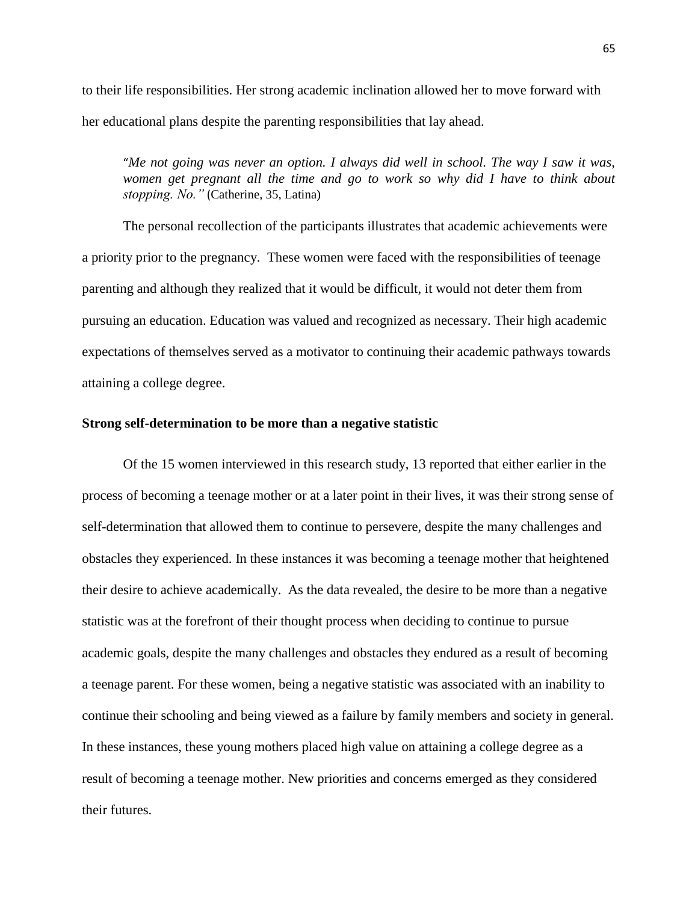to their life responsibilities. Her strong academic inclination allowed her to move forward with her educational plans despite the parenting responsibilities that lay ahead.

> "*Me not going was never an option. I always did well in school. The way I saw it was, women get pregnant all the time and go to work so why did I have to think about stopping. No."* (Catherine, 35, Latina)

The personal recollection of the participants illustrates that academic achievements were a priority prior to the pregnancy. These women were faced with the responsibilities of teenage parenting and although they realized that it would be difficult, it would not deter them from pursuing an education. Education was valued and recognized as necessary. Their high academic expectations of themselves served as a motivator to continuing their academic pathways towards attaining a college degree.

**Strong self-determination to be more than a negative statistic**

Of the 15 women interviewed in this research study, 13 reported that either earlier in the process of becoming a teenage mother or at a later point in their lives, it was their strong sense of self-determination that allowed them to continue to persevere, despite the many challenges and obstacles they experienced. In these instances it was becoming a teenage mother that heightened their desire to achieve academically. As the data revealed, the desire to be more than a negative statistic was at the forefront of their thought process when deciding to continue to pursue academic goals, despite the many challenges and obstacles they endured as a result of becoming a teenage parent. For these women, being a negative statistic was associated with an inability to continue their schooling and being viewed as a failure by family members and society in general. In these instances, these young mothers placed high value on attaining a college degree as a result of becoming a teenage mother. New priorities and concerns emerged as they considered their futures.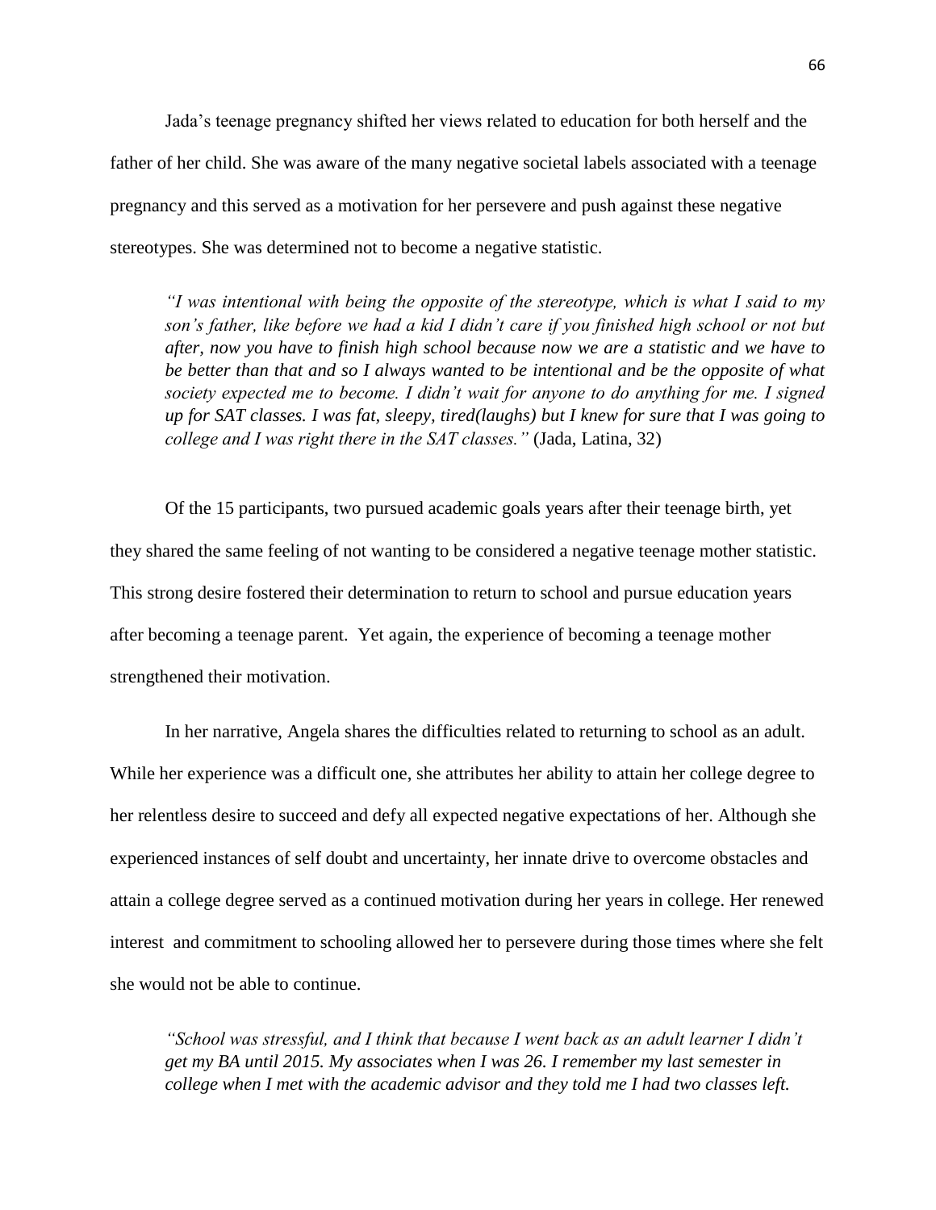Jada's teenage pregnancy shifted her views related to education for both herself and the father of her child. She was aware of the many negative societal labels associated with a teenage pregnancy and this served as a motivation for her persevere and push against these negative stereotypes. She was determined not to become a negative statistic.

> *"I was intentional with being the opposite of the stereotype, which is what I said to my son's father, like before we had a kid I didn't care if you finished high school or not but after, now you have to finish high school because now we are a statistic and we have to be better than that and so I always wanted to be intentional and be the opposite of what society expected me to become. I didn't wait for anyone to do anything for me. I signed up for SAT classes. I was fat, sleepy, tired(laughs) but I knew for sure that I was going to college and I was right there in the SAT classes."* (Jada, Latina, 32)

Of the 15 participants, two pursued academic goals years after their teenage birth, yet they shared the same feeling of not wanting to be considered a negative teenage mother statistic. This strong desire fostered their determination to return to school and pursue education years after becoming a teenage parent. Yet again, the experience of becoming a teenage mother strengthened their motivation.

In her narrative, Angela shares the difficulties related to returning to school as an adult. While her experience was a difficult one, she attributes her ability to attain her college degree to her relentless desire to succeed and defy all expected negative expectations of her. Although she experienced instances of self doubt and uncertainty, her innate drive to overcome obstacles and attain a college degree served as a continued motivation during her years in college. Her renewed interest and commitment to schooling allowed her to persevere during those times where she felt she would not be able to continue.

> *"School was stressful, and I think that because I went back as an adult learner I didn't get my BA until 2015. My associates when I was 26. I remember my last semester in college when I met with the academic advisor and they told me I had two classes left.*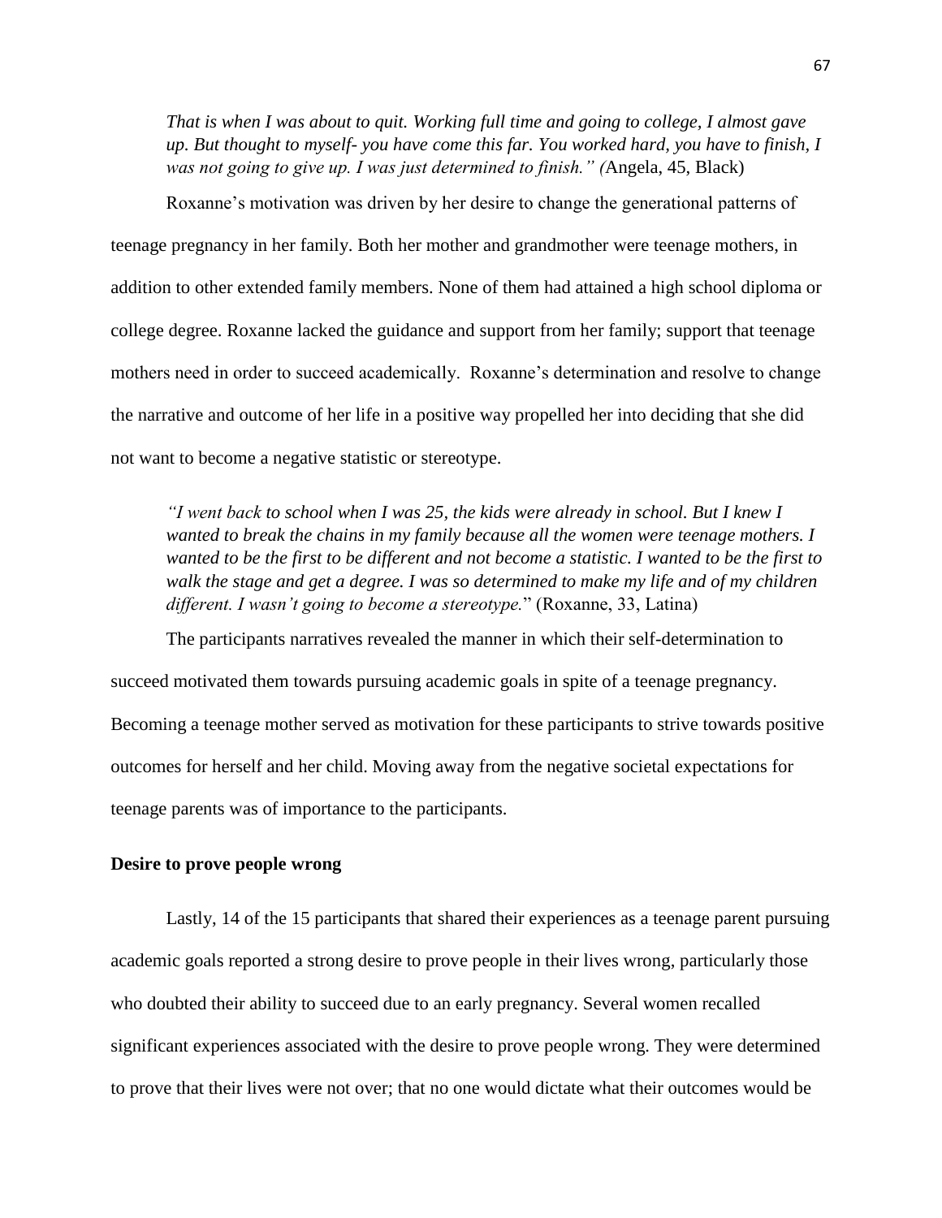*That is when I was about to quit. Working full time and going to college, I almost gave up. But thought to myself- you have come this far. You worked hard, you have to finish, I was not going to give up. I was just determined to finish." (*Angela, 45, Black)

Roxanne's motivation was driven by her desire to change the generational patterns of teenage pregnancy in her family. Both her mother and grandmother were teenage mothers, in addition to other extended family members. None of them had attained a high school diploma or college degree. Roxanne lacked the guidance and support from her family; support that teenage mothers need in order to succeed academically. Roxanne's determination and resolve to change the narrative and outcome of her life in a positive way propelled her into deciding that she did not want to become a negative statistic or stereotype.

*"I went back to school when I was 25, the kids were already in school. But I knew I wanted to break the chains in my family because all the women were teenage mothers. I wanted to be the first to be different and not become a statistic. I wanted to be the first to walk the stage and get a degree. I was so determined to make my life and of my children different. I wasn't going to become a stereotype.*" (Roxanne, 33, Latina)

The participants narratives revealed the manner in which their self-determination to succeed motivated them towards pursuing academic goals in spite of a teenage pregnancy. Becoming a teenage mother served as motivation for these participants to strive towards positive outcomes for herself and her child. Moving away from the negative societal expectations for teenage parents was of importance to the participants.

**Desire to prove people wrong**

Lastly, 14 of the 15 participants that shared their experiences as a teenage parent pursuing academic goals reported a strong desire to prove people in their lives wrong, particularly those who doubted their ability to succeed due to an early pregnancy. Several women recalled significant experiences associated with the desire to prove people wrong. They were determined to prove that their lives were not over; that no one would dictate what their outcomes would be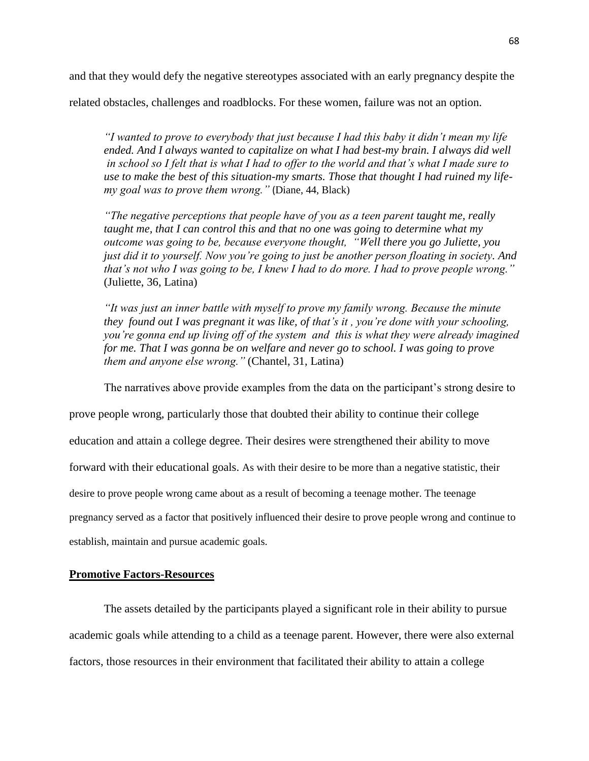and that they would defy the negative stereotypes associated with an early pregnancy despite the related obstacles, challenges and roadblocks. For these women, failure was not an option.

> *"I wanted to prove to everybody that just because I had this baby it didn't mean my life ended. And I always wanted to capitalize on what I had best-my brain. I always did well in school so I felt that is what I had to offer to the world and that's what I made sure to use to make the best of this situation-my smarts. Those that thought I had ruined my life-my goal was to prove them wrong."* (Diane, 44, Black)

> *"The negative perceptions that people have of you as a teen parent taught me, really taught me, that I can control this and that no one was going to determine what my outcome was going to be, because everyone thought, "Well there you go Juliette, you just did it to yourself. Now you're going to just be another person floating in society. And that's not who I was going to be, I knew I had to do more. I had to prove people wrong."* (Juliette, 36, Latina)

> *"It was just an inner battle with myself to prove my family wrong. Because the minute they found out I was pregnant it was like, of that's it , you're done with your schooling, you're gonna end up living off of the system and this is what they were already imagined for me. That I was gonna be on welfare and never go to school. I was going to prove them and anyone else wrong."* (Chantel, 31, Latina)

The narratives above provide examples from the data on the participant's strong desire to prove people wrong, particularly those that doubted their ability to continue their college education and attain a college degree. Their desires were strengthened their ability to move forward with their educational goals. As with their desire to be more than a negative statistic, their desire to prove people wrong came about as a result of becoming a teenage mother. The teenage pregnancy served as a factor that positively influenced their desire to prove people wrong and continue to establish, maintain and pursue academic goals.

## **Promotive Factors-Resources**

The assets detailed by the participants played a significant role in their ability to pursue academic goals while attending to a child as a teenage parent. However, there were also external factors, those resources in their environment that facilitated their ability to attain a college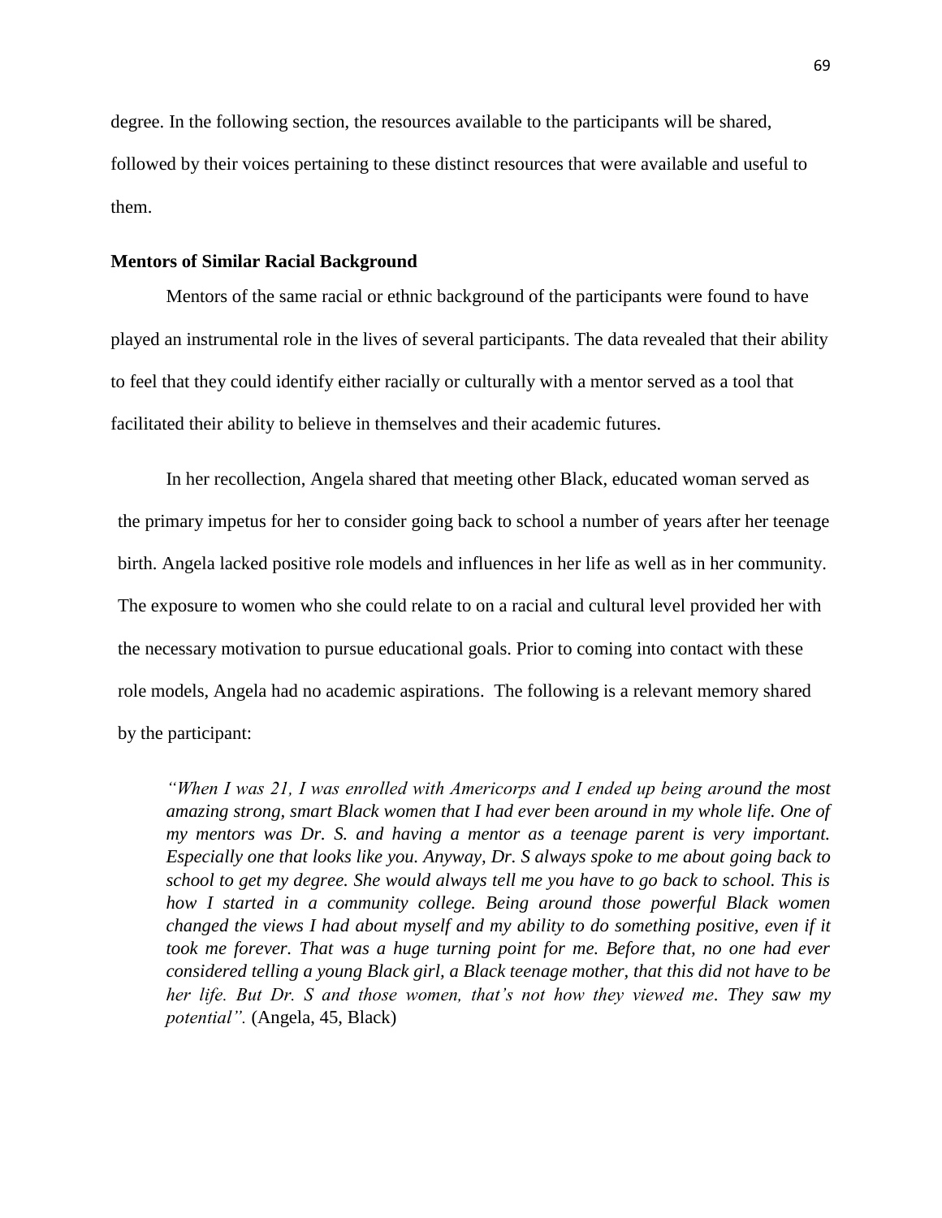degree. In the following section, the resources available to the participants will be shared, followed by their voices pertaining to these distinct resources that were available and useful to them.

**Mentors of Similar Racial Background**

Mentors of the same racial or ethnic background of the participants were found to have played an instrumental role in the lives of several participants. The data revealed that their ability to feel that they could identify either racially or culturally with a mentor served as a tool that facilitated their ability to believe in themselves and their academic futures.

In her recollection, Angela shared that meeting other Black, educated woman served as the primary impetus for her to consider going back to school a number of years after her teenage birth. Angela lacked positive role models and influences in her life as well as in her community. The exposure to women who she could relate to on a racial and cultural level provided her with the necessary motivation to pursue educational goals. Prior to coming into contact with these role models, Angela had no academic aspirations. The following is a relevant memory shared by the participant:

> *"When I was 21, I was enrolled with Americorps and I ended up being around the most amazing strong, smart Black women that I had ever been around in my whole life. One of my mentors was Dr. S. and having a mentor as a teenage parent is very important. Especially one that looks like you. Anyway, Dr. S always spoke to me about going back to school to get my degree. She would always tell me you have to go back to school. This is how I started in a community college. Being around those powerful Black women changed the views I had about myself and my ability to do something positive, even if it took me forever. That was a huge turning point for me. Before that, no one had ever considered telling a young Black girl, a Black teenage mother, that this did not have to be her life. But Dr. S and those women, that's not how they viewed me. They saw my potential".* (Angela, 45, Black)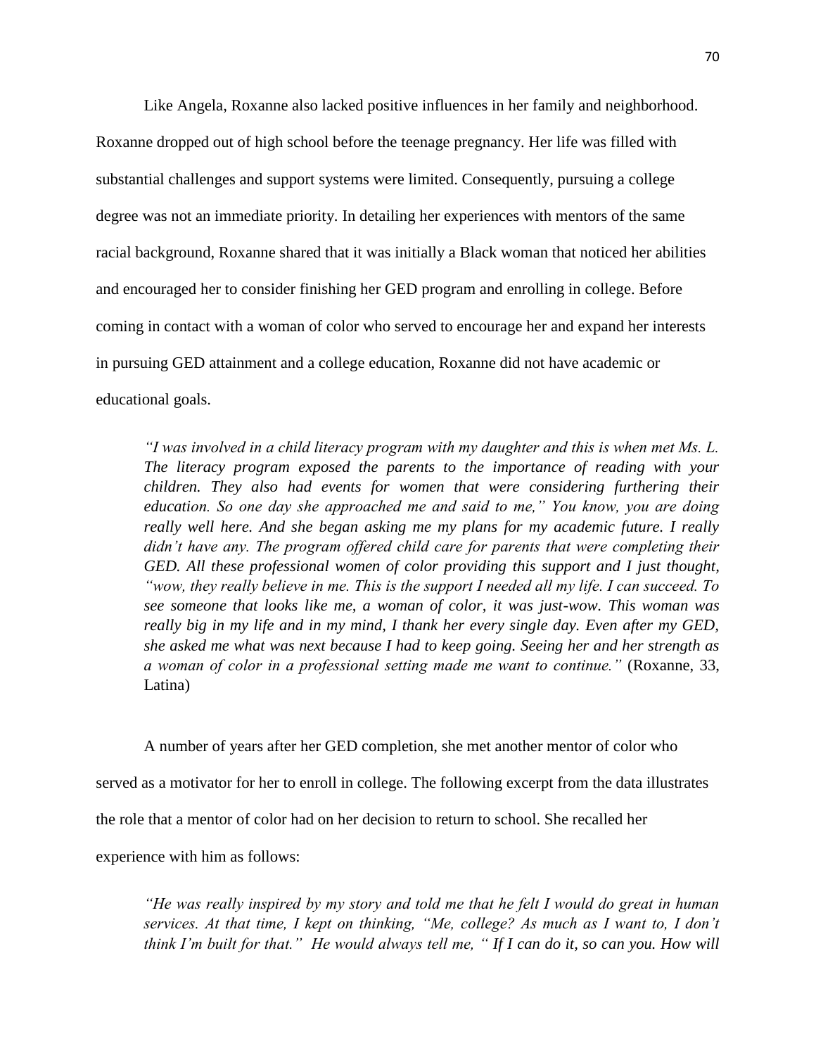Like Angela, Roxanne also lacked positive influences in her family and neighborhood. Roxanne dropped out of high school before the teenage pregnancy. Her life was filled with substantial challenges and support systems were limited. Consequently, pursuing a college degree was not an immediate priority. In detailing her experiences with mentors of the same racial background, Roxanne shared that it was initially a Black woman that noticed her abilities and encouraged her to consider finishing her GED program and enrolling in college. Before coming in contact with a woman of color who served to encourage her and expand her interests in pursuing GED attainment and a college education, Roxanne did not have academic or educational goals.

> *"I was involved in a child literacy program with my daughter and this is when met Ms. L. The literacy program exposed the parents to the importance of reading with your children. They also had events for women that were considering furthering their education. So one day she approached me and said to me," You know, you are doing really well here. And she began asking me my plans for my academic future. I really didn't have any. The program offered child care for parents that were completing their GED. All these professional women of color providing this support and I just thought, "wow, they really believe in me. This is the support I needed all my life. I can succeed. To see someone that looks like me, a woman of color, it was just-wow. This woman was really big in my life and in my mind, I thank her every single day. Even after my GED, she asked me what was next because I had to keep going. Seeing her and her strength as a woman of color in a professional setting made me want to continue."* (Roxanne, 33, Latina)

A number of years after her GED completion, she met another mentor of color who served as a motivator for her to enroll in college. The following excerpt from the data illustrates the role that a mentor of color had on her decision to return to school. She recalled her experience with him as follows:

> *"He was really inspired by my story and told me that he felt I would do great in human services. At that time, I kept on thinking, "Me, college? As much as I want to, I don't think I'm built for that." He would always tell me, " If I can do it, so can you. How will*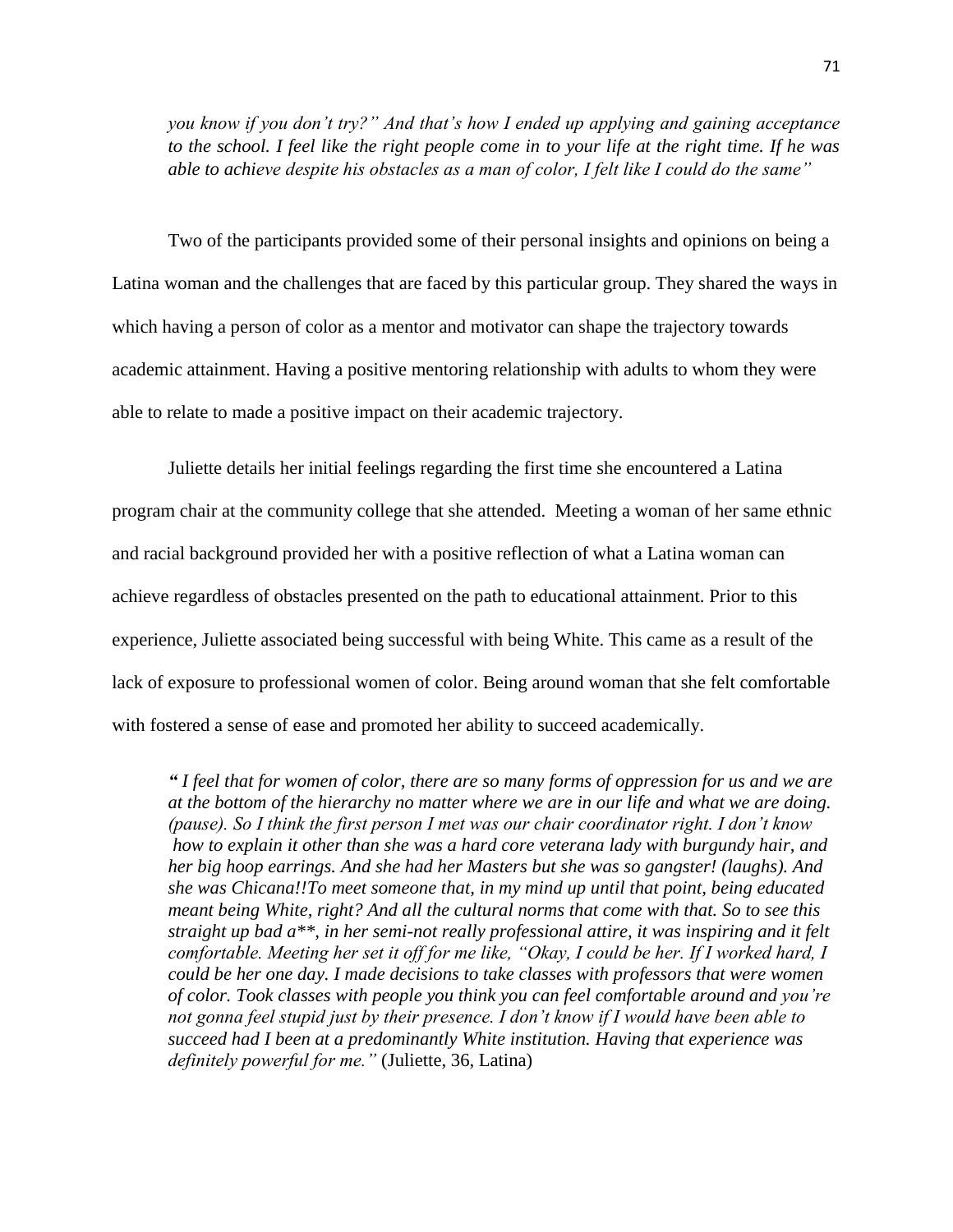*you know if you don't try?" And that's how I ended up applying and gaining acceptance to the school. I feel like the right people come in to your life at the right time. If he was able to achieve despite his obstacles as a man of color, I felt like I could do the same"*

Two of the participants provided some of their personal insights and opinions on being a Latina woman and the challenges that are faced by this particular group. They shared the ways in which having a person of color as a mentor and motivator can shape the trajectory towards academic attainment. Having a positive mentoring relationship with adults to whom they were able to relate to made a positive impact on their academic trajectory.

Juliette details her initial feelings regarding the first time she encountered a Latina program chair at the community college that she attended. Meeting a woman of her same ethnic and racial background provided her with a positive reflection of what a Latina woman can achieve regardless of obstacles presented on the path to educational attainment. Prior to this experience, Juliette associated being successful with being White. This came as a result of the lack of exposure to professional women of color. Being around woman that she felt comfortable with fostered a sense of ease and promoted her ability to succeed academically.

> *" I feel that for women of color, there are so many forms of oppression for us and we are at the bottom of the hierarchy no matter where we are in our life and what we are doing. (pause). So I think the first person I met was our chair coordinator right. I don't know how to explain it other than she was a hard core veterana lady with burgundy hair, and her big hoop earrings. And she had her Masters but she was so gangster! (laughs). And she was Chicana!!To meet someone that, in my mind up until that point, being educated meant being White, right? And all the cultural norms that come with that. So to see this straight up bad a**, in her semi-not really professional attire, it was inspiring and it felt comfortable. Meeting her set it off for me like, "Okay, I could be her. If I worked hard, I could be her one day. I made decisions to take classes with professors that were women of color. Took classes with people you think you can feel comfortable around and you're not gonna feel stupid just by their presence. I don't know if I would have been able to succeed had I been at a predominantly White institution. Having that experience was definitely powerful for me."* (Juliette, 36, Latina)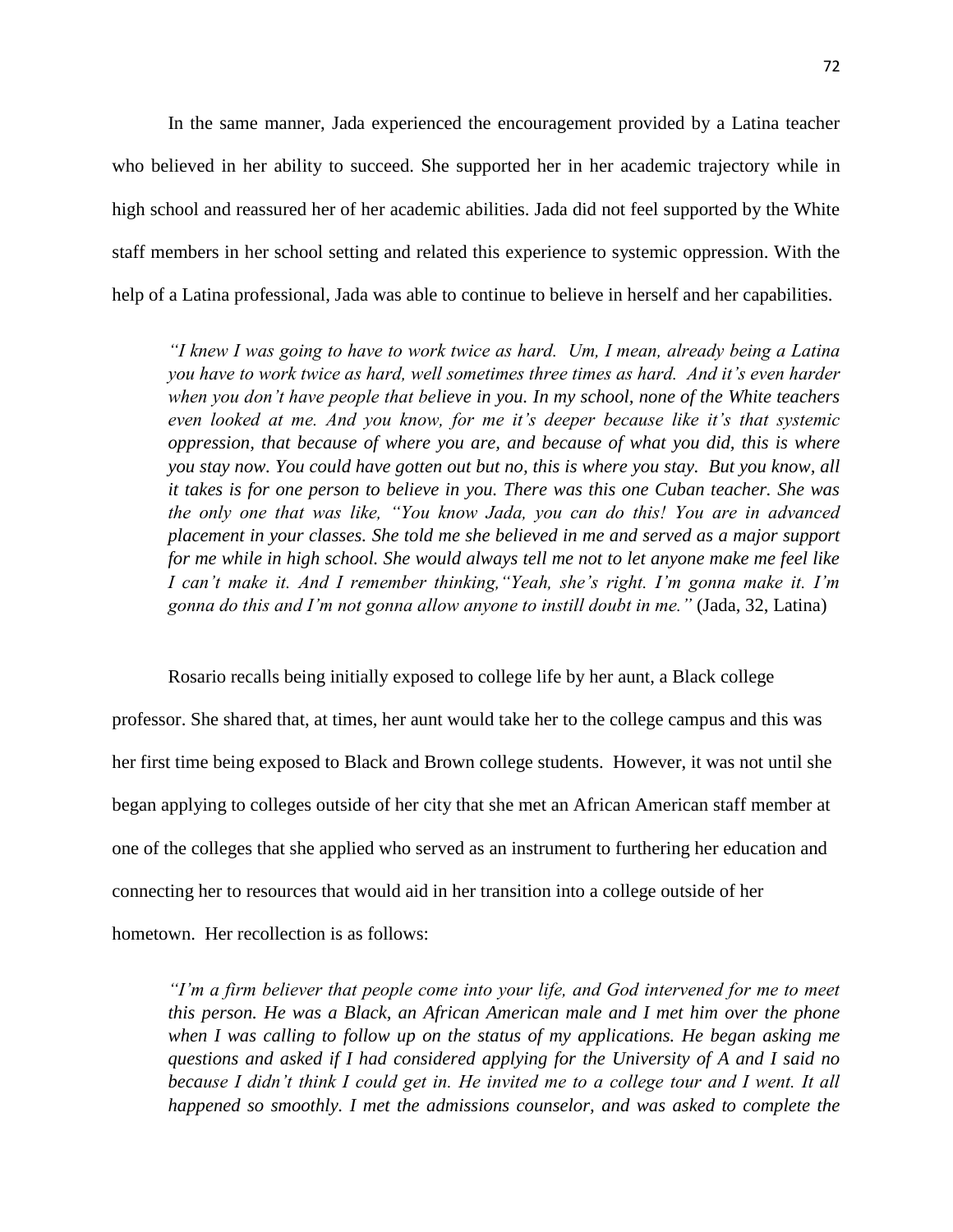In the same manner, Jada experienced the encouragement provided by a Latina teacher who believed in her ability to succeed. She supported her in her academic trajectory while in high school and reassured her of her academic abilities. Jada did not feel supported by the White staff members in her school setting and related this experience to systemic oppression. With the help of a Latina professional, Jada was able to continue to believe in herself and her capabilities.

> *"I knew I was going to have to work twice as hard. Um, I mean, already being a Latina you have to work twice as hard, well sometimes three times as hard. And it's even harder when you don't have people that believe in you. In my school, none of the White teachers even looked at me. And you know, for me it's deeper because like it's that systemic oppression, that because of where you are, and because of what you did, this is where you stay now. You could have gotten out but no, this is where you stay. But you know, all it takes is for one person to believe in you. There was this one Cuban teacher. She was the only one that was like, "You know Jada, you can do this! You are in advanced placement in your classes. She told me she believed in me and served as a major support for me while in high school. She would always tell me not to let anyone make me feel like I can't make it. And I remember thinking,"Yeah, she's right. I'm gonna make it. I'm gonna do this and I'm not gonna allow anyone to instill doubt in me."* (Jada, 32, Latina)

Rosario recalls being initially exposed to college life by her aunt, a Black college professor. She shared that, at times, her aunt would take her to the college campus and this was her first time being exposed to Black and Brown college students. However, it was not until she began applying to colleges outside of her city that she met an African American staff member at one of the colleges that she applied who served as an instrument to furthering her education and connecting her to resources that would aid in her transition into a college outside of her hometown. Her recollection is as follows:

> *"I'm a firm believer that people come into your life, and God intervened for me to meet this person. He was a Black, an African American male and I met him over the phone when I was calling to follow up on the status of my applications. He began asking me questions and asked if I had considered applying for the University of A and I said no because I didn't think I could get in. He invited me to a college tour and I went. It all happened so smoothly. I met the admissions counselor, and was asked to complete the*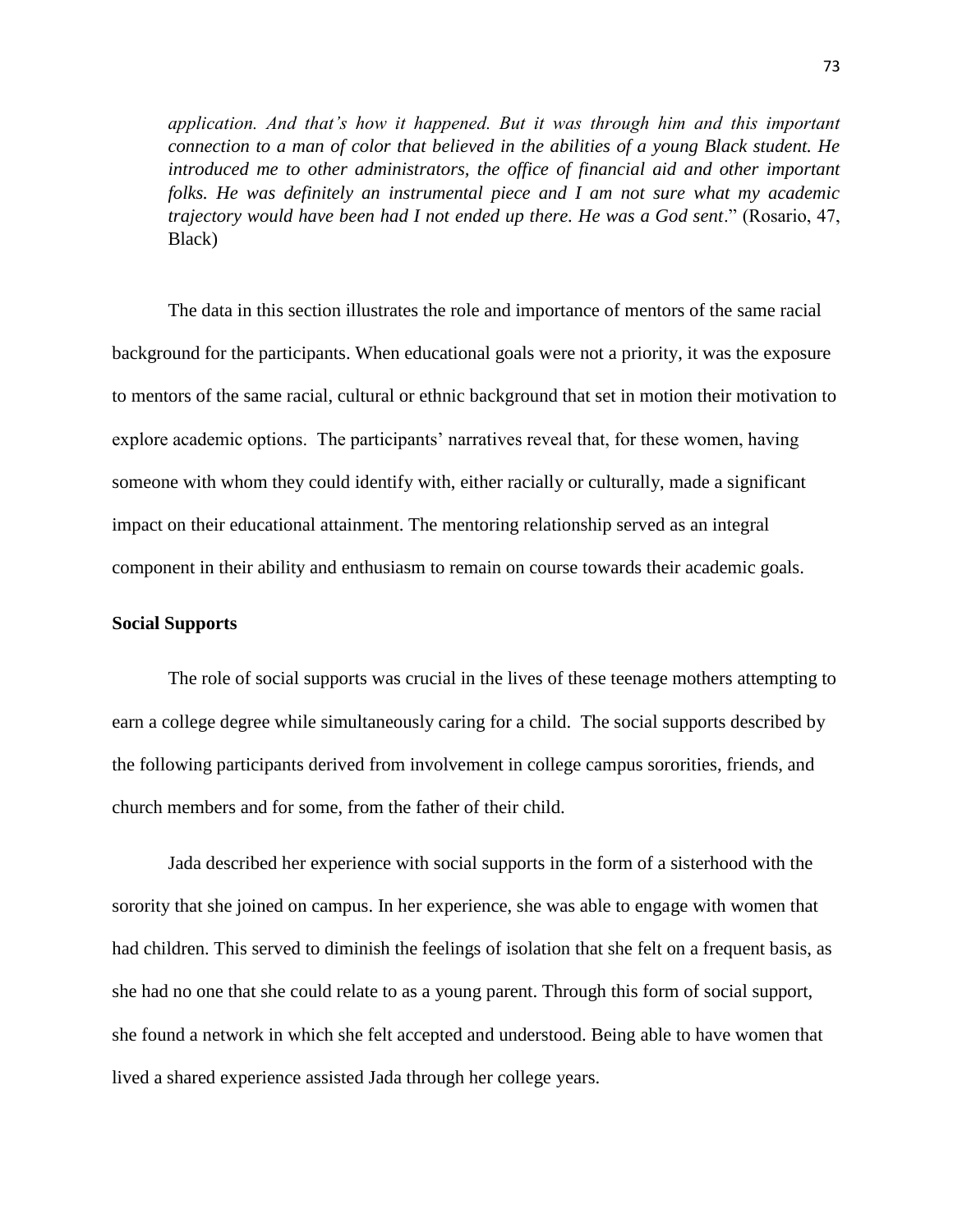*application. And that's how it happened. But it was through him and this important connection to a man of color that believed in the abilities of a young Black student. He introduced me to other administrators, the office of financial aid and other important folks. He was definitely an instrumental piece and I am not sure what my academic trajectory would have been had I not ended up there. He was a God sent*." (Rosario, 47, Black)

The data in this section illustrates the role and importance of mentors of the same racial background for the participants. When educational goals were not a priority, it was the exposure to mentors of the same racial, cultural or ethnic background that set in motion their motivation to explore academic options. The participants' narratives reveal that, for these women, having someone with whom they could identify with, either racially or culturally, made a significant impact on their educational attainment. The mentoring relationship served as an integral component in their ability and enthusiasm to remain on course towards their academic goals.

**Social Supports**

The role of social supports was crucial in the lives of these teenage mothers attempting to earn a college degree while simultaneously caring for a child. The social supports described by the following participants derived from involvement in college campus sororities, friends, and church members and for some, from the father of their child.

Jada described her experience with social supports in the form of a sisterhood with the sorority that she joined on campus. In her experience, she was able to engage with women that had children. This served to diminish the feelings of isolation that she felt on a frequent basis, as she had no one that she could relate to as a young parent. Through this form of social support, she found a network in which she felt accepted and understood. Being able to have women that lived a shared experience assisted Jada through her college years.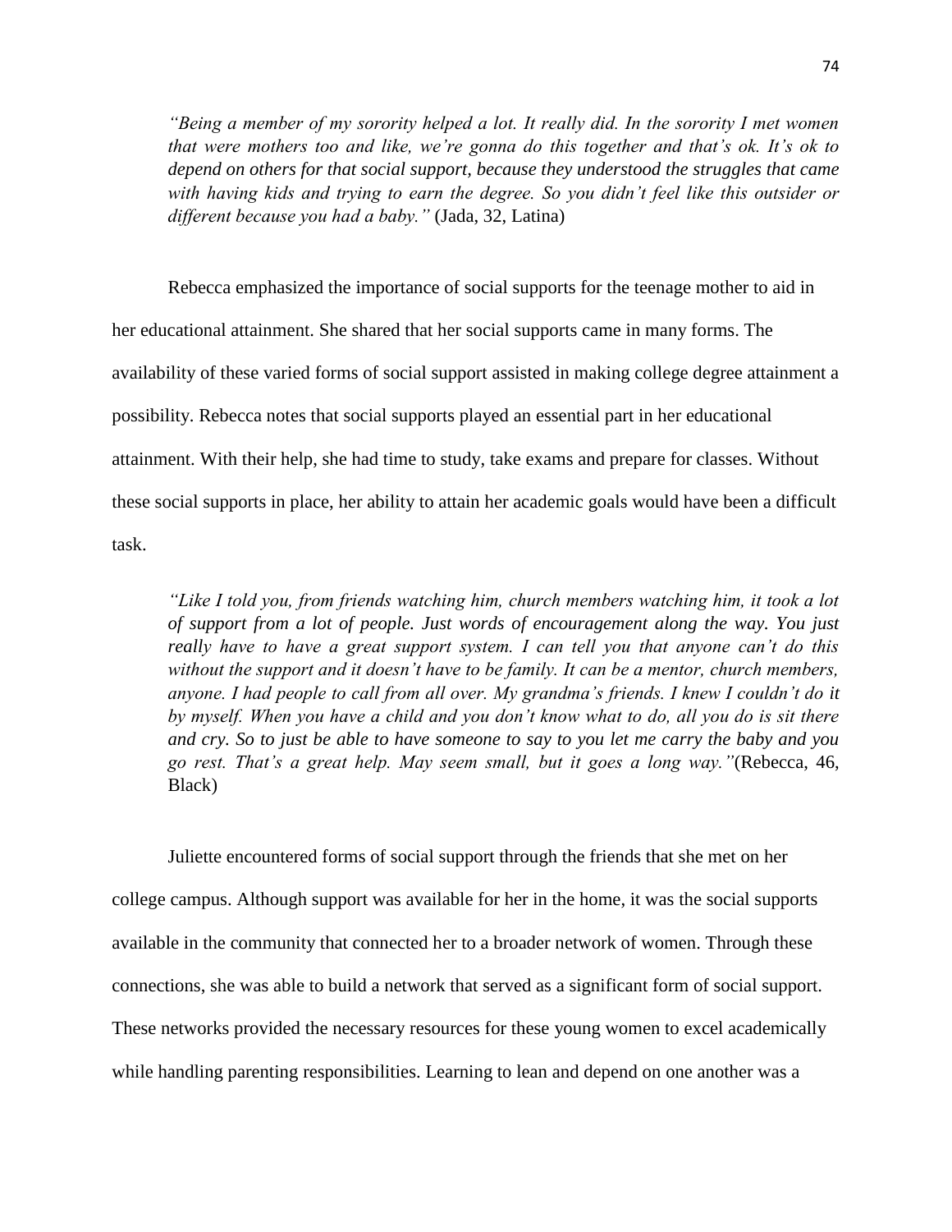> *"Being a member of my sorority helped a lot. It really did. In the sorority I met women that were mothers too and like, we're gonna do this together and that's ok. It's ok to depend on others for that social support, because they understood the struggles that came with having kids and trying to earn the degree. So you didn't feel like this outsider or different because you had a baby."* (Jada, 32, Latina)

Rebecca emphasized the importance of social supports for the teenage mother to aid in her educational attainment. She shared that her social supports came in many forms. The availability of these varied forms of social support assisted in making college degree attainment a possibility. Rebecca notes that social supports played an essential part in her educational attainment. With their help, she had time to study, take exams and prepare for classes. Without these social supports in place, her ability to attain her academic goals would have been a difficult task.

> *"Like I told you, from friends watching him, church members watching him, it took a lot of support from a lot of people. Just words of encouragement along the way. You just really have to have a great support system. I can tell you that anyone can't do this without the support and it doesn't have to be family. It can be a mentor, church members, anyone. I had people to call from all over. My grandma's friends. I knew I couldn't do it by myself. When you have a child and you don't know what to do, all you do is sit there and cry. So to just be able to have someone to say to you let me carry the baby and you go rest. That's a great help. May seem small, but it goes a long way."*(Rebecca, 46, Black)

Juliette encountered forms of social support through the friends that she met on her college campus. Although support was available for her in the home, it was the social supports available in the community that connected her to a broader network of women. Through these connections, she was able to build a network that served as a significant form of social support. These networks provided the necessary resources for these young women to excel academically while handling parenting responsibilities. Learning to lean and depend on one another was a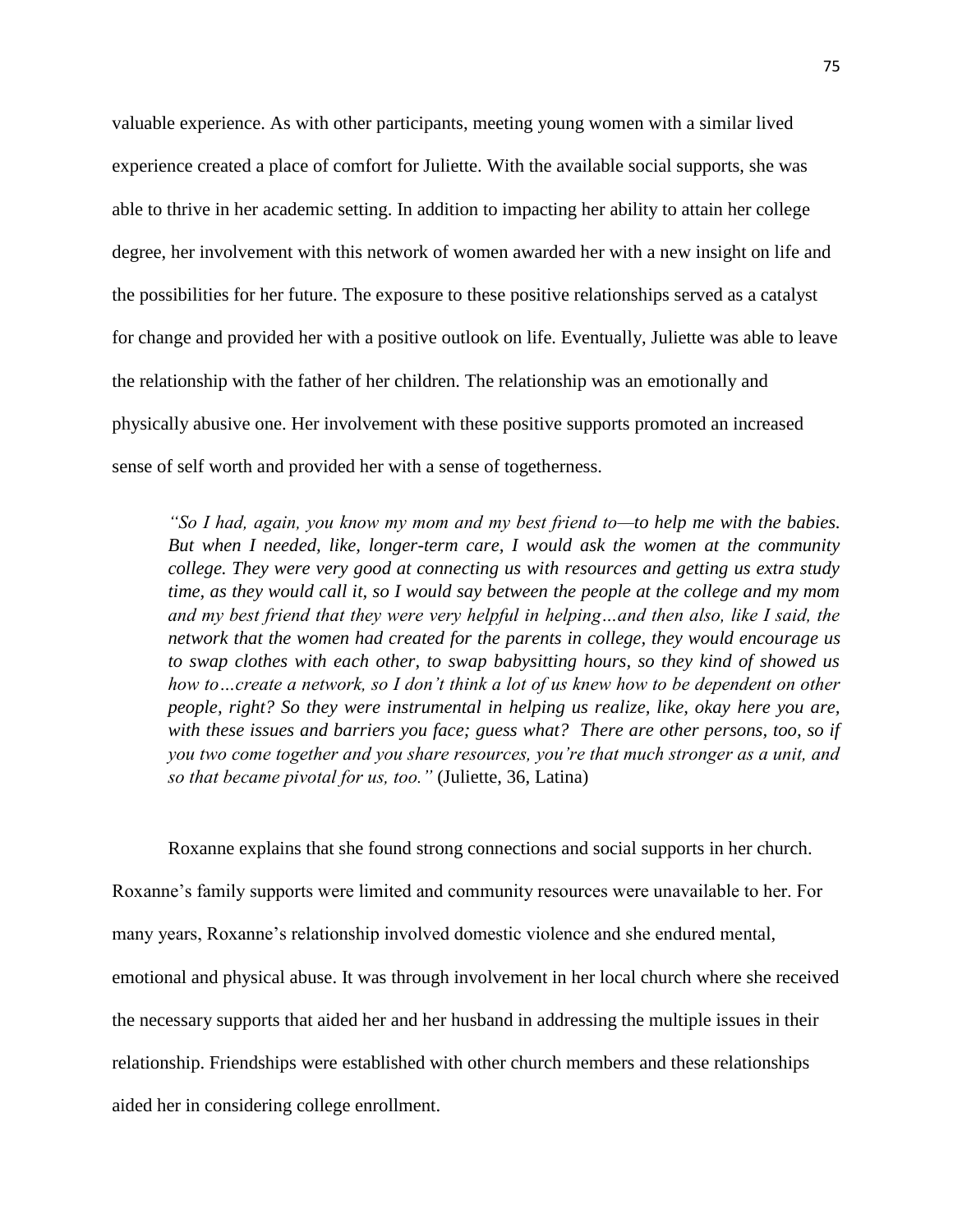valuable experience. As with other participants, meeting young women with a similar lived experience created a place of comfort for Juliette. With the available social supports, she was able to thrive in her academic setting. In addition to impacting her ability to attain her college degree, her involvement with this network of women awarded her with a new insight on life and the possibilities for her future. The exposure to these positive relationships served as a catalyst for change and provided her with a positive outlook on life. Eventually, Juliette was able to leave the relationship with the father of her children. The relationship was an emotionally and physically abusive one. Her involvement with these positive supports promoted an increased sense of self worth and provided her with a sense of togetherness.

> *"So I had, again, you know my mom and my best friend to—to help me with the babies. But when I needed, like, longer-term care, I would ask the women at the community college. They were very good at connecting us with resources and getting us extra study time, as they would call it, so I would say between the people at the college and my mom and my best friend that they were very helpful in helping…and then also, like I said, the network that the women had created for the parents in college, they would encourage us to swap clothes with each other, to swap babysitting hours, so they kind of showed us how to…create a network, so I don't think a lot of us knew how to be dependent on other people, right? So they were instrumental in helping us realize, like, okay here you are, with these issues and barriers you face; guess what? There are other persons, too, so if you two come together and you share resources, you're that much stronger as a unit, and so that became pivotal for us, too."* (Juliette, 36, Latina)

Roxanne explains that she found strong connections and social supports in her church. Roxanne's family supports were limited and community resources were unavailable to her. For many years, Roxanne's relationship involved domestic violence and she endured mental, emotional and physical abuse. It was through involvement in her local church where she received the necessary supports that aided her and her husband in addressing the multiple issues in their relationship. Friendships were established with other church members and these relationships aided her in considering college enrollment.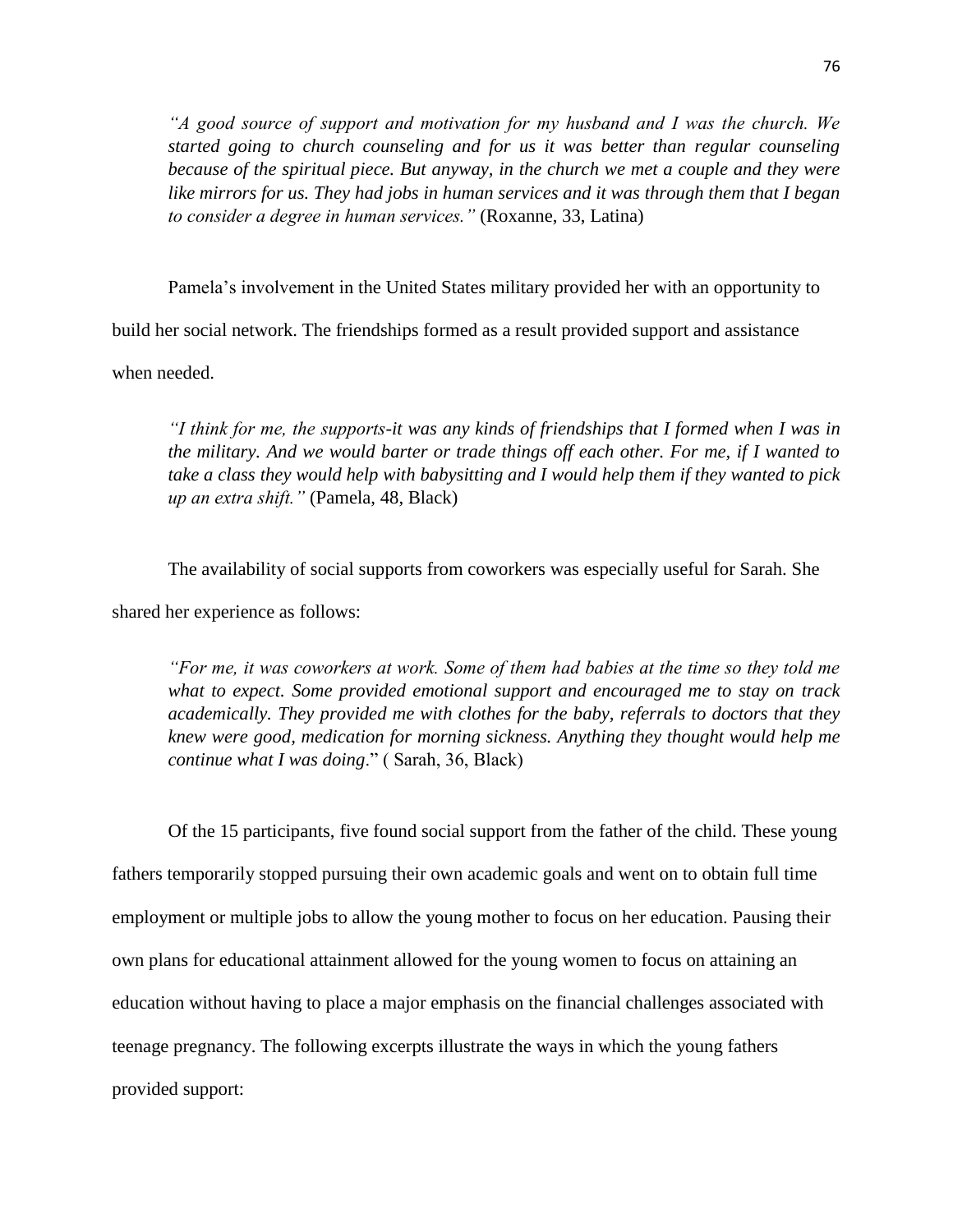*"A good source of support and motivation for my husband and I was the church. We started going to church counseling and for us it was better than regular counseling because of the spiritual piece. But anyway, in the church we met a couple and they were like mirrors for us. They had jobs in human services and it was through them that I began to consider a degree in human services."* (Roxanne, 33, Latina)

Pamela's involvement in the United States military provided her with an opportunity to build her social network. The friendships formed as a result provided support and assistance when needed.

*"I think for me, the supports-it was any kinds of friendships that I formed when I was in the military. And we would barter or trade things off each other. For me, if I wanted to take a class they would help with babysitting and I would help them if they wanted to pick up an extra shift."* (Pamela, 48, Black)

The availability of social supports from coworkers was especially useful for Sarah. She shared her experience as follows:

*"For me, it was coworkers at work. Some of them had babies at the time so they told me what to expect. Some provided emotional support and encouraged me to stay on track academically. They provided me with clothes for the baby, referrals to doctors that they knew were good, medication for morning sickness. Anything they thought would help me continue what I was doing*." ( Sarah, 36, Black)

Of the 15 participants, five found social support from the father of the child. These young fathers temporarily stopped pursuing their own academic goals and went on to obtain full time employment or multiple jobs to allow the young mother to focus on her education. Pausing their own plans for educational attainment allowed for the young women to focus on attaining an education without having to place a major emphasis on the financial challenges associated with teenage pregnancy. The following excerpts illustrate the ways in which the young fathers provided support: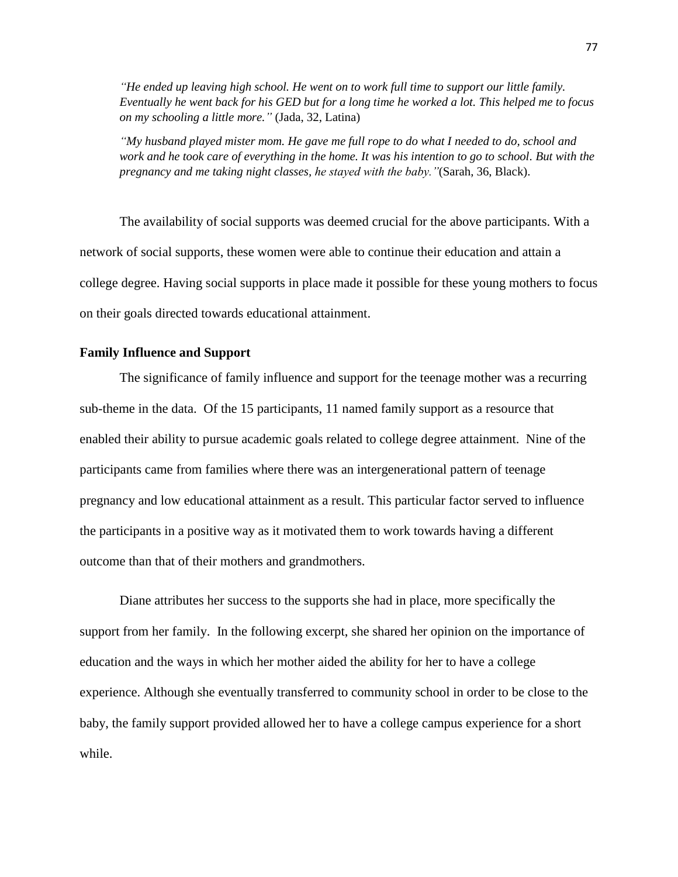> *"He ended up leaving high school. He went on to work full time to support our little family. Eventually he went back for his GED but for a long time he worked a lot. This helped me to focus on my schooling a little more."* (Jada, 32, Latina)

> *"My husband played mister mom. He gave me full rope to do what I needed to do, school and work and he took care of everything in the home. It was his intention to go to school. But with the pregnancy and me taking night classes, he stayed with the baby."*(Sarah, 36, Black).

The availability of social supports was deemed crucial for the above participants. With a network of social supports, these women were able to continue their education and attain a college degree. Having social supports in place made it possible for these young mothers to focus on their goals directed towards educational attainment.

**Family Influence and Support**

The significance of family influence and support for the teenage mother was a recurring sub-theme in the data. Of the 15 participants, 11 named family support as a resource that enabled their ability to pursue academic goals related to college degree attainment. Nine of the participants came from families where there was an intergenerational pattern of teenage pregnancy and low educational attainment as a result. This particular factor served to influence the participants in a positive way as it motivated them to work towards having a different outcome than that of their mothers and grandmothers.

Diane attributes her success to the supports she had in place, more specifically the support from her family. In the following excerpt, she shared her opinion on the importance of education and the ways in which her mother aided the ability for her to have a college experience. Although she eventually transferred to community school in order to be close to the baby, the family support provided allowed her to have a college campus experience for a short while.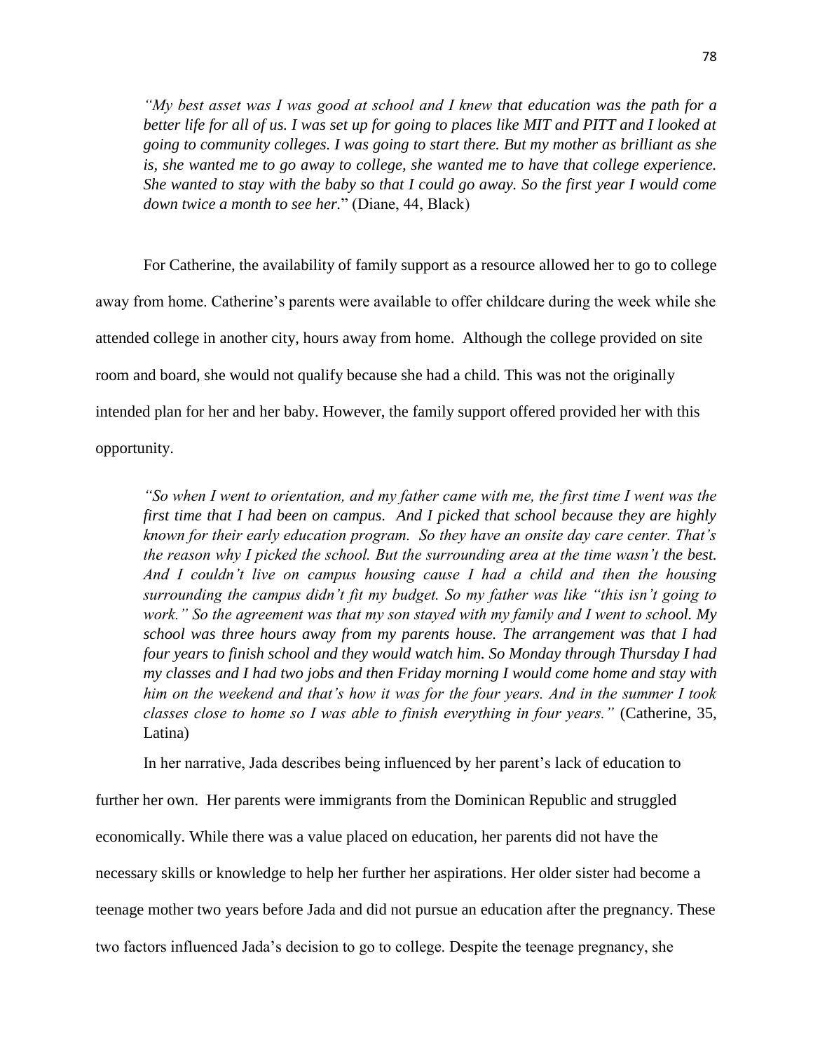> *"My best asset was I was good at school and I knew that education was the path for a better life for all of us. I was set up for going to places like MIT and PITT and I looked at going to community colleges. I was going to start there. But my mother as brilliant as she is, she wanted me to go away to college, she wanted me to have that college experience. She wanted to stay with the baby so that I could go away. So the first year I would come down twice a month to see her.*" (Diane, 44, Black)

For Catherine, the availability of family support as a resource allowed her to go to college away from home. Catherine's parents were available to offer childcare during the week while she attended college in another city, hours away from home. Although the college provided on site room and board, she would not qualify because she had a child. This was not the originally intended plan for her and her baby. However, the family support offered provided her with this opportunity.

> *"So when I went to orientation, and my father came with me, the first time I went was the first time that I had been on campus. And I picked that school because they are highly known for their early education program. So they have an onsite day care center. That's the reason why I picked the school. But the surrounding area at the time wasn't the best. And I couldn't live on campus housing cause I had a child and then the housing surrounding the campus didn't fit my budget. So my father was like "this isn't going to work." So the agreement was that my son stayed with my family and I went to school. My school was three hours away from my parents house. The arrangement was that I had four years to finish school and they would watch him. So Monday through Thursday I had my classes and I had two jobs and then Friday morning I would come home and stay with him on the weekend and that's how it was for the four years. And in the summer I took classes close to home so I was able to finish everything in four years."* (Catherine, 35, Latina)

In her narrative, Jada describes being influenced by her parent's lack of education to further her own. Her parents were immigrants from the Dominican Republic and struggled economically. While there was a value placed on education, her parents did not have the necessary skills or knowledge to help her further her aspirations. Her older sister had become a teenage mother two years before Jada and did not pursue an education after the pregnancy. These two factors influenced Jada's decision to go to college. Despite the teenage pregnancy, she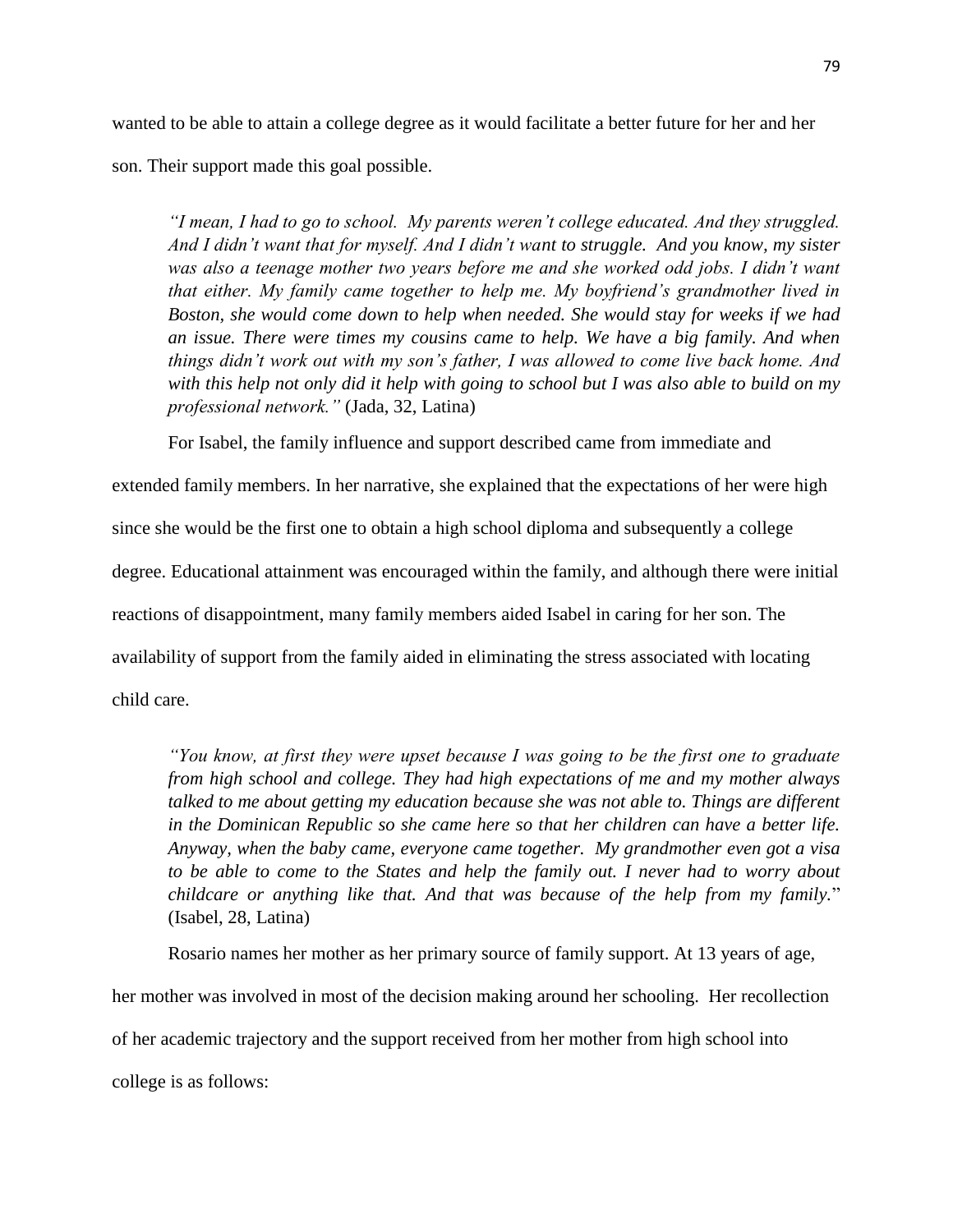wanted to be able to attain a college degree as it would facilitate a better future for her and her son. Their support made this goal possible.

> *"I mean, I had to go to school. My parents weren't college educated. And they struggled. And I didn't want that for myself. And I didn't want to struggle. And you know, my sister was also a teenage mother two years before me and she worked odd jobs. I didn't want that either. My family came together to help me. My boyfriend's grandmother lived in Boston, she would come down to help when needed. She would stay for weeks if we had an issue. There were times my cousins came to help. We have a big family. And when things didn't work out with my son's father, I was allowed to come live back home. And with this help not only did it help with going to school but I was also able to build on my professional network."* (Jada, 32, Latina)

For Isabel, the family influence and support described came from immediate and extended family members. In her narrative, she explained that the expectations of her were high since she would be the first one to obtain a high school diploma and subsequently a college degree. Educational attainment was encouraged within the family, and although there were initial reactions of disappointment, many family members aided Isabel in caring for her son. The availability of support from the family aided in eliminating the stress associated with locating child care.

> *"You know, at first they were upset because I was going to be the first one to graduate from high school and college. They had high expectations of me and my mother always talked to me about getting my education because she was not able to. Things are different in the Dominican Republic so she came here so that her children can have a better life. Anyway, when the baby came, everyone came together. My grandmother even got a visa to be able to come to the States and help the family out. I never had to worry about childcare or anything like that. And that was because of the help from my family.*" (Isabel, 28, Latina)

Rosario names her mother as her primary source of family support. At 13 years of age, her mother was involved in most of the decision making around her schooling. Her recollection of her academic trajectory and the support received from her mother from high school into college is as follows: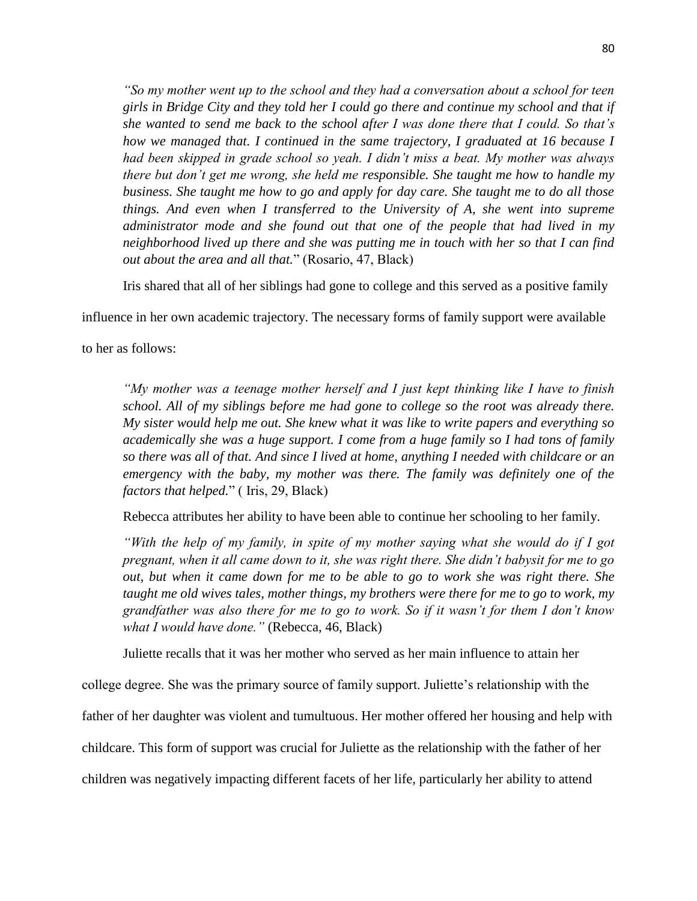*"So my mother went up to the school and they had a conversation about a school for teen girls in Bridge City and they told her I could go there and continue my school and that if she wanted to send me back to the school after I was done there that I could. So that's how we managed that. I continued in the same trajectory, I graduated at 16 because I had been skipped in grade school so yeah. I didn't miss a beat. My mother was always there but don't get me wrong, she held me responsible. She taught me how to handle my business. She taught me how to go and apply for day care. She taught me to do all those things. And even when I transferred to the University of A, she went into supreme administrator mode and she found out that one of the people that had lived in my neighborhood lived up there and she was putting me in touch with her so that I can find out about the area and all that.*" (Rosario, 47, Black)

Iris shared that all of her siblings had gone to college and this served as a positive family influence in her own academic trajectory. The necessary forms of family support were available to her as follows:

*"My mother was a teenage mother herself and I just kept thinking like I have to finish school. All of my siblings before me had gone to college so the root was already there. My sister would help me out. She knew what it was like to write papers and everything so academically she was a huge support. I come from a huge family so I had tons of family so there was all of that. And since I lived at home, anything I needed with childcare or an emergency with the baby, my mother was there. The family was definitely one of the factors that helped.*" ( Iris, 29, Black)

Rebecca attributes her ability to have been able to continue her schooling to her family.

*"With the help of my family, in spite of my mother saying what she would do if I got pregnant, when it all came down to it, she was right there. She didn't babysit for me to go out, but when it came down for me to be able to go to work she was right there. She taught me old wives tales, mother things, my brothers were there for me to go to work, my grandfather was also there for me to go to work. So if it wasn't for them I don't know what I would have done."* (Rebecca, 46, Black)

Juliette recalls that it was her mother who served as her main influence to attain her college degree. She was the primary source of family support. Juliette's relationship with the father of her daughter was violent and tumultuous. Her mother offered her housing and help with childcare. This form of support was crucial for Juliette as the relationship with the father of her children was negatively impacting different facets of her life, particularly her ability to attend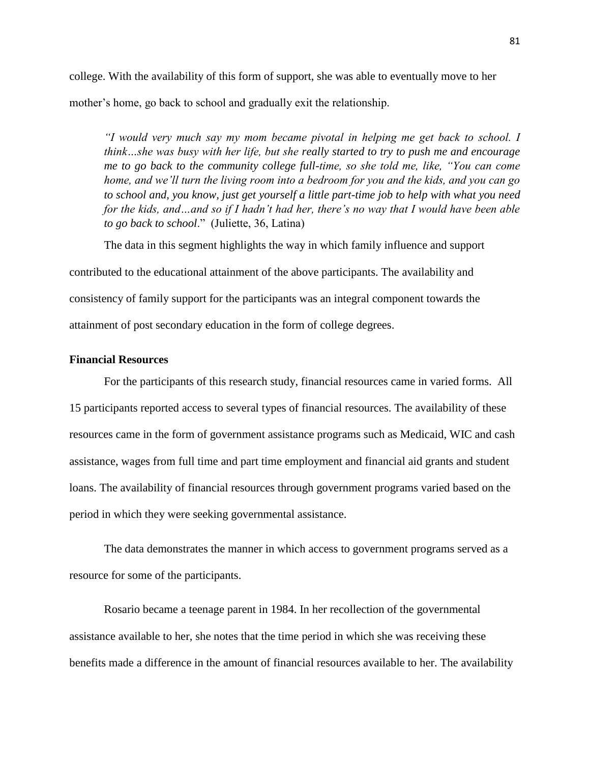college. With the availability of this form of support, she was able to eventually move to her mother's home, go back to school and gradually exit the relationship.

> *"I would very much say my mom became pivotal in helping me get back to school. I think…she was busy with her life, but she really started to try to push me and encourage me to go back to the community college full-time, so she told me, like, "You can come home, and we'll turn the living room into a bedroom for you and the kids, and you can go to school and, you know, just get yourself a little part-time job to help with what you need for the kids, and…and so if I hadn't had her, there's no way that I would have been able to go back to school*." (Juliette, 36, Latina)

The data in this segment highlights the way in which family influence and support contributed to the educational attainment of the above participants. The availability and consistency of family support for the participants was an integral component towards the attainment of post secondary education in the form of college degrees.

### Financial Resources

For the participants of this research study, financial resources came in varied forms. All 15 participants reported access to several types of financial resources. The availability of these resources came in the form of government assistance programs such as Medicaid, WIC and cash assistance, wages from full time and part time employment and financial aid grants and student loans. The availability of financial resources through government programs varied based on the period in which they were seeking governmental assistance.

The data demonstrates the manner in which access to government programs served as a resource for some of the participants.

Rosario became a teenage parent in 1984. In her recollection of the governmental assistance available to her, she notes that the time period in which she was receiving these benefits made a difference in the amount of financial resources available to her. The availability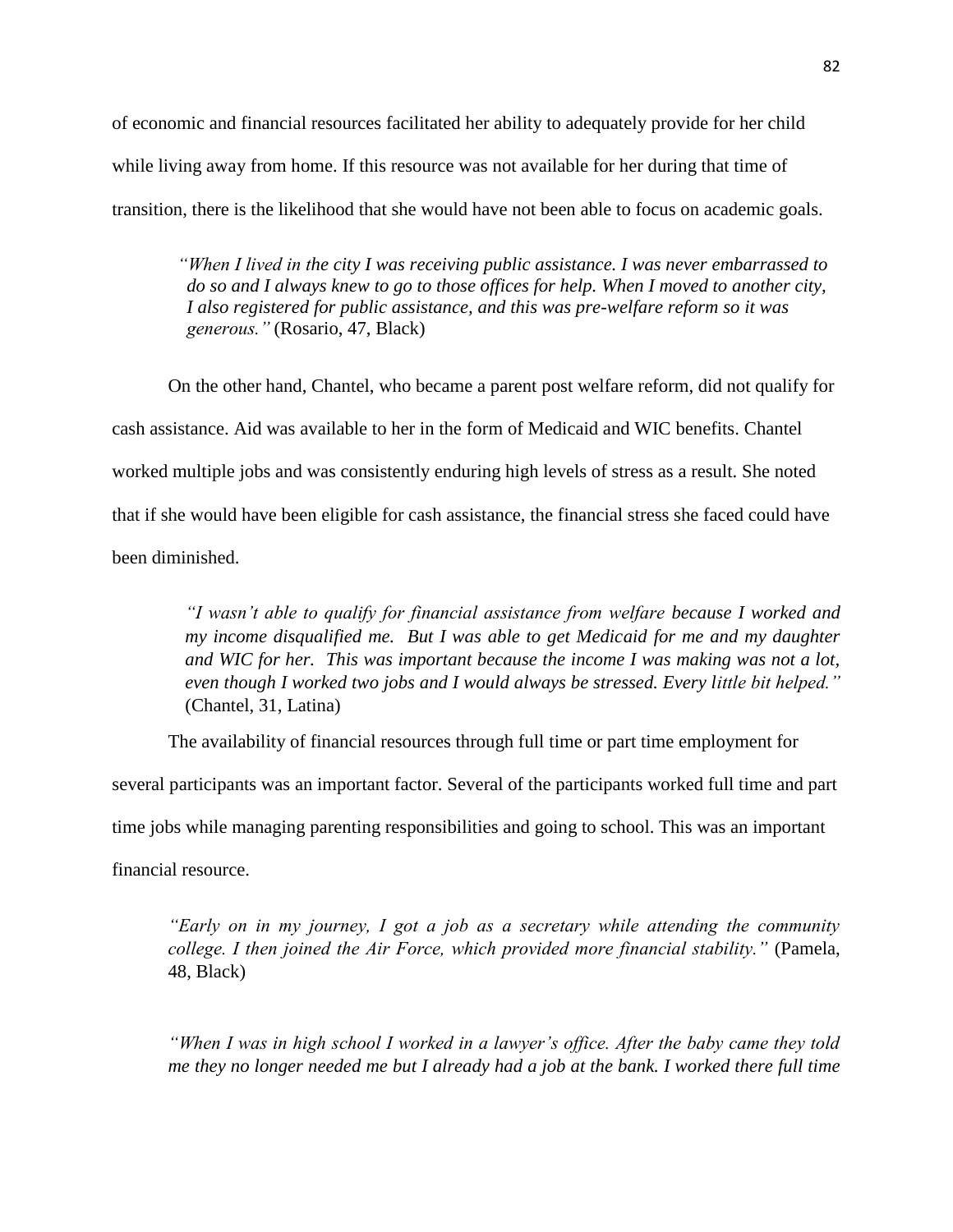of economic and financial resources facilitated her ability to adequately provide for her child while living away from home. If this resource was not available for her during that time of transition, there is the likelihood that she would have not been able to focus on academic goals.

> *"When I lived in the city I was receiving public assistance. I was never embarrassed to do so and I always knew to go to those offices for help. When I moved to another city, I also registered for public assistance, and this was pre-welfare reform so it was generous."* (Rosario, 47, Black)

On the other hand, Chantel, who became a parent post welfare reform, did not qualify for cash assistance. Aid was available to her in the form of Medicaid and WIC benefits. Chantel worked multiple jobs and was consistently enduring high levels of stress as a result. She noted that if she would have been eligible for cash assistance, the financial stress she faced could have been diminished.

> *"I wasn't able to qualify for financial assistance from welfare because I worked and my income disqualified me. But I was able to get Medicaid for me and my daughter and WIC for her. This was important because the income I was making was not a lot, even though I worked two jobs and I would always be stressed. Every little bit helped."* (Chantel, 31, Latina)

The availability of financial resources through full time or part time employment for several participants was an important factor. Several of the participants worked full time and part time jobs while managing parenting responsibilities and going to school. This was an important financial resource.

> *"Early on in my journey, I got a job as a secretary while attending the community college. I then joined the Air Force, which provided more financial stability."* (Pamela, 48, Black)

> *"When I was in high school I worked in a lawyer's office. After the baby came they told me they no longer needed me but I already had a job at the bank. I worked there full time*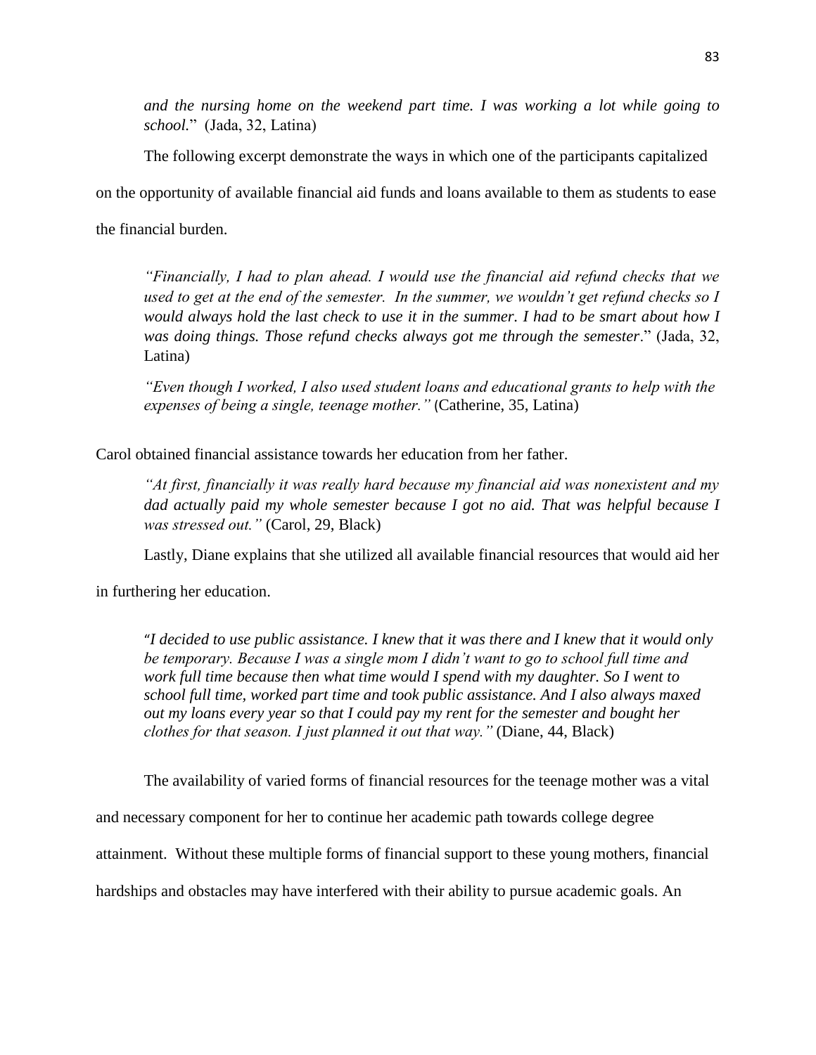*and the nursing home on the weekend part time. I was working a lot while going to school.*" (Jada, 32, Latina)

The following excerpt demonstrate the ways in which one of the participants capitalized on the opportunity of available financial aid funds and loans available to them as students to ease the financial burden.

> *"Financially, I had to plan ahead. I would use the financial aid refund checks that we used to get at the end of the semester. In the summer, we wouldn't get refund checks so I would always hold the last check to use it in the summer. I had to be smart about how I was doing things. Those refund checks always got me through the semester*." (Jada, 32, Latina)

> *"Even though I worked, I also used student loans and educational grants to help with the expenses of being a single, teenage mother."* (Catherine, 35, Latina)

Carol obtained financial assistance towards her education from her father.

> *"At first, financially it was really hard because my financial aid was nonexistent and my dad actually paid my whole semester because I got no aid. That was helpful because I was stressed out."* (Carol, 29, Black)

Lastly, Diane explains that she utilized all available financial resources that would aid her in furthering her education.

> *"I decided to use public assistance. I knew that it was there and I knew that it would only be temporary. Because I was a single mom I didn't want to go to school full time and work full time because then what time would I spend with my daughter. So I went to school full time, worked part time and took public assistance. And I also always maxed out my loans every year so that I could pay my rent for the semester and bought her clothes for that season. I just planned it out that way."* (Diane, 44, Black)

The availability of varied forms of financial resources for the teenage mother was a vital and necessary component for her to continue her academic path towards college degree attainment. Without these multiple forms of financial support to these young mothers, financial hardships and obstacles may have interfered with their ability to pursue academic goals. An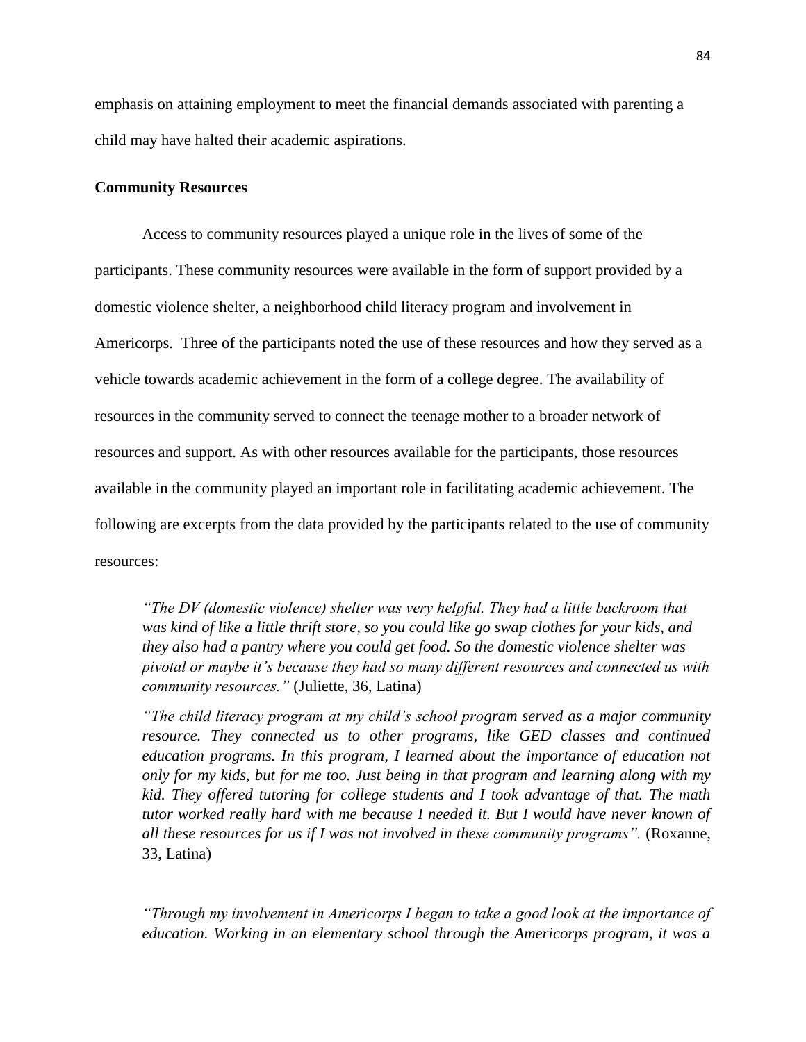emphasis on attaining employment to meet the financial demands associated with parenting a child may have halted their academic aspirations.

**Community Resources**

Access to community resources played a unique role in the lives of some of the participants. These community resources were available in the form of support provided by a domestic violence shelter, a neighborhood child literacy program and involvement in Americorps. Three of the participants noted the use of these resources and how they served as a vehicle towards academic achievement in the form of a college degree. The availability of resources in the community served to connect the teenage mother to a broader network of resources and support. As with other resources available for the participants, those resources available in the community played an important role in facilitating academic achievement. The following are excerpts from the data provided by the participants related to the use of community resources:

> *"The DV (domestic violence) shelter was very helpful. They had a little backroom that was kind of like a little thrift store, so you could like go swap clothes for your kids, and they also had a pantry where you could get food. So the domestic violence shelter was pivotal or maybe it's because they had so many different resources and connected us with community resources."* (Juliette, 36, Latina)

> *"The child literacy program at my child's school program served as a major community resource. They connected us to other programs, like GED classes and continued education programs. In this program, I learned about the importance of education not only for my kids, but for me too. Just being in that program and learning along with my kid. They offered tutoring for college students and I took advantage of that. The math tutor worked really hard with me because I needed it. But I would have never known of all these resources for us if I was not involved in these community programs".* (Roxanne, 33, Latina)

> *"Through my involvement in Americorps I began to take a good look at the importance of education. Working in an elementary school through the Americorps program, it was a*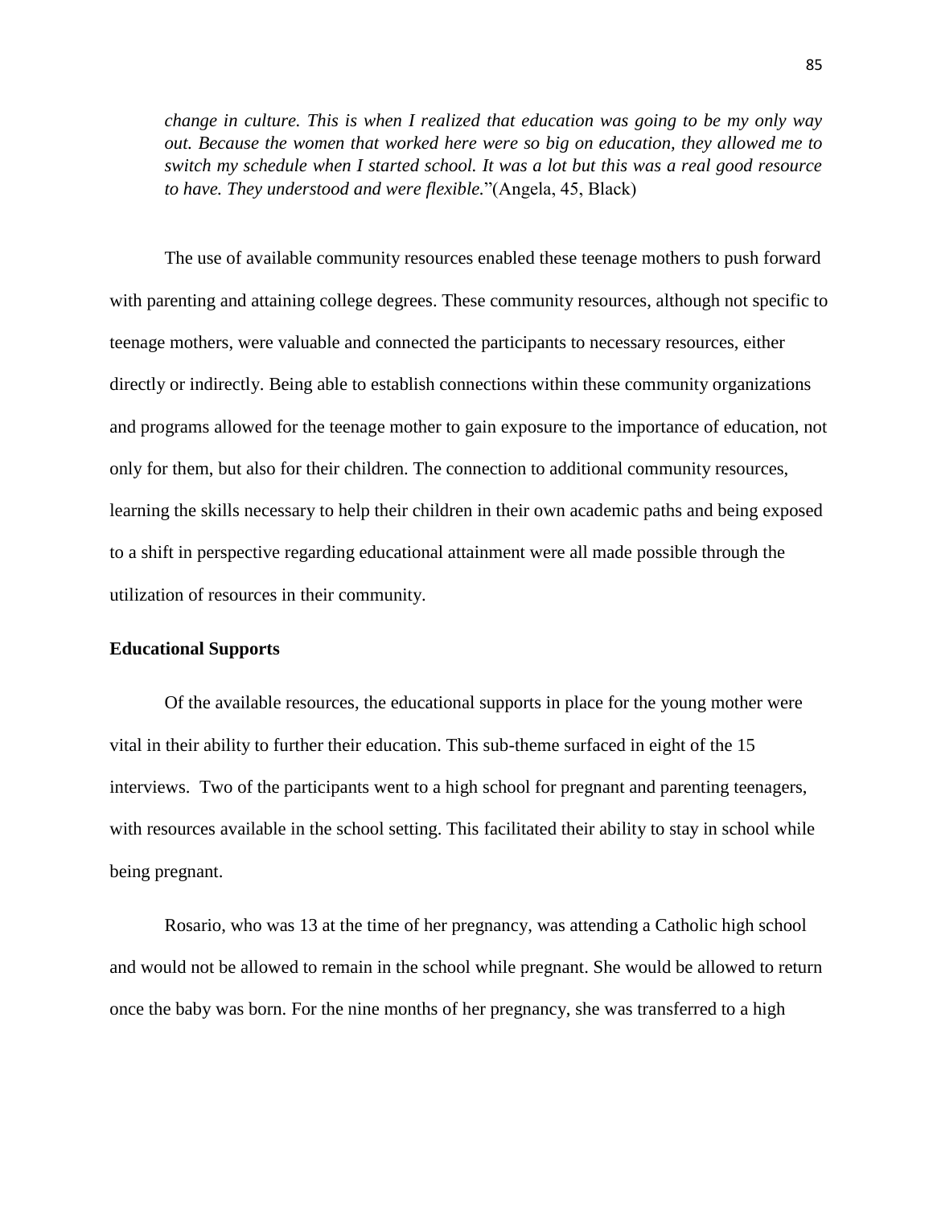*change in culture. This is when I realized that education was going to be my only way out. Because the women that worked here were so big on education, they allowed me to switch my schedule when I started school. It was a lot but this was a real good resource to have. They understood and were flexible.*"(Angela, 45, Black)

The use of available community resources enabled these teenage mothers to push forward with parenting and attaining college degrees. These community resources, although not specific to teenage mothers, were valuable and connected the participants to necessary resources, either directly or indirectly. Being able to establish connections within these community organizations and programs allowed for the teenage mother to gain exposure to the importance of education, not only for them, but also for their children. The connection to additional community resources, learning the skills necessary to help their children in their own academic paths and being exposed to a shift in perspective regarding educational attainment were all made possible through the utilization of resources in their community.

**Educational Supports**

Of the available resources, the educational supports in place for the young mother were vital in their ability to further their education. This sub-theme surfaced in eight of the 15 interviews. Two of the participants went to a high school for pregnant and parenting teenagers, with resources available in the school setting. This facilitated their ability to stay in school while being pregnant.

Rosario, who was 13 at the time of her pregnancy, was attending a Catholic high school and would not be allowed to remain in the school while pregnant. She would be allowed to return once the baby was born. For the nine months of her pregnancy, she was transferred to a high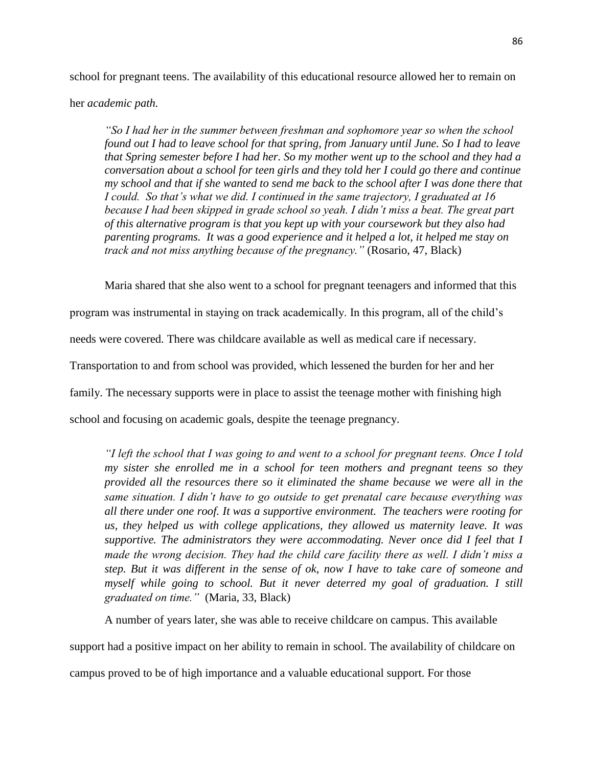school for pregnant teens. The availability of this educational resource allowed her to remain on her *academic path.*

> *"So I had her in the summer between freshman and sophomore year so when the school found out I had to leave school for that spring, from January until June. So I had to leave that Spring semester before I had her. So my mother went up to the school and they had a conversation about a school for teen girls and they told her I could go there and continue my school and that if she wanted to send me back to the school after I was done there that I could. So that's what we did. I continued in the same trajectory, I graduated at 16 because I had been skipped in grade school so yeah. I didn't miss a beat. The great part of this alternative program is that you kept up with your coursework but they also had parenting programs. It was a good experience and it helped a lot, it helped me stay on track and not miss anything because of the pregnancy."* (Rosario, 47, Black)

Maria shared that she also went to a school for pregnant teenagers and informed that this program was instrumental in staying on track academically. In this program, all of the child's needs were covered. There was childcare available as well as medical care if necessary. Transportation to and from school was provided, which lessened the burden for her and her family. The necessary supports were in place to assist the teenage mother with finishing high school and focusing on academic goals, despite the teenage pregnancy.

> *"I left the school that I was going to and went to a school for pregnant teens. Once I told my sister she enrolled me in a school for teen mothers and pregnant teens so they provided all the resources there so it eliminated the shame because we were all in the same situation. I didn't have to go outside to get prenatal care because everything was all there under one roof. It was a supportive environment. The teachers were rooting for us, they helped us with college applications, they allowed us maternity leave. It was supportive. The administrators they were accommodating. Never once did I feel that I made the wrong decision. They had the child care facility there as well. I didn't miss a step. But it was different in the sense of ok, now I have to take care of someone and myself while going to school. But it never deterred my goal of graduation. I still graduated on time."* (Maria, 33, Black)

A number of years later, she was able to receive childcare on campus. This available support had a positive impact on her ability to remain in school. The availability of childcare on campus proved to be of high importance and a valuable educational support. For those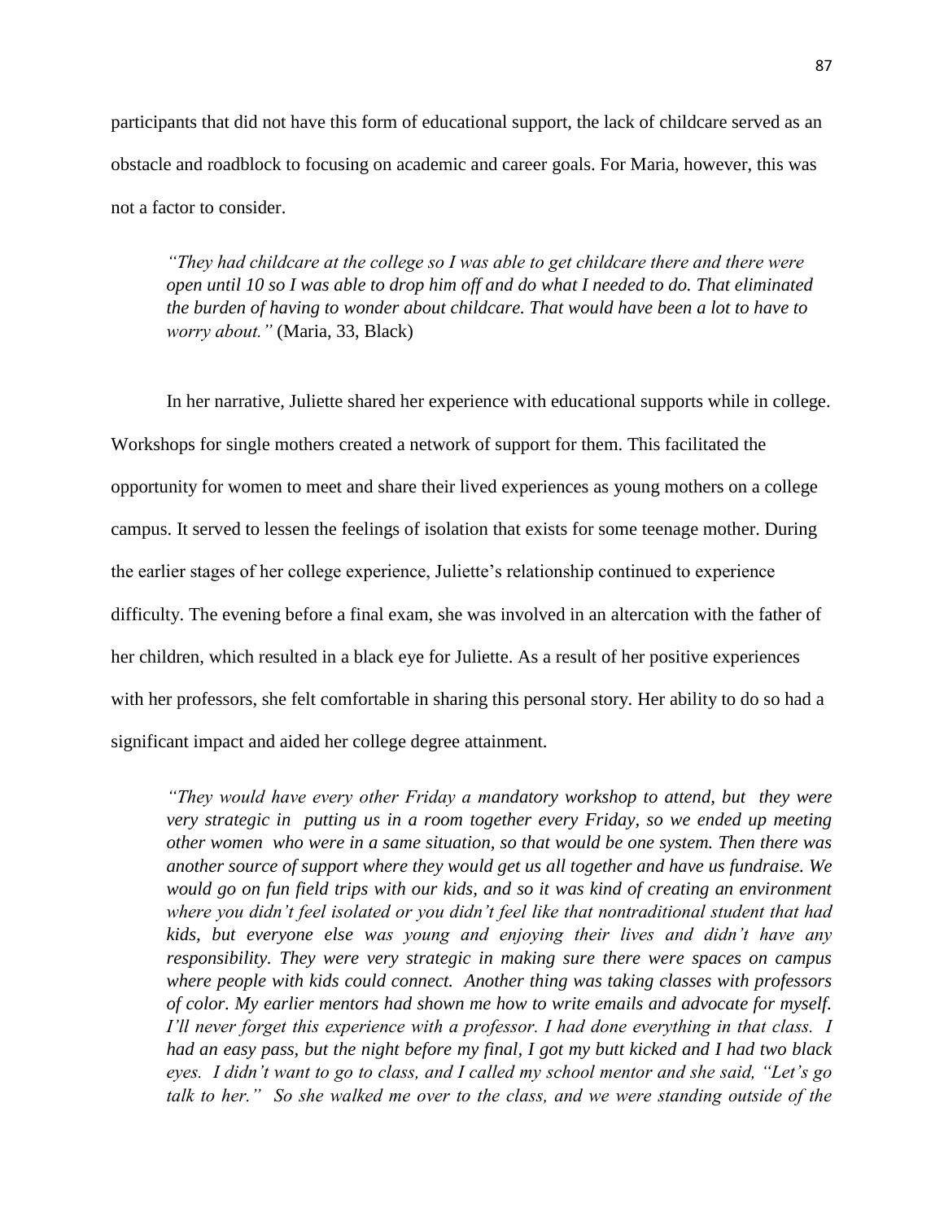participants that did not have this form of educational support, the lack of childcare served as an obstacle and roadblock to focusing on academic and career goals. For Maria, however, this was not a factor to consider.

> *"They had childcare at the college so I was able to get childcare there and there were open until 10 so I was able to drop him off and do what I needed to do. That eliminated the burden of having to wonder about childcare. That would have been a lot to have to worry about."* (Maria, 33, Black)

In her narrative, Juliette shared her experience with educational supports while in college. Workshops for single mothers created a network of support for them. This facilitated the opportunity for women to meet and share their lived experiences as young mothers on a college campus. It served to lessen the feelings of isolation that exists for some teenage mother. During the earlier stages of her college experience, Juliette's relationship continued to experience difficulty. The evening before a final exam, she was involved in an altercation with the father of her children, which resulted in a black eye for Juliette. As a result of her positive experiences with her professors, she felt comfortable in sharing this personal story. Her ability to do so had a significant impact and aided her college degree attainment.

> *"They would have every other Friday a mandatory workshop to attend, but they were very strategic in putting us in a room together every Friday, so we ended up meeting other women who were in a same situation, so that would be one system. Then there was another source of support where they would get us all together and have us fundraise. We would go on fun field trips with our kids, and so it was kind of creating an environment where you didn't feel isolated or you didn't feel like that nontraditional student that had kids, but everyone else was young and enjoying their lives and didn't have any responsibility. They were very strategic in making sure there were spaces on campus where people with kids could connect. Another thing was taking classes with professors of color. My earlier mentors had shown me how to write emails and advocate for myself. I'll never forget this experience with a professor. I had done everything in that class. I had an easy pass, but the night before my final, I got my butt kicked and I had two black eyes. I didn't want to go to class, and I called my school mentor and she said, "Let's go talk to her." So she walked me over to the class, and we were standing outside of the*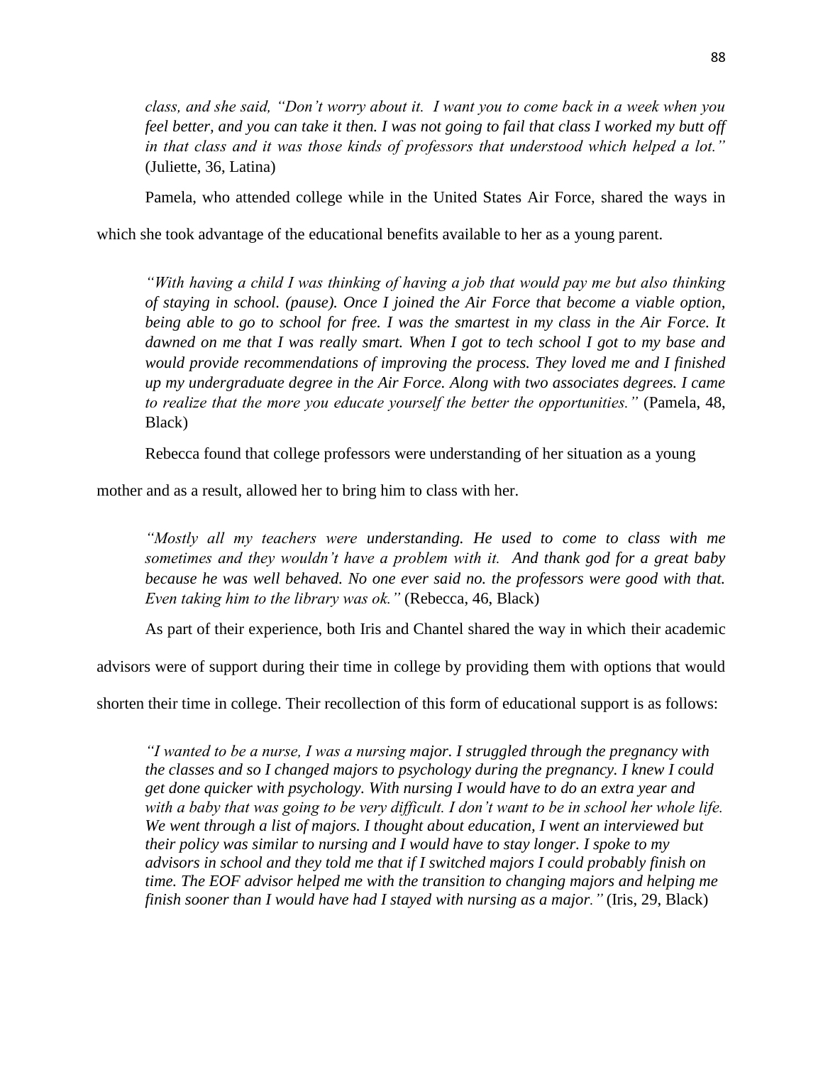*class, and she said, "Don't worry about it. I want you to come back in a week when you feel better, and you can take it then. I was not going to fail that class I worked my butt off in that class and it was those kinds of professors that understood which helped a lot."* (Juliette, 36, Latina)

Pamela, who attended college while in the United States Air Force, shared the ways in which she took advantage of the educational benefits available to her as a young parent.

> *"With having a child I was thinking of having a job that would pay me but also thinking of staying in school. (pause). Once I joined the Air Force that become a viable option, being able to go to school for free. I was the smartest in my class in the Air Force. It dawned on me that I was really smart. When I got to tech school I got to my base and would provide recommendations of improving the process. They loved me and I finished up my undergraduate degree in the Air Force. Along with two associates degrees. I came to realize that the more you educate yourself the better the opportunities."* (Pamela, 48, Black)

Rebecca found that college professors were understanding of her situation as a young mother and as a result, allowed her to bring him to class with her.

> *"Mostly all my teachers were understanding. He used to come to class with me sometimes and they wouldn't have a problem with it. And thank god for a great baby because he was well behaved. No one ever said no. the professors were good with that. Even taking him to the library was ok."* (Rebecca, 46, Black)

As part of their experience, both Iris and Chantel shared the way in which their academic advisors were of support during their time in college by providing them with options that would shorten their time in college. Their recollection of this form of educational support is as follows:

> *"I wanted to be a nurse, I was a nursing major. I struggled through the pregnancy with the classes and so I changed majors to psychology during the pregnancy. I knew I could get done quicker with psychology. With nursing I would have to do an extra year and with a baby that was going to be very difficult. I don't want to be in school her whole life. We went through a list of majors. I thought about education, I went an interviewed but their policy was similar to nursing and I would have to stay longer. I spoke to my advisors in school and they told me that if I switched majors I could probably finish on time. The EOF advisor helped me with the transition to changing majors and helping me finish sooner than I would have had I stayed with nursing as a major."* (Iris, 29, Black)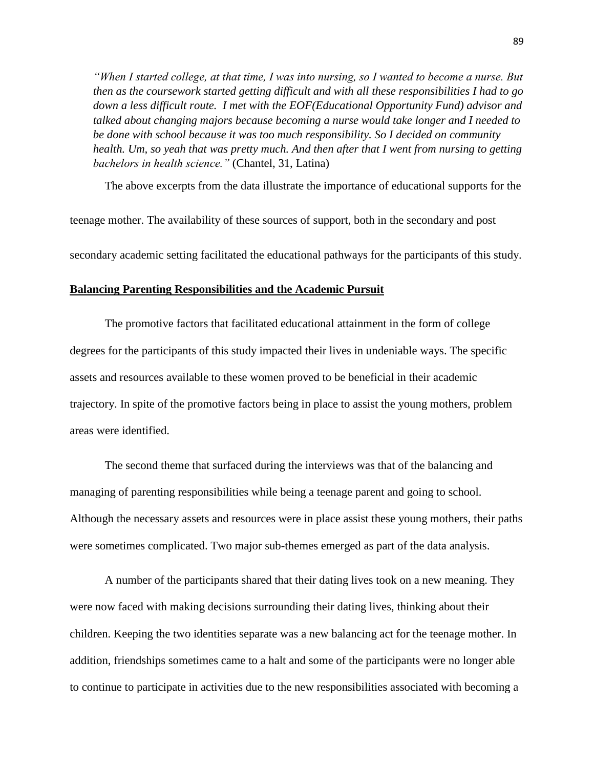*"When I started college, at that time, I was into nursing, so I wanted to become a nurse. But then as the coursework started getting difficult and with all these responsibilities I had to go down a less difficult route. I met with the EOF(Educational Opportunity Fund) advisor and talked about changing majors because becoming a nurse would take longer and I needed to be done with school because it was too much responsibility. So I decided on community health. Um, so yeah that was pretty much. And then after that I went from nursing to getting bachelors in health science."* (Chantel, 31, Latina)

The above excerpts from the data illustrate the importance of educational supports for the teenage mother. The availability of these sources of support, both in the secondary and post secondary academic setting facilitated the educational pathways for the participants of this study.

**Balancing Parenting Responsibilities and the Academic Pursuit**

The promotive factors that facilitated educational attainment in the form of college degrees for the participants of this study impacted their lives in undeniable ways. The specific assets and resources available to these women proved to be beneficial in their academic trajectory. In spite of the promotive factors being in place to assist the young mothers, problem areas were identified.

The second theme that surfaced during the interviews was that of the balancing and managing of parenting responsibilities while being a teenage parent and going to school. Although the necessary assets and resources were in place assist these young mothers, their paths were sometimes complicated. Two major sub-themes emerged as part of the data analysis.

A number of the participants shared that their dating lives took on a new meaning. They were now faced with making decisions surrounding their dating lives, thinking about their children. Keeping the two identities separate was a new balancing act for the teenage mother. In addition, friendships sometimes came to a halt and some of the participants were no longer able to continue to participate in activities due to the new responsibilities associated with becoming a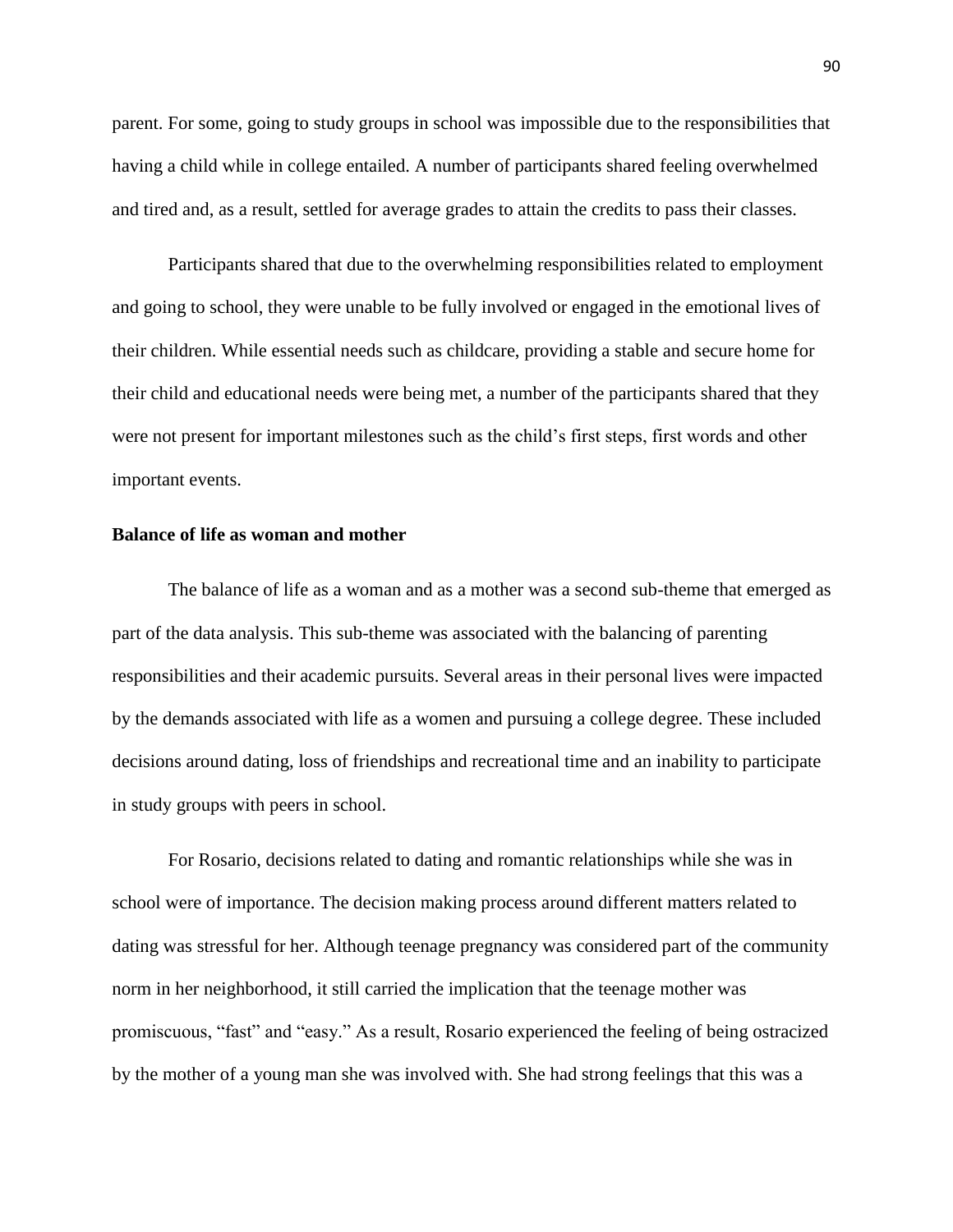parent. For some, going to study groups in school was impossible due to the responsibilities that having a child while in college entailed. A number of participants shared feeling overwhelmed and tired and, as a result, settled for average grades to attain the credits to pass their classes.

Participants shared that due to the overwhelming responsibilities related to employment and going to school, they were unable to be fully involved or engaged in the emotional lives of their children. While essential needs such as childcare, providing a stable and secure home for their child and educational needs were being met, a number of the participants shared that they were not present for important milestones such as the child's first steps, first words and other important events.

**Balance of life as woman and mother**

The balance of life as a woman and as a mother was a second sub-theme that emerged as part of the data analysis. This sub-theme was associated with the balancing of parenting responsibilities and their academic pursuits. Several areas in their personal lives were impacted by the demands associated with life as a women and pursuing a college degree. These included decisions around dating, loss of friendships and recreational time and an inability to participate in study groups with peers in school.

For Rosario, decisions related to dating and romantic relationships while she was in school were of importance. The decision making process around different matters related to dating was stressful for her. Although teenage pregnancy was considered part of the community norm in her neighborhood, it still carried the implication that the teenage mother was promiscuous, "fast" and "easy." As a result, Rosario experienced the feeling of being ostracized by the mother of a young man she was involved with. She had strong feelings that this was a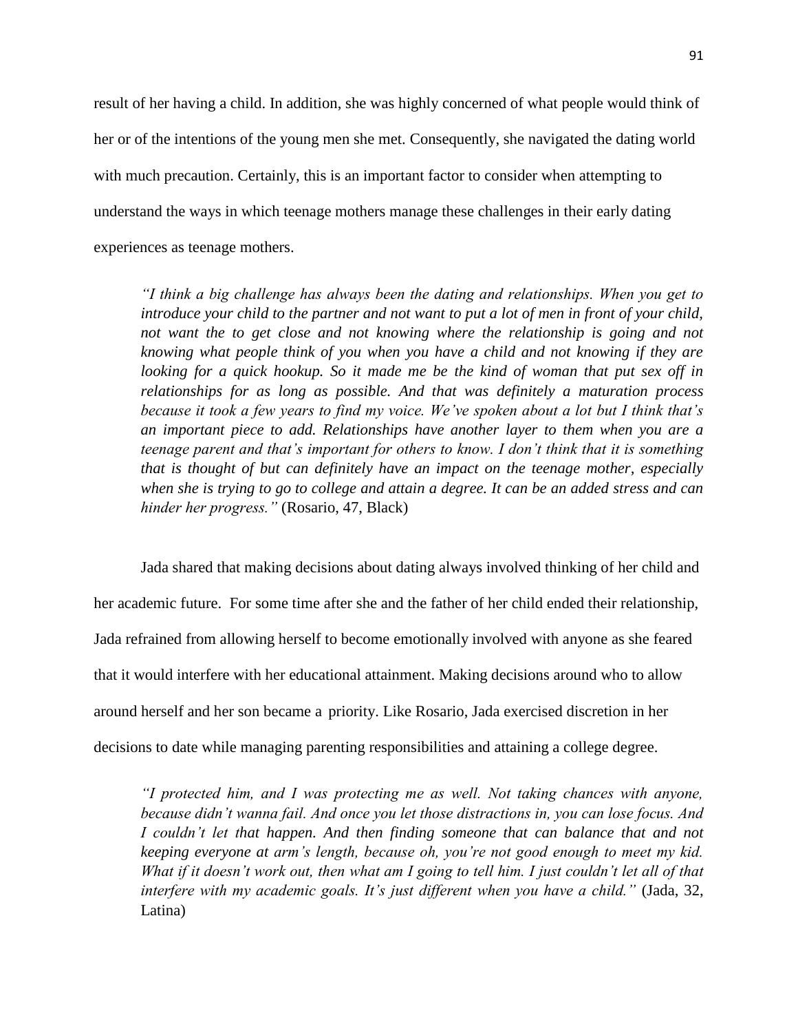result of her having a child. In addition, she was highly concerned of what people would think of her or of the intentions of the young men she met. Consequently, she navigated the dating world with much precaution. Certainly, this is an important factor to consider when attempting to understand the ways in which teenage mothers manage these challenges in their early dating experiences as teenage mothers.

> *"I think a big challenge has always been the dating and relationships. When you get to introduce your child to the partner and not want to put a lot of men in front of your child, not want the to get close and not knowing where the relationship is going and not knowing what people think of you when you have a child and not knowing if they are looking for a quick hookup. So it made me be the kind of woman that put sex off in relationships for as long as possible. And that was definitely a maturation process because it took a few years to find my voice. We've spoken about a lot but I think that's an important piece to add. Relationships have another layer to them when you are a teenage parent and that's important for others to know. I don't think that it is something that is thought of but can definitely have an impact on the teenage mother, especially when she is trying to go to college and attain a degree. It can be an added stress and can hinder her progress."* (Rosario, 47, Black)

Jada shared that making decisions about dating always involved thinking of her child and her academic future. For some time after she and the father of her child ended their relationship, Jada refrained from allowing herself to become emotionally involved with anyone as she feared that it would interfere with her educational attainment. Making decisions around who to allow around herself and her son became a priority. Like Rosario, Jada exercised discretion in her decisions to date while managing parenting responsibilities and attaining a college degree.

> *"I protected him, and I was protecting me as well. Not taking chances with anyone, because didn't wanna fail. And once you let those distractions in, you can lose focus. And I couldn't let that happen. And then finding someone that can balance that and not keeping everyone at arm's length, because oh, you're not good enough to meet my kid. What if it doesn't work out, then what am I going to tell him. I just couldn't let all of that interfere with my academic goals. It's just different when you have a child."* (Jada, 32, Latina)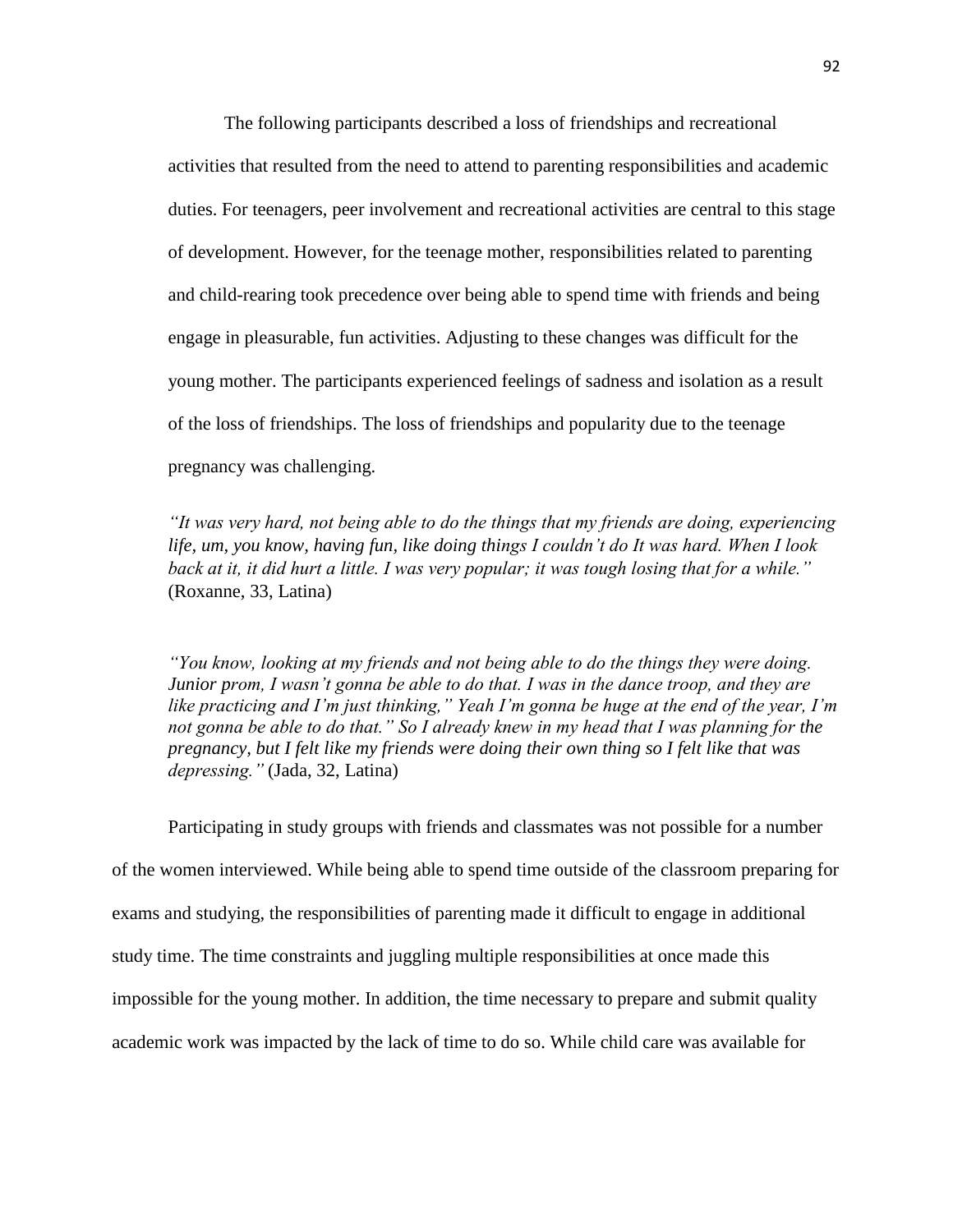The following participants described a loss of friendships and recreational activities that resulted from the need to attend to parenting responsibilities and academic duties. For teenagers, peer involvement and recreational activities are central to this stage of development. However, for the teenage mother, responsibilities related to parenting and child-rearing took precedence over being able to spend time with friends and being engage in pleasurable, fun activities. Adjusting to these changes was difficult for the young mother. The participants experienced feelings of sadness and isolation as a result of the loss of friendships. The loss of friendships and popularity due to the teenage pregnancy was challenging.

> *"It was very hard, not being able to do the things that my friends are doing, experiencing life, um, you know, having fun, like doing things I couldn't do It was hard. When I look back at it, it did hurt a little. I was very popular; it was tough losing that for a while."* (Roxanne, 33, Latina)

> *"You know, looking at my friends and not being able to do the things they were doing. Junior prom, I wasn't gonna be able to do that. I was in the dance troop, and they are like practicing and I'm just thinking," Yeah I'm gonna be huge at the end of the year, I'm not gonna be able to do that." So I already knew in my head that I was planning for the pregnancy, but I felt like my friends were doing their own thing so I felt like that was depressing."* (Jada, 32, Latina)

Participating in study groups with friends and classmates was not possible for a number of the women interviewed. While being able to spend time outside of the classroom preparing for exams and studying, the responsibilities of parenting made it difficult to engage in additional study time. The time constraints and juggling multiple responsibilities at once made this impossible for the young mother. In addition, the time necessary to prepare and submit quality academic work was impacted by the lack of time to do so. While child care was available for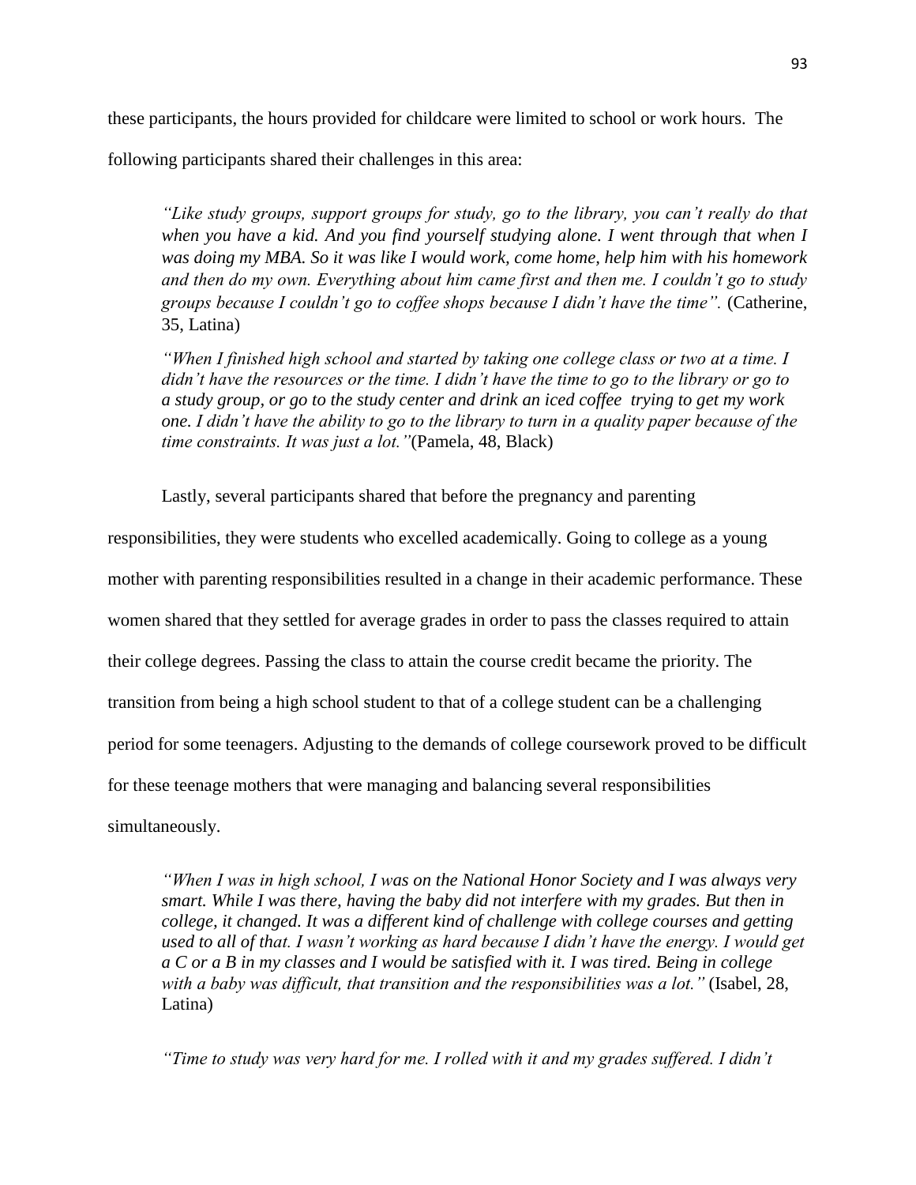these participants, the hours provided for childcare were limited to school or work hours. The following participants shared their challenges in this area:

> *"Like study groups, support groups for study, go to the library, you can't really do that when you have a kid. And you find yourself studying alone. I went through that when I was doing my MBA. So it was like I would work, come home, help him with his homework and then do my own. Everything about him came first and then me. I couldn't go to study groups because I couldn't go to coffee shops because I didn't have the time".* (Catherine, 35, Latina)

> *"When I finished high school and started by taking one college class or two at a time. I didn't have the resources or the time. I didn't have the time to go to the library or go to a study group, or go to the study center and drink an iced coffee trying to get my work one. I didn't have the ability to go to the library to turn in a quality paper because of the time constraints. It was just a lot."*(Pamela, 48, Black)

Lastly, several participants shared that before the pregnancy and parenting responsibilities, they were students who excelled academically. Going to college as a young mother with parenting responsibilities resulted in a change in their academic performance. These women shared that they settled for average grades in order to pass the classes required to attain their college degrees. Passing the class to attain the course credit became the priority. The transition from being a high school student to that of a college student can be a challenging period for some teenagers. Adjusting to the demands of college coursework proved to be difficult for these teenage mothers that were managing and balancing several responsibilities simultaneously.

> *"When I was in high school, I was on the National Honor Society and I was always very smart. While I was there, having the baby did not interfere with my grades. But then in college, it changed. It was a different kind of challenge with college courses and getting used to all of that. I wasn't working as hard because I didn't have the energy. I would get a C or a B in my classes and I would be satisfied with it. I was tired. Being in college with a baby was difficult, that transition and the responsibilities was a lot."* (Isabel, 28, Latina)

> *"Time to study was very hard for me. I rolled with it and my grades suffered. I didn't*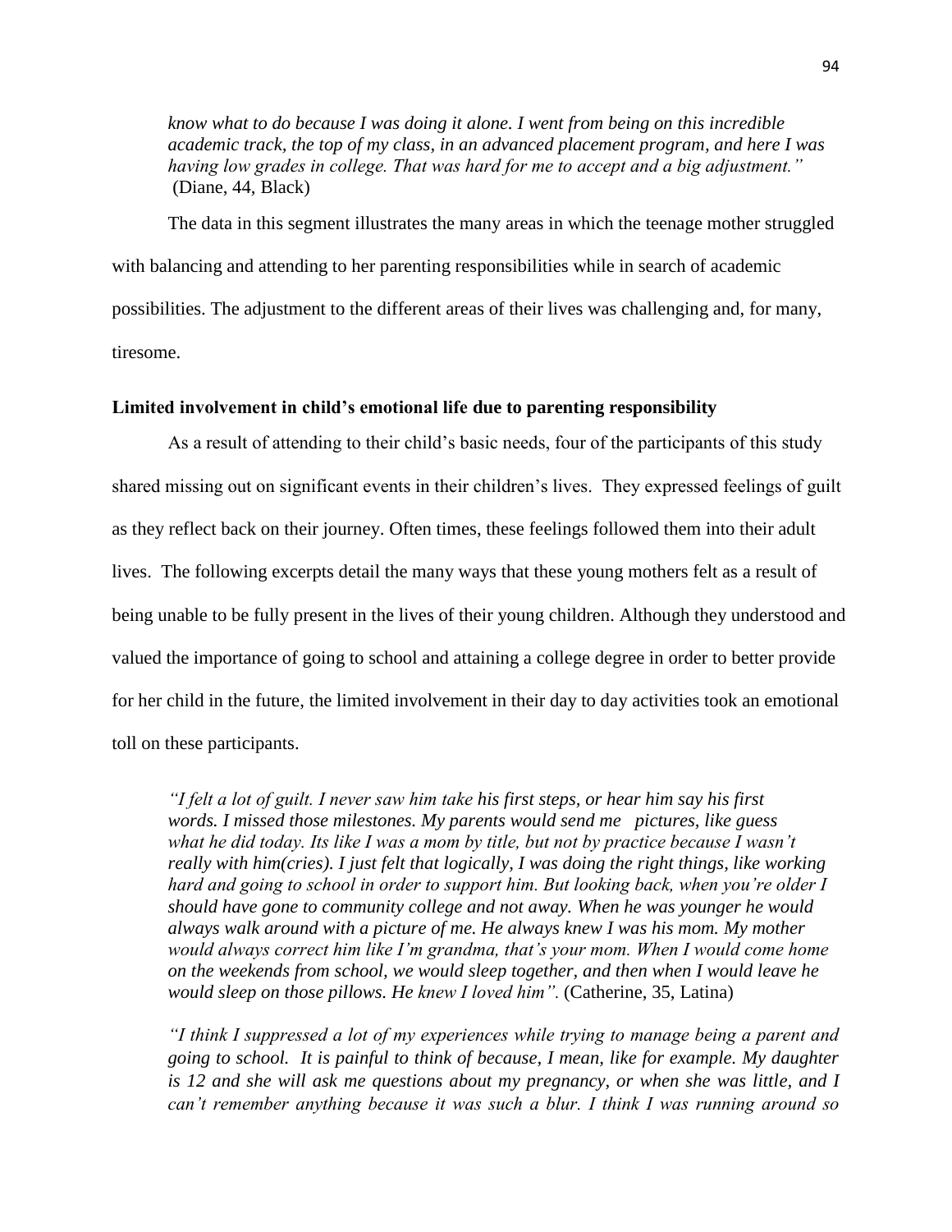*know what to do because I was doing it alone. I went from being on this incredible academic track, the top of my class, in an advanced placement program, and here I was having low grades in college. That was hard for me to accept and a big adjustment."* (Diane, 44, Black)

The data in this segment illustrates the many areas in which the teenage mother struggled with balancing and attending to her parenting responsibilities while in search of academic possibilities. The adjustment to the different areas of their lives was challenging and, for many, tiresome.

**Limited involvement in child's emotional life due to parenting responsibility**

As a result of attending to their child's basic needs, four of the participants of this study shared missing out on significant events in their children's lives. They expressed feelings of guilt as they reflect back on their journey. Often times, these feelings followed them into their adult lives. The following excerpts detail the many ways that these young mothers felt as a result of being unable to be fully present in the lives of their young children. Although they understood and valued the importance of going to school and attaining a college degree in order to better provide for her child in the future, the limited involvement in their day to day activities took an emotional toll on these participants.

*"I felt a lot of guilt. I never saw him take his first steps, or hear him say his first words. I missed those milestones. My parents would send me pictures, like guess what he did today. Its like I was a mom by title, but not by practice because I wasn't really with him(cries). I just felt that logically, I was doing the right things, like working hard and going to school in order to support him. But looking back, when you're older I should have gone to community college and not away. When he was younger he would always walk around with a picture of me. He always knew I was his mom. My mother would always correct him like I'm grandma, that's your mom. When I would come home on the weekends from school, we would sleep together, and then when I would leave he would sleep on those pillows. He knew I loved him".* (Catherine, 35, Latina)

*"I think I suppressed a lot of my experiences while trying to manage being a parent and going to school. It is painful to think of because, I mean, like for example. My daughter is 12 and she will ask me questions about my pregnancy, or when she was little, and I can't remember anything because it was such a blur. I think I was running around so*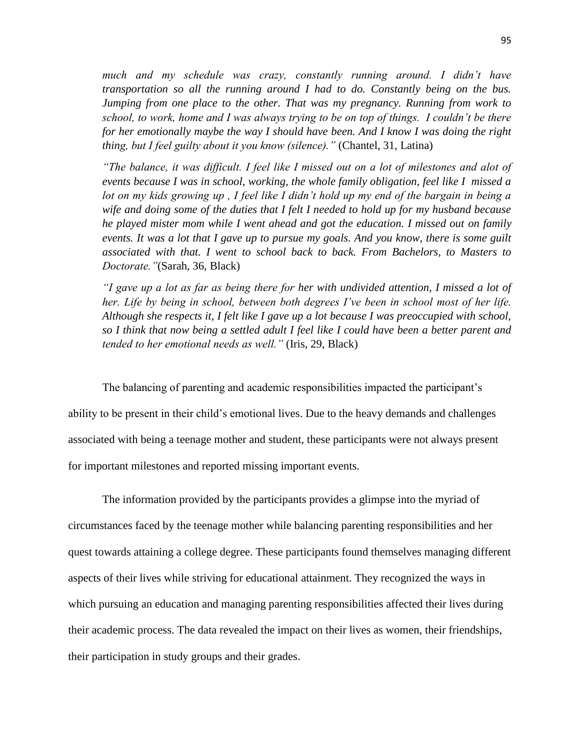> *much and my schedule was crazy, constantly running around. I didn't have transportation so all the running around I had to do. Constantly being on the bus. Jumping from one place to the other. That was my pregnancy. Running from work to school, to work, home and I was always trying to be on top of things. I couldn't be there for her emotionally maybe the way I should have been. And I know I was doing the right thing, but I feel guilty about it you know (silence)."* (Chantel, 31, Latina)

> *"The balance, it was difficult. I feel like I missed out on a lot of milestones and alot of events because I was in school, working, the whole family obligation, feel like I missed a lot on my kids growing up , I feel like I didn't hold up my end of the bargain in being a wife and doing some of the duties that I felt I needed to hold up for my husband because he played mister mom while I went ahead and got the education. I missed out on family events. It was a lot that I gave up to pursue my goals. And you know, there is some guilt associated with that. I went to school back to back. From Bachelors, to Masters to Doctorate."*(Sarah, 36, Black)

> *"I gave up a lot as far as being there for her with undivided attention, I missed a lot of her. Life by being in school, between both degrees I've been in school most of her life. Although she respects it, I felt like I gave up a lot because I was preoccupied with school, so I think that now being a settled adult I feel like I could have been a better parent and tended to her emotional needs as well."* (Iris, 29, Black)

The balancing of parenting and academic responsibilities impacted the participant's ability to be present in their child's emotional lives. Due to the heavy demands and challenges associated with being a teenage mother and student, these participants were not always present for important milestones and reported missing important events.

The information provided by the participants provides a glimpse into the myriad of circumstances faced by the teenage mother while balancing parenting responsibilities and her quest towards attaining a college degree. These participants found themselves managing different aspects of their lives while striving for educational attainment. They recognized the ways in which pursuing an education and managing parenting responsibilities affected their lives during their academic process. The data revealed the impact on their lives as women, their friendships, their participation in study groups and their grades.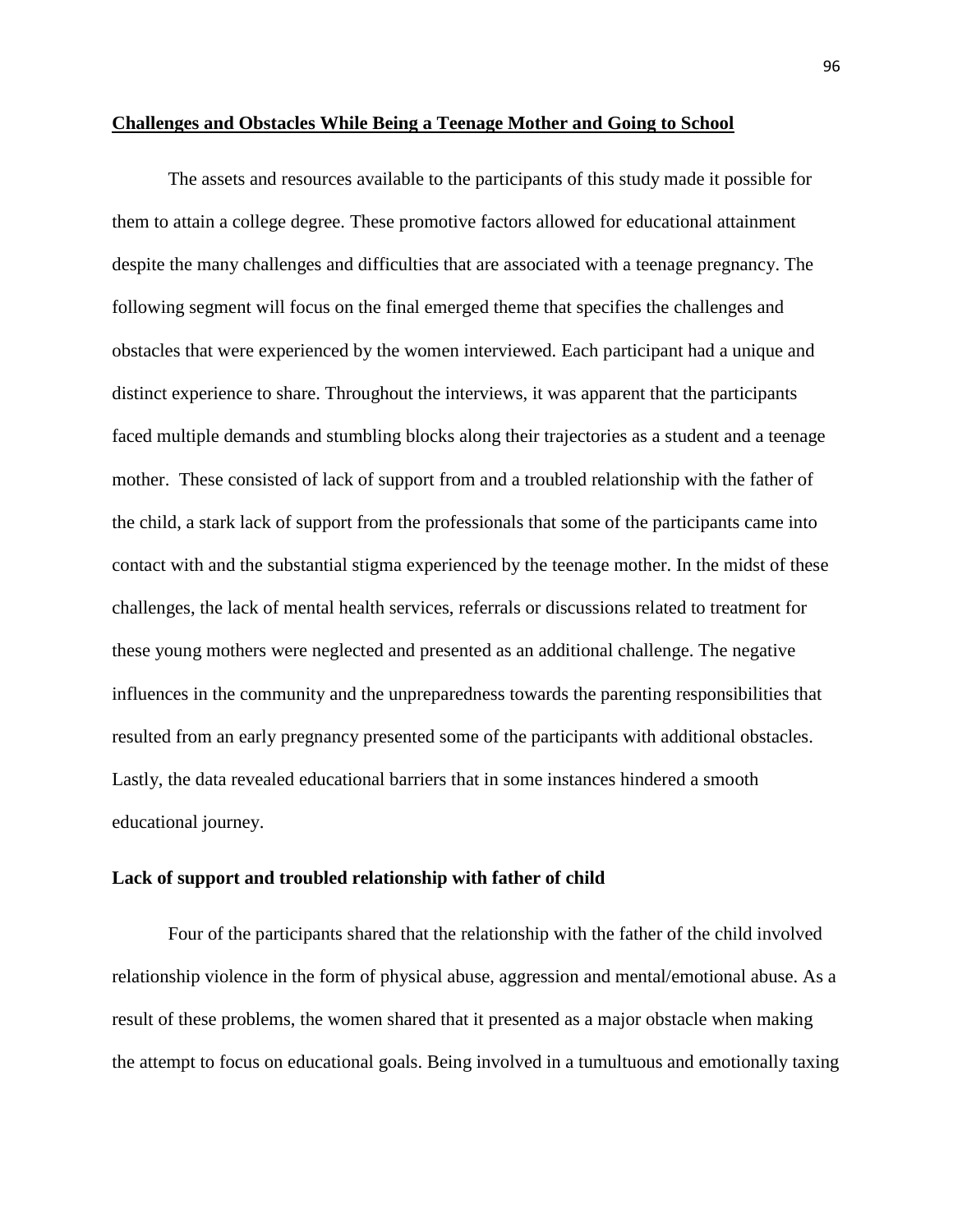**Challenges and Obstacles While Being a Teenage Mother and Going to School**

The assets and resources available to the participants of this study made it possible for them to attain a college degree. These promotive factors allowed for educational attainment despite the many challenges and difficulties that are associated with a teenage pregnancy. The following segment will focus on the final emerged theme that specifies the challenges and obstacles that were experienced by the women interviewed. Each participant had a unique and distinct experience to share. Throughout the interviews, it was apparent that the participants faced multiple demands and stumbling blocks along their trajectories as a student and a teenage mother. These consisted of lack of support from and a troubled relationship with the father of the child, a stark lack of support from the professionals that some of the participants came into contact with and the substantial stigma experienced by the teenage mother. In the midst of these challenges, the lack of mental health services, referrals or discussions related to treatment for these young mothers were neglected and presented as an additional challenge. The negative influences in the community and the unpreparedness towards the parenting responsibilities that resulted from an early pregnancy presented some of the participants with additional obstacles. Lastly, the data revealed educational barriers that in some instances hindered a smooth educational journey.

**Lack of support and troubled relationship with father of child**

Four of the participants shared that the relationship with the father of the child involved relationship violence in the form of physical abuse, aggression and mental/emotional abuse. As a result of these problems, the women shared that it presented as a major obstacle when making the attempt to focus on educational goals. Being involved in a tumultuous and emotionally taxing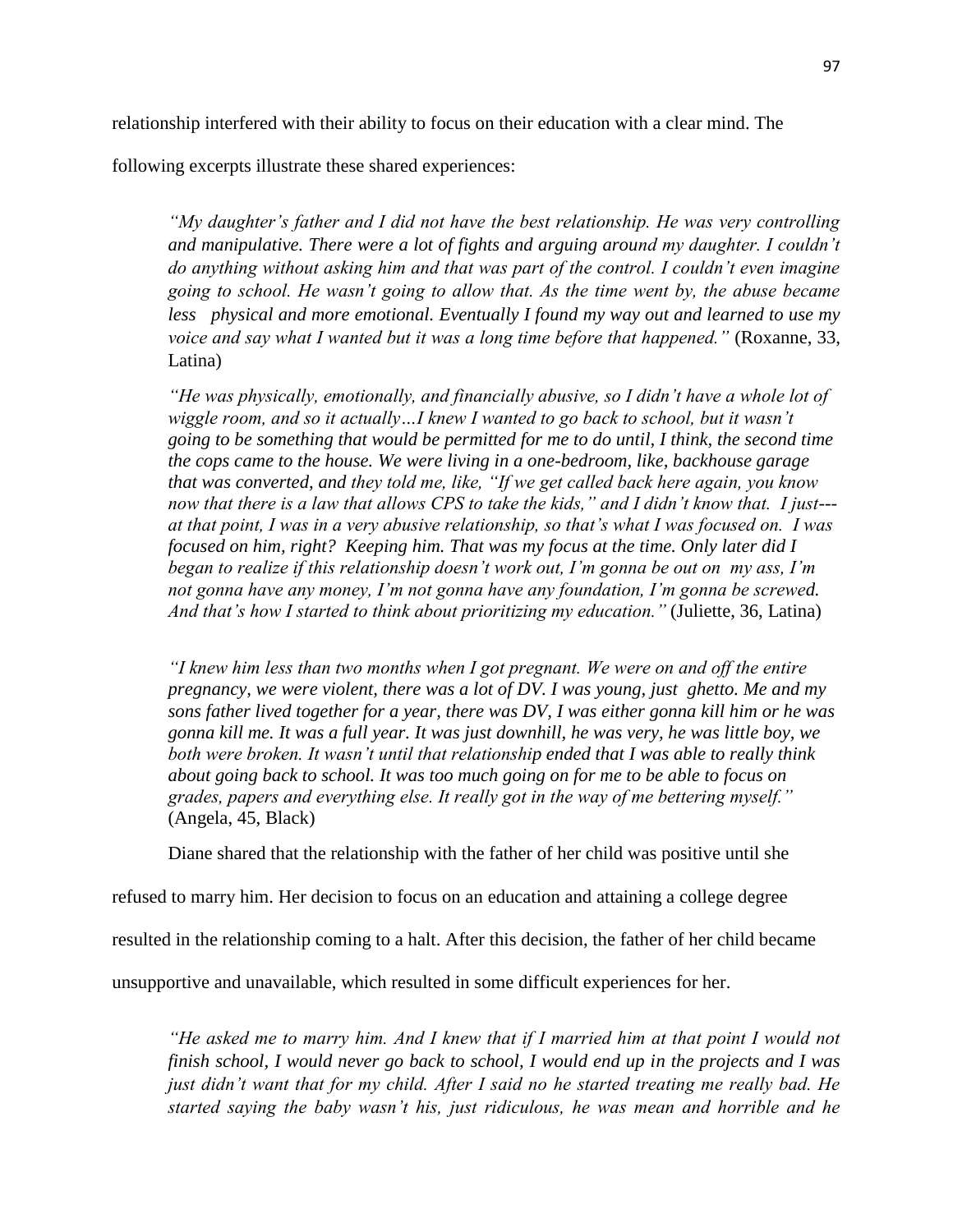relationship interfered with their ability to focus on their education with a clear mind. The following excerpts illustrate these shared experiences:

> *"My daughter's father and I did not have the best relationship. He was very controlling and manipulative. There were a lot of fights and arguing around my daughter. I couldn't do anything without asking him and that was part of the control. I couldn't even imagine going to school. He wasn't going to allow that. As the time went by, the abuse became less physical and more emotional. Eventually I found my way out and learned to use my voice and say what I wanted but it was a long time before that happened."* (Roxanne, 33, Latina)

> *"He was physically, emotionally, and financially abusive, so I didn't have a whole lot of wiggle room, and so it actually…I knew I wanted to go back to school, but it wasn't going to be something that would be permitted for me to do until, I think, the second time the cops came to the house. We were living in a one-bedroom, like, backhouse garage that was converted, and they told me, like, "If we get called back here again, you know now that there is a law that allows CPS to take the kids," and I didn't know that. I just---at that point, I was in a very abusive relationship, so that's what I was focused on. I was focused on him, right? Keeping him. That was my focus at the time. Only later did I began to realize if this relationship doesn't work out, I'm gonna be out on my ass, I'm not gonna have any money, I'm not gonna have any foundation, I'm gonna be screwed. And that's how I started to think about prioritizing my education."* (Juliette, 36, Latina)

> *"I knew him less than two months when I got pregnant. We were on and off the entire pregnancy, we were violent, there was a lot of DV. I was young, just ghetto. Me and my sons father lived together for a year, there was DV, I was either gonna kill him or he was gonna kill me. It was a full year. It was just downhill, he was very, he was little boy, we both were broken. It wasn't until that relationship ended that I was able to really think about going back to school. It was too much going on for me to be able to focus on grades, papers and everything else. It really got in the way of me bettering myself."* (Angela, 45, Black)

Diane shared that the relationship with the father of her child was positive until she refused to marry him. Her decision to focus on an education and attaining a college degree resulted in the relationship coming to a halt. After this decision, the father of her child became unsupportive and unavailable, which resulted in some difficult experiences for her.

> *"He asked me to marry him. And I knew that if I married him at that point I would not finish school, I would never go back to school, I would end up in the projects and I was just didn't want that for my child. After I said no he started treating me really bad. He started saying the baby wasn't his, just ridiculous, he was mean and horrible and he*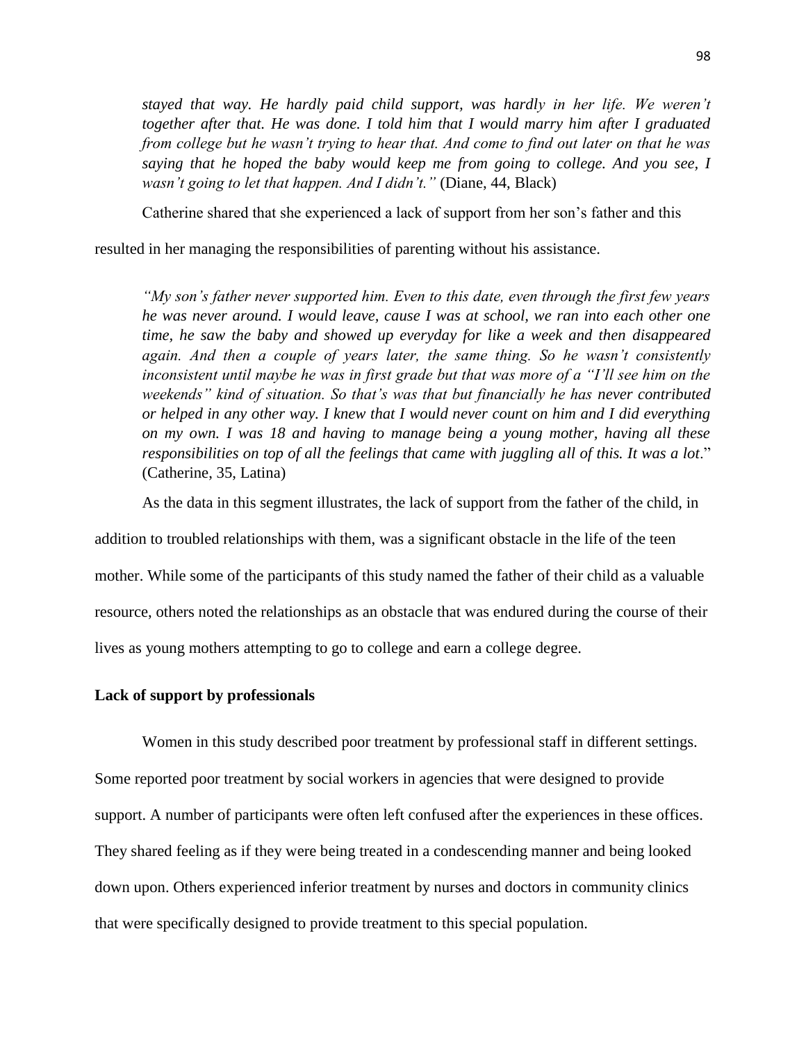*stayed that way. He hardly paid child support, was hardly in her life. We weren't together after that. He was done. I told him that I would marry him after I graduated from college but he wasn't trying to hear that. And come to find out later on that he was saying that he hoped the baby would keep me from going to college. And you see, I wasn't going to let that happen. And I didn't."* (Diane, 44, Black)

Catherine shared that she experienced a lack of support from her son's father and this resulted in her managing the responsibilities of parenting without his assistance.

> *"My son's father never supported him. Even to this date, even through the first few years he was never around. I would leave, cause I was at school, we ran into each other one time, he saw the baby and showed up everyday for like a week and then disappeared again. And then a couple of years later, the same thing. So he wasn't consistently inconsistent until maybe he was in first grade but that was more of a "I'll see him on the weekends" kind of situation. So that's was that but financially he has never contributed or helped in any other way. I knew that I would never count on him and I did everything on my own. I was 18 and having to manage being a young mother, having all these responsibilities on top of all the feelings that came with juggling all of this. It was a lot*." (Catherine, 35, Latina)

As the data in this segment illustrates, the lack of support from the father of the child, in addition to troubled relationships with them, was a significant obstacle in the life of the teen mother. While some of the participants of this study named the father of their child as a valuable resource, others noted the relationships as an obstacle that was endured during the course of their lives as young mothers attempting to go to college and earn a college degree.

**Lack of support by professionals**

Women in this study described poor treatment by professional staff in different settings. Some reported poor treatment by social workers in agencies that were designed to provide support. A number of participants were often left confused after the experiences in these offices. They shared feeling as if they were being treated in a condescending manner and being looked down upon. Others experienced inferior treatment by nurses and doctors in community clinics that were specifically designed to provide treatment to this special population.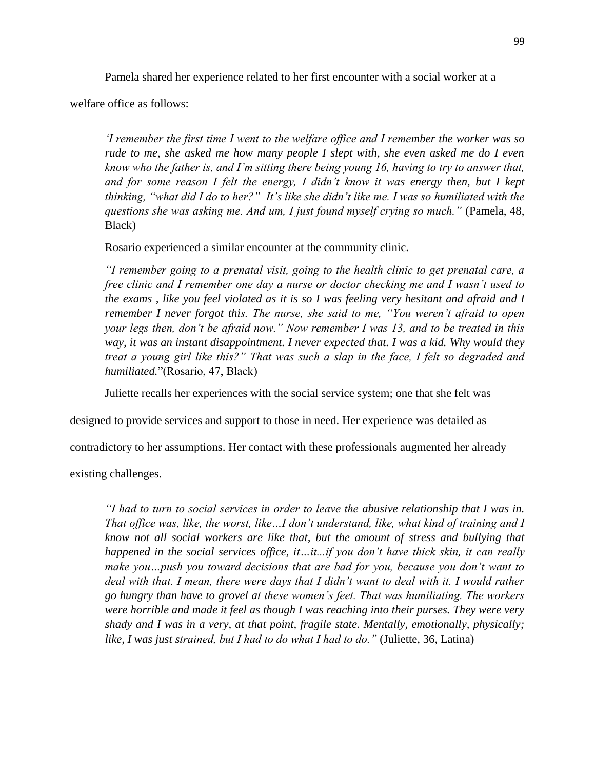Pamela shared her experience related to her first encounter with a social worker at a welfare office as follows:

> *'I remember the first time I went to the welfare office and I remember the worker was so rude to me, she asked me how many people I slept with, she even asked me do I even know who the father is, and I'm sitting there being young 16, having to try to answer that, and for some reason I felt the energy, I didn't know it was energy then, but I kept thinking, "what did I do to her?" It's like she didn't like me. I was so humiliated with the questions she was asking me. And um, I just found myself crying so much."* (Pamela, 48, Black)

Rosario experienced a similar encounter at the community clinic.

> *"I remember going to a prenatal visit, going to the health clinic to get prenatal care, a free clinic and I remember one day a nurse or doctor checking me and I wasn't used to the exams , like you feel violated as it is so I was feeling very hesitant and afraid and I remember I never forgot this. The nurse, she said to me, "You weren't afraid to open your legs then, don't be afraid now." Now remember I was 13, and to be treated in this way, it was an instant disappointment. I never expected that. I was a kid. Why would they treat a young girl like this?" That was such a slap in the face, I felt so degraded and humiliated.*"(Rosario, 47, Black)

Juliette recalls her experiences with the social service system; one that she felt was designed to provide services and support to those in need. Her experience was detailed as contradictory to her assumptions. Her contact with these professionals augmented her already existing challenges.

> *"I had to turn to social services in order to leave the abusive relationship that I was in. That office was, like, the worst, like…I don't understand, like, what kind of training and I know not all social workers are like that, but the amount of stress and bullying that happened in the social services office, it…it...if you don't have thick skin, it can really make you…push you toward decisions that are bad for you, because you don't want to deal with that. I mean, there were days that I didn't want to deal with it. I would rather go hungry than have to grovel at these women's feet. That was humiliating. The workers were horrible and made it feel as though I was reaching into their purses. They were very shady and I was in a very, at that point, fragile state. Mentally, emotionally, physically; like, I was just strained, but I had to do what I had to do."* (Juliette, 36, Latina)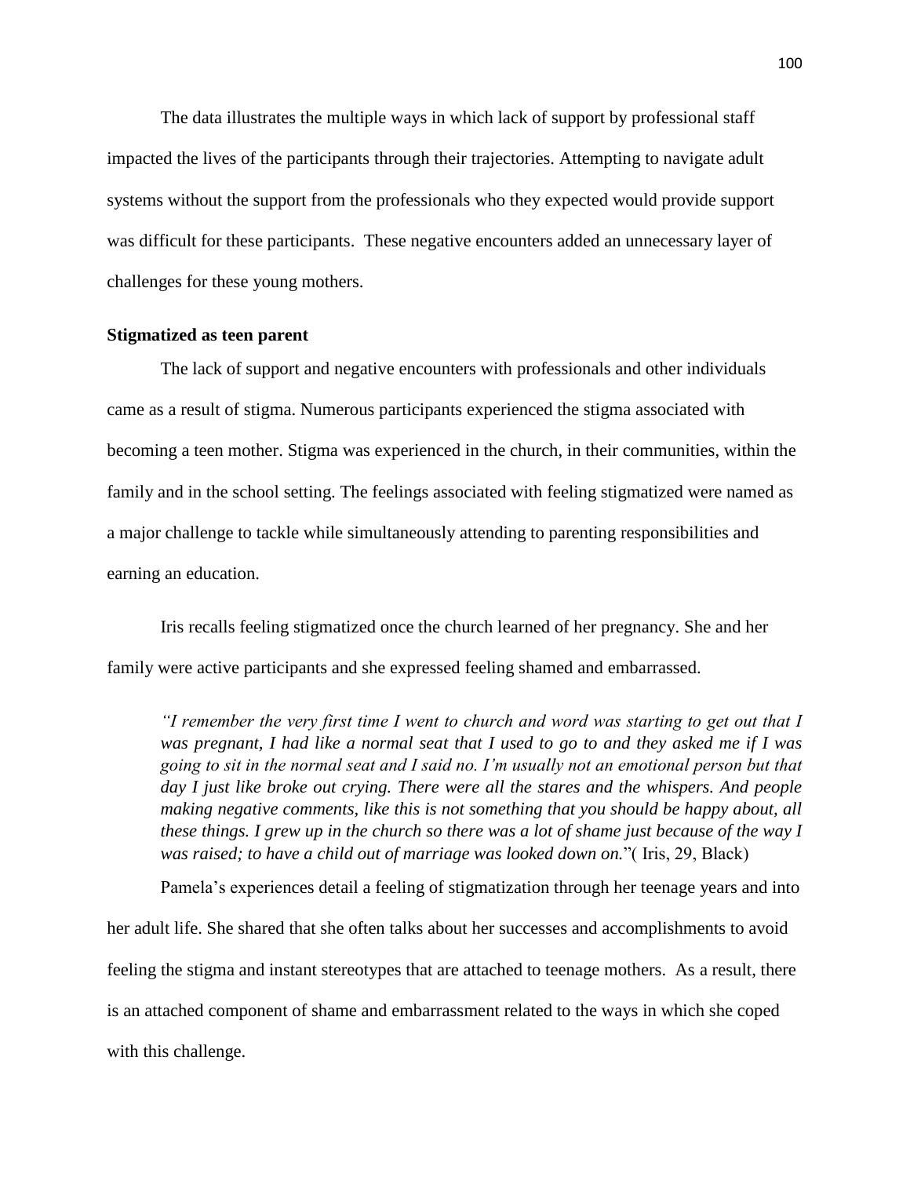The data illustrates the multiple ways in which lack of support by professional staff impacted the lives of the participants through their trajectories. Attempting to navigate adult systems without the support from the professionals who they expected would provide support was difficult for these participants. These negative encounters added an unnecessary layer of challenges for these young mothers.

**Stigmatized as teen parent**

The lack of support and negative encounters with professionals and other individuals came as a result of stigma. Numerous participants experienced the stigma associated with becoming a teen mother. Stigma was experienced in the church, in their communities, within the family and in the school setting. The feelings associated with feeling stigmatized were named as a major challenge to tackle while simultaneously attending to parenting responsibilities and earning an education.

Iris recalls feeling stigmatized once the church learned of her pregnancy. She and her family were active participants and she expressed feeling shamed and embarrassed.

> *"I remember the very first time I went to church and word was starting to get out that I was pregnant, I had like a normal seat that I used to go to and they asked me if I was going to sit in the normal seat and I said no. I'm usually not an emotional person but that day I just like broke out crying. There were all the stares and the whispers. And people making negative comments, like this is not something that you should be happy about, all these things. I grew up in the church so there was a lot of shame just because of the way I was raised; to have a child out of marriage was looked down on.*"( Iris, 29, Black)

Pamela's experiences detail a feeling of stigmatization through her teenage years and into her adult life. She shared that she often talks about her successes and accomplishments to avoid feeling the stigma and instant stereotypes that are attached to teenage mothers. As a result, there is an attached component of shame and embarrassment related to the ways in which she coped with this challenge.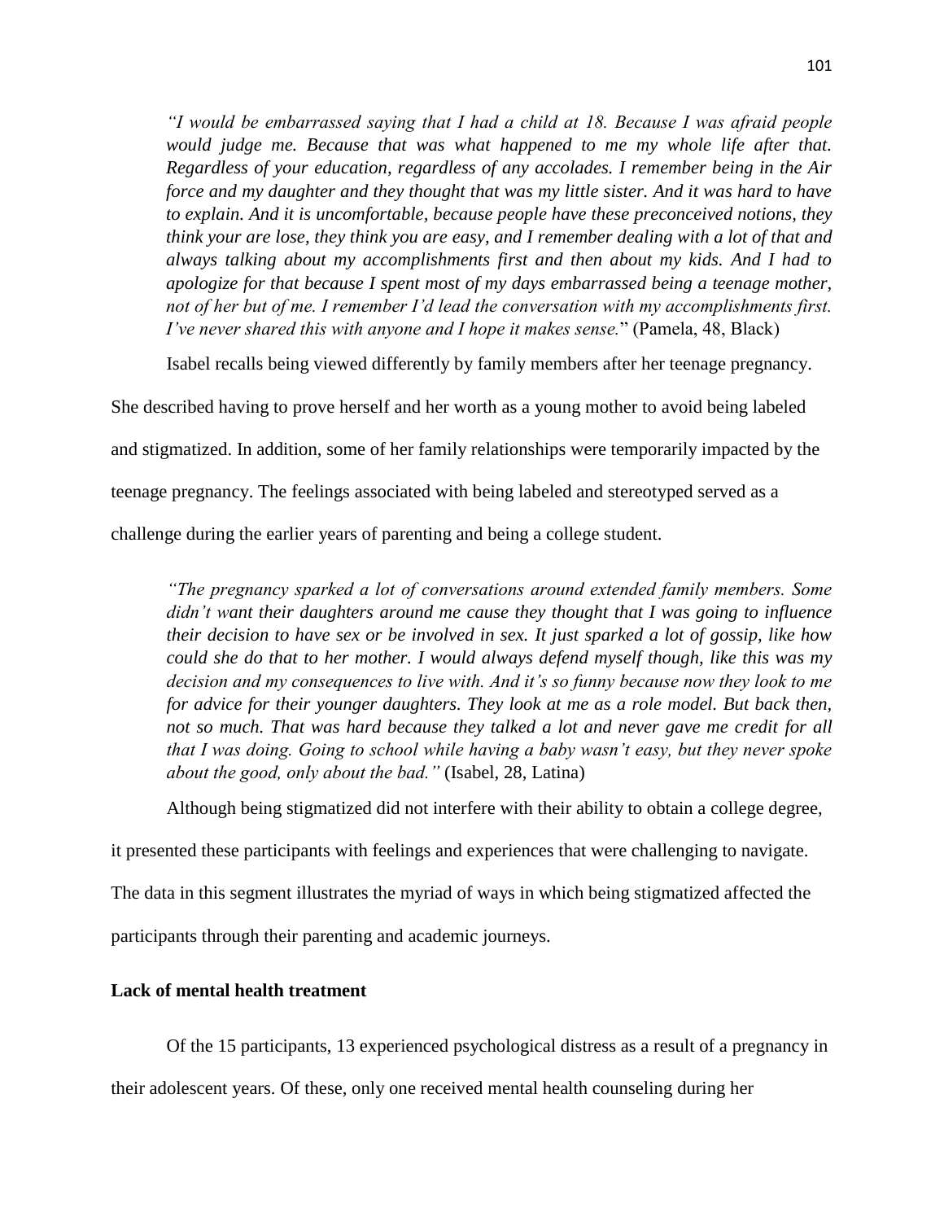*"I would be embarrassed saying that I had a child at 18. Because I was afraid people would judge me. Because that was what happened to me my whole life after that. Regardless of your education, regardless of any accolades. I remember being in the Air force and my daughter and they thought that was my little sister. And it was hard to have to explain. And it is uncomfortable, because people have these preconceived notions, they think your are lose, they think you are easy, and I remember dealing with a lot of that and always talking about my accomplishments first and then about my kids. And I had to apologize for that because I spent most of my days embarrassed being a teenage mother, not of her but of me. I remember I'd lead the conversation with my accomplishments first. I've never shared this with anyone and I hope it makes sense.*" (Pamela, 48, Black)

Isabel recalls being viewed differently by family members after her teenage pregnancy. She described having to prove herself and her worth as a young mother to avoid being labeled and stigmatized. In addition, some of her family relationships were temporarily impacted by the teenage pregnancy. The feelings associated with being labeled and stereotyped served as a challenge during the earlier years of parenting and being a college student.

*"The pregnancy sparked a lot of conversations around extended family members. Some didn't want their daughters around me cause they thought that I was going to influence their decision to have sex or be involved in sex. It just sparked a lot of gossip, like how could she do that to her mother. I would always defend myself though, like this was my decision and my consequences to live with. And it's so funny because now they look to me for advice for their younger daughters. They look at me as a role model. But back then, not so much. That was hard because they talked a lot and never gave me credit for all that I was doing. Going to school while having a baby wasn't easy, but they never spoke about the good, only about the bad."* (Isabel, 28, Latina)

Although being stigmatized did not interfere with their ability to obtain a college degree, it presented these participants with feelings and experiences that were challenging to navigate. The data in this segment illustrates the myriad of ways in which being stigmatized affected the participants through their parenting and academic journeys.

**Lack of mental health treatment**

Of the 15 participants, 13 experienced psychological distress as a result of a pregnancy in their adolescent years. Of these, only one received mental health counseling during her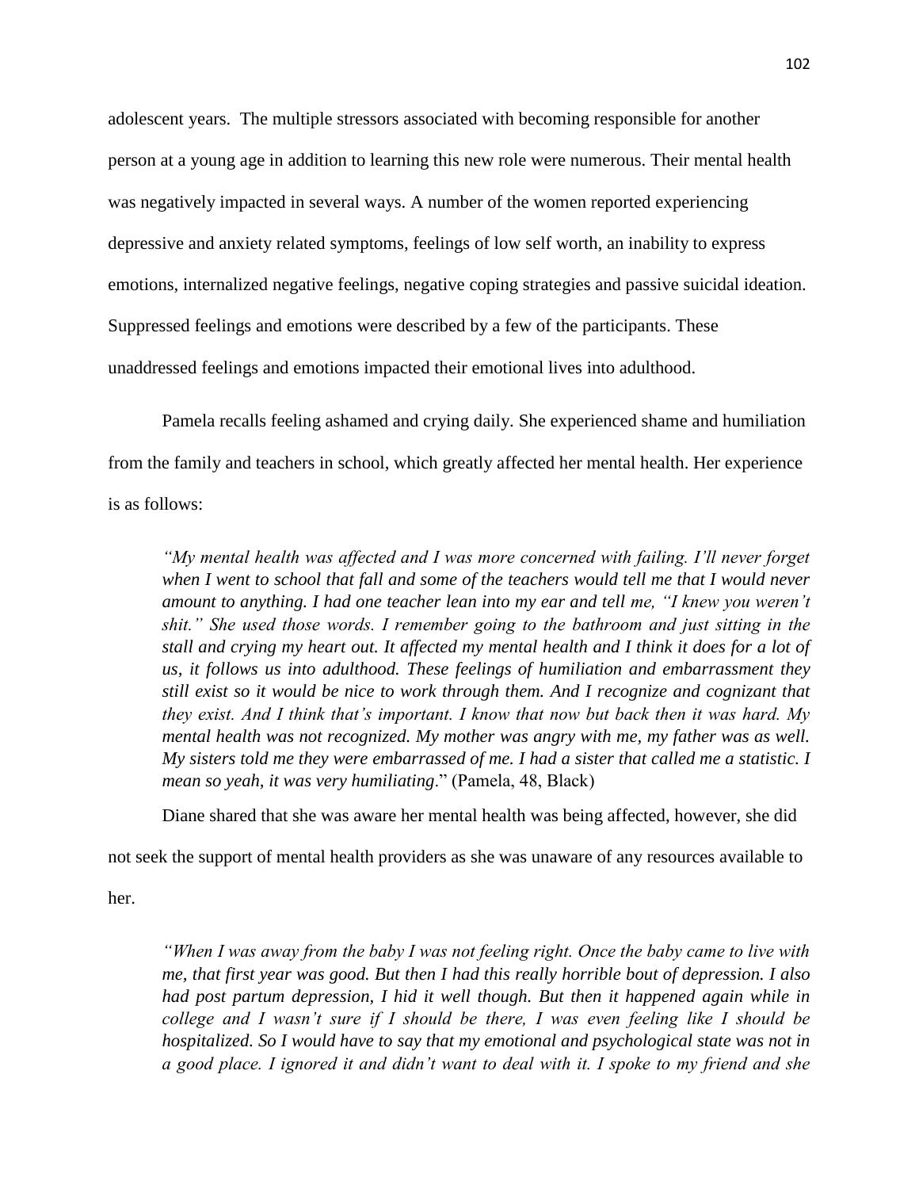adolescent years. The multiple stressors associated with becoming responsible for another person at a young age in addition to learning this new role were numerous. Their mental health was negatively impacted in several ways. A number of the women reported experiencing depressive and anxiety related symptoms, feelings of low self worth, an inability to express emotions, internalized negative feelings, negative coping strategies and passive suicidal ideation. Suppressed feelings and emotions were described by a few of the participants. These unaddressed feelings and emotions impacted their emotional lives into adulthood.

Pamela recalls feeling ashamed and crying daily. She experienced shame and humiliation from the family and teachers in school, which greatly affected her mental health. Her experience is as follows:

> *"My mental health was affected and I was more concerned with failing. I'll never forget when I went to school that fall and some of the teachers would tell me that I would never amount to anything. I had one teacher lean into my ear and tell me, "I knew you weren't shit." She used those words. I remember going to the bathroom and just sitting in the stall and crying my heart out. It affected my mental health and I think it does for a lot of us, it follows us into adulthood. These feelings of humiliation and embarrassment they still exist so it would be nice to work through them. And I recognize and cognizant that they exist. And I think that's important. I know that now but back then it was hard. My mental health was not recognized. My mother was angry with me, my father was as well. My sisters told me they were embarrassed of me. I had a sister that called me a statistic. I mean so yeah, it was very humiliating*." (Pamela, 48, Black)

Diane shared that she was aware her mental health was being affected, however, she did not seek the support of mental health providers as she was unaware of any resources available to her.

> *"When I was away from the baby I was not feeling right. Once the baby came to live with me, that first year was good. But then I had this really horrible bout of depression. I also had post partum depression, I hid it well though. But then it happened again while in college and I wasn't sure if I should be there, I was even feeling like I should be hospitalized. So I would have to say that my emotional and psychological state was not in a good place. I ignored it and didn't want to deal with it. I spoke to my friend and she*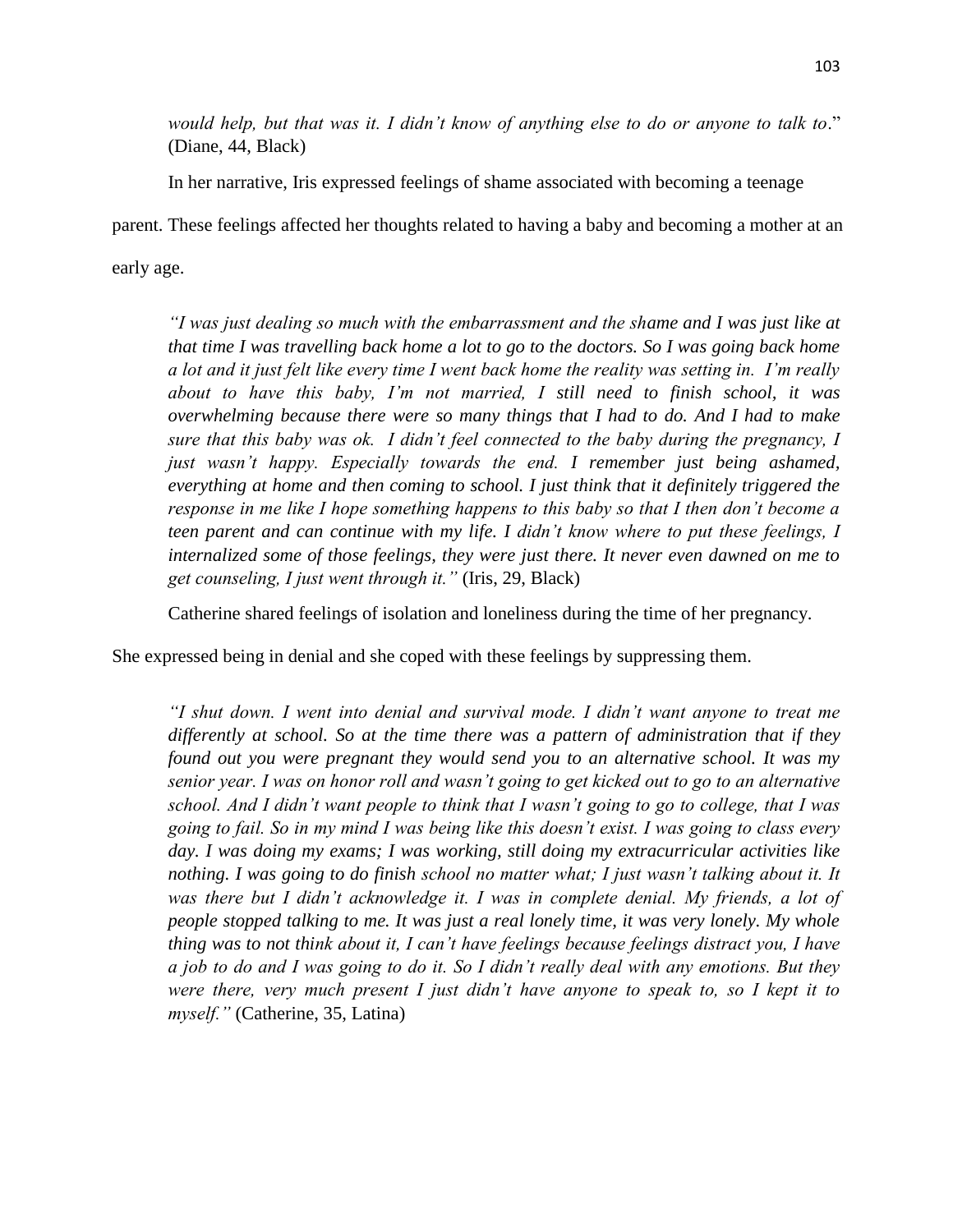*would help, but that was it. I didn't know of anything else to do or anyone to talk to*." (Diane, 44, Black)

In her narrative, Iris expressed feelings of shame associated with becoming a teenage parent. These feelings affected her thoughts related to having a baby and becoming a mother at an early age.

> *"I was just dealing so much with the embarrassment and the shame and I was just like at that time I was travelling back home a lot to go to the doctors. So I was going back home a lot and it just felt like every time I went back home the reality was setting in. I'm really about to have this baby, I'm not married, I still need to finish school, it was overwhelming because there were so many things that I had to do. And I had to make sure that this baby was ok. I didn't feel connected to the baby during the pregnancy, I just wasn't happy. Especially towards the end. I remember just being ashamed, everything at home and then coming to school. I just think that it definitely triggered the response in me like I hope something happens to this baby so that I then don't become a teen parent and can continue with my life. I didn't know where to put these feelings, I internalized some of those feelings, they were just there. It never even dawned on me to get counseling, I just went through it."* (Iris, 29, Black)

Catherine shared feelings of isolation and loneliness during the time of her pregnancy. She expressed being in denial and she coped with these feelings by suppressing them.

> *"I shut down. I went into denial and survival mode. I didn't want anyone to treat me differently at school. So at the time there was a pattern of administration that if they found out you were pregnant they would send you to an alternative school. It was my senior year. I was on honor roll and wasn't going to get kicked out to go to an alternative school. And I didn't want people to think that I wasn't going to go to college, that I was going to fail. So in my mind I was being like this doesn't exist. I was going to class every day. I was doing my exams; I was working, still doing my extracurricular activities like nothing. I was going to do finish school no matter what; I just wasn't talking about it. It was there but I didn't acknowledge it. I was in complete denial. My friends, a lot of people stopped talking to me. It was just a real lonely time, it was very lonely. My whole thing was to not think about it, I can't have feelings because feelings distract you, I have a job to do and I was going to do it. So I didn't really deal with any emotions. But they were there, very much present I just didn't have anyone to speak to, so I kept it to myself."* (Catherine, 35, Latina)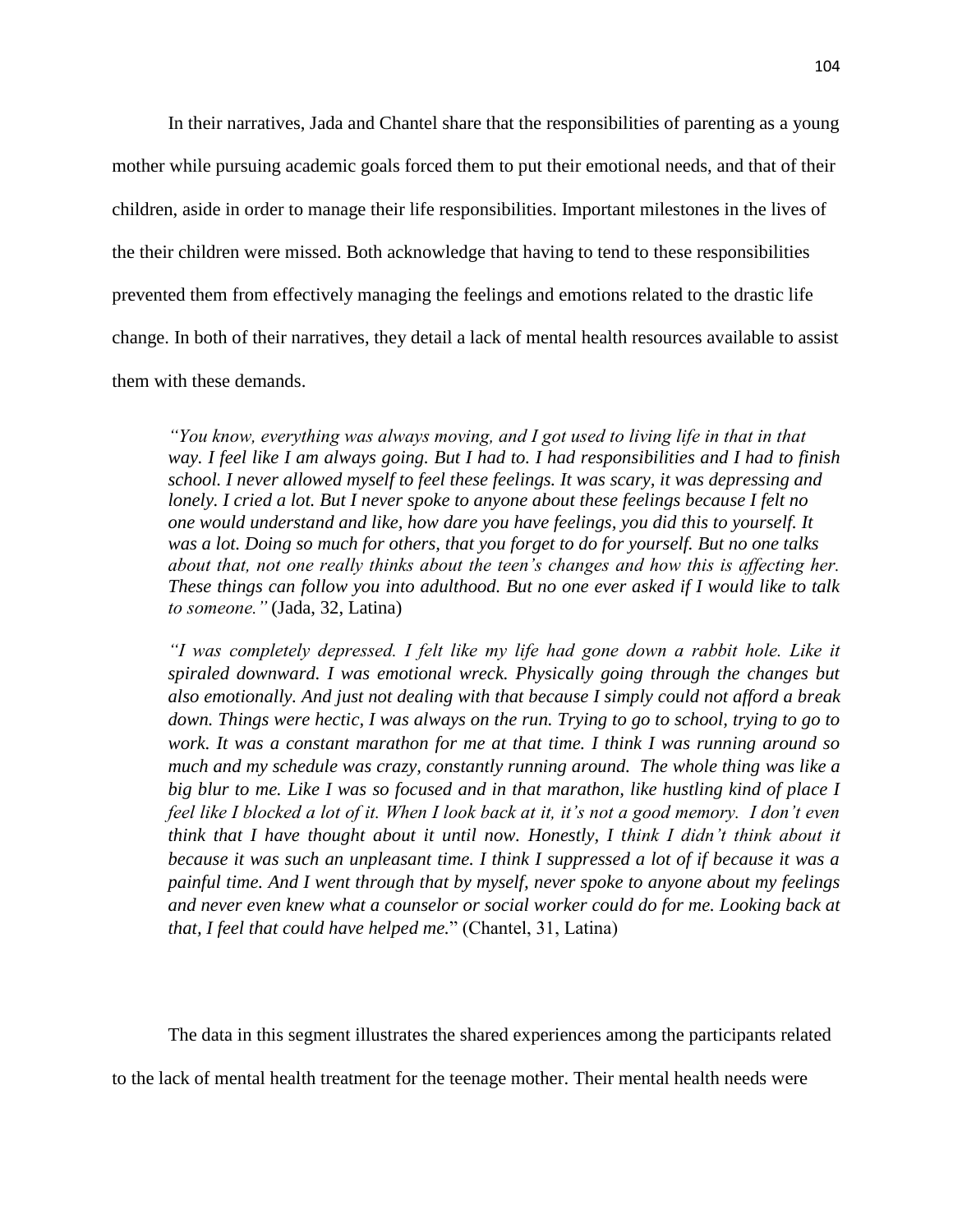In their narratives, Jada and Chantel share that the responsibilities of parenting as a young mother while pursuing academic goals forced them to put their emotional needs, and that of their children, aside in order to manage their life responsibilities. Important milestones in the lives of the their children were missed. Both acknowledge that having to tend to these responsibilities prevented them from effectively managing the feelings and emotions related to the drastic life change. In both of their narratives, they detail a lack of mental health resources available to assist them with these demands.

> *"You know, everything was always moving, and I got used to living life in that in that way. I feel like I am always going. But I had to. I had responsibilities and I had to finish school. I never allowed myself to feel these feelings. It was scary, it was depressing and lonely. I cried a lot. But I never spoke to anyone about these feelings because I felt no one would understand and like, how dare you have feelings, you did this to yourself. It was a lot. Doing so much for others, that you forget to do for yourself. But no one talks about that, not one really thinks about the teen's changes and how this is affecting her. These things can follow you into adulthood. But no one ever asked if I would like to talk to someone."* (Jada, 32, Latina)

> *"I was completely depressed. I felt like my life had gone down a rabbit hole. Like it spiraled downward. I was emotional wreck. Physically going through the changes but also emotionally. And just not dealing with that because I simply could not afford a break down. Things were hectic, I was always on the run. Trying to go to school, trying to go to work. It was a constant marathon for me at that time. I think I was running around so much and my schedule was crazy, constantly running around. The whole thing was like a big blur to me. Like I was so focused and in that marathon, like hustling kind of place I feel like I blocked a lot of it. When I look back at it, it's not a good memory. I don't even think that I have thought about it until now. Honestly, I think I didn't think about it because it was such an unpleasant time. I think I suppressed a lot of if because it was a painful time. And I went through that by myself, never spoke to anyone about my feelings and never even knew what a counselor or social worker could do for me. Looking back at that, I feel that could have helped me.*" (Chantel, 31, Latina)

The data in this segment illustrates the shared experiences among the participants related to the lack of mental health treatment for the teenage mother. Their mental health needs were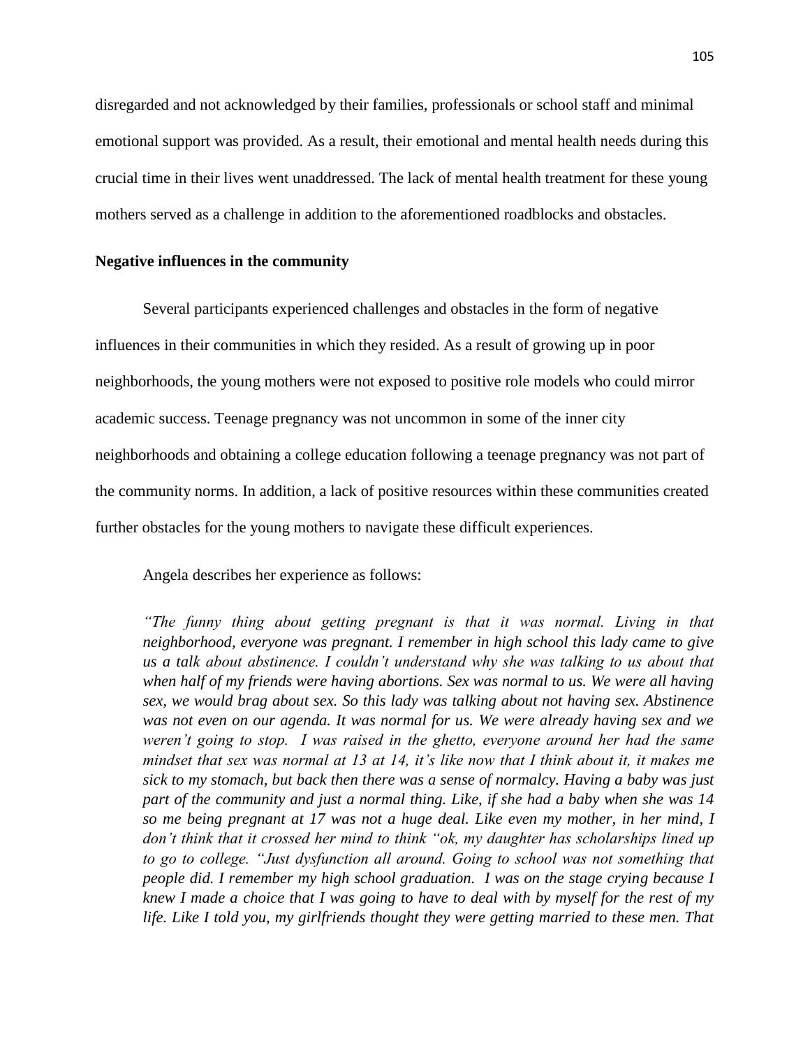disregarded and not acknowledged by their families, professionals or school staff and minimal emotional support was provided. As a result, their emotional and mental health needs during this crucial time in their lives went unaddressed. The lack of mental health treatment for these young mothers served as a challenge in addition to the aforementioned roadblocks and obstacles.

**Negative influences in the community**

Several participants experienced challenges and obstacles in the form of negative influences in their communities in which they resided. As a result of growing up in poor neighborhoods, the young mothers were not exposed to positive role models who could mirror academic success. Teenage pregnancy was not uncommon in some of the inner city neighborhoods and obtaining a college education following a teenage pregnancy was not part of the community norms. In addition, a lack of positive resources within these communities created further obstacles for the young mothers to navigate these difficult experiences.

Angela describes her experience as follows:

> *"The funny thing about getting pregnant is that it was normal. Living in that neighborhood, everyone was pregnant. I remember in high school this lady came to give us a talk about abstinence. I couldn't understand why she was talking to us about that when half of my friends were having abortions. Sex was normal to us. We were all having sex, we would brag about sex. So this lady was talking about not having sex. Abstinence was not even on our agenda. It was normal for us. We were already having sex and we weren't going to stop. I was raised in the ghetto, everyone around her had the same mindset that sex was normal at 13 at 14, it's like now that I think about it, it makes me sick to my stomach, but back then there was a sense of normalcy. Having a baby was just part of the community and just a normal thing. Like, if she had a baby when she was 14 so me being pregnant at 17 was not a huge deal. Like even my mother, in her mind, I don't think that it crossed her mind to think "ok, my daughter has scholarships lined up to go to college. "Just dysfunction all around. Going to school was not something that people did. I remember my high school graduation. I was on the stage crying because I knew I made a choice that I was going to have to deal with by myself for the rest of my life. Like I told you, my girlfriends thought they were getting married to these men. That*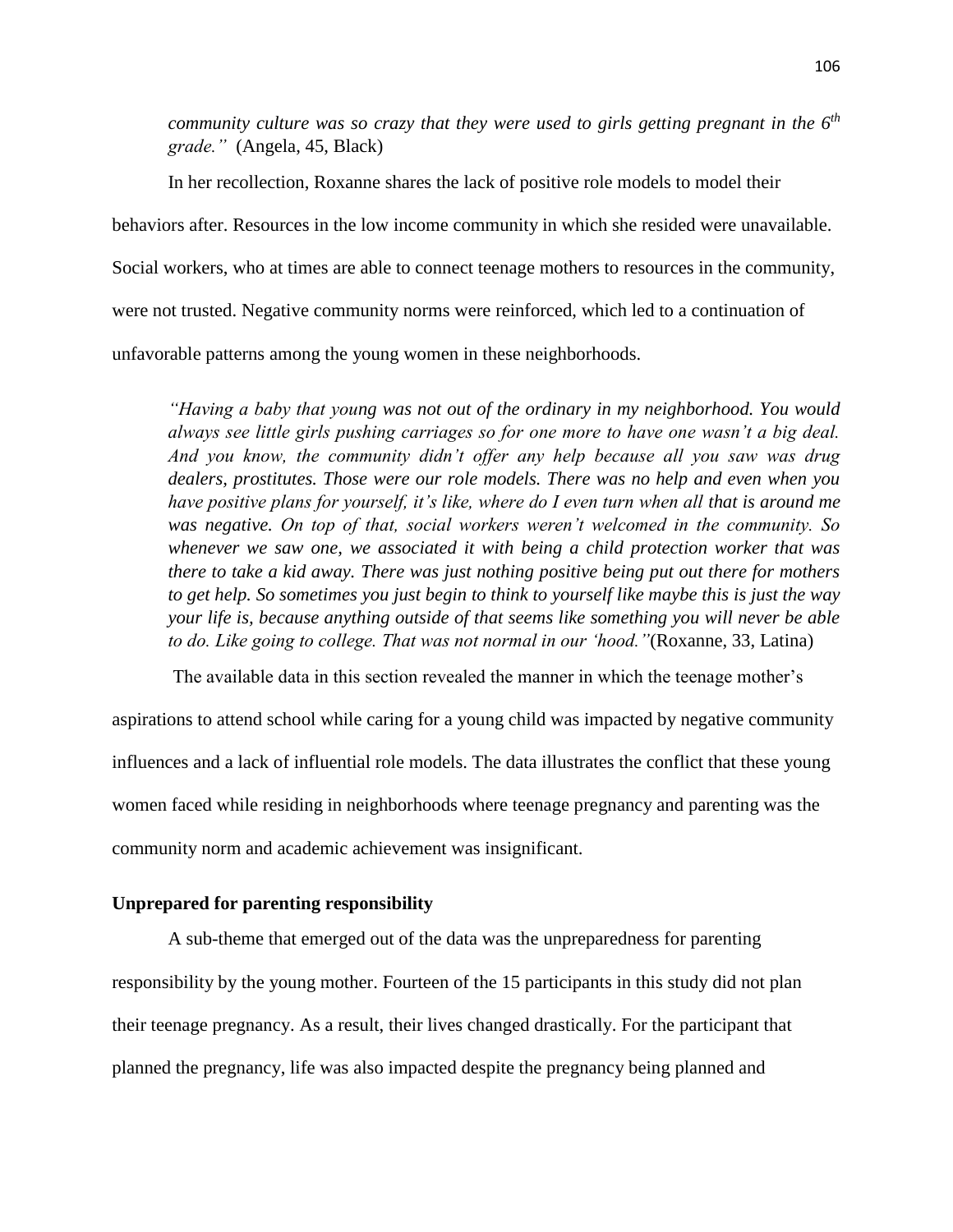*community culture was so crazy that they were used to girls getting pregnant in the 6th grade."* (Angela, 45, Black)

In her recollection, Roxanne shares the lack of positive role models to model their behaviors after. Resources in the low income community in which she resided were unavailable. Social workers, who at times are able to connect teenage mothers to resources in the community, were not trusted. Negative community norms were reinforced, which led to a continuation of unfavorable patterns among the young women in these neighborhoods.

> *"Having a baby that young was not out of the ordinary in my neighborhood. You would always see little girls pushing carriages so for one more to have one wasn't a big deal. And you know, the community didn't offer any help because all you saw was drug dealers, prostitutes. Those were our role models. There was no help and even when you have positive plans for yourself, it's like, where do I even turn when all that is around me was negative. On top of that, social workers weren't welcomed in the community. So whenever we saw one, we associated it with being a child protection worker that was there to take a kid away. There was just nothing positive being put out there for mothers to get help. So sometimes you just begin to think to yourself like maybe this is just the way your life is, because anything outside of that seems like something you will never be able to do. Like going to college. That was not normal in our 'hood."* (Roxanne, 33, Latina)

The available data in this section revealed the manner in which the teenage mother's aspirations to attend school while caring for a young child was impacted by negative community influences and a lack of influential role models. The data illustrates the conflict that these young women faced while residing in neighborhoods where teenage pregnancy and parenting was the community norm and academic achievement was insignificant.

**Unprepared for parenting responsibility**

A sub-theme that emerged out of the data was the unpreparedness for parenting responsibility by the young mother. Fourteen of the 15 participants in this study did not plan their teenage pregnancy. As a result, their lives changed drastically. For the participant that planned the pregnancy, life was also impacted despite the pregnancy being planned and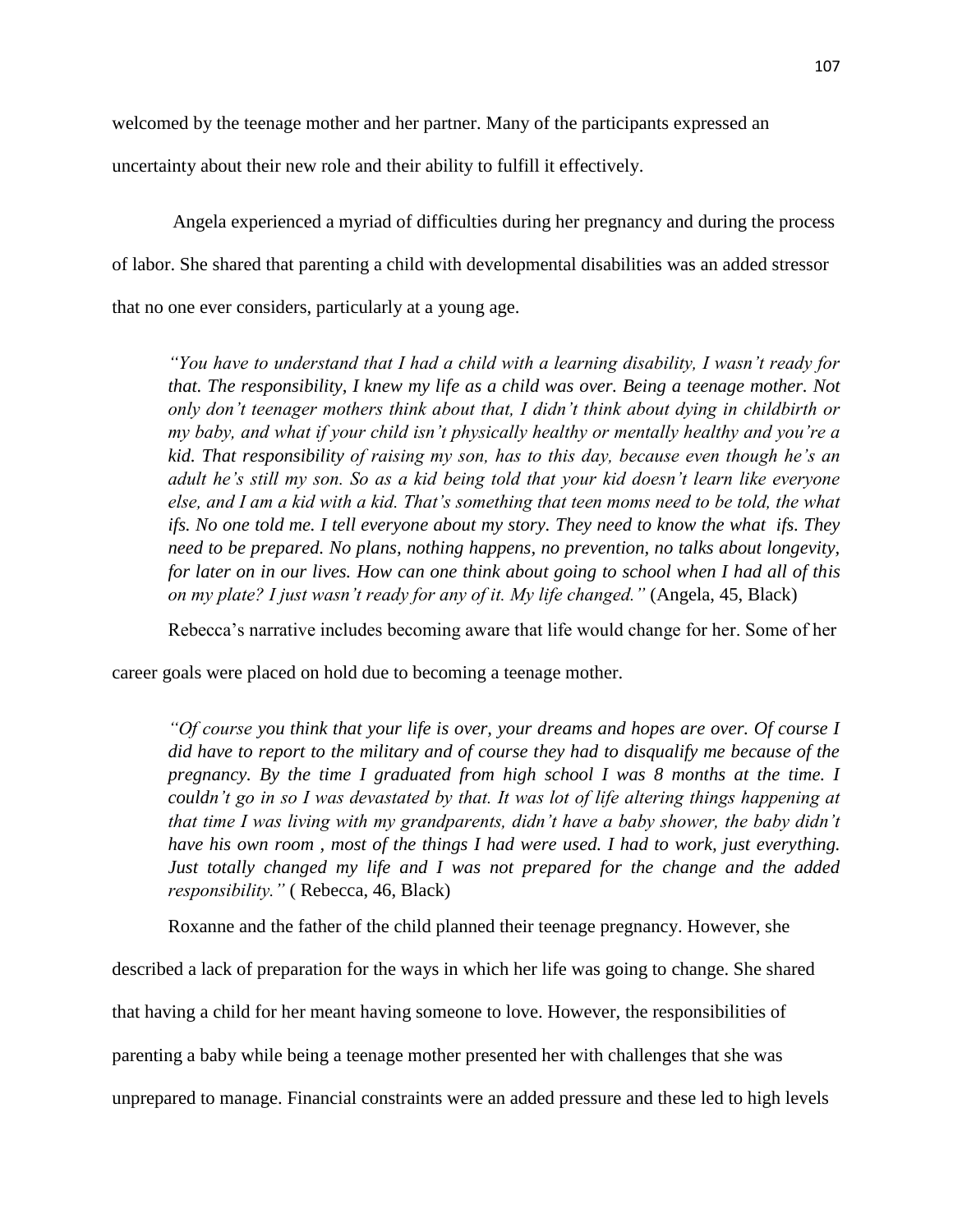welcomed by the teenage mother and her partner. Many of the participants expressed an uncertainty about their new role and their ability to fulfill it effectively.

Angela experienced a myriad of difficulties during her pregnancy and during the process of labor. She shared that parenting a child with developmental disabilities was an added stressor that no one ever considers, particularly at a young age.

> *"You have to understand that I had a child with a learning disability, I wasn't ready for that. The responsibility, I knew my life as a child was over. Being a teenage mother. Not only don't teenager mothers think about that, I didn't think about dying in childbirth or my baby, and what if your child isn't physically healthy or mentally healthy and you're a kid. That responsibility of raising my son, has to this day, because even though he's an adult he's still my son. So as a kid being told that your kid doesn't learn like everyone else, and I am a kid with a kid. That's something that teen moms need to be told, the what ifs. No one told me. I tell everyone about my story. They need to know the what ifs. They need to be prepared. No plans, nothing happens, no prevention, no talks about longevity, for later on in our lives. How can one think about going to school when I had all of this on my plate? I just wasn't ready for any of it. My life changed."* (Angela, 45, Black)

Rebecca's narrative includes becoming aware that life would change for her. Some of her career goals were placed on hold due to becoming a teenage mother.

> *"Of course you think that your life is over, your dreams and hopes are over. Of course I did have to report to the military and of course they had to disqualify me because of the pregnancy. By the time I graduated from high school I was 8 months at the time. I couldn't go in so I was devastated by that. It was lot of life altering things happening at that time I was living with my grandparents, didn't have a baby shower, the baby didn't have his own room , most of the things I had were used. I had to work, just everything. Just totally changed my life and I was not prepared for the change and the added responsibility."* ( Rebecca, 46, Black)

Roxanne and the father of the child planned their teenage pregnancy. However, she described a lack of preparation for the ways in which her life was going to change. She shared that having a child for her meant having someone to love. However, the responsibilities of parenting a baby while being a teenage mother presented her with challenges that she was unprepared to manage. Financial constraints were an added pressure and these led to high levels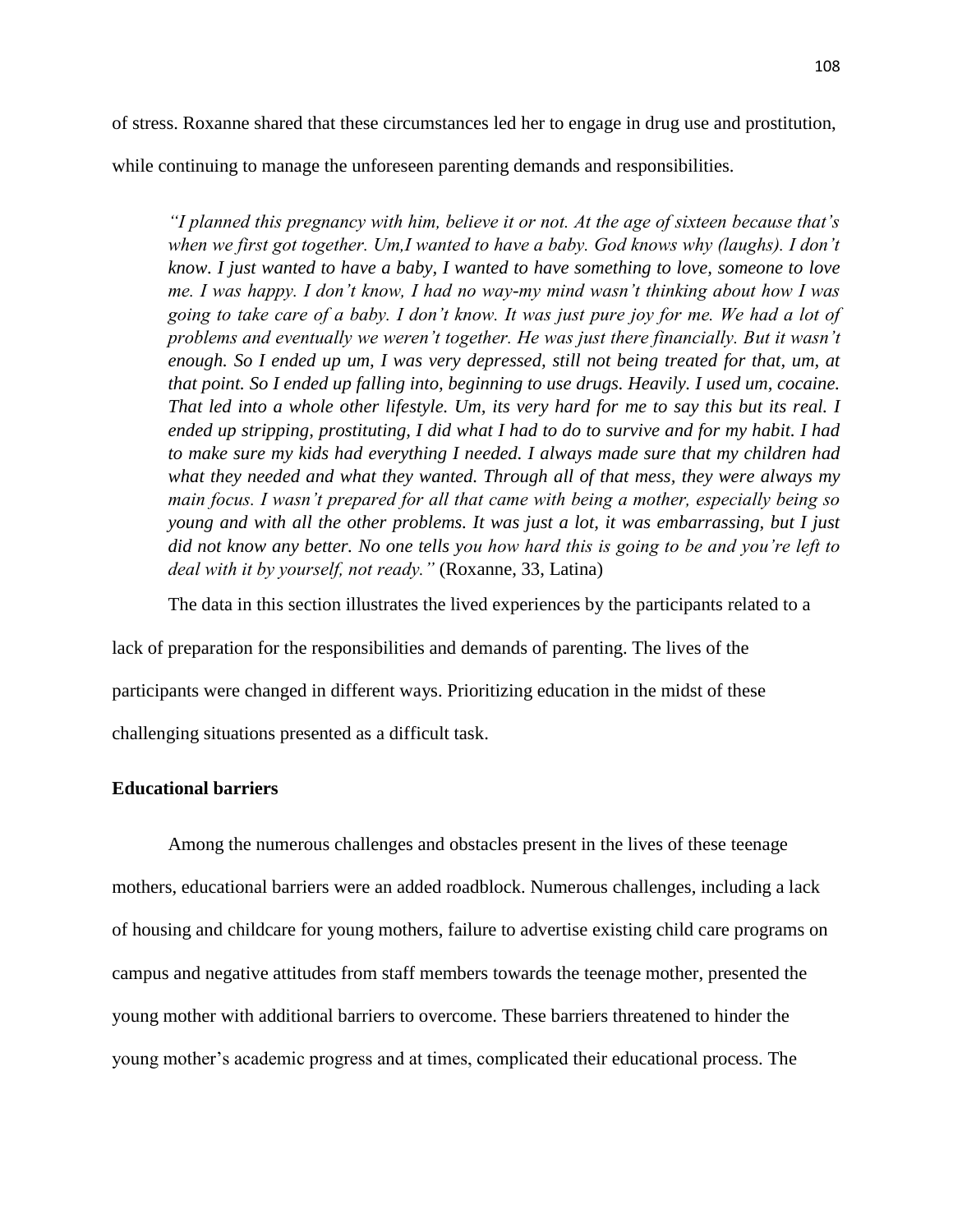of stress. Roxanne shared that these circumstances led her to engage in drug use and prostitution, while continuing to manage the unforeseen parenting demands and responsibilities.

> *"I planned this pregnancy with him, believe it or not. At the age of sixteen because that's when we first got together. Um,I wanted to have a baby. God knows why (laughs). I don't know. I just wanted to have a baby, I wanted to have something to love, someone to love me. I was happy. I don't know, I had no way-my mind wasn't thinking about how I was going to take care of a baby. I don't know. It was just pure joy for me. We had a lot of problems and eventually we weren't together. He was just there financially. But it wasn't enough. So I ended up um, I was very depressed, still not being treated for that, um, at that point. So I ended up falling into, beginning to use drugs. Heavily. I used um, cocaine. That led into a whole other lifestyle. Um, its very hard for me to say this but its real. I ended up stripping, prostituting, I did what I had to do to survive and for my habit. I had to make sure my kids had everything I needed. I always made sure that my children had what they needed and what they wanted. Through all of that mess, they were always my main focus. I wasn't prepared for all that came with being a mother, especially being so young and with all the other problems. It was just a lot, it was embarrassing, but I just did not know any better. No one tells you how hard this is going to be and you're left to deal with it by yourself, not ready."* (Roxanne, 33, Latina)

The data in this section illustrates the lived experiences by the participants related to a lack of preparation for the responsibilities and demands of parenting. The lives of the participants were changed in different ways. Prioritizing education in the midst of these challenging situations presented as a difficult task.

**Educational barriers**

Among the numerous challenges and obstacles present in the lives of these teenage mothers, educational barriers were an added roadblock. Numerous challenges, including a lack of housing and childcare for young mothers, failure to advertise existing child care programs on campus and negative attitudes from staff members towards the teenage mother, presented the young mother with additional barriers to overcome. These barriers threatened to hinder the young mother's academic progress and at times, complicated their educational process. The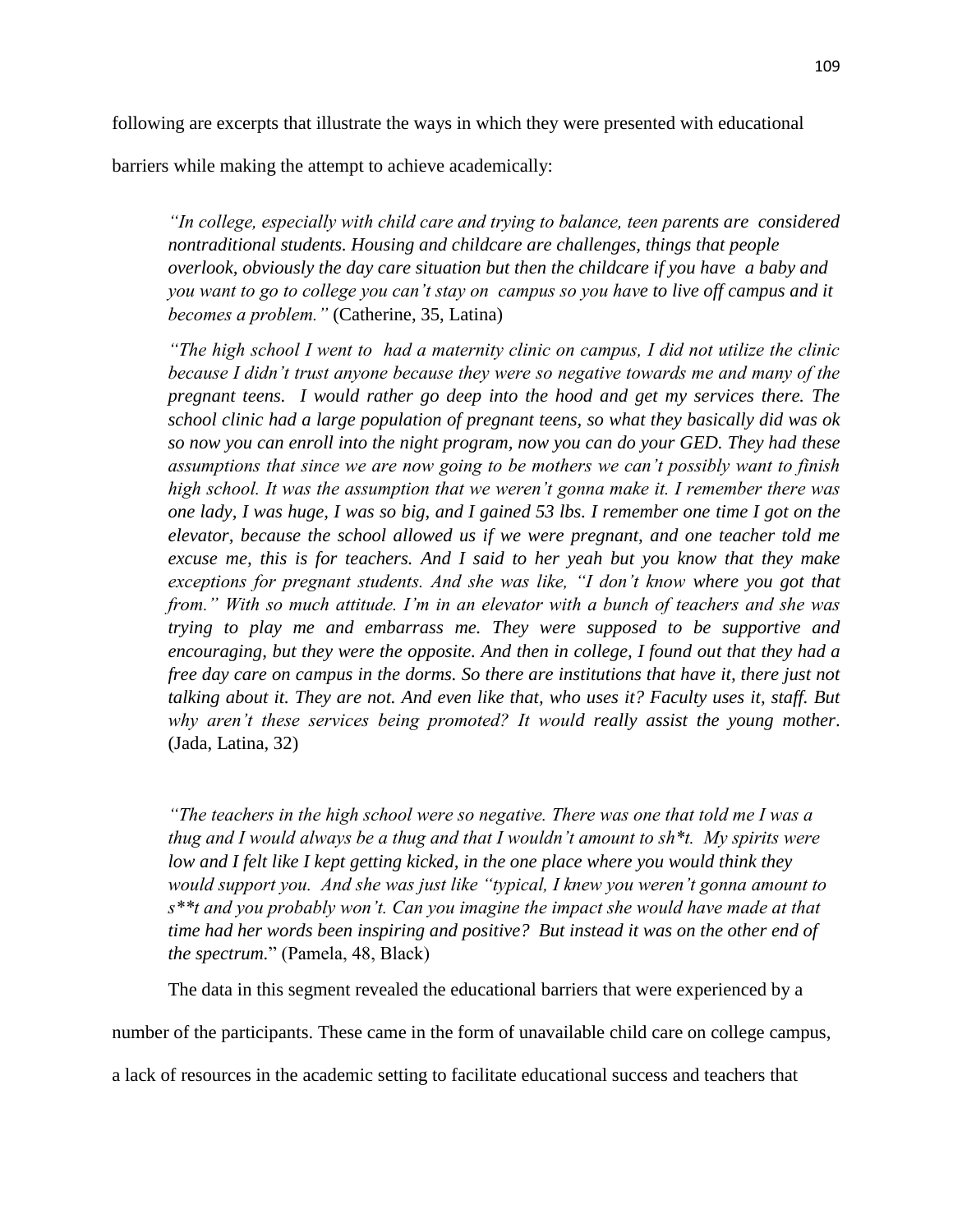following are excerpts that illustrate the ways in which they were presented with educational barriers while making the attempt to achieve academically:

> *"In college, especially with child care and trying to balance, teen parents are considered nontraditional students. Housing and childcare are challenges, things that people overlook, obviously the day care situation but then the childcare if you have a baby and you want to go to college you can't stay on campus so you have to live off campus and it becomes a problem."* (Catherine, 35, Latina)

> *"The high school I went to had a maternity clinic on campus, I did not utilize the clinic because I didn't trust anyone because they were so negative towards me and many of the pregnant teens. I would rather go deep into the hood and get my services there. The school clinic had a large population of pregnant teens, so what they basically did was ok so now you can enroll into the night program, now you can do your GED. They had these assumptions that since we are now going to be mothers we can't possibly want to finish high school. It was the assumption that we weren't gonna make it. I remember there was one lady, I was huge, I was so big, and I gained 53 lbs. I remember one time I got on the elevator, because the school allowed us if we were pregnant, and one teacher told me excuse me, this is for teachers. And I said to her yeah but you know that they make exceptions for pregnant students. And she was like, "I don't know where you got that from." With so much attitude. I'm in an elevator with a bunch of teachers and she was trying to play me and embarrass me. They were supposed to be supportive and encouraging, but they were the opposite. And then in college, I found out that they had a free day care on campus in the dorms. So there are institutions that have it, there just not talking about it. They are not. And even like that, who uses it? Faculty uses it, staff. But why aren't these services being promoted? It would really assist the young mother.* (Jada, Latina, 32)

> *"The teachers in the high school were so negative. There was one that told me I was a thug and I would always be a thug and that I wouldn't amount to sh*t. My spirits were low and I felt like I kept getting kicked, in the one place where you would think they would support you. And she was just like "typical, I knew you weren't gonna amount to s**t and you probably won't. Can you imagine the impact she would have made at that time had her words been inspiring and positive? But instead it was on the other end of the spectrum.*" (Pamela, 48, Black)

The data in this segment revealed the educational barriers that were experienced by a number of the participants. These came in the form of unavailable child care on college campus, a lack of resources in the academic setting to facilitate educational success and teachers that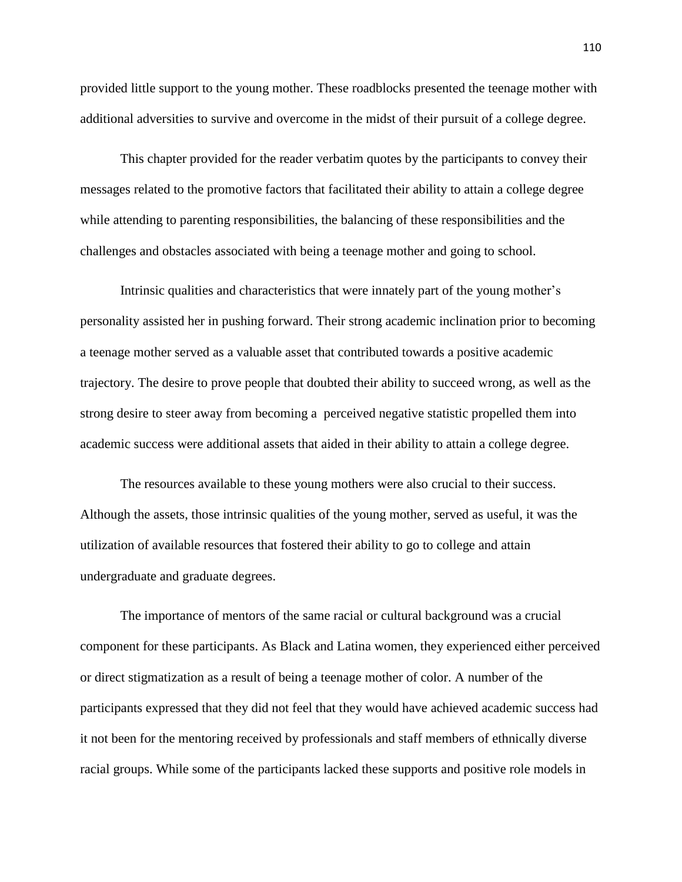provided little support to the young mother. These roadblocks presented the teenage mother with additional adversities to survive and overcome in the midst of their pursuit of a college degree.

This chapter provided for the reader verbatim quotes by the participants to convey their messages related to the promotive factors that facilitated their ability to attain a college degree while attending to parenting responsibilities, the balancing of these responsibilities and the challenges and obstacles associated with being a teenage mother and going to school.

Intrinsic qualities and characteristics that were innately part of the young mother's personality assisted her in pushing forward. Their strong academic inclination prior to becoming a teenage mother served as a valuable asset that contributed towards a positive academic trajectory. The desire to prove people that doubted their ability to succeed wrong, as well as the strong desire to steer away from becoming a perceived negative statistic propelled them into academic success were additional assets that aided in their ability to attain a college degree.

The resources available to these young mothers were also crucial to their success. Although the assets, those intrinsic qualities of the young mother, served as useful, it was the utilization of available resources that fostered their ability to go to college and attain undergraduate and graduate degrees.

The importance of mentors of the same racial or cultural background was a crucial component for these participants. As Black and Latina women, they experienced either perceived or direct stigmatization as a result of being a teenage mother of color. A number of the participants expressed that they did not feel that they would have achieved academic success had it not been for the mentoring received by professionals and staff members of ethnically diverse racial groups. While some of the participants lacked these supports and positive role models in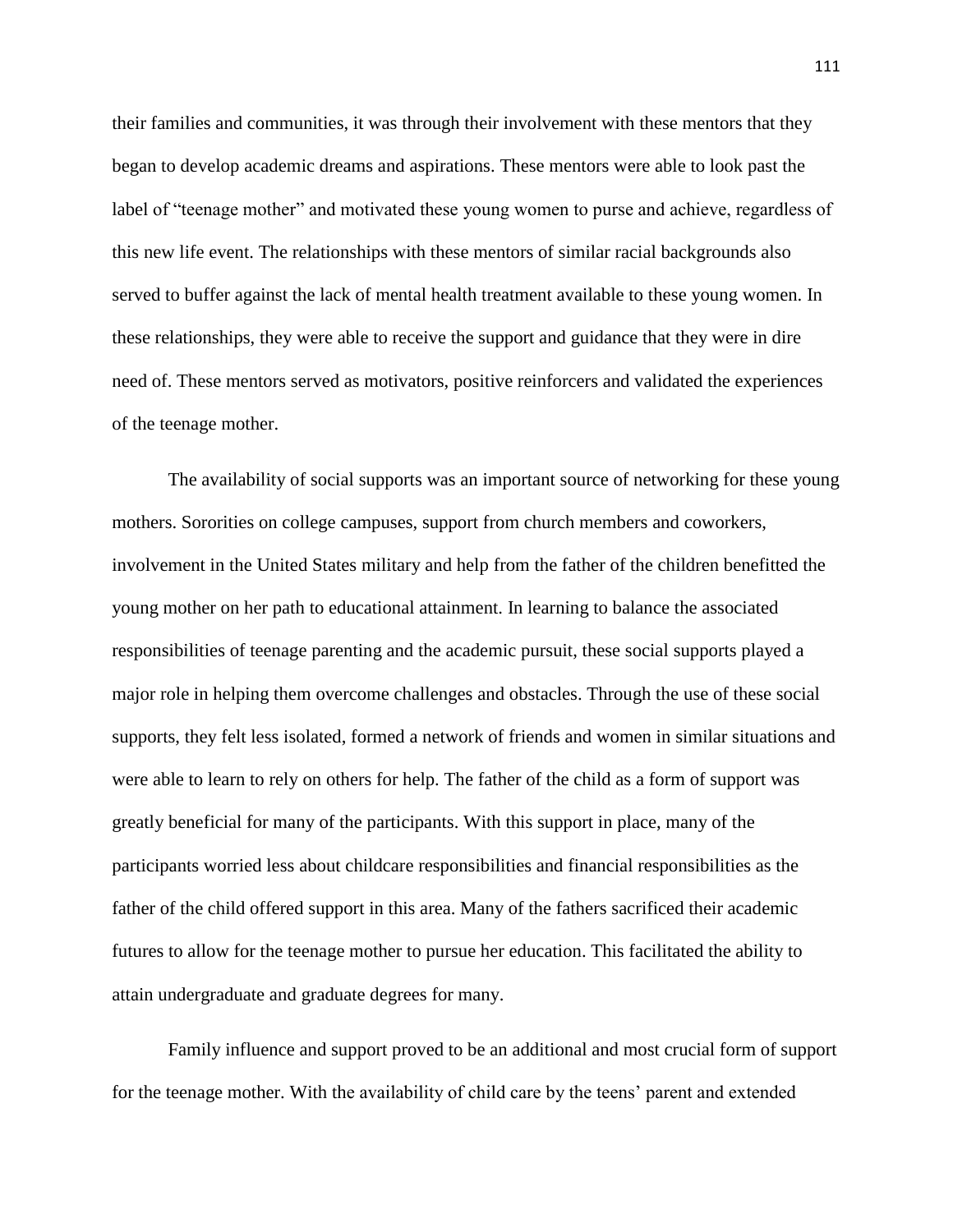their families and communities, it was through their involvement with these mentors that they began to develop academic dreams and aspirations. These mentors were able to look past the label of "teenage mother" and motivated these young women to purse and achieve, regardless of this new life event. The relationships with these mentors of similar racial backgrounds also served to buffer against the lack of mental health treatment available to these young women. In these relationships, they were able to receive the support and guidance that they were in dire need of. These mentors served as motivators, positive reinforcers and validated the experiences of the teenage mother.

The availability of social supports was an important source of networking for these young mothers. Sororities on college campuses, support from church members and coworkers, involvement in the United States military and help from the father of the children benefitted the young mother on her path to educational attainment. In learning to balance the associated responsibilities of teenage parenting and the academic pursuit, these social supports played a major role in helping them overcome challenges and obstacles. Through the use of these social supports, they felt less isolated, formed a network of friends and women in similar situations and were able to learn to rely on others for help. The father of the child as a form of support was greatly beneficial for many of the participants. With this support in place, many of the participants worried less about childcare responsibilities and financial responsibilities as the father of the child offered support in this area. Many of the fathers sacrificed their academic futures to allow for the teenage mother to pursue her education. This facilitated the ability to attain undergraduate and graduate degrees for many.

Family influence and support proved to be an additional and most crucial form of support for the teenage mother. With the availability of child care by the teens' parent and extended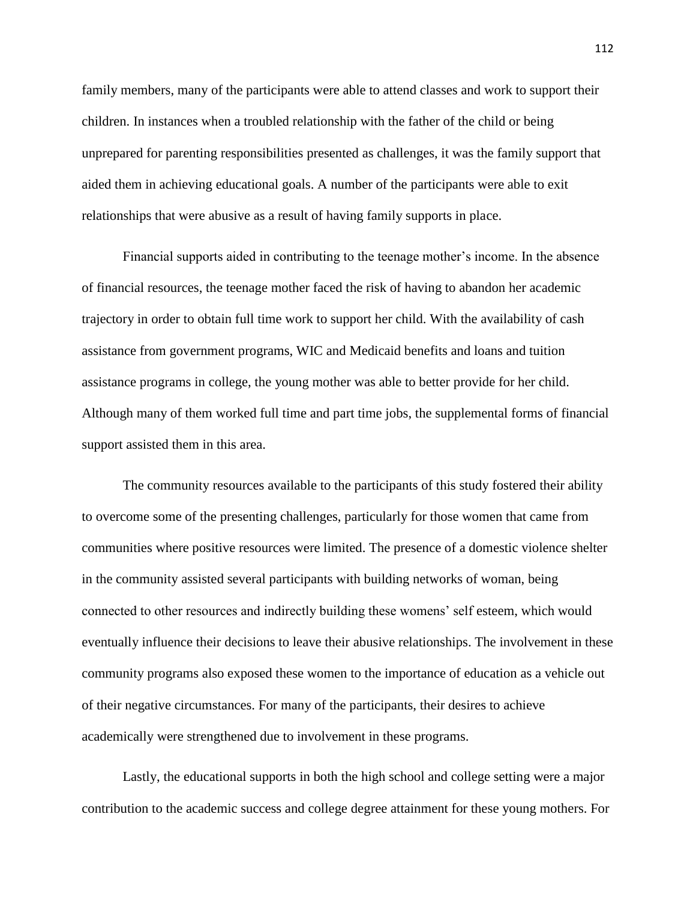family members, many of the participants were able to attend classes and work to support their children. In instances when a troubled relationship with the father of the child or being unprepared for parenting responsibilities presented as challenges, it was the family support that aided them in achieving educational goals. A number of the participants were able to exit relationships that were abusive as a result of having family supports in place.

Financial supports aided in contributing to the teenage mother's income. In the absence of financial resources, the teenage mother faced the risk of having to abandon her academic trajectory in order to obtain full time work to support her child. With the availability of cash assistance from government programs, WIC and Medicaid benefits and loans and tuition assistance programs in college, the young mother was able to better provide for her child. Although many of them worked full time and part time jobs, the supplemental forms of financial support assisted them in this area.

The community resources available to the participants of this study fostered their ability to overcome some of the presenting challenges, particularly for those women that came from communities where positive resources were limited. The presence of a domestic violence shelter in the community assisted several participants with building networks of woman, being connected to other resources and indirectly building these womens' self esteem, which would eventually influence their decisions to leave their abusive relationships. The involvement in these community programs also exposed these women to the importance of education as a vehicle out of their negative circumstances. For many of the participants, their desires to achieve academically were strengthened due to involvement in these programs.

Lastly, the educational supports in both the high school and college setting were a major contribution to the academic success and college degree attainment for these young mothers. For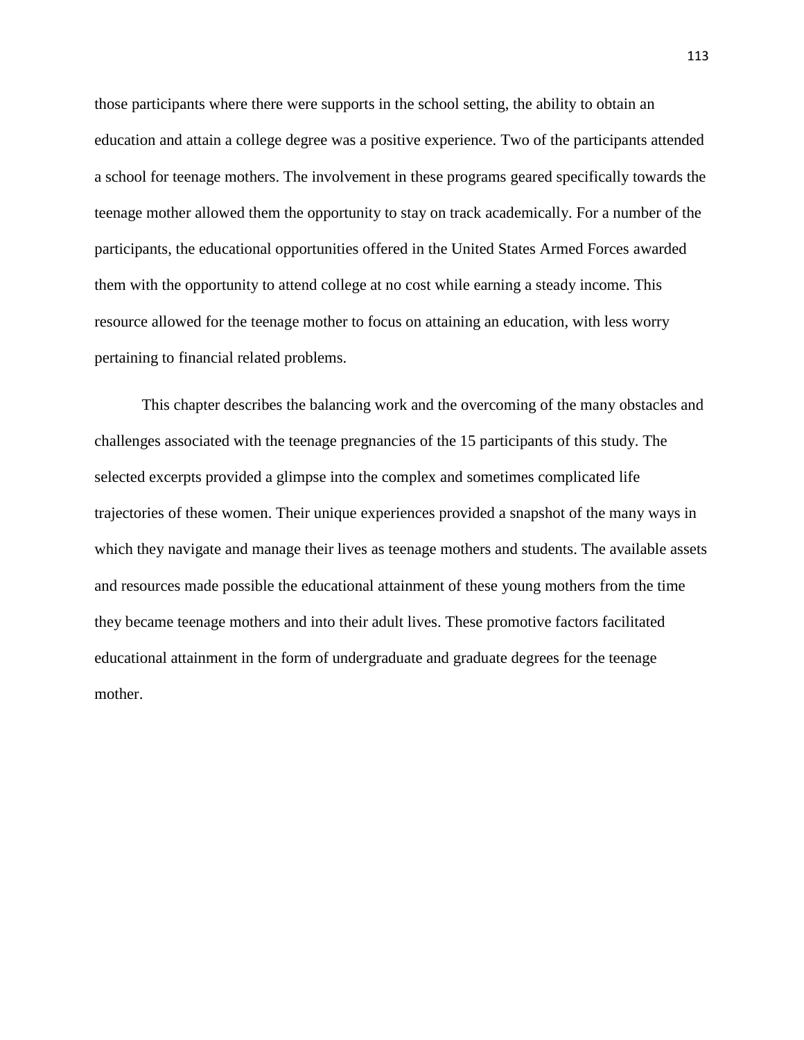those participants where there were supports in the school setting, the ability to obtain an education and attain a college degree was a positive experience. Two of the participants attended a school for teenage mothers. The involvement in these programs geared specifically towards the teenage mother allowed them the opportunity to stay on track academically. For a number of the participants, the educational opportunities offered in the United States Armed Forces awarded them with the opportunity to attend college at no cost while earning a steady income. This resource allowed for the teenage mother to focus on attaining an education, with less worry pertaining to financial related problems.

This chapter describes the balancing work and the overcoming of the many obstacles and challenges associated with the teenage pregnancies of the 15 participants of this study. The selected excerpts provided a glimpse into the complex and sometimes complicated life trajectories of these women. Their unique experiences provided a snapshot of the many ways in which they navigate and manage their lives as teenage mothers and students. The available assets and resources made possible the educational attainment of these young mothers from the time they became teenage mothers and into their adult lives. These promotive factors facilitated educational attainment in the form of undergraduate and graduate degrees for the teenage mother.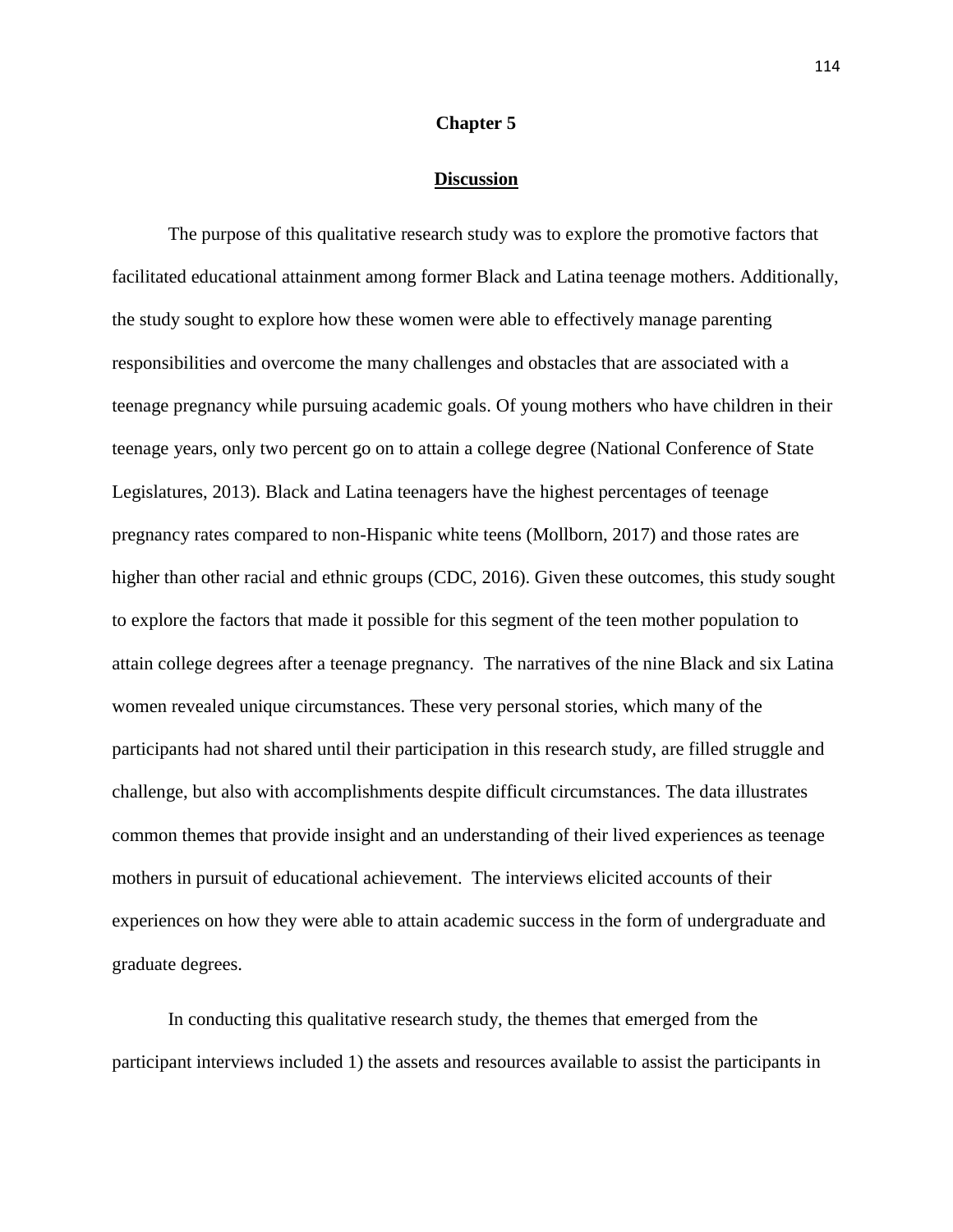# Chapter 5

## Discussion

The purpose of this qualitative research study was to explore the promotive factors that facilitated educational attainment among former Black and Latina teenage mothers. Additionally, the study sought to explore how these women were able to effectively manage parenting responsibilities and overcome the many challenges and obstacles that are associated with a teenage pregnancy while pursuing academic goals. Of young mothers who have children in their teenage years, only two percent go on to attain a college degree (National Conference of State Legislatures, 2013). Black and Latina teenagers have the highest percentages of teenage pregnancy rates compared to non-Hispanic white teens (Mollborn, 2017) and those rates are higher than other racial and ethnic groups (CDC, 2016). Given these outcomes, this study sought to explore the factors that made it possible for this segment of the teen mother population to attain college degrees after a teenage pregnancy. The narratives of the nine Black and six Latina women revealed unique circumstances. These very personal stories, which many of the participants had not shared until their participation in this research study, are filled struggle and challenge, but also with accomplishments despite difficult circumstances. The data illustrates common themes that provide insight and an understanding of their lived experiences as teenage mothers in pursuit of educational achievement. The interviews elicited accounts of their experiences on how they were able to attain academic success in the form of undergraduate and graduate degrees.

In conducting this qualitative research study, the themes that emerged from the participant interviews included 1) the assets and resources available to assist the participants in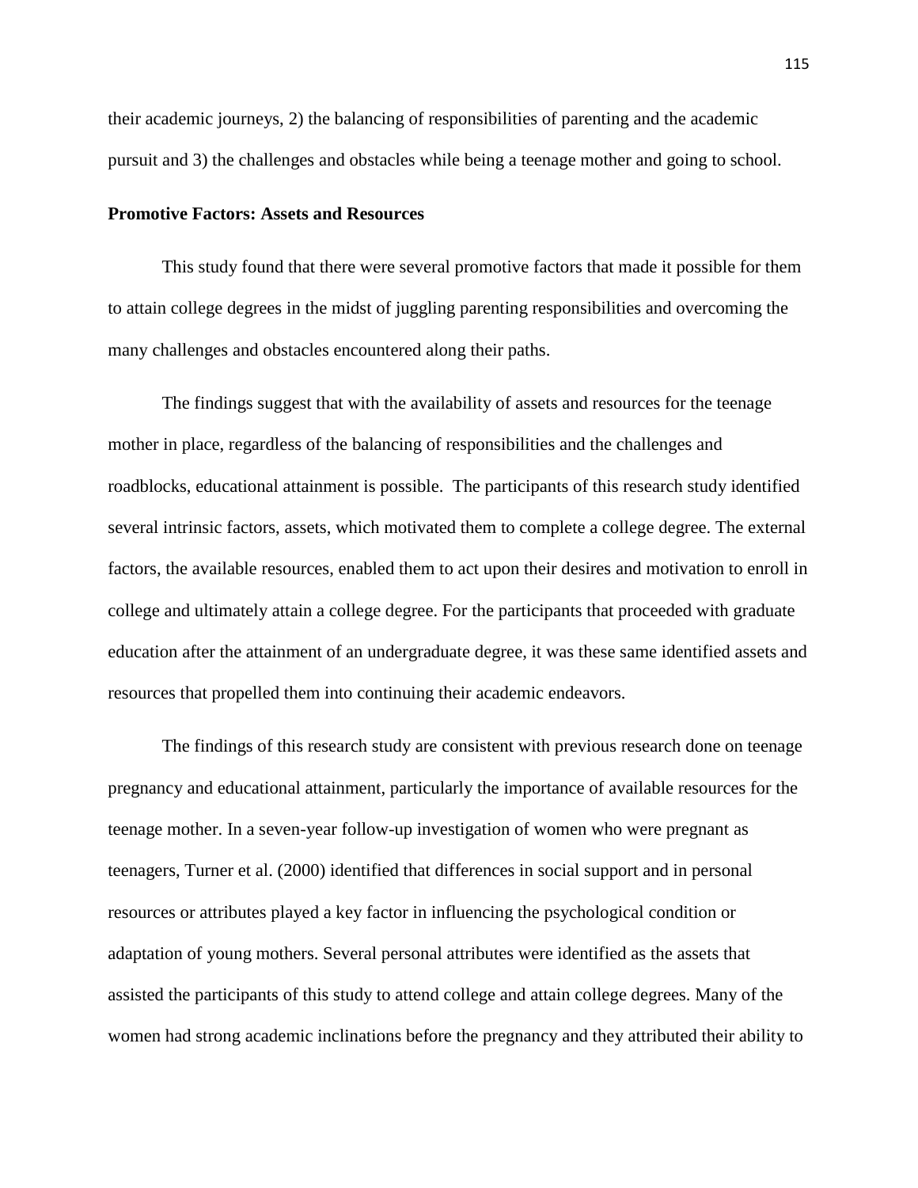their academic journeys, 2) the balancing of responsibilities of parenting and the academic pursuit and 3) the challenges and obstacles while being a teenage mother and going to school.

**Promotive Factors: Assets and Resources**

This study found that there were several promotive factors that made it possible for them to attain college degrees in the midst of juggling parenting responsibilities and overcoming the many challenges and obstacles encountered along their paths.

The findings suggest that with the availability of assets and resources for the teenage mother in place, regardless of the balancing of responsibilities and the challenges and roadblocks, educational attainment is possible.  The participants of this research study identified several intrinsic factors, assets, which motivated them to complete a college degree. The external factors, the available resources, enabled them to act upon their desires and motivation to enroll in college and ultimately attain a college degree. For the participants that proceeded with graduate education after the attainment of an undergraduate degree, it was these same identified assets and resources that propelled them into continuing their academic endeavors.

The findings of this research study are consistent with previous research done on teenage pregnancy and educational attainment, particularly the importance of available resources for the teenage mother. In a seven-year follow-up investigation of women who were pregnant as teenagers, Turner et al. (2000) identified that differences in social support and in personal resources or attributes played a key factor in influencing the psychological condition or adaptation of young mothers. Several personal attributes were identified as the assets that assisted the participants of this study to attend college and attain college degrees. Many of the women had strong academic inclinations before the pregnancy and they attributed their ability to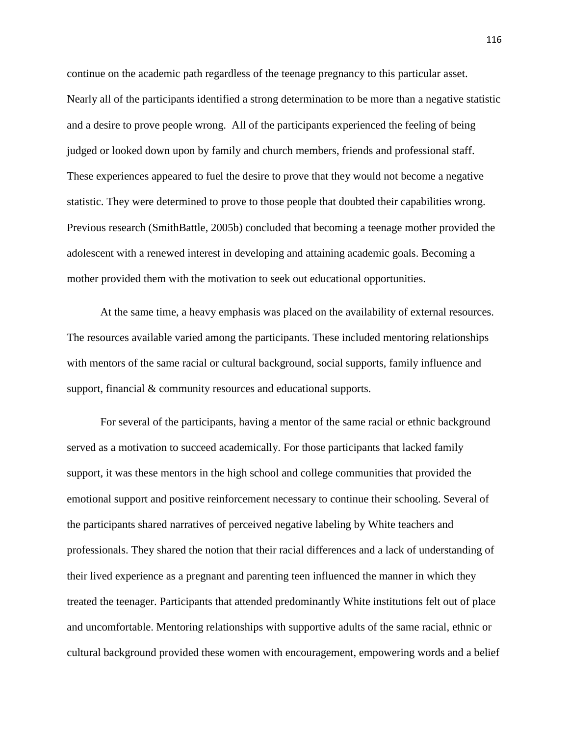continue on the academic path regardless of the teenage pregnancy to this particular asset. Nearly all of the participants identified a strong determination to be more than a negative statistic and a desire to prove people wrong. All of the participants experienced the feeling of being judged or looked down upon by family and church members, friends and professional staff. These experiences appeared to fuel the desire to prove that they would not become a negative statistic. They were determined to prove to those people that doubted their capabilities wrong. Previous research (SmithBattle, 2005b) concluded that becoming a teenage mother provided the adolescent with a renewed interest in developing and attaining academic goals. Becoming a mother provided them with the motivation to seek out educational opportunities.

At the same time, a heavy emphasis was placed on the availability of external resources. The resources available varied among the participants. These included mentoring relationships with mentors of the same racial or cultural background, social supports, family influence and support, financial & community resources and educational supports.

For several of the participants, having a mentor of the same racial or ethnic background served as a motivation to succeed academically. For those participants that lacked family support, it was these mentors in the high school and college communities that provided the emotional support and positive reinforcement necessary to continue their schooling. Several of the participants shared narratives of perceived negative labeling by White teachers and professionals. They shared the notion that their racial differences and a lack of understanding of their lived experience as a pregnant and parenting teen influenced the manner in which they treated the teenager. Participants that attended predominantly White institutions felt out of place and uncomfortable. Mentoring relationships with supportive adults of the same racial, ethnic or cultural background provided these women with encouragement, empowering words and a belief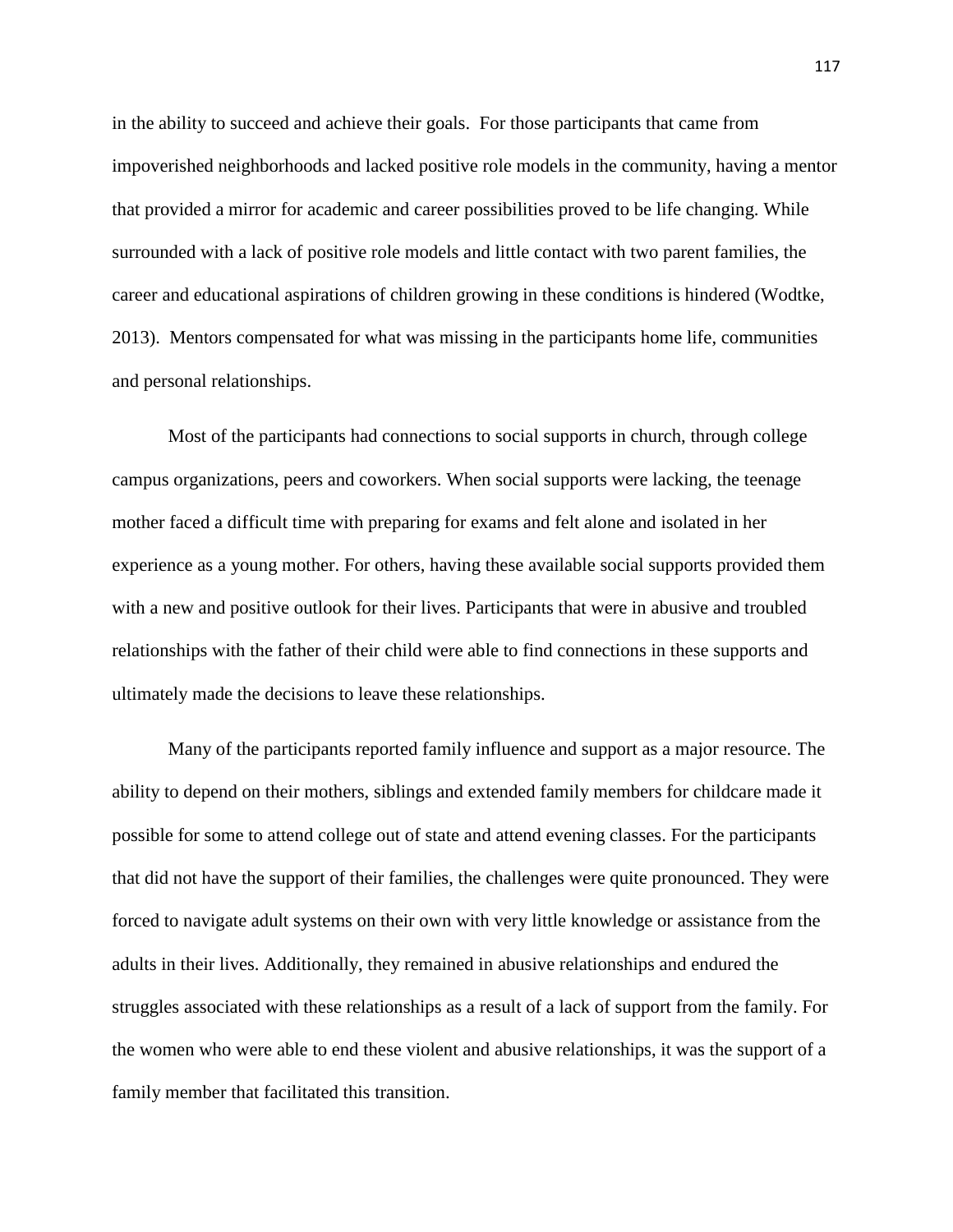in the ability to succeed and achieve their goals. For those participants that came from impoverished neighborhoods and lacked positive role models in the community, having a mentor that provided a mirror for academic and career possibilities proved to be life changing. While surrounded with a lack of positive role models and little contact with two parent families, the career and educational aspirations of children growing in these conditions is hindered (Wodtke, 2013). Mentors compensated for what was missing in the participants home life, communities and personal relationships.

Most of the participants had connections to social supports in church, through college campus organizations, peers and coworkers. When social supports were lacking, the teenage mother faced a difficult time with preparing for exams and felt alone and isolated in her experience as a young mother. For others, having these available social supports provided them with a new and positive outlook for their lives. Participants that were in abusive and troubled relationships with the father of their child were able to find connections in these supports and ultimately made the decisions to leave these relationships.

Many of the participants reported family influence and support as a major resource. The ability to depend on their mothers, siblings and extended family members for childcare made it possible for some to attend college out of state and attend evening classes. For the participants that did not have the support of their families, the challenges were quite pronounced. They were forced to navigate adult systems on their own with very little knowledge or assistance from the adults in their lives. Additionally, they remained in abusive relationships and endured the struggles associated with these relationships as a result of a lack of support from the family. For the women who were able to end these violent and abusive relationships, it was the support of a family member that facilitated this transition.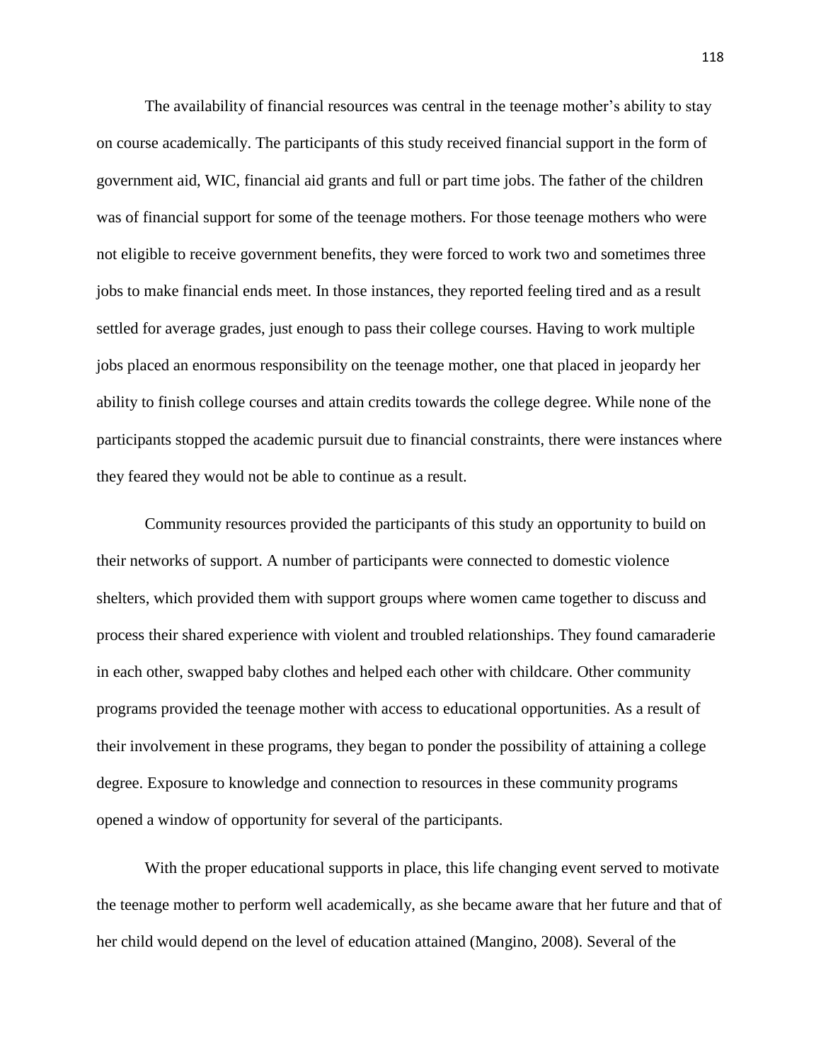The availability of financial resources was central in the teenage mother's ability to stay on course academically. The participants of this study received financial support in the form of government aid, WIC, financial aid grants and full or part time jobs. The father of the children was of financial support for some of the teenage mothers. For those teenage mothers who were not eligible to receive government benefits, they were forced to work two and sometimes three jobs to make financial ends meet. In those instances, they reported feeling tired and as a result settled for average grades, just enough to pass their college courses. Having to work multiple jobs placed an enormous responsibility on the teenage mother, one that placed in jeopardy her ability to finish college courses and attain credits towards the college degree. While none of the participants stopped the academic pursuit due to financial constraints, there were instances where they feared they would not be able to continue as a result.

Community resources provided the participants of this study an opportunity to build on their networks of support. A number of participants were connected to domestic violence shelters, which provided them with support groups where women came together to discuss and process their shared experience with violent and troubled relationships. They found camaraderie in each other, swapped baby clothes and helped each other with childcare. Other community programs provided the teenage mother with access to educational opportunities. As a result of their involvement in these programs, they began to ponder the possibility of attaining a college degree. Exposure to knowledge and connection to resources in these community programs opened a window of opportunity for several of the participants.

With the proper educational supports in place, this life changing event served to motivate the teenage mother to perform well academically, as she became aware that her future and that of her child would depend on the level of education attained (Mangino, 2008). Several of the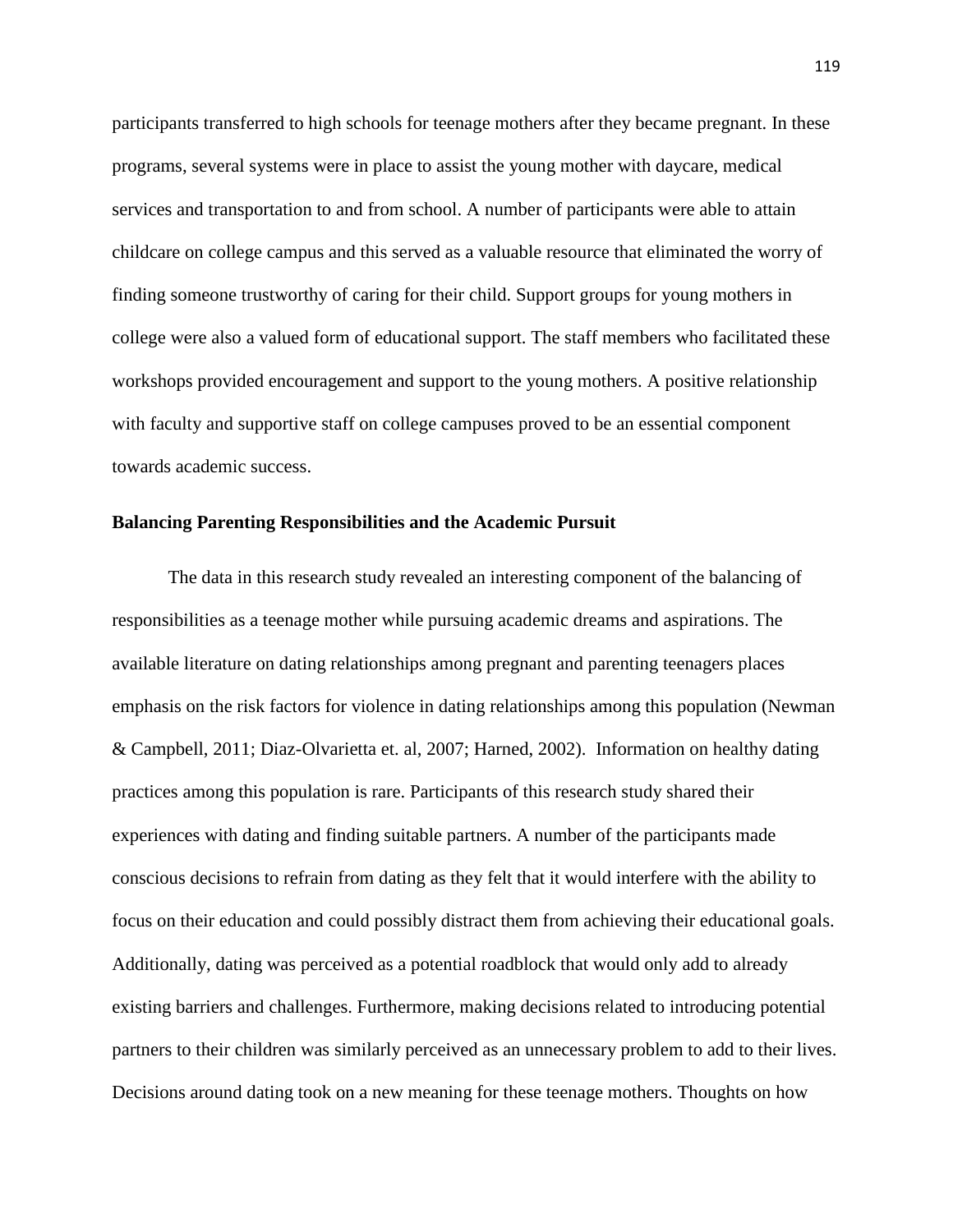participants transferred to high schools for teenage mothers after they became pregnant. In these programs, several systems were in place to assist the young mother with daycare, medical services and transportation to and from school. A number of participants were able to attain childcare on college campus and this served as a valuable resource that eliminated the worry of finding someone trustworthy of caring for their child. Support groups for young mothers in college were also a valued form of educational support. The staff members who facilitated these workshops provided encouragement and support to the young mothers. A positive relationship with faculty and supportive staff on college campuses proved to be an essential component towards academic success.

**Balancing Parenting Responsibilities and the Academic Pursuit**

The data in this research study revealed an interesting component of the balancing of responsibilities as a teenage mother while pursuing academic dreams and aspirations. The available literature on dating relationships among pregnant and parenting teenagers places emphasis on the risk factors for violence in dating relationships among this population (Newman & Campbell, 2011; Diaz-Olvarietta et. al, 2007; Harned, 2002). Information on healthy dating practices among this population is rare. Participants of this research study shared their experiences with dating and finding suitable partners. A number of the participants made conscious decisions to refrain from dating as they felt that it would interfere with the ability to focus on their education and could possibly distract them from achieving their educational goals. Additionally, dating was perceived as a potential roadblock that would only add to already existing barriers and challenges. Furthermore, making decisions related to introducing potential partners to their children was similarly perceived as an unnecessary problem to add to their lives. Decisions around dating took on a new meaning for these teenage mothers. Thoughts on how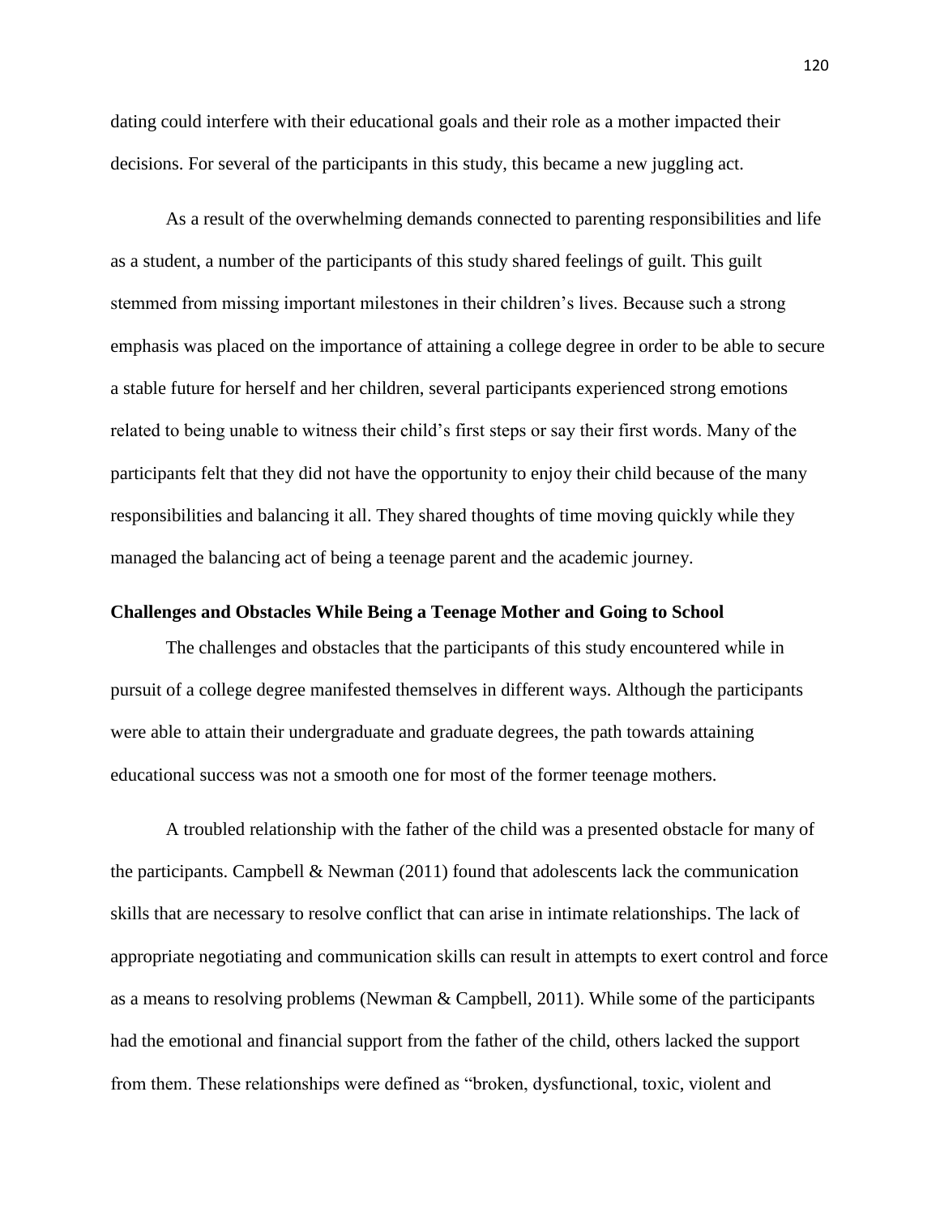dating could interfere with their educational goals and their role as a mother impacted their decisions. For several of the participants in this study, this became a new juggling act.

As a result of the overwhelming demands connected to parenting responsibilities and life as a student, a number of the participants of this study shared feelings of guilt. This guilt stemmed from missing important milestones in their children's lives. Because such a strong emphasis was placed on the importance of attaining a college degree in order to be able to secure a stable future for herself and her children, several participants experienced strong emotions related to being unable to witness their child's first steps or say their first words. Many of the participants felt that they did not have the opportunity to enjoy their child because of the many responsibilities and balancing it all. They shared thoughts of time moving quickly while they managed the balancing act of being a teenage parent and the academic journey.

### Challenges and Obstacles While Being a Teenage Mother and Going to School

The challenges and obstacles that the participants of this study encountered while in pursuit of a college degree manifested themselves in different ways. Although the participants were able to attain their undergraduate and graduate degrees, the path towards attaining educational success was not a smooth one for most of the former teenage mothers.

A troubled relationship with the father of the child was a presented obstacle for many of the participants. Campbell & Newman (2011) found that adolescents lack the communication skills that are necessary to resolve conflict that can arise in intimate relationships. The lack of appropriate negotiating and communication skills can result in attempts to exert control and force as a means to resolving problems (Newman & Campbell, 2011). While some of the participants had the emotional and financial support from the father of the child, others lacked the support from them. These relationships were defined as "broken, dysfunctional, toxic, violent and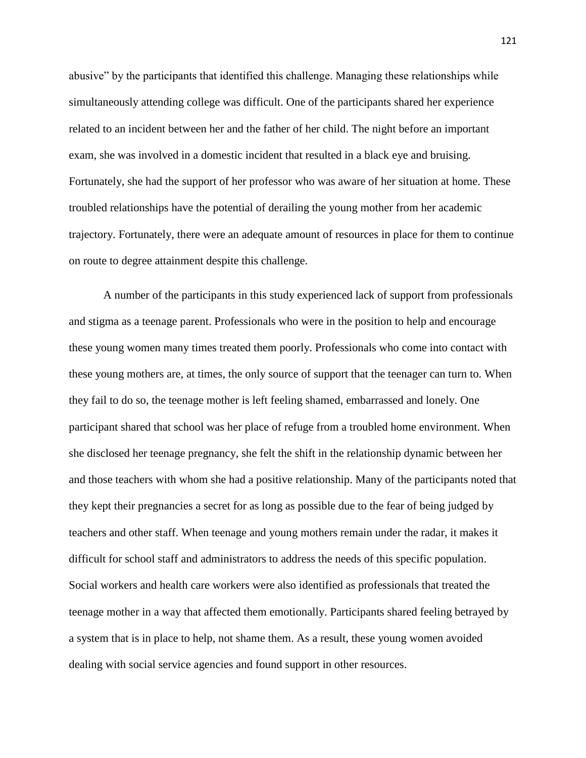abusive" by the participants that identified this challenge. Managing these relationships while simultaneously attending college was difficult. One of the participants shared her experience related to an incident between her and the father of her child. The night before an important exam, she was involved in a domestic incident that resulted in a black eye and bruising. Fortunately, she had the support of her professor who was aware of her situation at home. These troubled relationships have the potential of derailing the young mother from her academic trajectory. Fortunately, there were an adequate amount of resources in place for them to continue on route to degree attainment despite this challenge.

A number of the participants in this study experienced lack of support from professionals and stigma as a teenage parent. Professionals who were in the position to help and encourage these young women many times treated them poorly. Professionals who come into contact with these young mothers are, at times, the only source of support that the teenager can turn to. When they fail to do so, the teenage mother is left feeling shamed, embarrassed and lonely. One participant shared that school was her place of refuge from a troubled home environment. When she disclosed her teenage pregnancy, she felt the shift in the relationship dynamic between her and those teachers with whom she had a positive relationship. Many of the participants noted that they kept their pregnancies a secret for as long as possible due to the fear of being judged by teachers and other staff. When teenage and young mothers remain under the radar, it makes it difficult for school staff and administrators to address the needs of this specific population. Social workers and health care workers were also identified as professionals that treated the teenage mother in a way that affected them emotionally. Participants shared feeling betrayed by a system that is in place to help, not shame them. As a result, these young women avoided dealing with social service agencies and found support in other resources.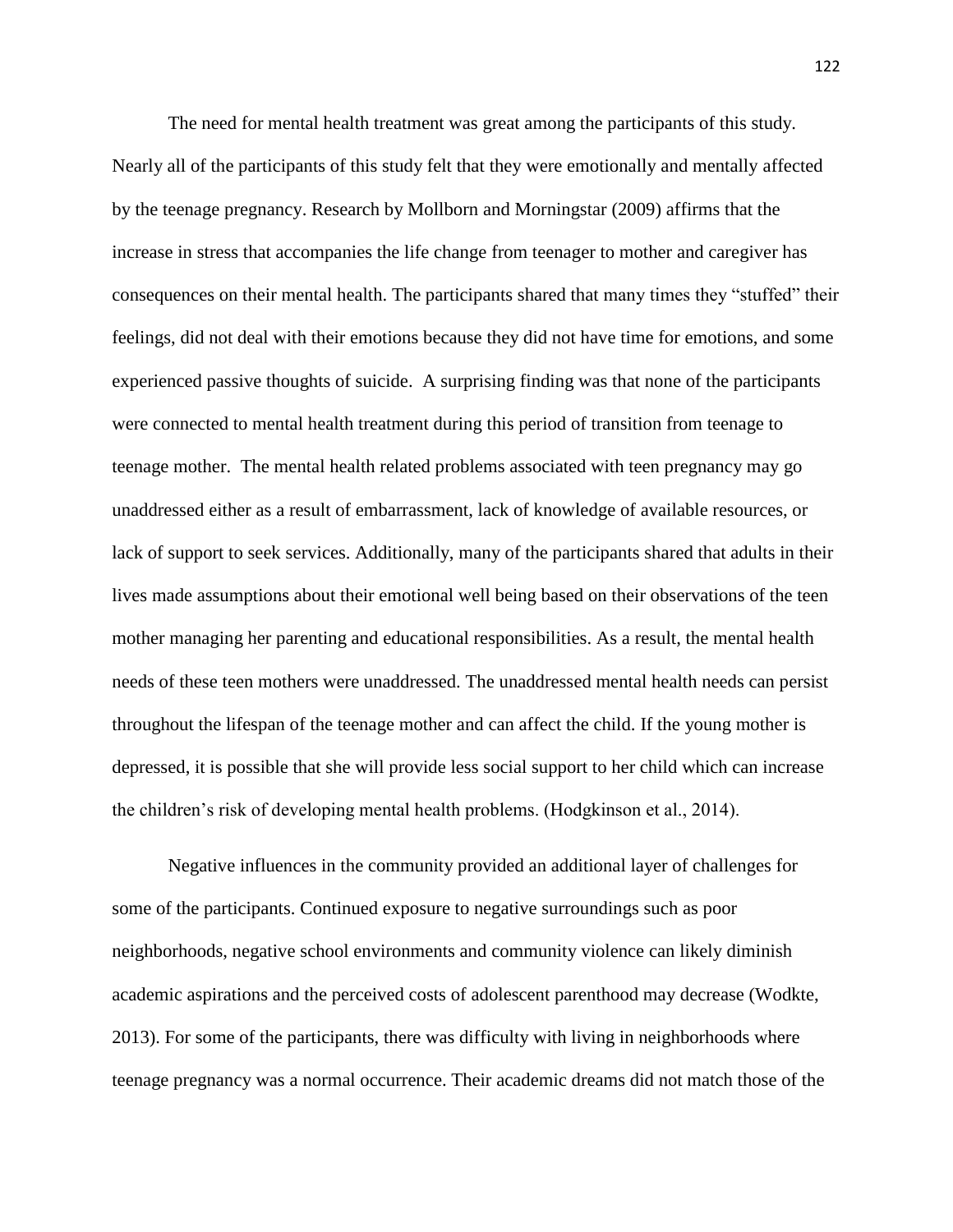The need for mental health treatment was great among the participants of this study. Nearly all of the participants of this study felt that they were emotionally and mentally affected by the teenage pregnancy. Research by Mollborn and Morningstar (2009) affirms that the increase in stress that accompanies the life change from teenager to mother and caregiver has consequences on their mental health. The participants shared that many times they "stuffed" their feelings, did not deal with their emotions because they did not have time for emotions, and some experienced passive thoughts of suicide. A surprising finding was that none of the participants were connected to mental health treatment during this period of transition from teenage to teenage mother. The mental health related problems associated with teen pregnancy may go unaddressed either as a result of embarrassment, lack of knowledge of available resources, or lack of support to seek services. Additionally, many of the participants shared that adults in their lives made assumptions about their emotional well being based on their observations of the teen mother managing her parenting and educational responsibilities. As a result, the mental health needs of these teen mothers were unaddressed. The unaddressed mental health needs can persist throughout the lifespan of the teenage mother and can affect the child. If the young mother is depressed, it is possible that she will provide less social support to her child which can increase the children's risk of developing mental health problems. (Hodgkinson et al., 2014).

Negative influences in the community provided an additional layer of challenges for some of the participants. Continued exposure to negative surroundings such as poor neighborhoods, negative school environments and community violence can likely diminish academic aspirations and the perceived costs of adolescent parenthood may decrease (Wodkte, 2013). For some of the participants, there was difficulty with living in neighborhoods where teenage pregnancy was a normal occurrence. Their academic dreams did not match those of the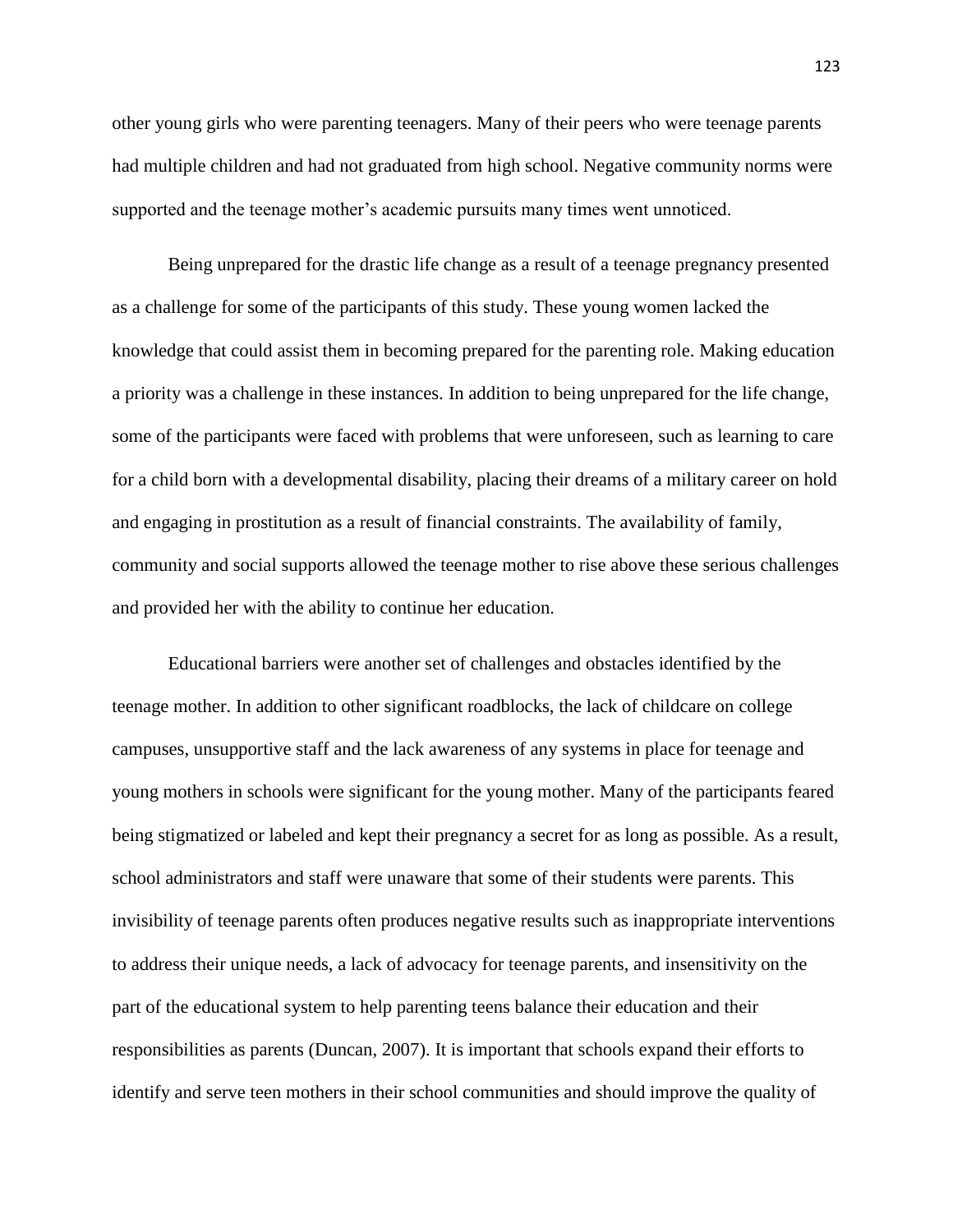other young girls who were parenting teenagers. Many of their peers who were teenage parents had multiple children and had not graduated from high school. Negative community norms were supported and the teenage mother's academic pursuits many times went unnoticed.

Being unprepared for the drastic life change as a result of a teenage pregnancy presented as a challenge for some of the participants of this study. These young women lacked the knowledge that could assist them in becoming prepared for the parenting role. Making education a priority was a challenge in these instances. In addition to being unprepared for the life change, some of the participants were faced with problems that were unforeseen, such as learning to care for a child born with a developmental disability, placing their dreams of a military career on hold and engaging in prostitution as a result of financial constraints. The availability of family, community and social supports allowed the teenage mother to rise above these serious challenges and provided her with the ability to continue her education.

Educational barriers were another set of challenges and obstacles identified by the teenage mother. In addition to other significant roadblocks, the lack of childcare on college campuses, unsupportive staff and the lack awareness of any systems in place for teenage and young mothers in schools were significant for the young mother. Many of the participants feared being stigmatized or labeled and kept their pregnancy a secret for as long as possible. As a result, school administrators and staff were unaware that some of their students were parents. This invisibility of teenage parents often produces negative results such as inappropriate interventions to address their unique needs, a lack of advocacy for teenage parents, and insensitivity on the part of the educational system to help parenting teens balance their education and their responsibilities as parents (Duncan, 2007). It is important that schools expand their efforts to identify and serve teen mothers in their school communities and should improve the quality of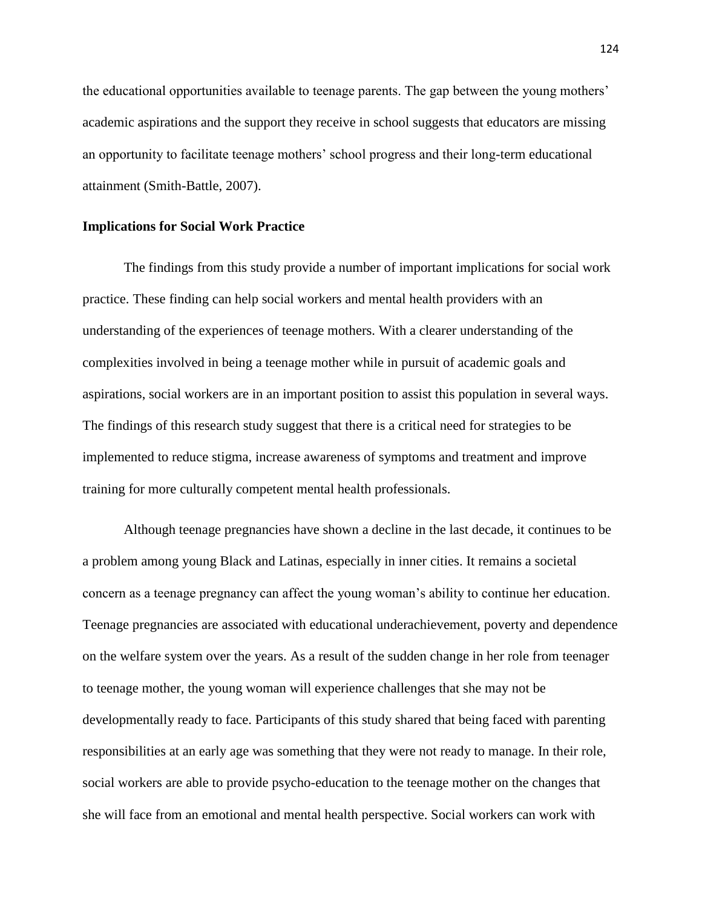the educational opportunities available to teenage parents. The gap between the young mothers' academic aspirations and the support they receive in school suggests that educators are missing an opportunity to facilitate teenage mothers' school progress and their long-term educational attainment (Smith-Battle, 2007).

**Implications for Social Work Practice**

The findings from this study provide a number of important implications for social work practice. These finding can help social workers and mental health providers with an understanding of the experiences of teenage mothers. With a clearer understanding of the complexities involved in being a teenage mother while in pursuit of academic goals and aspirations, social workers are in an important position to assist this population in several ways. The findings of this research study suggest that there is a critical need for strategies to be implemented to reduce stigma, increase awareness of symptoms and treatment and improve training for more culturally competent mental health professionals.

Although teenage pregnancies have shown a decline in the last decade, it continues to be a problem among young Black and Latinas, especially in inner cities. It remains a societal concern as a teenage pregnancy can affect the young woman's ability to continue her education. Teenage pregnancies are associated with educational underachievement, poverty and dependence on the welfare system over the years. As a result of the sudden change in her role from teenager to teenage mother, the young woman will experience challenges that she may not be developmentally ready to face. Participants of this study shared that being faced with parenting responsibilities at an early age was something that they were not ready to manage. In their role, social workers are able to provide psycho-education to the teenage mother on the changes that she will face from an emotional and mental health perspective. Social workers can work with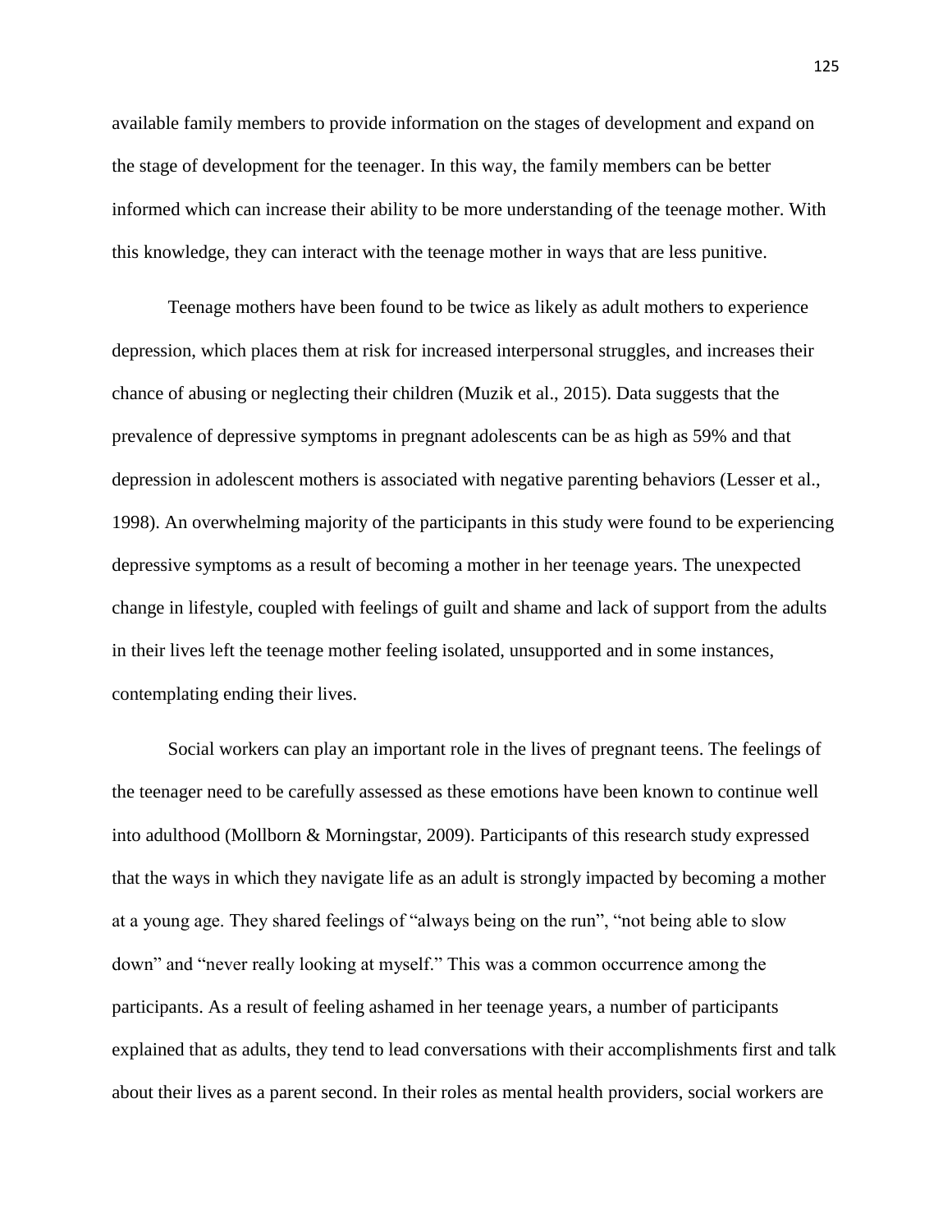available family members to provide information on the stages of development and expand on the stage of development for the teenager. In this way, the family members can be better informed which can increase their ability to be more understanding of the teenage mother. With this knowledge, they can interact with the teenage mother in ways that are less punitive.

Teenage mothers have been found to be twice as likely as adult mothers to experience depression, which places them at risk for increased interpersonal struggles, and increases their chance of abusing or neglecting their children (Muzik et al., 2015). Data suggests that the prevalence of depressive symptoms in pregnant adolescents can be as high as 59% and that depression in adolescent mothers is associated with negative parenting behaviors (Lesser et al., 1998). An overwhelming majority of the participants in this study were found to be experiencing depressive symptoms as a result of becoming a mother in her teenage years. The unexpected change in lifestyle, coupled with feelings of guilt and shame and lack of support from the adults in their lives left the teenage mother feeling isolated, unsupported and in some instances, contemplating ending their lives.

Social workers can play an important role in the lives of pregnant teens. The feelings of the teenager need to be carefully assessed as these emotions have been known to continue well into adulthood (Mollborn & Morningstar, 2009). Participants of this research study expressed that the ways in which they navigate life as an adult is strongly impacted by becoming a mother at a young age. They shared feelings of "always being on the run", "not being able to slow down" and "never really looking at myself." This was a common occurrence among the participants. As a result of feeling ashamed in her teenage years, a number of participants explained that as adults, they tend to lead conversations with their accomplishments first and talk about their lives as a parent second. In their roles as mental health providers, social workers are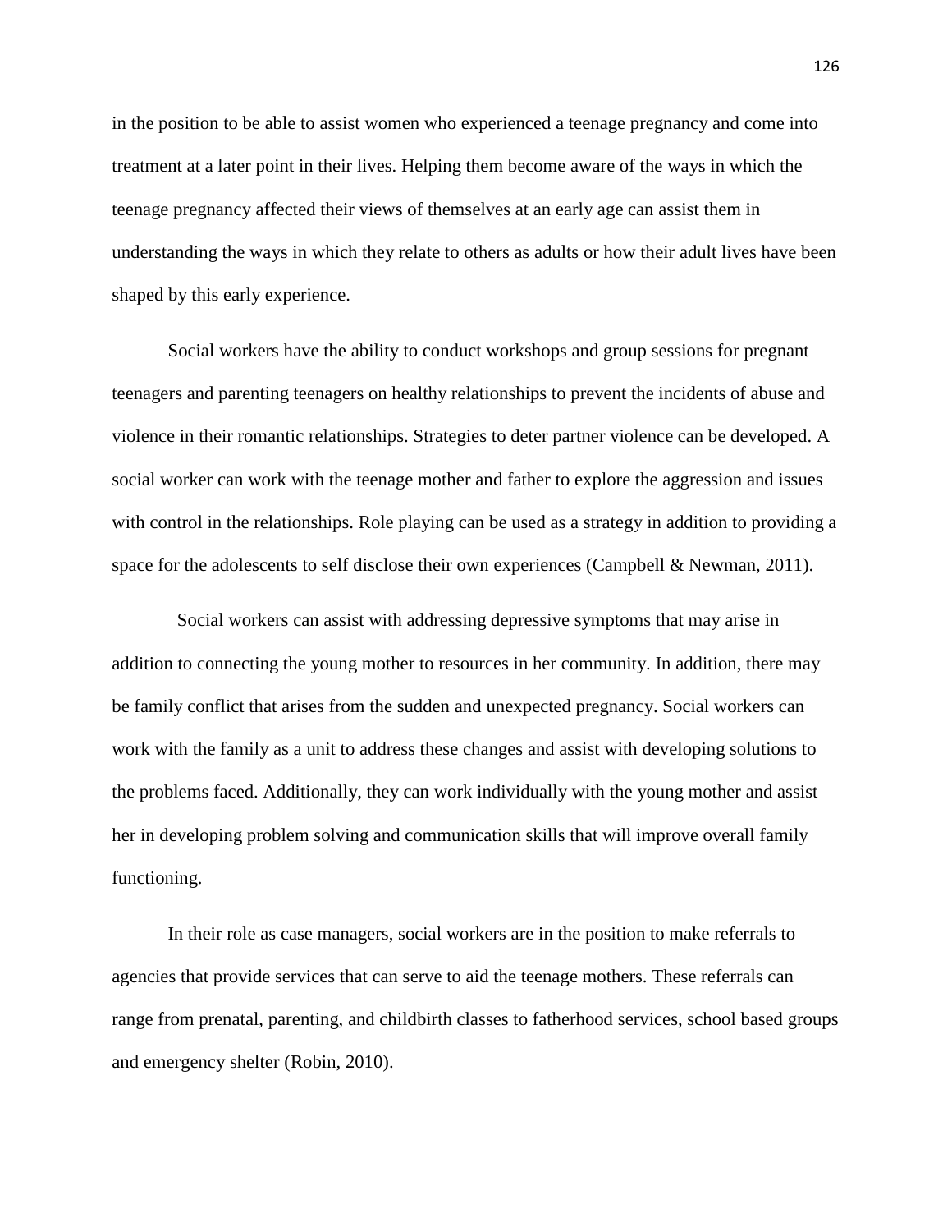in the position to be able to assist women who experienced a teenage pregnancy and come into treatment at a later point in their lives. Helping them become aware of the ways in which the teenage pregnancy affected their views of themselves at an early age can assist them in understanding the ways in which they relate to others as adults or how their adult lives have been shaped by this early experience.

Social workers have the ability to conduct workshops and group sessions for pregnant teenagers and parenting teenagers on healthy relationships to prevent the incidents of abuse and violence in their romantic relationships. Strategies to deter partner violence can be developed. A social worker can work with the teenage mother and father to explore the aggression and issues with control in the relationships. Role playing can be used as a strategy in addition to providing a space for the adolescents to self disclose their own experiences (Campbell & Newman, 2011).

Social workers can assist with addressing depressive symptoms that may arise in addition to connecting the young mother to resources in her community. In addition, there may be family conflict that arises from the sudden and unexpected pregnancy. Social workers can work with the family as a unit to address these changes and assist with developing solutions to the problems faced. Additionally, they can work individually with the young mother and assist her in developing problem solving and communication skills that will improve overall family functioning.

In their role as case managers, social workers are in the position to make referrals to agencies that provide services that can serve to aid the teenage mothers. These referrals can range from prenatal, parenting, and childbirth classes to fatherhood services, school based groups and emergency shelter (Robin, 2010).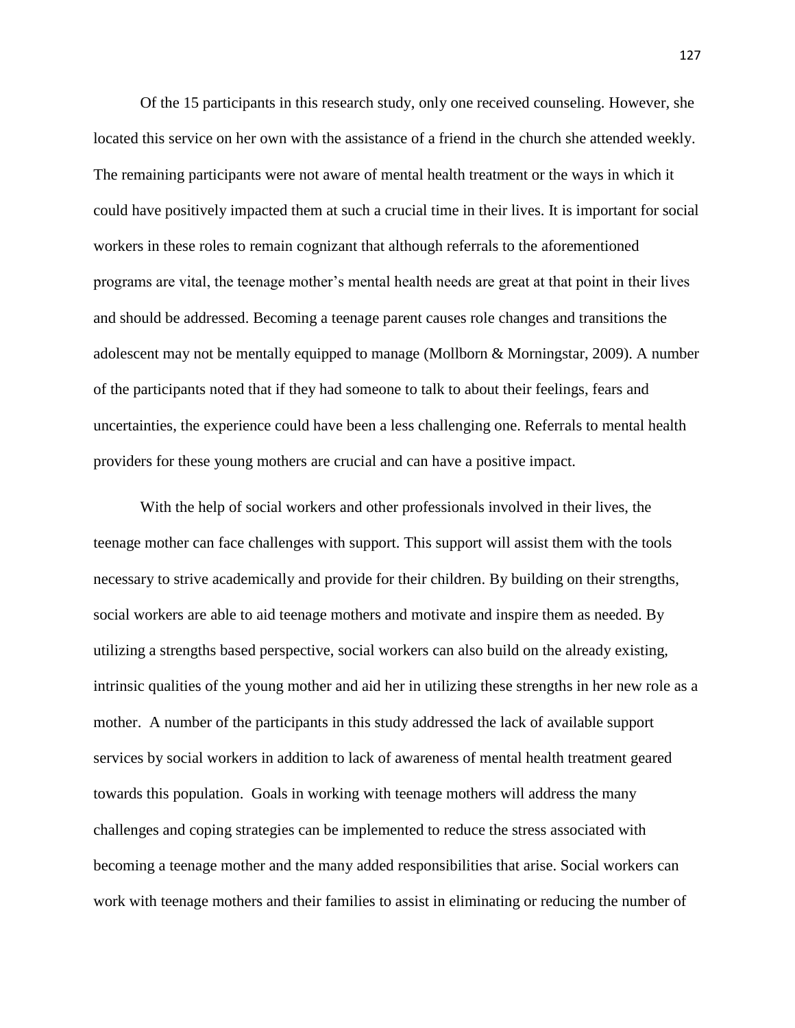Of the 15 participants in this research study, only one received counseling. However, she located this service on her own with the assistance of a friend in the church she attended weekly. The remaining participants were not aware of mental health treatment or the ways in which it could have positively impacted them at such a crucial time in their lives. It is important for social workers in these roles to remain cognizant that although referrals to the aforementioned programs are vital, the teenage mother's mental health needs are great at that point in their lives and should be addressed. Becoming a teenage parent causes role changes and transitions the adolescent may not be mentally equipped to manage (Mollborn & Morningstar, 2009). A number of the participants noted that if they had someone to talk to about their feelings, fears and uncertainties, the experience could have been a less challenging one. Referrals to mental health providers for these young mothers are crucial and can have a positive impact.

With the help of social workers and other professionals involved in their lives, the teenage mother can face challenges with support. This support will assist them with the tools necessary to strive academically and provide for their children. By building on their strengths, social workers are able to aid teenage mothers and motivate and inspire them as needed. By utilizing a strengths based perspective, social workers can also build on the already existing, intrinsic qualities of the young mother and aid her in utilizing these strengths in her new role as a mother. A number of the participants in this study addressed the lack of available support services by social workers in addition to lack of awareness of mental health treatment geared towards this population. Goals in working with teenage mothers will address the many challenges and coping strategies can be implemented to reduce the stress associated with becoming a teenage mother and the many added responsibilities that arise. Social workers can work with teenage mothers and their families to assist in eliminating or reducing the number of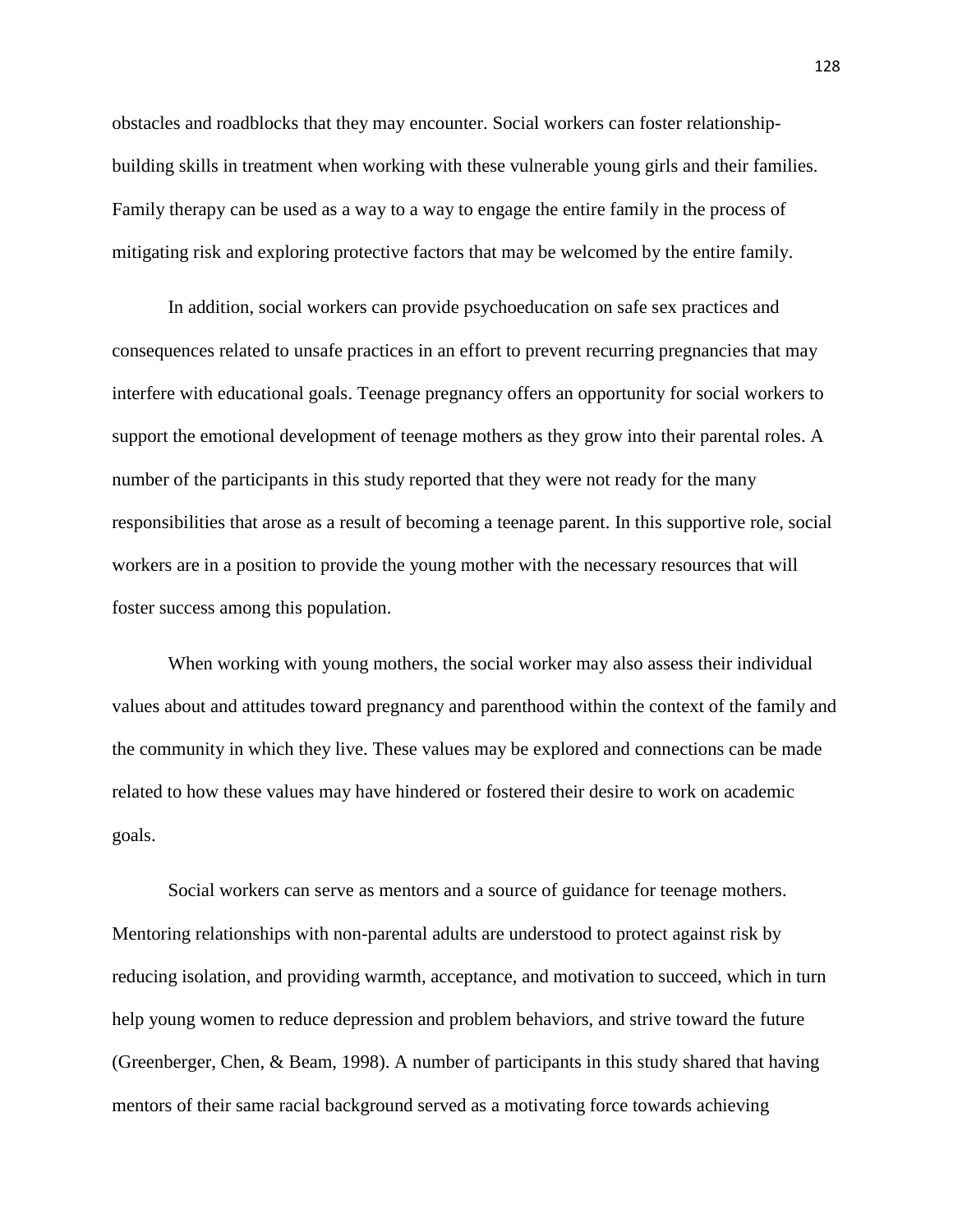obstacles and roadblocks that they may encounter. Social workers can foster relationship-building skills in treatment when working with these vulnerable young girls and their families. Family therapy can be used as a way to a way to engage the entire family in the process of mitigating risk and exploring protective factors that may be welcomed by the entire family.

In addition, social workers can provide psychoeducation on safe sex practices and consequences related to unsafe practices in an effort to prevent recurring pregnancies that may interfere with educational goals. Teenage pregnancy offers an opportunity for social workers to support the emotional development of teenage mothers as they grow into their parental roles. A number of the participants in this study reported that they were not ready for the many responsibilities that arose as a result of becoming a teenage parent. In this supportive role, social workers are in a position to provide the young mother with the necessary resources that will foster success among this population.

When working with young mothers, the social worker may also assess their individual values about and attitudes toward pregnancy and parenthood within the context of the family and the community in which they live. These values may be explored and connections can be made related to how these values may have hindered or fostered their desire to work on academic goals.

Social workers can serve as mentors and a source of guidance for teenage mothers. Mentoring relationships with non-parental adults are understood to protect against risk by reducing isolation, and providing warmth, acceptance, and motivation to succeed, which in turn help young women to reduce depression and problem behaviors, and strive toward the future (Greenberger, Chen, & Beam, 1998). A number of participants in this study shared that having mentors of their same racial background served as a motivating force towards achieving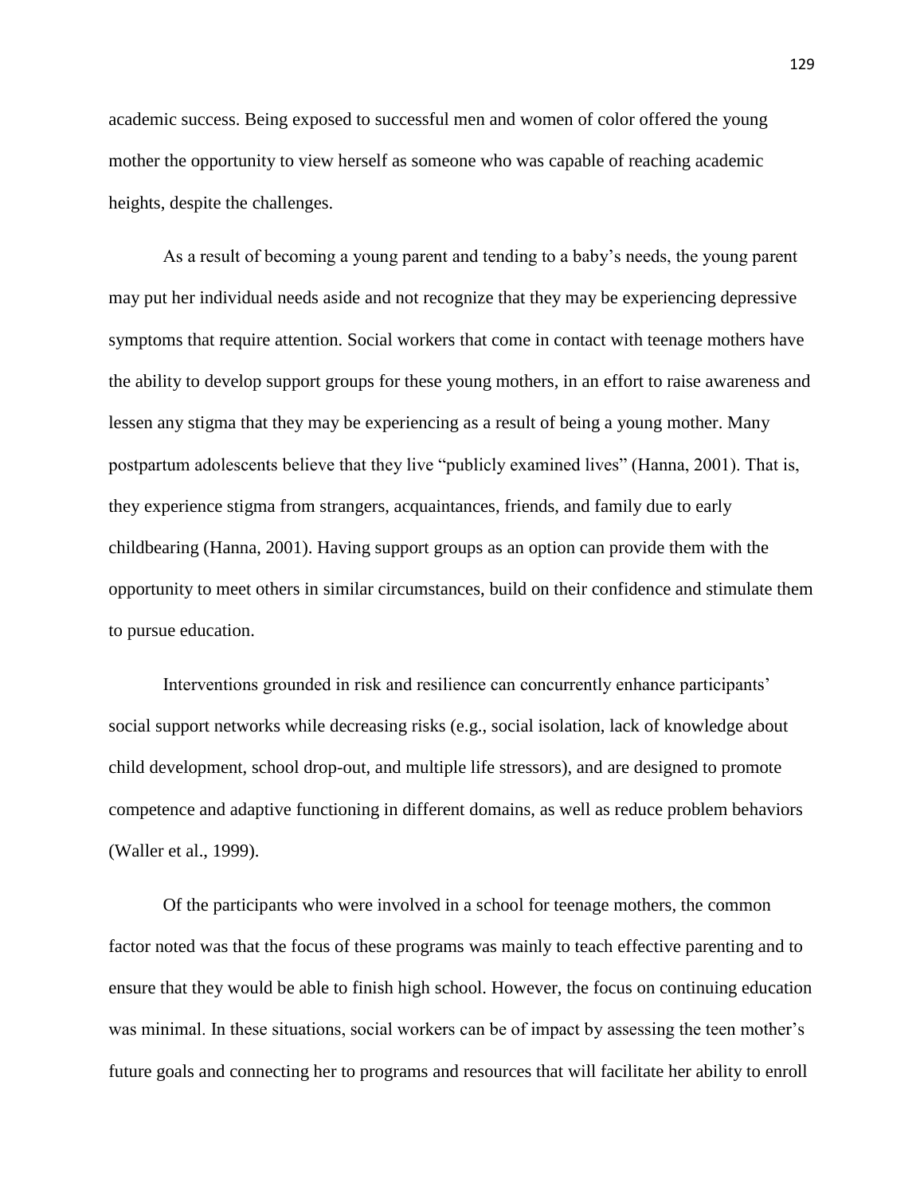academic success. Being exposed to successful men and women of color offered the young mother the opportunity to view herself as someone who was capable of reaching academic heights, despite the challenges.

As a result of becoming a young parent and tending to a baby's needs, the young parent may put her individual needs aside and not recognize that they may be experiencing depressive symptoms that require attention. Social workers that come in contact with teenage mothers have the ability to develop support groups for these young mothers, in an effort to raise awareness and lessen any stigma that they may be experiencing as a result of being a young mother. Many postpartum adolescents believe that they live "publicly examined lives" (Hanna, 2001). That is, they experience stigma from strangers, acquaintances, friends, and family due to early childbearing (Hanna, 2001). Having support groups as an option can provide them with the opportunity to meet others in similar circumstances, build on their confidence and stimulate them to pursue education.

Interventions grounded in risk and resilience can concurrently enhance participants' social support networks while decreasing risks (e.g., social isolation, lack of knowledge about child development, school drop-out, and multiple life stressors), and are designed to promote competence and adaptive functioning in different domains, as well as reduce problem behaviors (Waller et al., 1999).

Of the participants who were involved in a school for teenage mothers, the common factor noted was that the focus of these programs was mainly to teach effective parenting and to ensure that they would be able to finish high school. However, the focus on continuing education was minimal. In these situations, social workers can be of impact by assessing the teen mother's future goals and connecting her to programs and resources that will facilitate her ability to enroll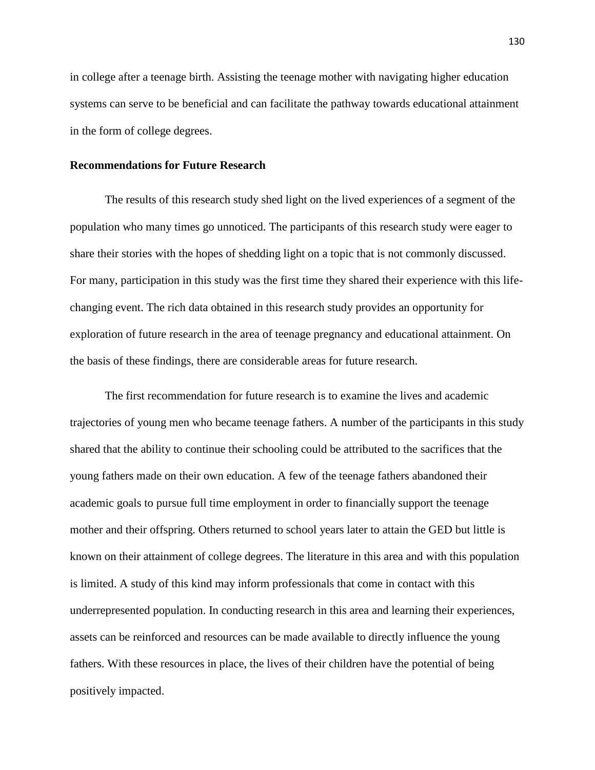in college after a teenage birth. Assisting the teenage mother with navigating higher education systems can serve to be beneficial and can facilitate the pathway towards educational attainment in the form of college degrees.

**Recommendations for Future Research**

The results of this research study shed light on the lived experiences of a segment of the population who many times go unnoticed. The participants of this research study were eager to share their stories with the hopes of shedding light on a topic that is not commonly discussed. For many, participation in this study was the first time they shared their experience with this life-changing event. The rich data obtained in this research study provides an opportunity for exploration of future research in the area of teenage pregnancy and educational attainment. On the basis of these findings, there are considerable areas for future research.

The first recommendation for future research is to examine the lives and academic trajectories of young men who became teenage fathers. A number of the participants in this study shared that the ability to continue their schooling could be attributed to the sacrifices that the young fathers made on their own education. A few of the teenage fathers abandoned their academic goals to pursue full time employment in order to financially support the teenage mother and their offspring. Others returned to school years later to attain the GED but little is known on their attainment of college degrees. The literature in this area and with this population is limited. A study of this kind may inform professionals that come in contact with this underrepresented population. In conducting research in this area and learning their experiences, assets can be reinforced and resources can be made available to directly influence the young fathers. With these resources in place, the lives of their children have the potential of being positively impacted.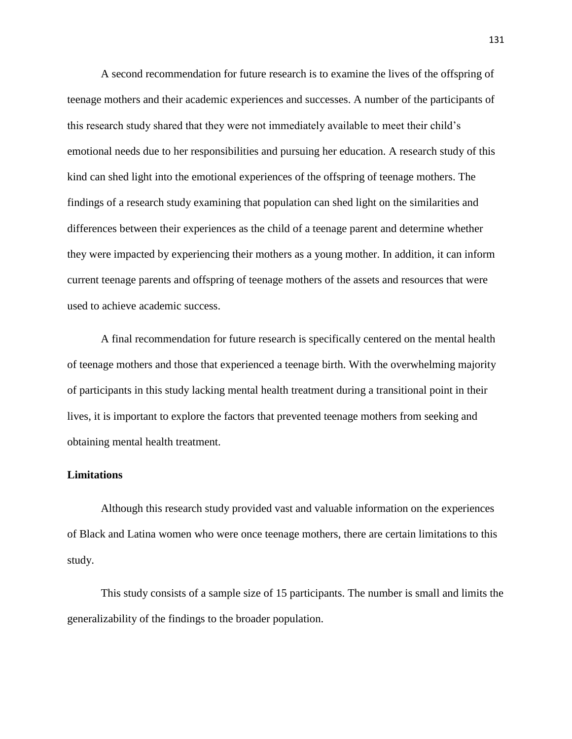A second recommendation for future research is to examine the lives of the offspring of teenage mothers and their academic experiences and successes. A number of the participants of this research study shared that they were not immediately available to meet their child's emotional needs due to her responsibilities and pursuing her education. A research study of this kind can shed light into the emotional experiences of the offspring of teenage mothers. The findings of a research study examining that population can shed light on the similarities and differences between their experiences as the child of a teenage parent and determine whether they were impacted by experiencing their mothers as a young mother. In addition, it can inform current teenage parents and offspring of teenage mothers of the assets and resources that were used to achieve academic success.

A final recommendation for future research is specifically centered on the mental health of teenage mothers and those that experienced a teenage birth. With the overwhelming majority of participants in this study lacking mental health treatment during a transitional point in their lives, it is important to explore the factors that prevented teenage mothers from seeking and obtaining mental health treatment.

**Limitations**

Although this research study provided vast and valuable information on the experiences of Black and Latina women who were once teenage mothers, there are certain limitations to this study.

This study consists of a sample size of 15 participants. The number is small and limits the generalizability of the findings to the broader population.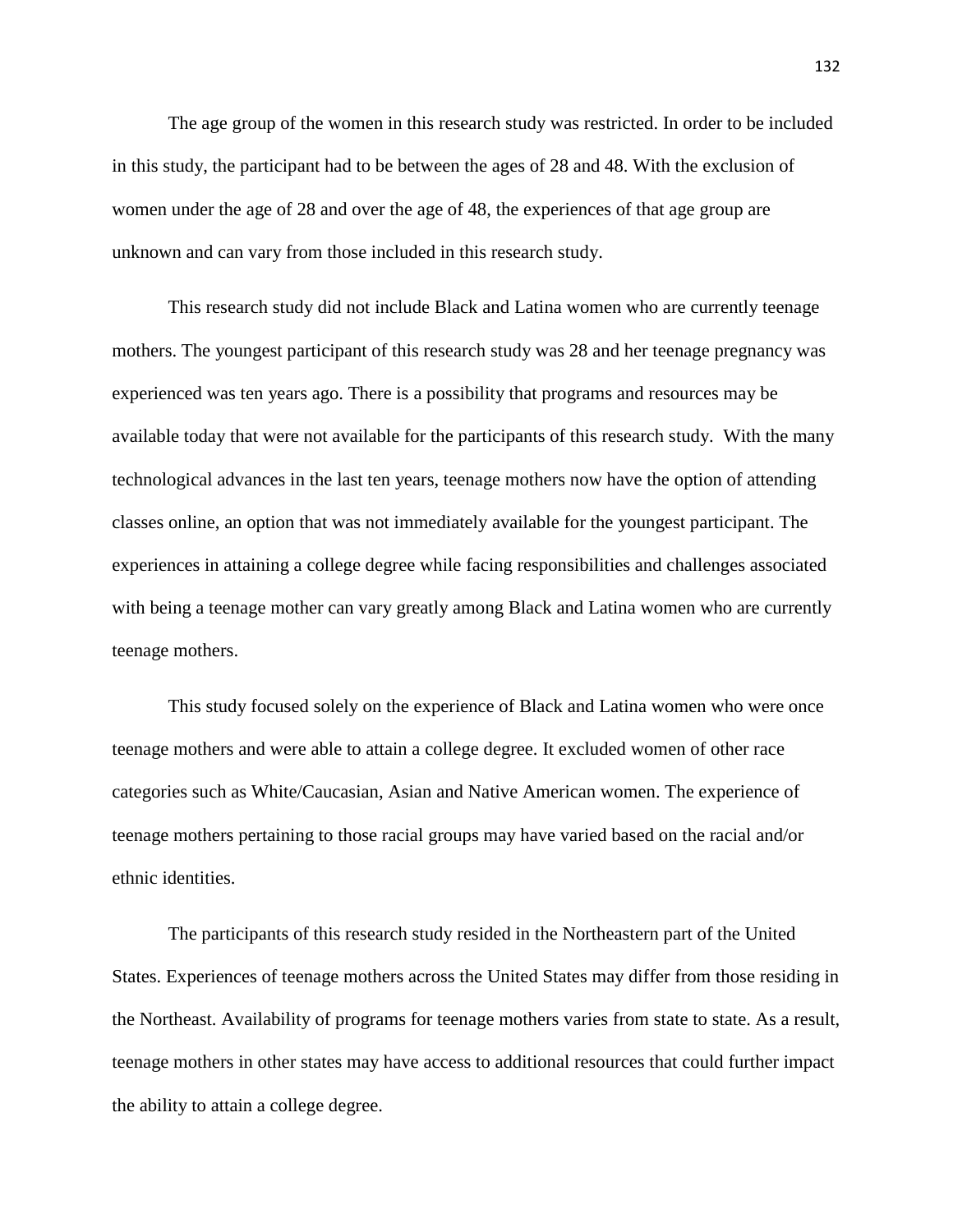The age group of the women in this research study was restricted. In order to be included in this study, the participant had to be between the ages of 28 and 48. With the exclusion of women under the age of 28 and over the age of 48, the experiences of that age group are unknown and can vary from those included in this research study.

This research study did not include Black and Latina women who are currently teenage mothers. The youngest participant of this research study was 28 and her teenage pregnancy was experienced was ten years ago. There is a possibility that programs and resources may be available today that were not available for the participants of this research study. With the many technological advances in the last ten years, teenage mothers now have the option of attending classes online, an option that was not immediately available for the youngest participant. The experiences in attaining a college degree while facing responsibilities and challenges associated with being a teenage mother can vary greatly among Black and Latina women who are currently teenage mothers.

This study focused solely on the experience of Black and Latina women who were once teenage mothers and were able to attain a college degree. It excluded women of other race categories such as White/Caucasian, Asian and Native American women. The experience of teenage mothers pertaining to those racial groups may have varied based on the racial and/or ethnic identities.

The participants of this research study resided in the Northeastern part of the United States. Experiences of teenage mothers across the United States may differ from those residing in the Northeast. Availability of programs for teenage mothers varies from state to state. As a result, teenage mothers in other states may have access to additional resources that could further impact the ability to attain a college degree.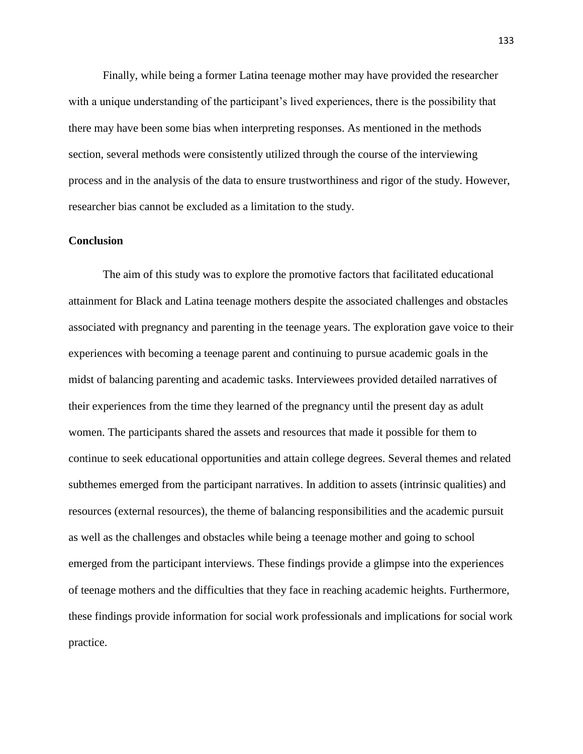Finally, while being a former Latina teenage mother may have provided the researcher with a unique understanding of the participant's lived experiences, there is the possibility that there may have been some bias when interpreting responses. As mentioned in the methods section, several methods were consistently utilized through the course of the interviewing process and in the analysis of the data to ensure trustworthiness and rigor of the study. However, researcher bias cannot be excluded as a limitation to the study.

**Conclusion**

The aim of this study was to explore the promotive factors that facilitated educational attainment for Black and Latina teenage mothers despite the associated challenges and obstacles associated with pregnancy and parenting in the teenage years. The exploration gave voice to their experiences with becoming a teenage parent and continuing to pursue academic goals in the midst of balancing parenting and academic tasks. Interviewees provided detailed narratives of their experiences from the time they learned of the pregnancy until the present day as adult women. The participants shared the assets and resources that made it possible for them to continue to seek educational opportunities and attain college degrees. Several themes and related subthemes emerged from the participant narratives. In addition to assets (intrinsic qualities) and resources (external resources), the theme of balancing responsibilities and the academic pursuit as well as the challenges and obstacles while being a teenage mother and going to school emerged from the participant interviews. These findings provide a glimpse into the experiences of teenage mothers and the difficulties that they face in reaching academic heights. Furthermore, these findings provide information for social work professionals and implications for social work practice.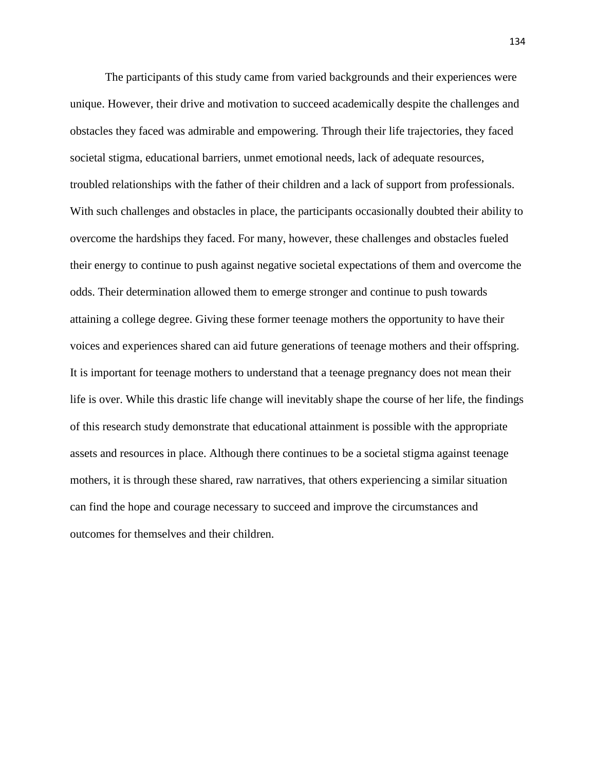The participants of this study came from varied backgrounds and their experiences were unique. However, their drive and motivation to succeed academically despite the challenges and obstacles they faced was admirable and empowering. Through their life trajectories, they faced societal stigma, educational barriers, unmet emotional needs, lack of adequate resources, troubled relationships with the father of their children and a lack of support from professionals. With such challenges and obstacles in place, the participants occasionally doubted their ability to overcome the hardships they faced. For many, however, these challenges and obstacles fueled their energy to continue to push against negative societal expectations of them and overcome the odds. Their determination allowed them to emerge stronger and continue to push towards attaining a college degree. Giving these former teenage mothers the opportunity to have their voices and experiences shared can aid future generations of teenage mothers and their offspring. It is important for teenage mothers to understand that a teenage pregnancy does not mean their life is over. While this drastic life change will inevitably shape the course of her life, the findings of this research study demonstrate that educational attainment is possible with the appropriate assets and resources in place. Although there continues to be a societal stigma against teenage mothers, it is through these shared, raw narratives, that others experiencing a similar situation can find the hope and courage necessary to succeed and improve the circumstances and outcomes for themselves and their children.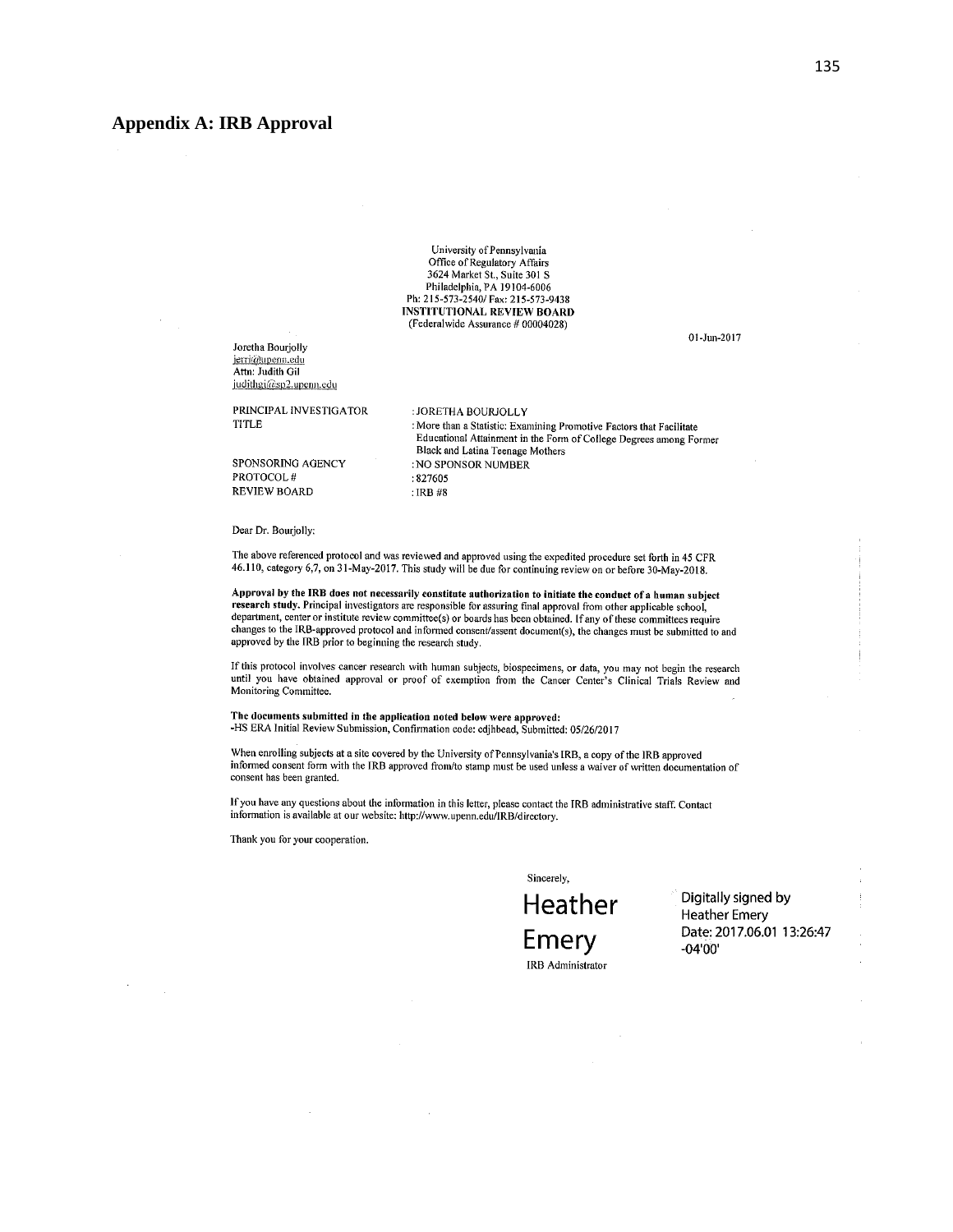# Appendix A: IRB Approval

University of Pennsylvania
Office of Regulatory Affairs
3624 Market St., Suite 301 S
Philadelphia, PA 19104-6006
Ph: 215-573-2540/ Fax: 215-573-9438
**INSTITUTIONAL REVIEW BOARD**
(Federalwide Assurance # 00004028)

01-Jun-2017

Joretha Bourjolly
jerri@upenn.edu
Attn: Judith Gil
judithgi@sp2.upenn.edu

| | |
|---|---|
| PRINCIPAL INVESTIGATOR | : JORETHA BOURJOLLY |
| TITLE | : More than a Statistic: Examining Promotive Factors that Facilitate Educational Attainment in the Form of College Degrees among Former Black and Latina Teenage Mothers |
| SPONSORING AGENCY | : NO SPONSOR NUMBER |
| PROTOCOL # | : 827605 |
| REVIEW BOARD | : IRB #8 |

Dear Dr. Bourjolly:

The above referenced protocol and was reviewed and approved using the expedited procedure set forth in 45 CFR 46.110, category 6,7, on 31-May-2017. This study will be due for continuing review on or before 30-May-2018.

**Approval by the IRB does not necessarily constitute authorization to initiate the conduct of a human subject research study.** Principal investigators are responsible for assuring final approval from other applicable school, department, center or institute review committee(s) or boards has been obtained. If any of these committees require changes to the IRB-approved protocol and informed consent/assent document(s), the changes must be submitted to and approved by the IRB prior to beginning the research study.

If this protocol involves cancer research with human subjects, biospecimens, or data, you may not begin the research until you have obtained approval or proof of exemption from the Cancer Center's Clinical Trials Review and Monitoring Committee.

**The documents submitted in the application noted below were approved:**
-HS ERA Initial Review Submission, Confirmation code: cdjhbead, Submitted: 05/26/2017

When enrolling subjects at a site covered by the University of Pennsylvania's IRB, a copy of the IRB approved informed consent form with the IRB approved from/to stamp must be used unless a waiver of written documentation of consent has been granted.

If you have any questions about the information in this letter, please contact the IRB administrative staff. Contact information is available at our website: http://www.upenn.edu/IRB/directory.

Thank you for your cooperation.

Sincerely,

Heather Emery

Digitally signed by Heather Emery
Date: 2017.06.01 13:26:47 -04'00'

IRB Administrator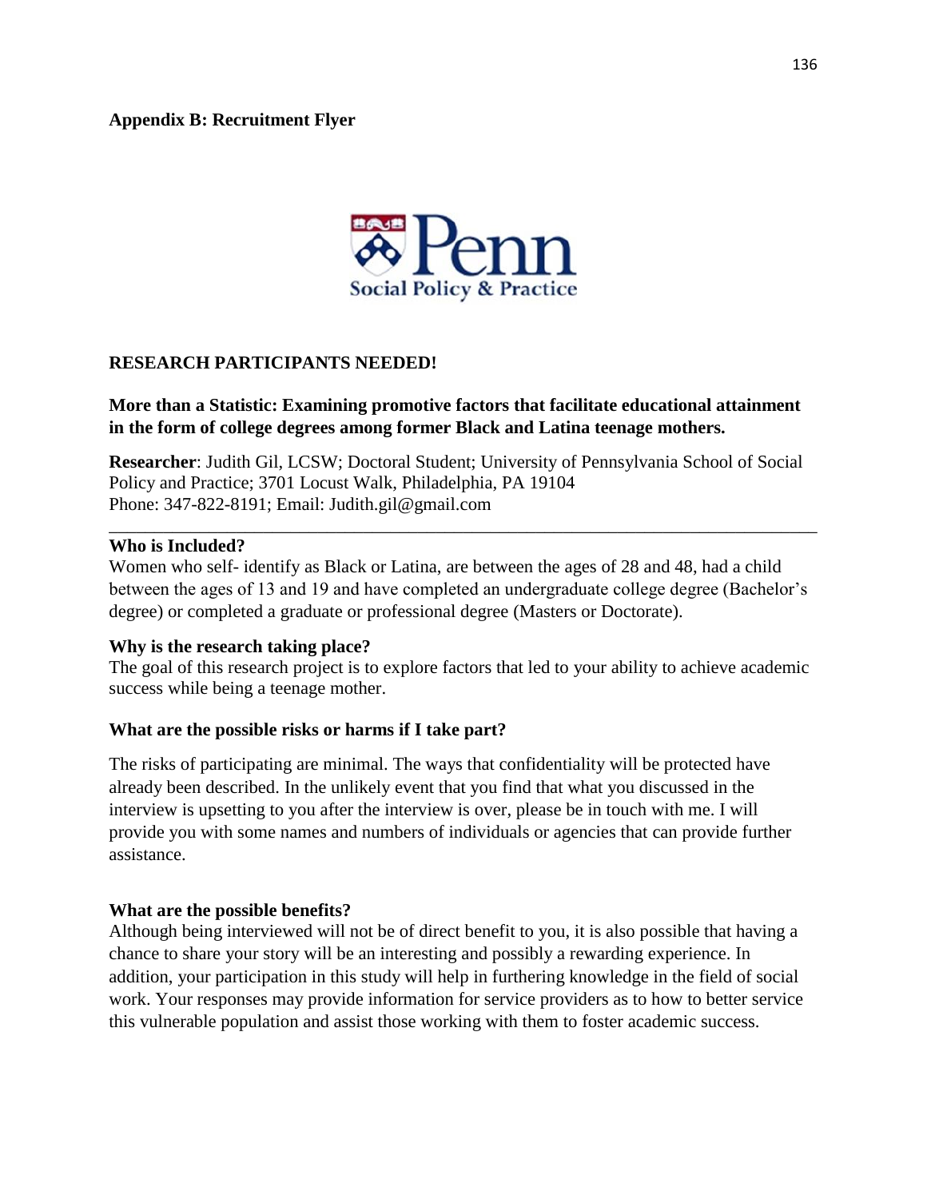**Appendix B: Recruitment Flyer**

**RESEARCH PARTICIPANTS NEEDED!**

**More than a Statistic: Examining promotive factors that facilitate educational attainment in the form of college degrees among former Black and Latina teenage mothers.**

**Researcher**: Judith Gil, LCSW; Doctoral Student; University of Pennsylvania School of Social Policy and Practice; 3701 Locust Walk, Philadelphia, PA 19104
Phone: 347-822-8191; Email: Judith.gil@gmail.com

---

**Who is Included?**
Women who self- identify as Black or Latina, are between the ages of 28 and 48, had a child between the ages of 13 and 19 and have completed an undergraduate college degree (Bachelor's degree) or completed a graduate or professional degree (Masters or Doctorate).

**Why is the research taking place?**
The goal of this research project is to explore factors that led to your ability to achieve academic success while being a teenage mother.

**What are the possible risks or harms if I take part?**

The risks of participating are minimal. The ways that confidentiality will be protected have already been described. In the unlikely event that you find that what you discussed in the interview is upsetting to you after the interview is over, please be in touch with me. I will provide you with some names and numbers of individuals or agencies that can provide further assistance.

**What are the possible benefits?**
Although being interviewed will not be of direct benefit to you, it is also possible that having a chance to share your story will be an interesting and possibly a rewarding experience. In addition, your participation in this study will help in furthering knowledge in the field of social work. Your responses may provide information for service providers as to how to better service this vulnerable population and assist those working with them to foster academic success.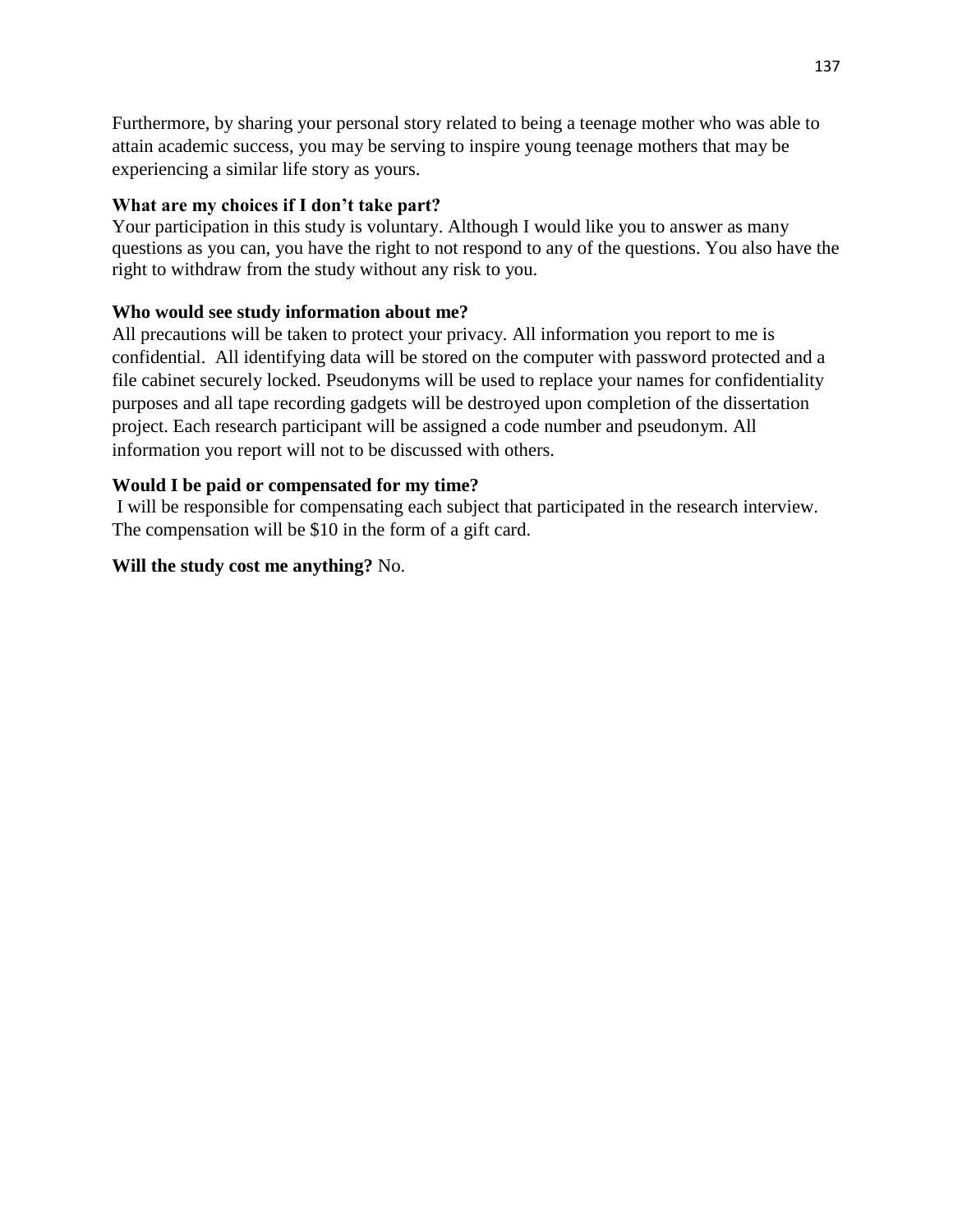Furthermore, by sharing your personal story related to being a teenage mother who was able to attain academic success, you may be serving to inspire young teenage mothers that may be experiencing a similar life story as yours.

**What are my choices if I don't take part?**

Your participation in this study is voluntary. Although I would like you to answer as many questions as you can, you have the right to not respond to any of the questions. You also have the right to withdraw from the study without any risk to you.

**Who would see study information about me?**

All precautions will be taken to protect your privacy. All information you report to me is confidential. All identifying data will be stored on the computer with password protected and a file cabinet securely locked. Pseudonyms will be used to replace your names for confidentiality purposes and all tape recording gadgets will be destroyed upon completion of the dissertation project. Each research participant will be assigned a code number and pseudonym. All information you report will not to be discussed with others.

**Would I be paid or compensated for my time?**

I will be responsible for compensating each subject that participated in the research interview. The compensation will be $10 in the form of a gift card.

**Will the study cost me anything?** No.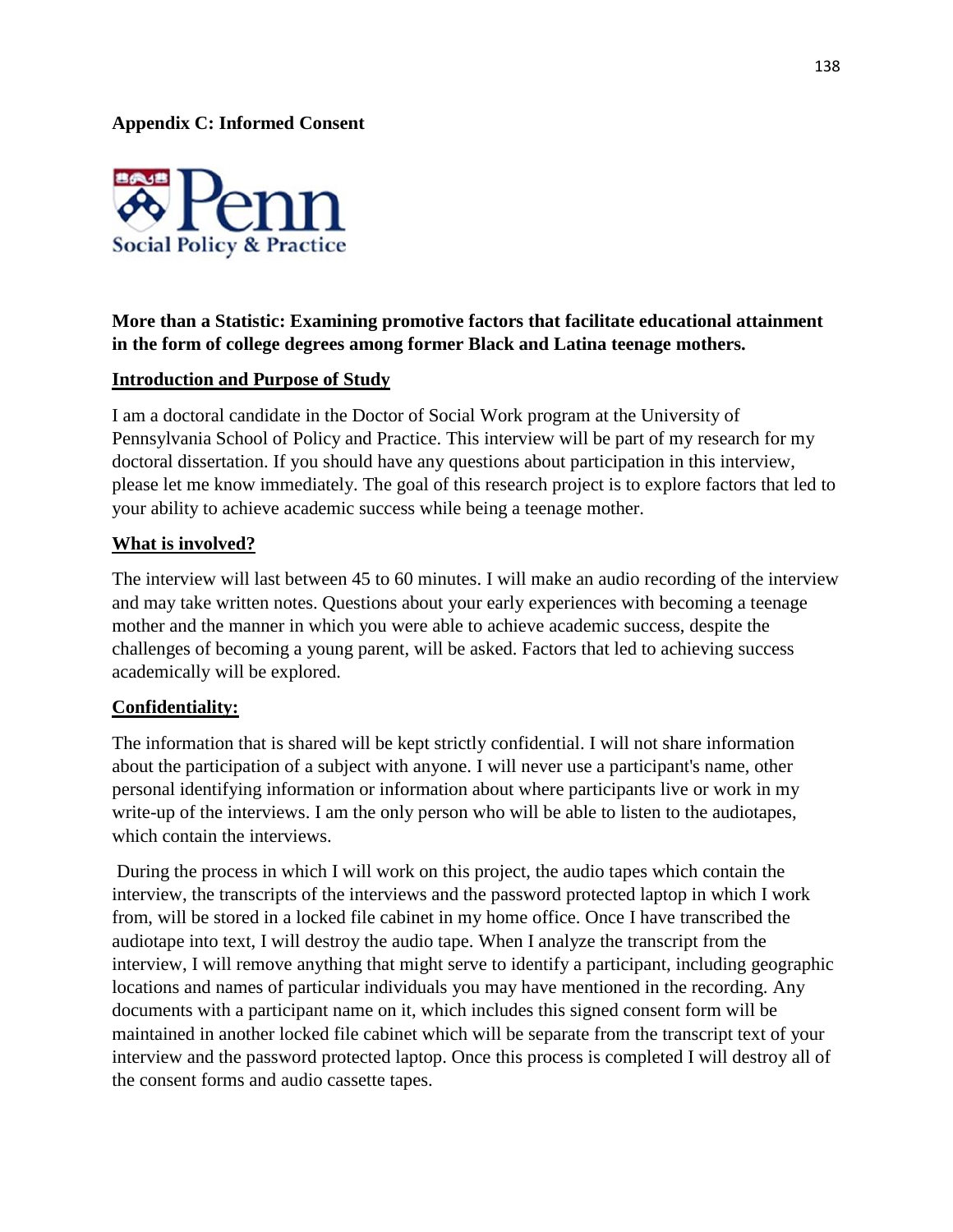**Appendix C: Informed Consent**

**More than a Statistic: Examining promotive factors that facilitate educational attainment in the form of college degrees among former Black and Latina teenage mothers.**

**Introduction and Purpose of Study**

I am a doctoral candidate in the Doctor of Social Work program at the University of Pennsylvania School of Policy and Practice. This interview will be part of my research for my doctoral dissertation. If you should have any questions about participation in this interview, please let me know immediately. The goal of this research project is to explore factors that led to your ability to achieve academic success while being a teenage mother.

**What is involved?**

The interview will last between 45 to 60 minutes. I will make an audio recording of the interview and may take written notes. Questions about your early experiences with becoming a teenage mother and the manner in which you were able to achieve academic success, despite the challenges of becoming a young parent, will be asked. Factors that led to achieving success academically will be explored.

**Confidentiality:**

The information that is shared will be kept strictly confidential. I will not share information about the participation of a subject with anyone. I will never use a participant's name, other personal identifying information or information about where participants live or work in my write-up of the interviews. I am the only person who will be able to listen to the audiotapes, which contain the interviews.

During the process in which I will work on this project, the audio tapes which contain the interview, the transcripts of the interviews and the password protected laptop in which I work from, will be stored in a locked file cabinet in my home office. Once I have transcribed the audiotape into text, I will destroy the audio tape. When I analyze the transcript from the interview, I will remove anything that might serve to identify a participant, including geographic locations and names of particular individuals you may have mentioned in the recording. Any documents with a participant name on it, which includes this signed consent form will be maintained in another locked file cabinet which will be separate from the transcript text of your interview and the password protected laptop. Once this process is completed I will destroy all of the consent forms and audio cassette tapes.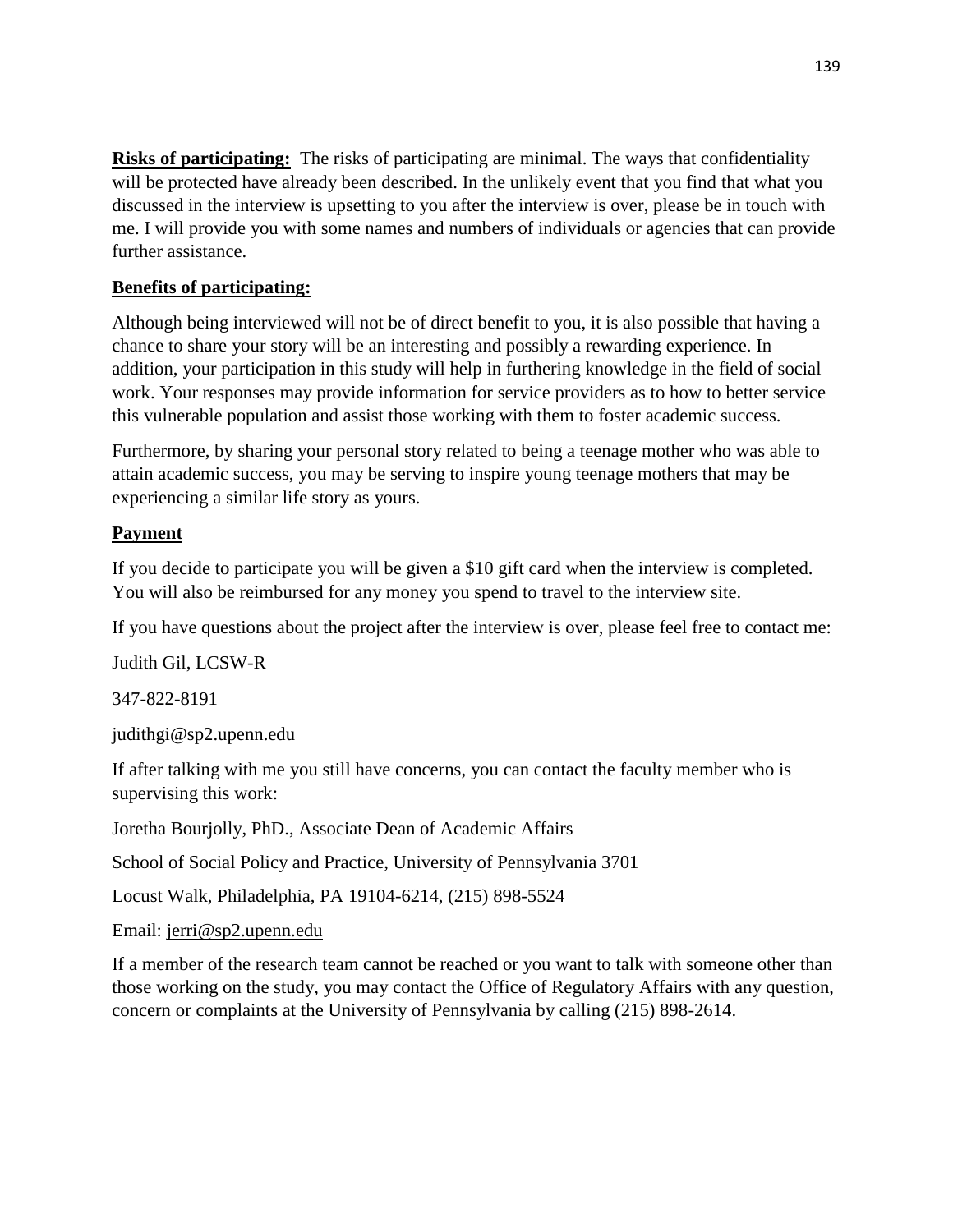**Risks of participating:** The risks of participating are minimal. The ways that confidentiality will be protected have already been described. In the unlikely event that you find that what you discussed in the interview is upsetting to you after the interview is over, please be in touch with me. I will provide you with some names and numbers of individuals or agencies that can provide further assistance.

**Benefits of participating:**

Although being interviewed will not be of direct benefit to you, it is also possible that having a chance to share your story will be an interesting and possibly a rewarding experience. In addition, your participation in this study will help in furthering knowledge in the field of social work. Your responses may provide information for service providers as to how to better service this vulnerable population and assist those working with them to foster academic success.

Furthermore, by sharing your personal story related to being a teenage mother who was able to attain academic success, you may be serving to inspire young teenage mothers that may be experiencing a similar life story as yours.

**Payment**

If you decide to participate you will be given a $10 gift card when the interview is completed. You will also be reimbursed for any money you spend to travel to the interview site.

If you have questions about the project after the interview is over, please feel free to contact me:

Judith Gil, LCSW-R

347-822-8191

judithgi@sp2.upenn.edu

If after talking with me you still have concerns, you can contact the faculty member who is supervising this work:

Joretha Bourjolly, PhD., Associate Dean of Academic Affairs

School of Social Policy and Practice, University of Pennsylvania 3701

Locust Walk, Philadelphia, PA 19104-6214, (215) 898-5524

Email: jerri@sp2.upenn.edu

If a member of the research team cannot be reached or you want to talk with someone other than those working on the study, you may contact the Office of Regulatory Affairs with any question, concern or complaints at the University of Pennsylvania by calling (215) 898-2614.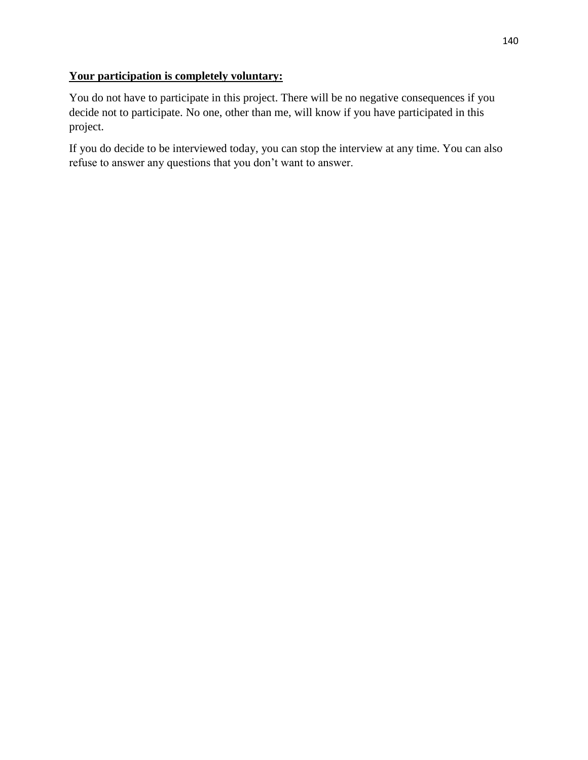**Your participation is completely voluntary:**

You do not have to participate in this project. There will be no negative consequences if you decide not to participate. No one, other than me, will know if you have participated in this project.

If you do decide to be interviewed today, you can stop the interview at any time. You can also refuse to answer any questions that you don't want to answer.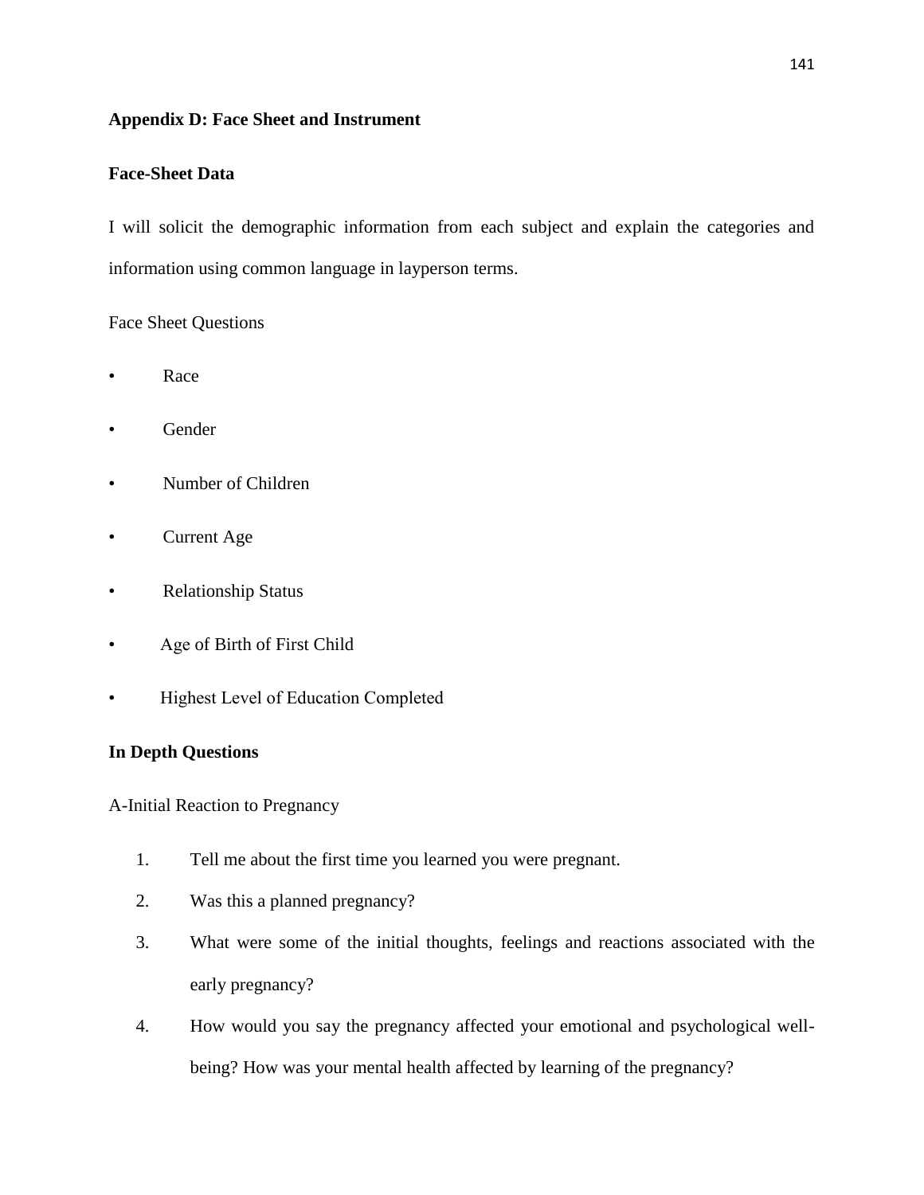## Appendix D: Face Sheet and Instrument

### Face-Sheet Data

I will solicit the demographic information from each subject and explain the categories and information using common language in layperson terms.

Face Sheet Questions

- Race
- Gender
- Number of Children
- Current Age
- Relationship Status
- Age of Birth of First Child
- Highest Level of Education Completed

### In Depth Questions

A-Initial Reaction to Pregnancy

1. Tell me about the first time you learned you were pregnant.
2. Was this a planned pregnancy?
3. What were some of the initial thoughts, feelings and reactions associated with the early pregnancy?
4. How would you say the pregnancy affected your emotional and psychological well-being? How was your mental health affected by learning of the pregnancy?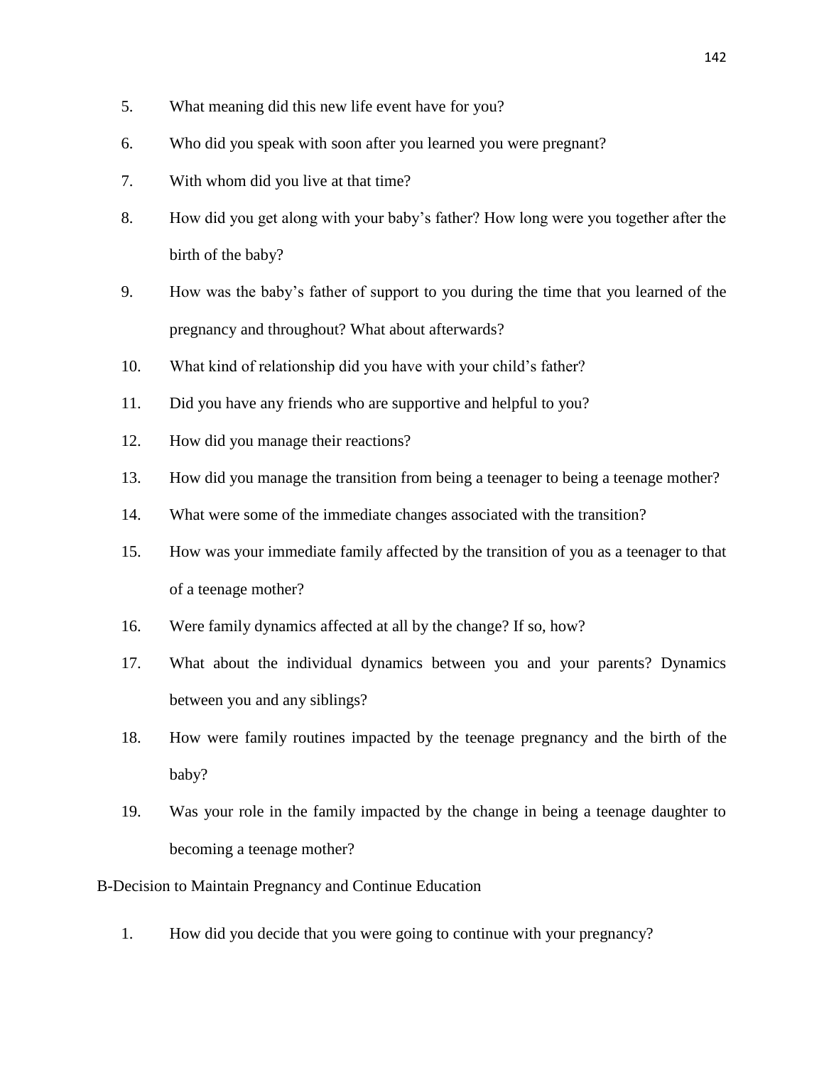5. What meaning did this new life event have for you?
6. Who did you speak with soon after you learned you were pregnant?
7. With whom did you live at that time?
8. How did you get along with your baby's father? How long were you together after the birth of the baby?
9. How was the baby's father of support to you during the time that you learned of the pregnancy and throughout? What about afterwards?
10. What kind of relationship did you have with your child's father?
11. Did you have any friends who are supportive and helpful to you?
12. How did you manage their reactions?
13. How did you manage the transition from being a teenager to being a teenage mother?
14. What were some of the immediate changes associated with the transition?
15. How was your immediate family affected by the transition of you as a teenager to that of a teenage mother?
16. Were family dynamics affected at all by the change? If so, how?
17. What about the individual dynamics between you and your parents? Dynamics between you and any siblings?
18. How were family routines impacted by the teenage pregnancy and the birth of the baby?
19. Was your role in the family impacted by the change in being a teenage daughter to becoming a teenage mother?

B-Decision to Maintain Pregnancy and Continue Education

1. How did you decide that you were going to continue with your pregnancy?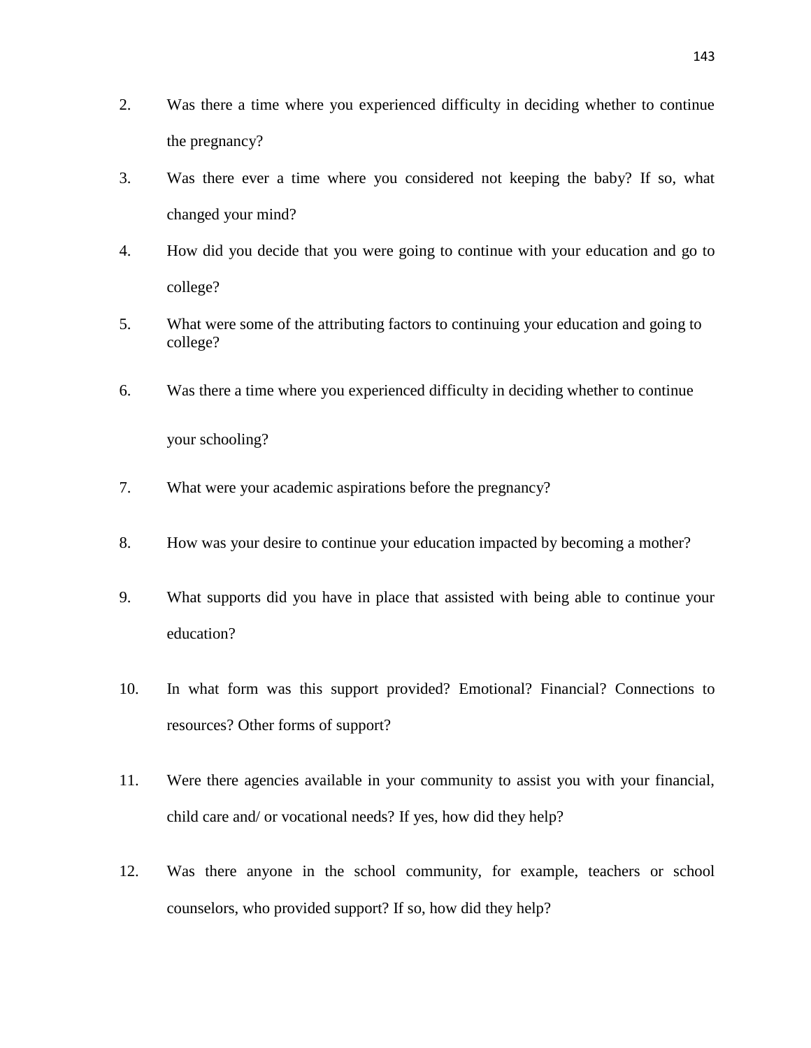2. Was there a time where you experienced difficulty in deciding whether to continue the pregnancy?

3. Was there ever a time where you considered not keeping the baby? If so, what changed your mind?

4. How did you decide that you were going to continue with your education and go to college?

5. What were some of the attributing factors to continuing your education and going to college?

6. Was there a time where you experienced difficulty in deciding whether to continue your schooling?

7. What were your academic aspirations before the pregnancy?

8. How was your desire to continue your education impacted by becoming a mother?

9. What supports did you have in place that assisted with being able to continue your education?

10. In what form was this support provided? Emotional? Financial? Connections to resources? Other forms of support?

11. Were there agencies available in your community to assist you with your financial, child care and/ or vocational needs? If yes, how did they help?

12. Was there anyone in the school community, for example, teachers or school counselors, who provided support? If so, how did they help?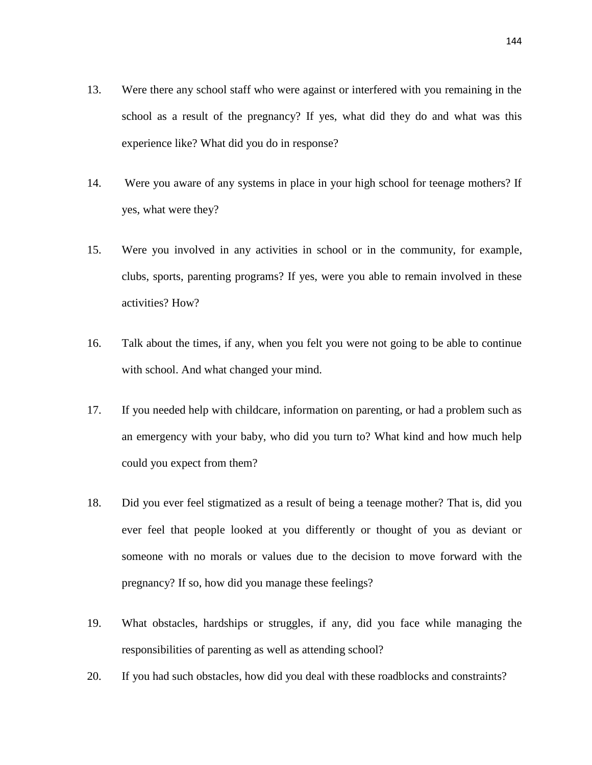13. Were there any school staff who were against or interfered with you remaining in the school as a result of the pregnancy? If yes, what did they do and what was this experience like? What did you do in response?

14. Were you aware of any systems in place in your high school for teenage mothers? If yes, what were they?

15. Were you involved in any activities in school or in the community, for example, clubs, sports, parenting programs? If yes, were you able to remain involved in these activities? How?

16. Talk about the times, if any, when you felt you were not going to be able to continue with school. And what changed your mind.

17. If you needed help with childcare, information on parenting, or had a problem such as an emergency with your baby, who did you turn to? What kind and how much help could you expect from them?

18. Did you ever feel stigmatized as a result of being a teenage mother? That is, did you ever feel that people looked at you differently or thought of you as deviant or someone with no morals or values due to the decision to move forward with the pregnancy? If so, how did you manage these feelings?

19. What obstacles, hardships or struggles, if any, did you face while managing the responsibilities of parenting as well as attending school?

20. If you had such obstacles, how did you deal with these roadblocks and constraints?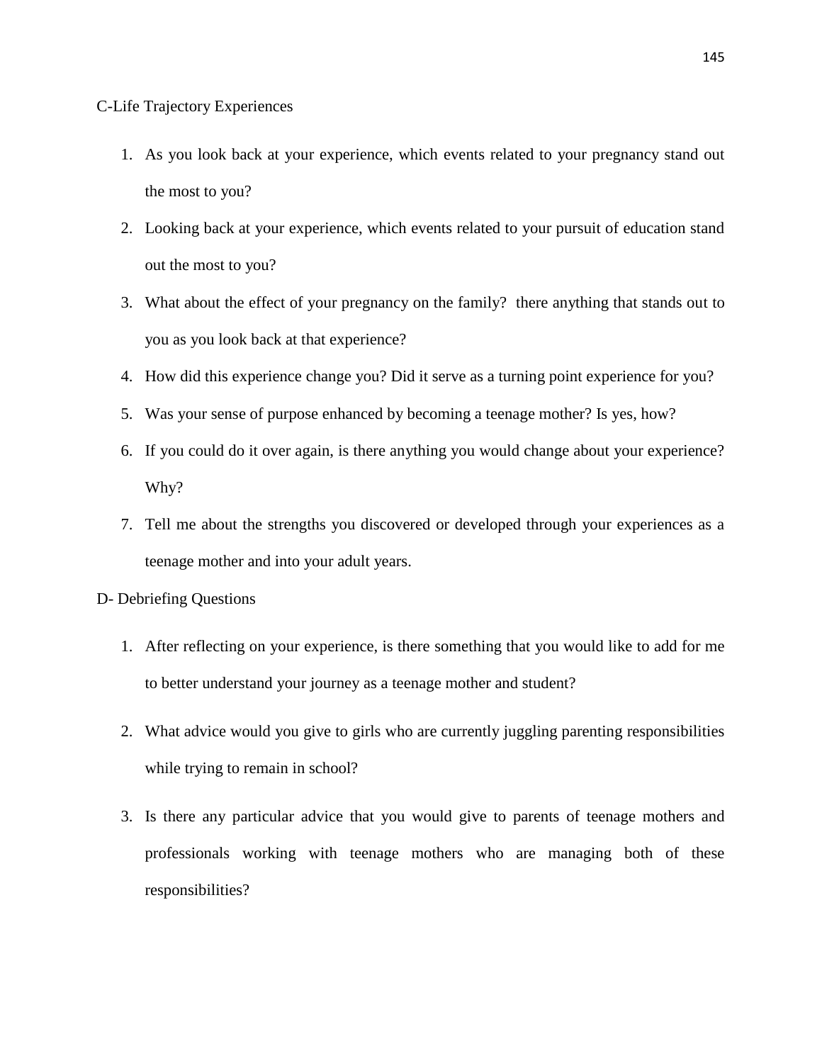C-Life Trajectory Experiences

1. As you look back at your experience, which events related to your pregnancy stand out the most to you?
2. Looking back at your experience, which events related to your pursuit of education stand out the most to you?
3. What about the effect of your pregnancy on the family?  there anything that stands out to you as you look back at that experience?
4. How did this experience change you? Did it serve as a turning point experience for you?
5. Was your sense of purpose enhanced by becoming a teenage mother? Is yes, how?
6. If you could do it over again, is there anything you would change about your experience? Why?
7. Tell me about the strengths you discovered or developed through your experiences as a teenage mother and into your adult years.

D- Debriefing Questions

1. After reflecting on your experience, is there something that you would like to add for me to better understand your journey as a teenage mother and student?
2. What advice would you give to girls who are currently juggling parenting responsibilities while trying to remain in school?
3. Is there any particular advice that you would give to parents of teenage mothers and professionals working with teenage mothers who are managing both of these responsibilities?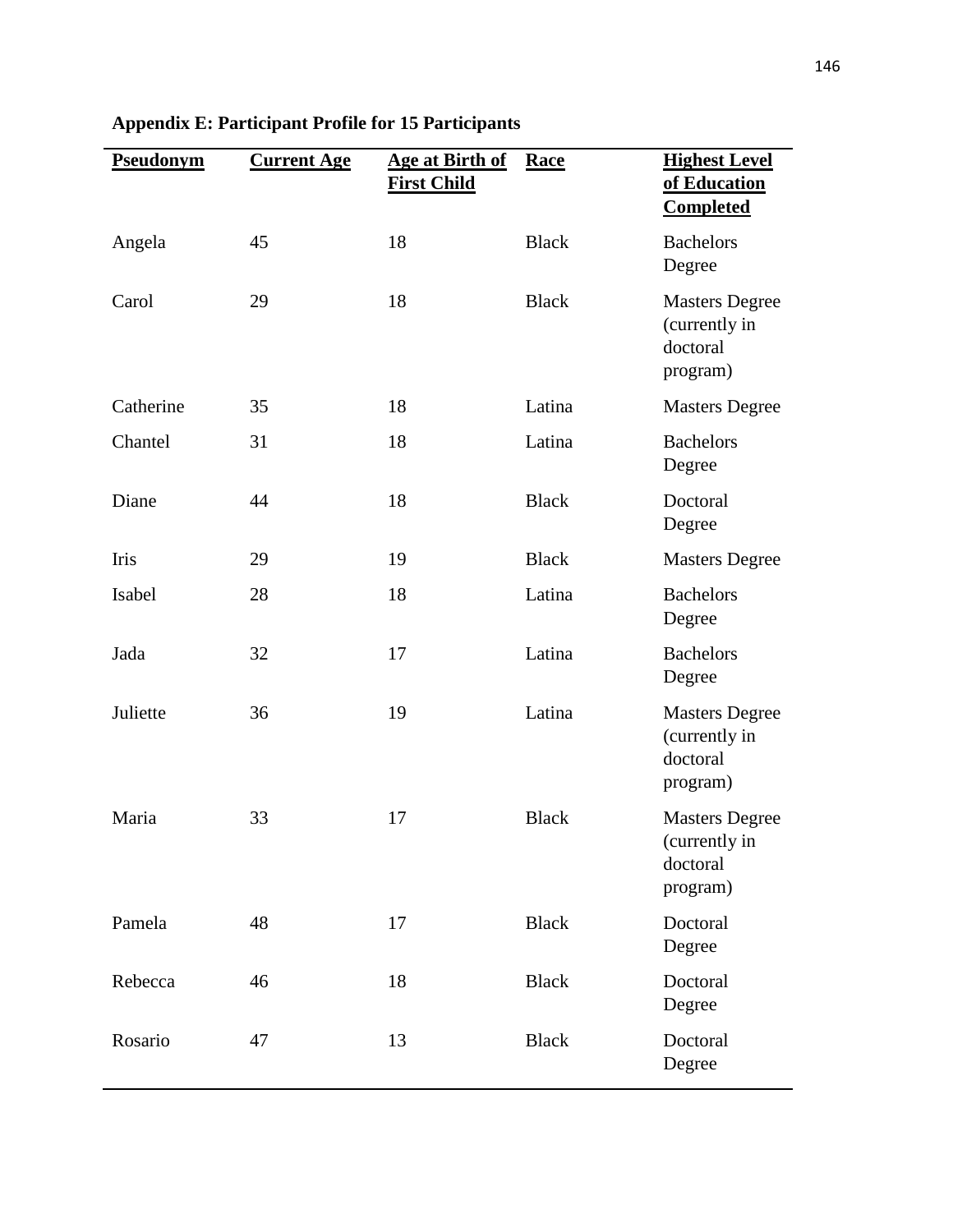**Appendix E: Participant Profile for 15 Participants**

| Pseudonym | Current Age | Age at Birth of First Child | Race | Highest Level of Education Completed |
|---|---|---|---|---|
| Angela | 45 | 18 | Black | Bachelors Degree |
| Carol | 29 | 18 | Black | Masters Degree (currently in doctoral program) |
| Catherine | 35 | 18 | Latina | Masters Degree |
| Chantel | 31 | 18 | Latina | Bachelors Degree |
| Diane | 44 | 18 | Black | Doctoral Degree |
| Iris | 29 | 19 | Black | Masters Degree |
| Isabel | 28 | 18 | Latina | Bachelors Degree |
| Jada | 32 | 17 | Latina | Bachelors Degree |
| Juliette | 36 | 19 | Latina | Masters Degree (currently in doctoral program) |
| Maria | 33 | 17 | Black | Masters Degree (currently in doctoral program) |
| Pamela | 48 | 17 | Black | Doctoral Degree |
| Rebecca | 46 | 18 | Black | Doctoral Degree |
| Rosario | 47 | 13 | Black | Doctoral Degree |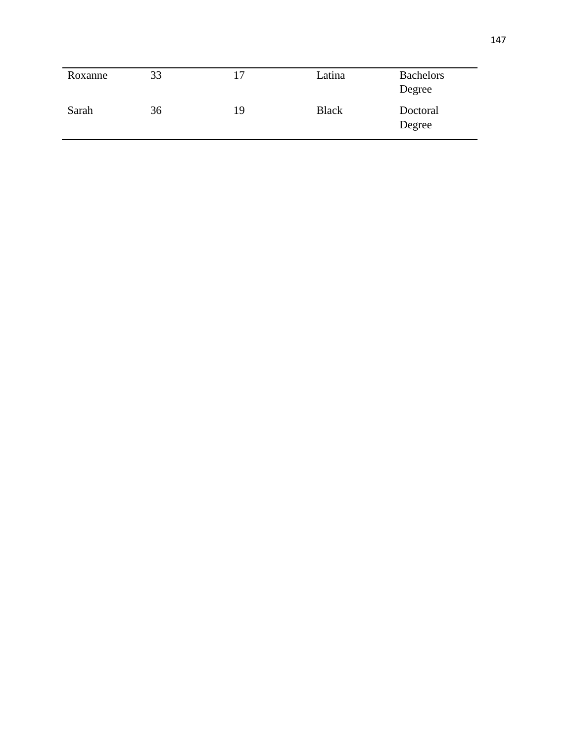| | | | | |
|---|---|---|---|---|
| Roxanne | 33 | 17 | Latina | Bachelors Degree |
| Sarah | 36 | 19 | Black | Doctoral Degree |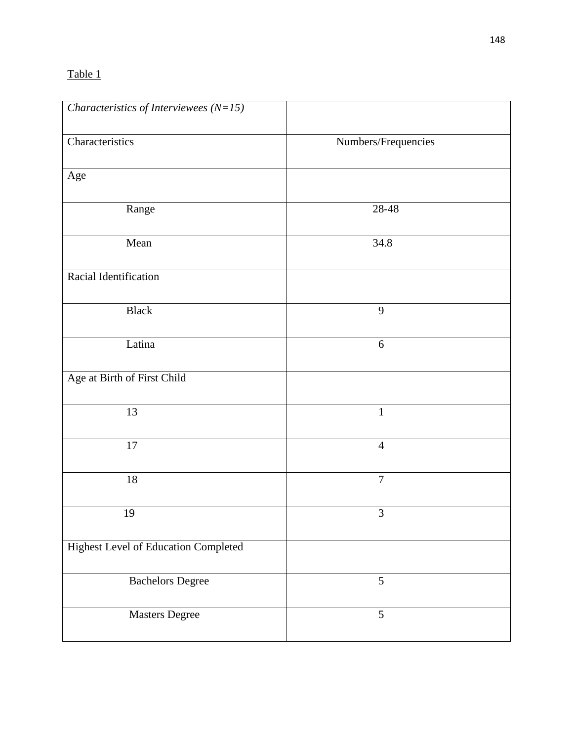Table 1

| *Characteristics of Interviewees (N=15)* | |
|---|---|
| Characteristics | Numbers/Frequencies |
| Age | |
| Range | 28-48 |
| Mean | 34.8 |
| Racial Identification | |
| Black | 9 |
| Latina | 6 |
| Age at Birth of First Child | |
| 13 | 1 |
| 17 | 4 |
| 18 | 7 |
| 19 | 3 |
| Highest Level of Education Completed | |
| Bachelors Degree | 5 |
| Masters Degree | 5 |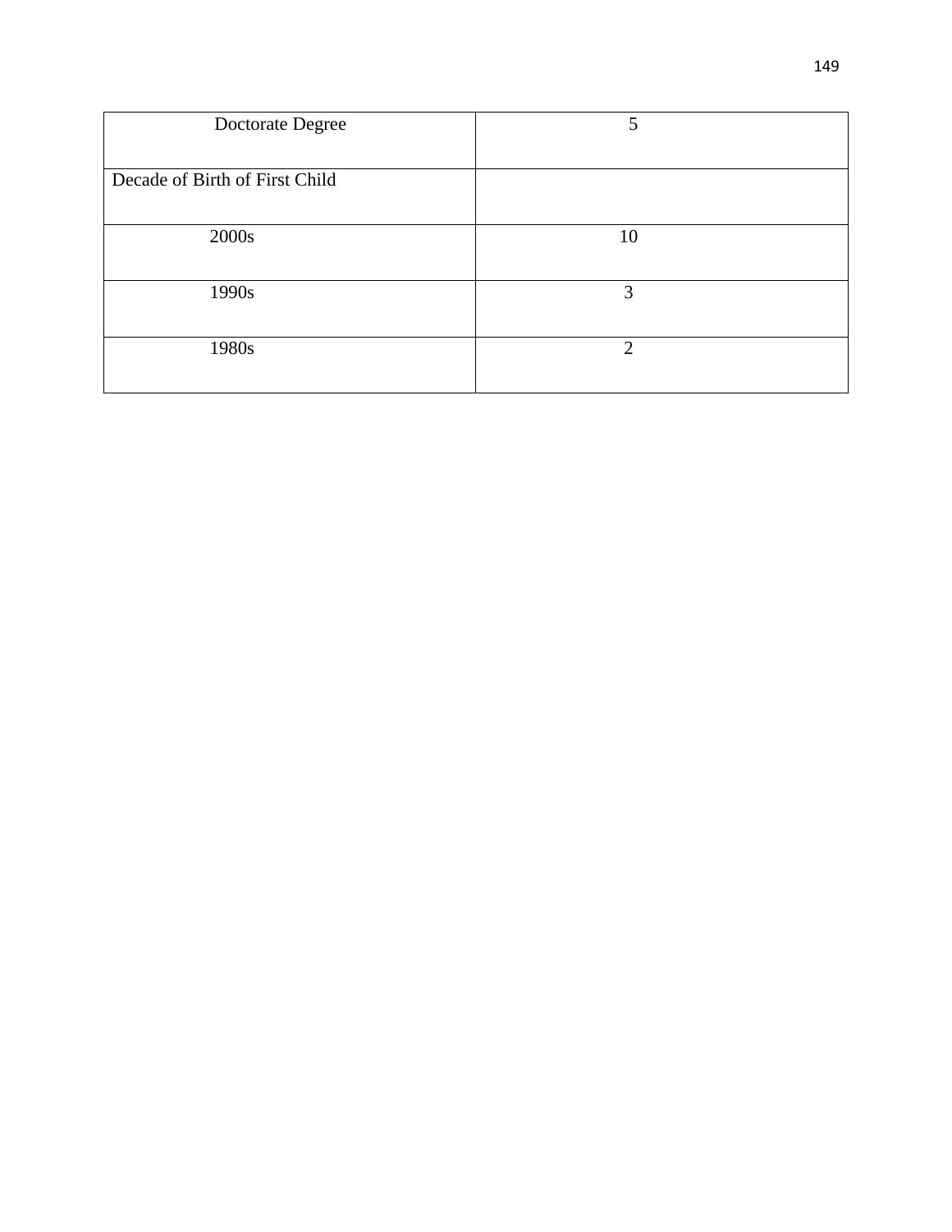| Doctorate Degree | 5 |
|---|---|
| Decade of Birth of First Child | |
| 2000s | 10 |
| 1990s | 3 |
| 1980s | 2 |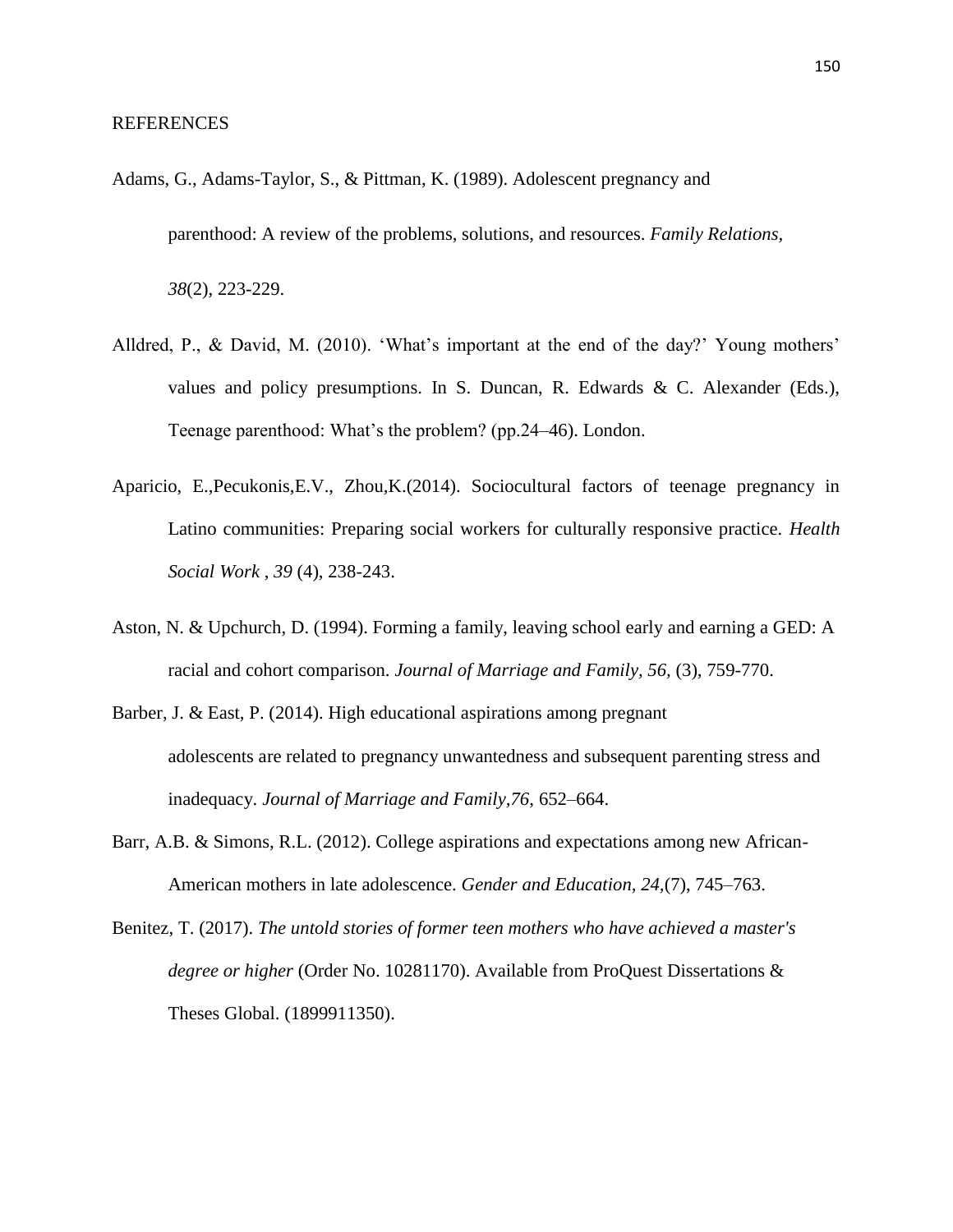REFERENCES

Adams, G., Adams-Taylor, S., & Pittman, K. (1989). Adolescent pregnancy and parenthood: A review of the problems, solutions, and resources. *Family Relations, 38*(2), 223-229.

Alldred, P., & David, M. (2010). 'What's important at the end of the day?' Young mothers' values and policy presumptions. In S. Duncan, R. Edwards & C. Alexander (Eds.), Teenage parenthood: What's the problem? (pp.24–46). London.

Aparicio, E.,Pecukonis,E.V., Zhou,K.(2014). Sociocultural factors of teenage pregnancy in Latino communities: Preparing social workers for culturally responsive practice. *Health Social Work , 39* (4), 238-243.

Aston, N. & Upchurch, D. (1994). Forming a family, leaving school early and earning a GED: A racial and cohort comparison. *Journal of Marriage and Family, 56,* (3), 759-770.

Barber, J. & East, P. (2014). High educational aspirations among pregnant adolescents are related to pregnancy unwantedness and subsequent parenting stress and inadequacy. *Journal of Marriage and Family,76*, 652–664.

Barr, A.B. & Simons, R.L. (2012). College aspirations and expectations among new African-American mothers in late adolescence. *Gender and Education, 24*,(7), 745–763.

Benitez, T. (2017). *The untold stories of former teen mothers who have achieved a master's degree or higher* (Order No. 10281170). Available from ProQuest Dissertations & Theses Global. (1899911350).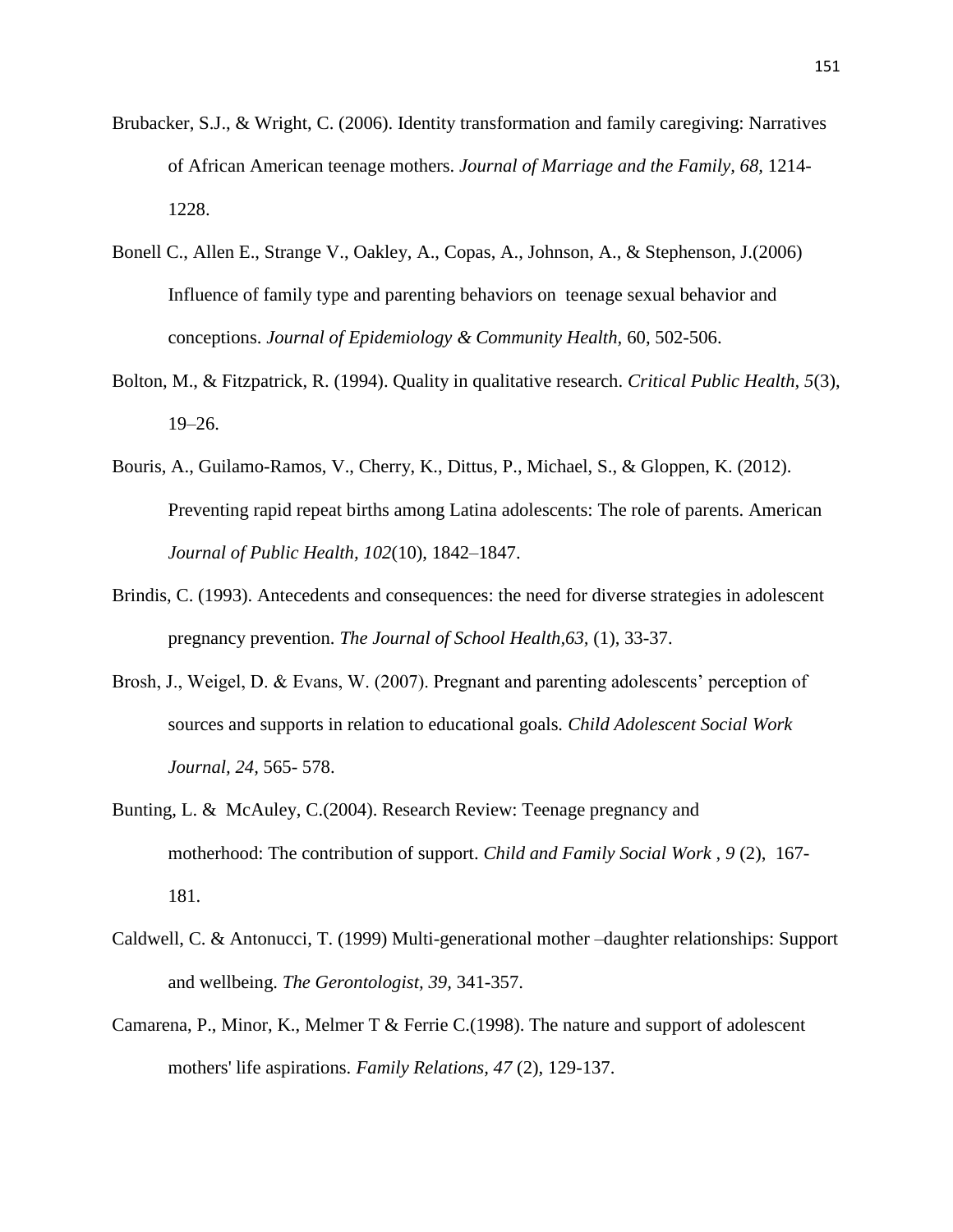Brubacker, S.J., & Wright, C. (2006). Identity transformation and family caregiving: Narratives of African American teenage mothers. *Journal of Marriage and the Family, 68,* 1214-1228.

Bonell C., Allen E., Strange V., Oakley, A., Copas, A., Johnson, A., & Stephenson, J.(2006) Influence of family type and parenting behaviors on teenage sexual behavior and conceptions. *Journal of Epidemiology & Community Health,* 60, 502-506.

Bolton, M., & Fitzpatrick, R. (1994). Quality in qualitative research. *Critical Public Health*, *5*(3), 19–26.

Bouris, A., Guilamo-Ramos, V., Cherry, K., Dittus, P., Michael, S., & Gloppen, K. (2012). Preventing rapid repeat births among Latina adolescents: The role of parents. American *Journal of Public Health*, *102*(10), 1842–1847.

Brindis, C. (1993). Antecedents and consequences: the need for diverse strategies in adolescent pregnancy prevention. *The Journal of School Health,63,* (1), 33-37.

Brosh, J., Weigel, D. & Evans, W. (2007). Pregnant and parenting adolescents' perception of sources and supports in relation to educational goals. *Child Adolescent Social Work Journal, 24,* 565- 578.

Bunting, L. & McAuley, C.(2004). Research Review: Teenage pregnancy and motherhood: The contribution of support. *Child and Family Social Work , 9* (2), 167-181.

Caldwell, C. & Antonucci, T. (1999) Multi-generational mother –daughter relationships: Support and wellbeing. *The Gerontologist, 39,* 341-357.

Camarena, P., Minor, K., Melmer T & Ferrie C.(1998). The nature and support of adolescent mothers' life aspirations. *Family Relations, 47* (2), 129-137.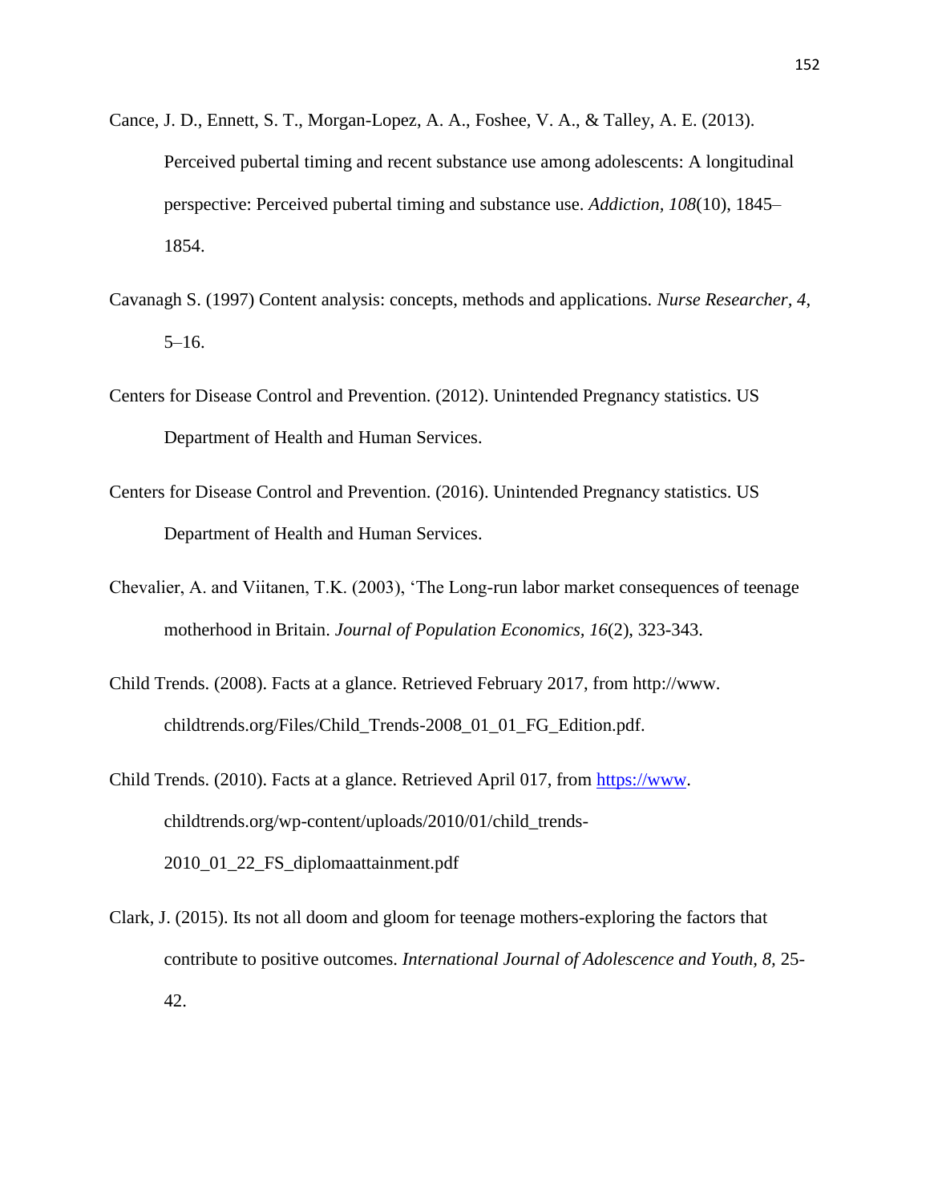Cance, J. D., Ennett, S. T., Morgan-Lopez, A. A., Foshee, V. A., & Talley, A. E. (2013). Perceived pubertal timing and recent substance use among adolescents: A longitudinal perspective: Perceived pubertal timing and substance use. *Addiction, 108*(10), 1845–1854.

Cavanagh S. (1997) Content analysis: concepts, methods and applications. *Nurse Researcher, 4*, 5–16.

Centers for Disease Control and Prevention. (2012). Unintended Pregnancy statistics. US Department of Health and Human Services.

Centers for Disease Control and Prevention. (2016). Unintended Pregnancy statistics. US Department of Health and Human Services.

Chevalier, A. and Viitanen, T.K. (2003), 'The Long-run labor market consequences of teenage motherhood in Britain. *Journal of Population Economics, 16*(2), 323-343.

Child Trends. (2008). Facts at a glance. Retrieved February 2017, from http://www. childtrends.org/Files/Child_Trends-2008_01_01_FG_Edition.pdf.

Child Trends. (2010). Facts at a glance. Retrieved April 017, from https://www. childtrends.org/wp-content/uploads/2010/01/child_trends-2010_01_22_FS_diplomaattainment.pdf

Clark, J. (2015). Its not all doom and gloom for teenage mothers-exploring the factors that contribute to positive outcomes. *International Journal of Adolescence and Youth, 8*, 25-42.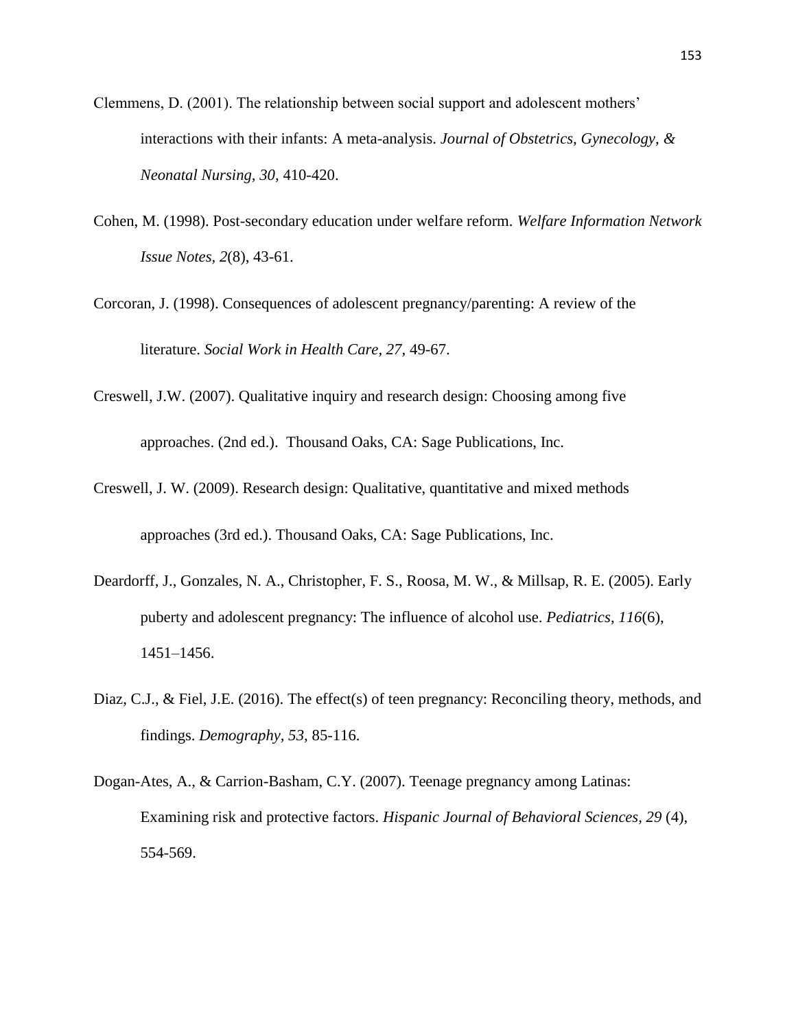Clemmens, D. (2001). The relationship between social support and adolescent mothers' interactions with their infants: A meta-analysis. *Journal of Obstetrics, Gynecology, & Neonatal Nursing, 30,* 410-420.

Cohen, M. (1998). Post-secondary education under welfare reform. *Welfare Information Network Issue Notes, 2*(8), 43-61.

Corcoran, J. (1998). Consequences of adolescent pregnancy/parenting: A review of the literature. *Social Work in Health Care, 27,* 49-67.

Creswell, J.W. (2007). Qualitative inquiry and research design: Choosing among five approaches. (2nd ed.). Thousand Oaks, CA: Sage Publications, Inc.

Creswell, J. W. (2009). Research design: Qualitative, quantitative and mixed methods approaches (3rd ed.). Thousand Oaks, CA: Sage Publications, Inc.

Deardorff, J., Gonzales, N. A., Christopher, F. S., Roosa, M. W., & Millsap, R. E. (2005). Early puberty and adolescent pregnancy: The influence of alcohol use. *Pediatrics, 116*(6), 1451–1456.

Diaz, C.J., & Fiel, J.E. (2016). The effect(s) of teen pregnancy: Reconciling theory, methods, and findings. *Demography, 53,* 85-116.

Dogan-Ates, A., & Carrion-Basham, C.Y. (2007). Teenage pregnancy among Latinas: Examining risk and protective factors. *Hispanic Journal of Behavioral Sciences, 29* (4), 554-569.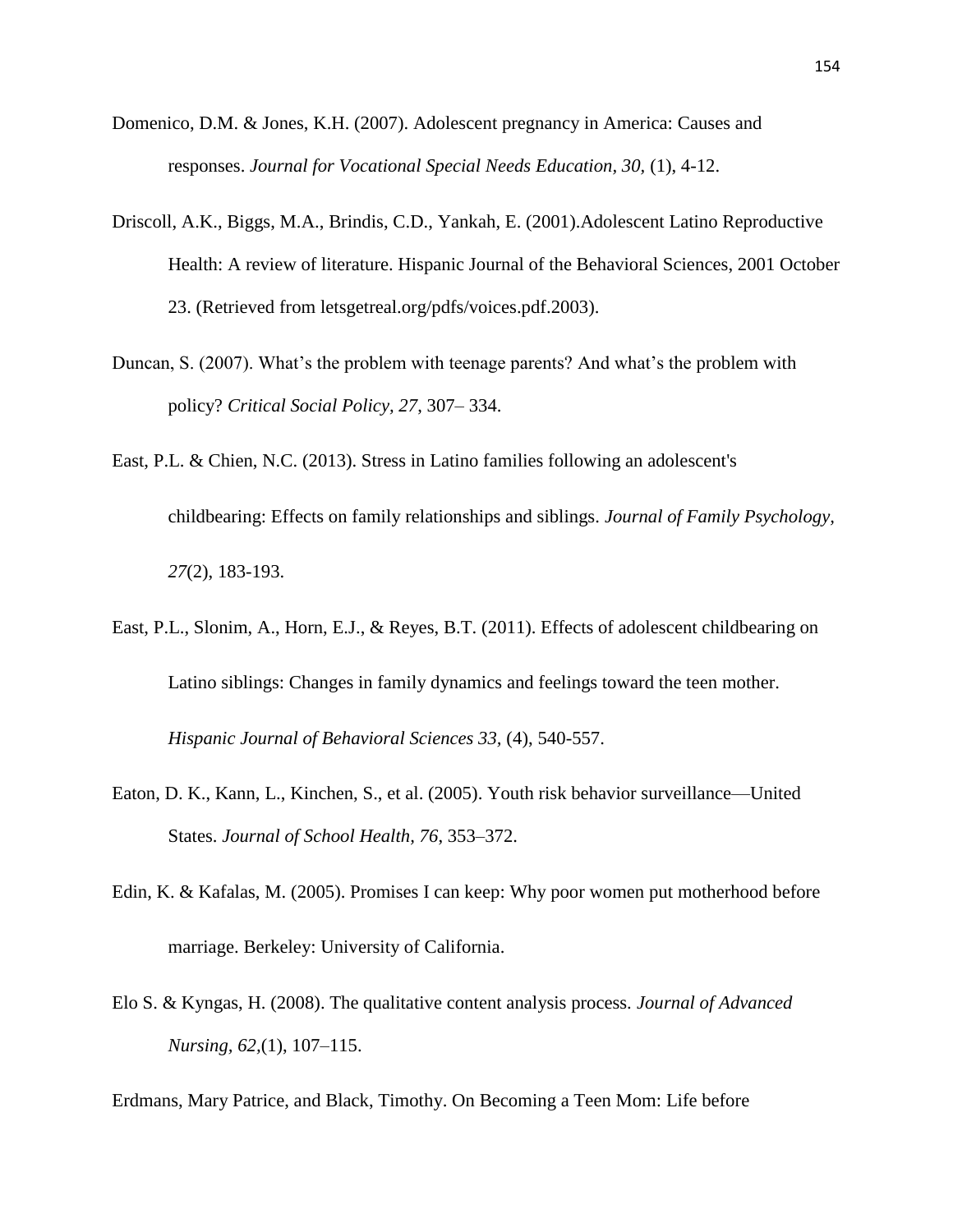Domenico, D.M. & Jones, K.H. (2007). Adolescent pregnancy in America: Causes and responses. *Journal for Vocational Special Needs Education, 30*, (1), 4-12.

Driscoll, A.K., Biggs, M.A., Brindis, C.D., Yankah, E. (2001).Adolescent Latino Reproductive Health: A review of literature. Hispanic Journal of the Behavioral Sciences, 2001 October 23. (Retrieved from letsgetreal.org/pdfs/voices.pdf.2003).

Duncan, S. (2007). What's the problem with teenage parents? And what's the problem with policy? *Critical Social Policy, 27*, 307– 334.

East, P.L. & Chien, N.C. (2013). Stress in Latino families following an adolescent's childbearing: Effects on family relationships and siblings. *Journal of Family Psychology, 27*(2), 183-193.

East, P.L., Slonim, A., Horn, E.J., & Reyes, B.T. (2011). Effects of adolescent childbearing on Latino siblings: Changes in family dynamics and feelings toward the teen mother. *Hispanic Journal of Behavioral Sciences 33*, (4), 540-557.

Eaton, D. K., Kann, L., Kinchen, S., et al. (2005). Youth risk behavior surveillance—United States. *Journal of School Health, 76*, 353–372.

Edin, K. & Kafalas, M. (2005). Promises I can keep: Why poor women put motherhood before marriage. Berkeley: University of California.

Elo S. & Kyngas, H. (2008). The qualitative content analysis process. *Journal of Advanced Nursing, 62*,(1), 107–115.

Erdmans, Mary Patrice, and Black, Timothy. On Becoming a Teen Mom: Life before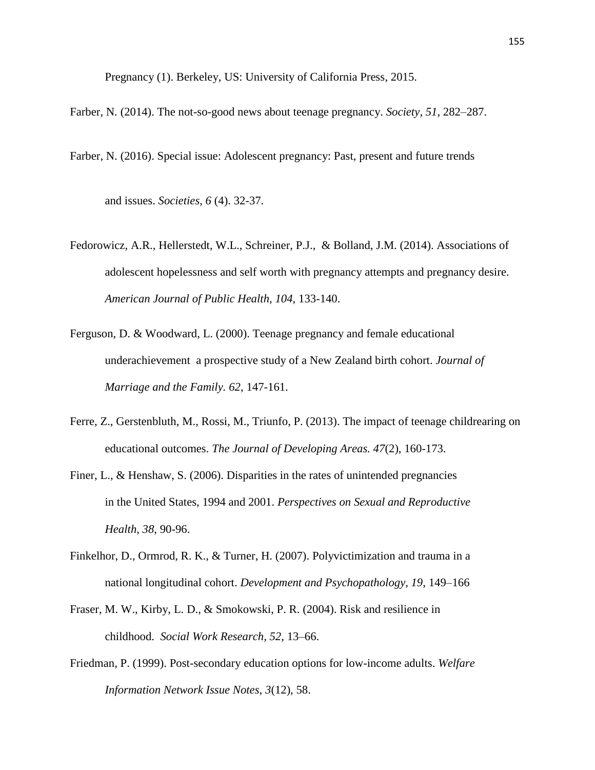Pregnancy (1). Berkeley, US: University of California Press, 2015.

Farber, N. (2014). The not-so-good news about teenage pregnancy. *Society, 51*, 282–287.

Farber, N. (2016). Special issue: Adolescent pregnancy: Past, present and future trends and issues. *Societies, 6* (4). 32-37.

Fedorowicz, A.R., Hellerstedt, W.L., Schreiner, P.J., & Bolland, J.M. (2014). Associations of adolescent hopelessness and self worth with pregnancy attempts and pregnancy desire. *American Journal of Public Health, 104*, 133-140.

Ferguson, D. & Woodward, L. (2000). Teenage pregnancy and female educational underachievement a prospective study of a New Zealand birth cohort. *Journal of Marriage and the Family. 62*, 147-161.

Ferre, Z., Gerstenbluth, M., Rossi, M., Triunfo, P. (2013). The impact of teenage childrearing on educational outcomes. *The Journal of Developing Areas. 47*(2), 160-173.

Finer, L., & Henshaw, S. (2006). Disparities in the rates of unintended pregnancies in the United States, 1994 and 2001. *Perspectives on Sexual and Reproductive Health, 38*, 90-96.

Finkelhor, D., Ormrod, R. K., & Turner, H. (2007). Polyvictimization and trauma in a national longitudinal cohort. *Development and Psychopathology, 19*, 149–166

Fraser, M. W., Kirby, L. D., & Smokowski, P. R. (2004). Risk and resilience in childhood. *Social Work Research, 52,* 13–66.

Friedman, P. (1999). Post-secondary education options for low-income adults. *Welfare Information Network Issue Notes, 3*(12), 58.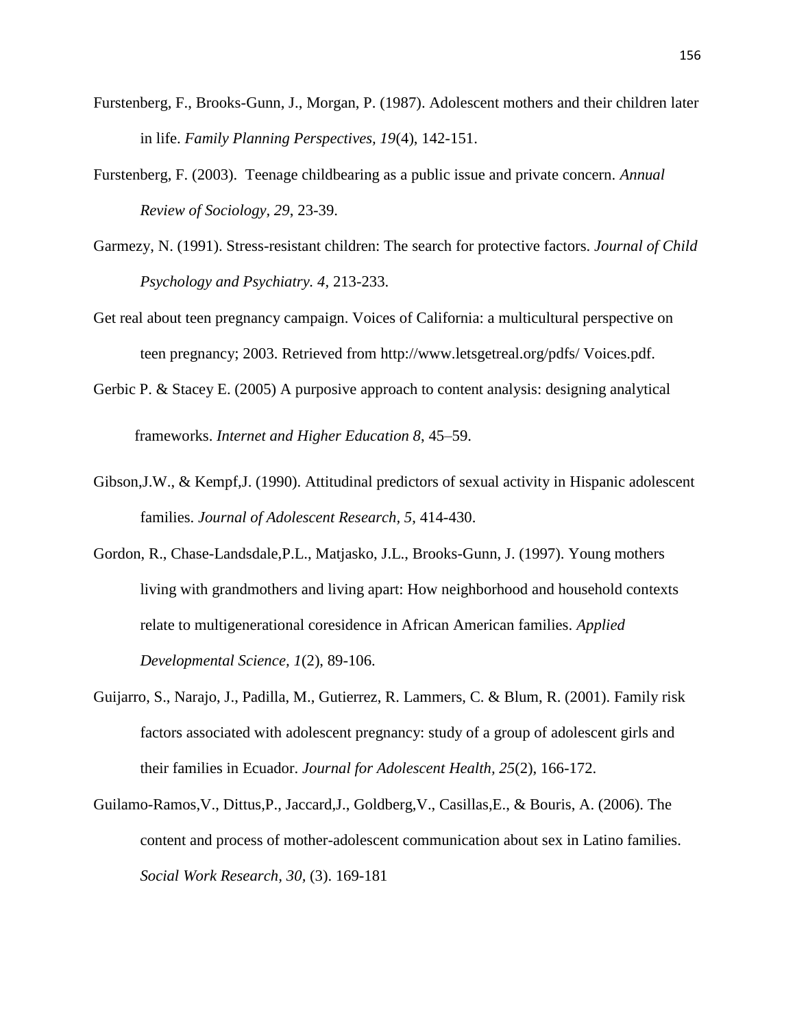Furstenberg, F., Brooks-Gunn, J., Morgan, P. (1987). Adolescent mothers and their children later in life. *Family Planning Perspectives, 19*(4), 142-151.

Furstenberg, F. (2003). Teenage childbearing as a public issue and private concern. *Annual Review of Sociology, 29*, 23-39.

Garmezy, N. (1991). Stress-resistant children: The search for protective factors. *Journal of Child Psychology and Psychiatry. 4,* 213-233.

Get real about teen pregnancy campaign. Voices of California: a multicultural perspective on teen pregnancy; 2003. Retrieved from http://www.letsgetreal.org/pdfs/ Voices.pdf.

Gerbic P. & Stacey E. (2005) A purposive approach to content analysis: designing analytical frameworks. *Internet and Higher Education 8*, 45–59.

Gibson,J.W., & Kempf,J. (1990). Attitudinal predictors of sexual activity in Hispanic adolescent families. *Journal of Adolescent Research, 5,* 414-430.

Gordon, R., Chase-Landsdale,P.L., Matjasko, J.L., Brooks-Gunn, J. (1997). Young mothers living with grandmothers and living apart: How neighborhood and household contexts relate to multigenerational coresidence in African American families. *Applied Developmental Science, 1*(2), 89-106.

Guijarro, S., Narajo, J., Padilla, M., Gutierrez, R. Lammers, C. & Blum, R. (2001). Family risk factors associated with adolescent pregnancy: study of a group of adolescent girls and their families in Ecuador. *Journal for Adolescent Health, 25*(2), 166-172.

Guilamo-Ramos,V., Dittus,P., Jaccard,J., Goldberg,V., Casillas,E., & Bouris, A. (2006). The content and process of mother-adolescent communication about sex in Latino families. *Social Work Research, 30,* (3). 169-181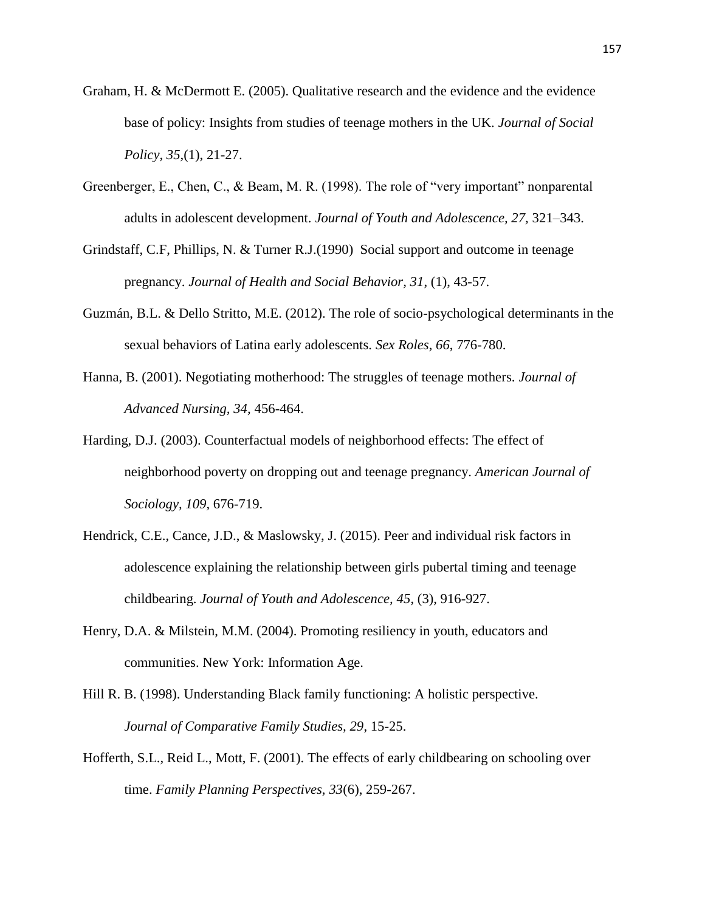Graham, H. & McDermott E. (2005). Qualitative research and the evidence and the evidence base of policy: Insights from studies of teenage mothers in the UK. *Journal of Social Policy, 35*,(1), 21-27.

Greenberger, E., Chen, C., & Beam, M. R. (1998). The role of "very important" nonparental adults in adolescent development. *Journal of Youth and Adolescence, 27,* 321–343.

Grindstaff, C.F, Phillips, N. & Turner R.J.(1990) Social support and outcome in teenage pregnancy. *Journal of Health and Social Behavior, 31*, (1), 43-57.

Guzmán, B.L. & Dello Stritto, M.E. (2012). The role of socio-psychological determinants in the sexual behaviors of Latina early adolescents. *Sex Roles, 66*, 776-780.

Hanna, B. (2001). Negotiating motherhood: The struggles of teenage mothers. *Journal of Advanced Nursing, 34,* 456-464.

Harding, D.J. (2003). Counterfactual models of neighborhood effects: The effect of neighborhood poverty on dropping out and teenage pregnancy. *American Journal of Sociology, 109,* 676-719.

Hendrick, C.E., Cance, J.D., & Maslowsky, J. (2015). Peer and individual risk factors in adolescence explaining the relationship between girls pubertal timing and teenage childbearing. *Journal of Youth and Adolescence, 45*, (3), 916-927.

Henry, D.A. & Milstein, M.M. (2004). Promoting resiliency in youth, educators and communities. New York: Information Age.

Hill R. B. (1998). Understanding Black family functioning: A holistic perspective. *Journal of Comparative Family Studies, 29*, 15-25.

Hofferth, S.L., Reid L., Mott, F. (2001). The effects of early childbearing on schooling over time. *Family Planning Perspectives, 33*(6), 259-267.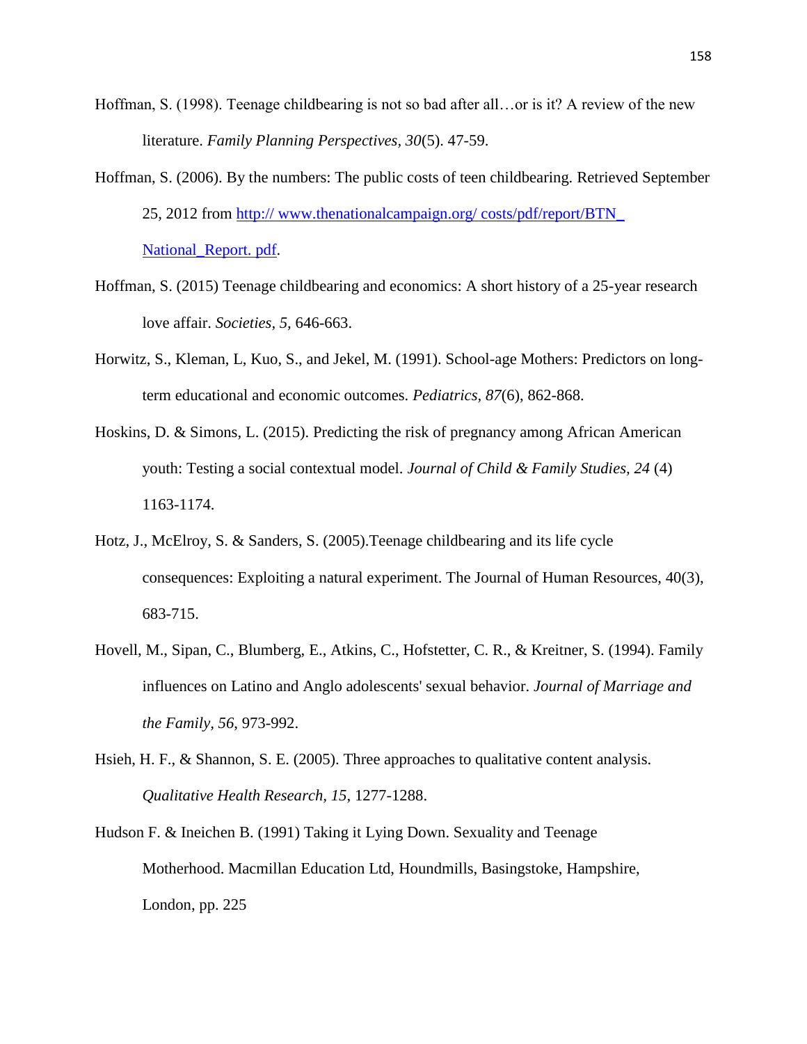Hoffman, S. (1998). Teenage childbearing is not so bad after all…or is it? A review of the new literature. *Family Planning Perspectives, 30*(5). 47-59.

Hoffman, S. (2006). By the numbers: The public costs of teen childbearing. Retrieved September 25, 2012 from http:// www.thenationalcampaign.org/ costs/pdf/report/BTN_ National_Report. pdf.

Hoffman, S. (2015) Teenage childbearing and economics: A short history of a 25-year research love affair. *Societies, 5,* 646-663.

Horwitz, S., Kleman, L, Kuo, S., and Jekel, M. (1991). School-age Mothers: Predictors on long-term educational and economic outcomes. *Pediatrics, 87*(6), 862-868.

Hoskins, D. & Simons, L. (2015). Predicting the risk of pregnancy among African American youth: Testing a social contextual model. *Journal of Child & Family Studies, 24* (4) 1163-1174.

Hotz, J., McElroy, S. & Sanders, S. (2005).Teenage childbearing and its life cycle consequences: Exploiting a natural experiment. The Journal of Human Resources, 40(3), 683-715.

Hovell, M., Sipan, C., Blumberg, E., Atkins, C., Hofstetter, C. R., & Kreitner, S. (1994). Family influences on Latino and Anglo adolescents' sexual behavior. *Journal of Marriage and the Family, 56*, 973-992.

Hsieh, H. F., & Shannon, S. E. (2005). Three approaches to qualitative content analysis. *Qualitative Health Research, 15*, 1277-1288.

Hudson F. & Ineichen B. (1991) Taking it Lying Down. Sexuality and Teenage Motherhood. Macmillan Education Ltd, Houndmills, Basingstoke, Hampshire, London, pp. 225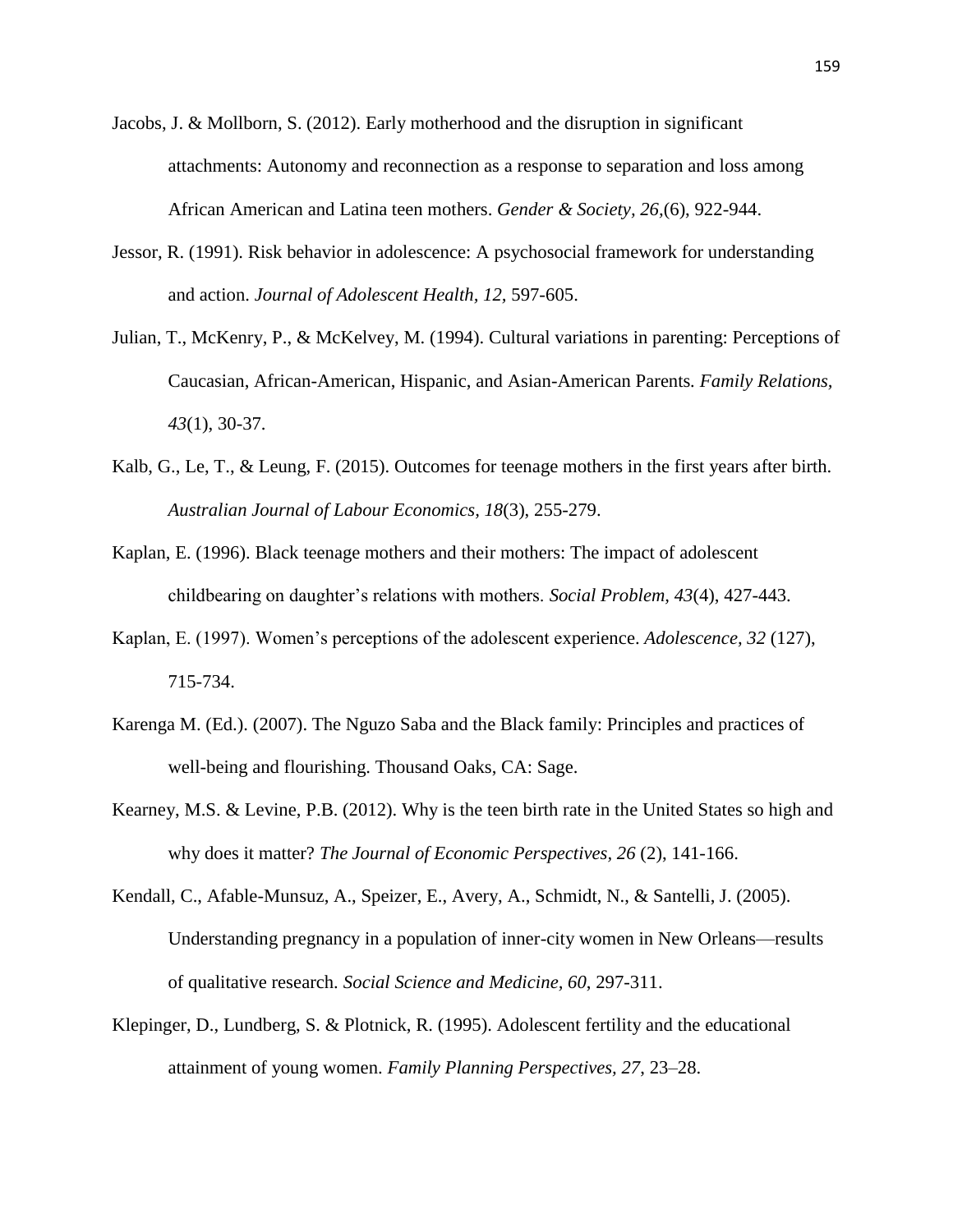Jacobs, J. & Mollborn, S. (2012). Early motherhood and the disruption in significant attachments: Autonomy and reconnection as a response to separation and loss among African American and Latina teen mothers. *Gender & Society, 26*,(6), 922-944.

Jessor, R. (1991). Risk behavior in adolescence: A psychosocial framework for understanding and action. *Journal of Adolescent Health, 12,* 597-605.

Julian, T., McKenry, P., & McKelvey, M. (1994). Cultural variations in parenting: Perceptions of Caucasian, African-American, Hispanic, and Asian-American Parents. *Family Relations, 43*(1), 30-37.

Kalb, G., Le, T., & Leung, F. (2015). Outcomes for teenage mothers in the first years after birth. *Australian Journal of Labour Economics, 18*(3), 255-279.

Kaplan, E. (1996). Black teenage mothers and their mothers: The impact of adolescent childbearing on daughter's relations with mothers. *Social Problem, 43*(4), 427-443.

Kaplan, E. (1997). Women's perceptions of the adolescent experience. *Adolescence, 32* (127), 715-734.

Karenga M. (Ed.). (2007). The Nguzo Saba and the Black family: Principles and practices of well-being and flourishing. Thousand Oaks, CA: Sage.

Kearney, M.S. & Levine, P.B. (2012). Why is the teen birth rate in the United States so high and why does it matter? *The Journal of Economic Perspectives, 26* (2), 141-166.

Kendall, C., Afable-Munsuz, A., Speizer, E., Avery, A., Schmidt, N., & Santelli, J. (2005). Understanding pregnancy in a population of inner-city women in New Orleans—results of qualitative research. *Social Science and Medicine, 60*, 297-311.

Klepinger, D., Lundberg, S. & Plotnick, R. (1995). Adolescent fertility and the educational attainment of young women. *Family Planning Perspectives, 27*, 23–28.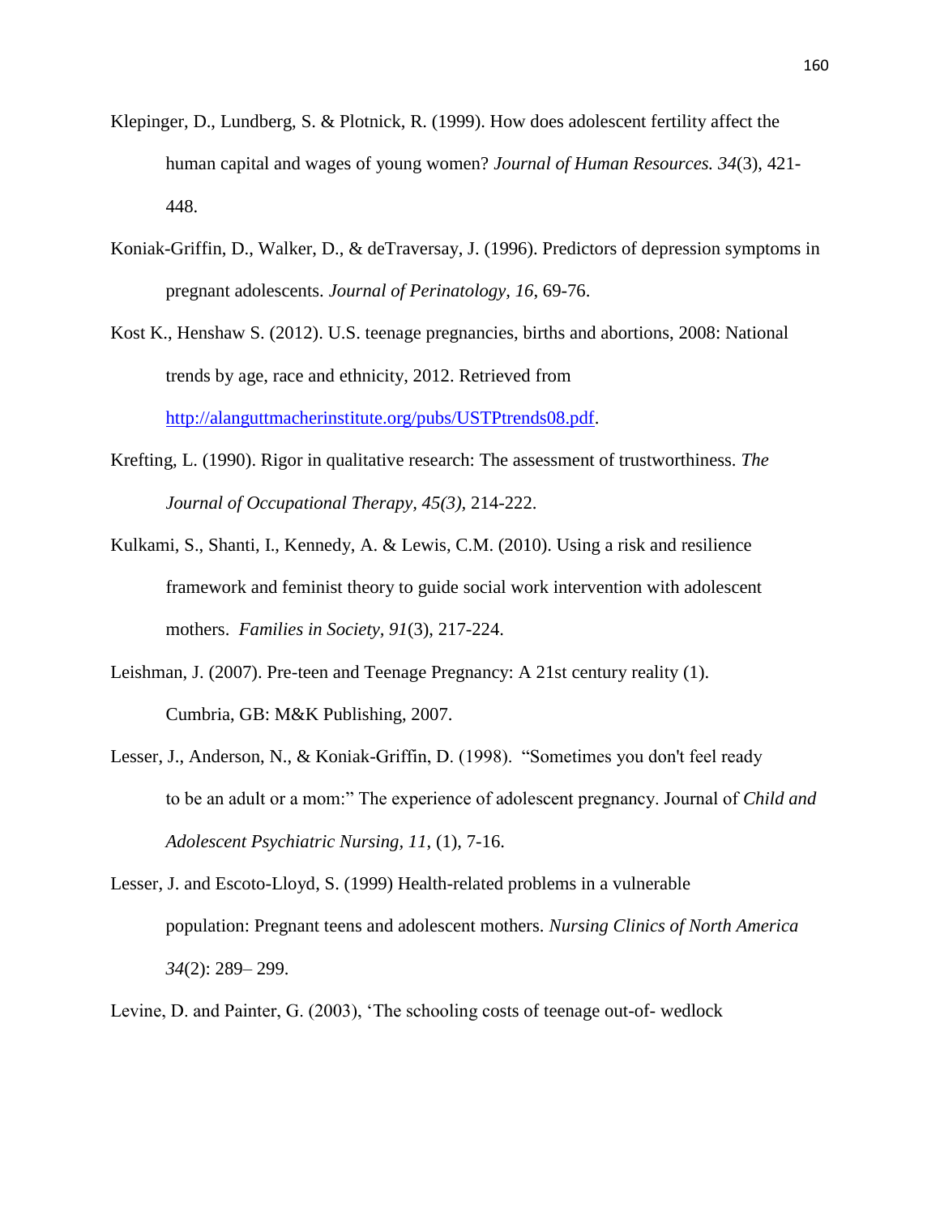Klepinger, D., Lundberg, S. & Plotnick, R. (1999). How does adolescent fertility affect the human capital and wages of young women? *Journal of Human Resources. 34*(3), 421-448.

Koniak-Griffin, D., Walker, D., & deTraversay, J. (1996). Predictors of depression symptoms in pregnant adolescents. *Journal of Perinatology, 16*, 69-76.

Kost K., Henshaw S. (2012). U.S. teenage pregnancies, births and abortions, 2008: National trends by age, race and ethnicity, 2012. Retrieved from http://alanguttmacherinstitute.org/pubs/USTPtrends08.pdf.

Krefting, L. (1990). Rigor in qualitative research: The assessment of trustworthiness. *The Journal of Occupational Therapy, 45(3),* 214-222.

Kulkami, S., Shanti, I., Kennedy, A. & Lewis, C.M. (2010). Using a risk and resilience framework and feminist theory to guide social work intervention with adolescent mothers. *Families in Society, 91*(3), 217-224.

Leishman, J. (2007). Pre-teen and Teenage Pregnancy: A 21st century reality (1). Cumbria, GB: M&K Publishing, 2007.

Lesser, J., Anderson, N., & Koniak-Griffin, D. (1998). "Sometimes you don't feel ready to be an adult or a mom:" The experience of adolescent pregnancy. Journal of *Child and Adolescent Psychiatric Nursing, 11*, (1), 7-16.

Lesser, J. and Escoto-Lloyd, S. (1999) Health-related problems in a vulnerable population: Pregnant teens and adolescent mothers. *Nursing Clinics of North America 34*(2): 289– 299.

Levine, D. and Painter, G. (2003), 'The schooling costs of teenage out-of- wedlock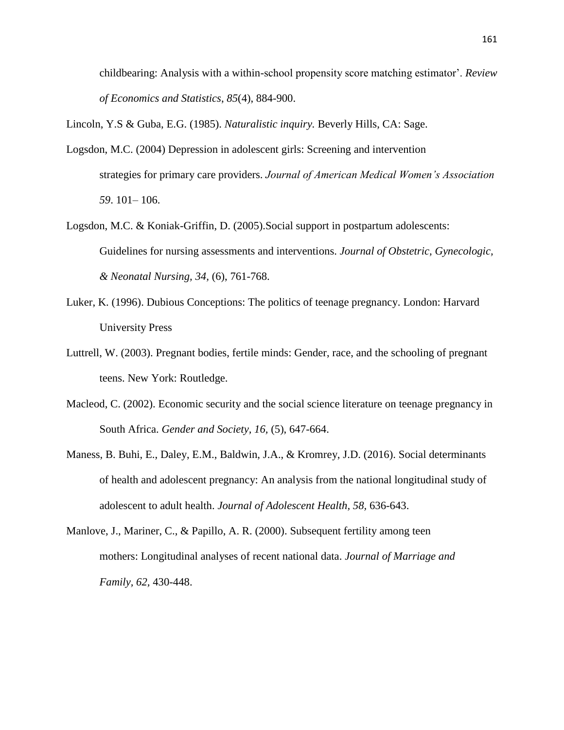childbearing: Analysis with a within-school propensity score matching estimator'. *Review of Economics and Statistics*, *85*(4), 884-900.

Lincoln, Y.S & Guba, E.G. (1985). *Naturalistic inquiry.* Beverly Hills, CA: Sage.

Logsdon, M.C. (2004) Depression in adolescent girls: Screening and intervention strategies for primary care providers. *Journal of American Medical Women's Association 59*. 101– 106.

Logsdon, M.C. & Koniak-Griffin, D. (2005).Social support in postpartum adolescents: Guidelines for nursing assessments and interventions. *Journal of Obstetric, Gynecologic, & Neonatal Nursing, 34,* (6), 761-768.

Luker, K. (1996). Dubious Conceptions: The politics of teenage pregnancy. London: Harvard University Press

Luttrell, W. (2003). Pregnant bodies, fertile minds: Gender, race, and the schooling of pregnant teens. New York: Routledge.

Macleod, C. (2002). Economic security and the social science literature on teenage pregnancy in South Africa. *Gender and Society, 16,* (5), 647-664.

Maness, B. Buhi, E., Daley, E.M., Baldwin, J.A., & Kromrey, J.D. (2016). Social determinants of health and adolescent pregnancy: An analysis from the national longitudinal study of adolescent to adult health. *Journal of Adolescent Health, 58,* 636-643.

Manlove, J., Mariner, C., & Papillo, A. R. (2000). Subsequent fertility among teen mothers: Longitudinal analyses of recent national data. *Journal of Marriage and Family, 62,* 430-448.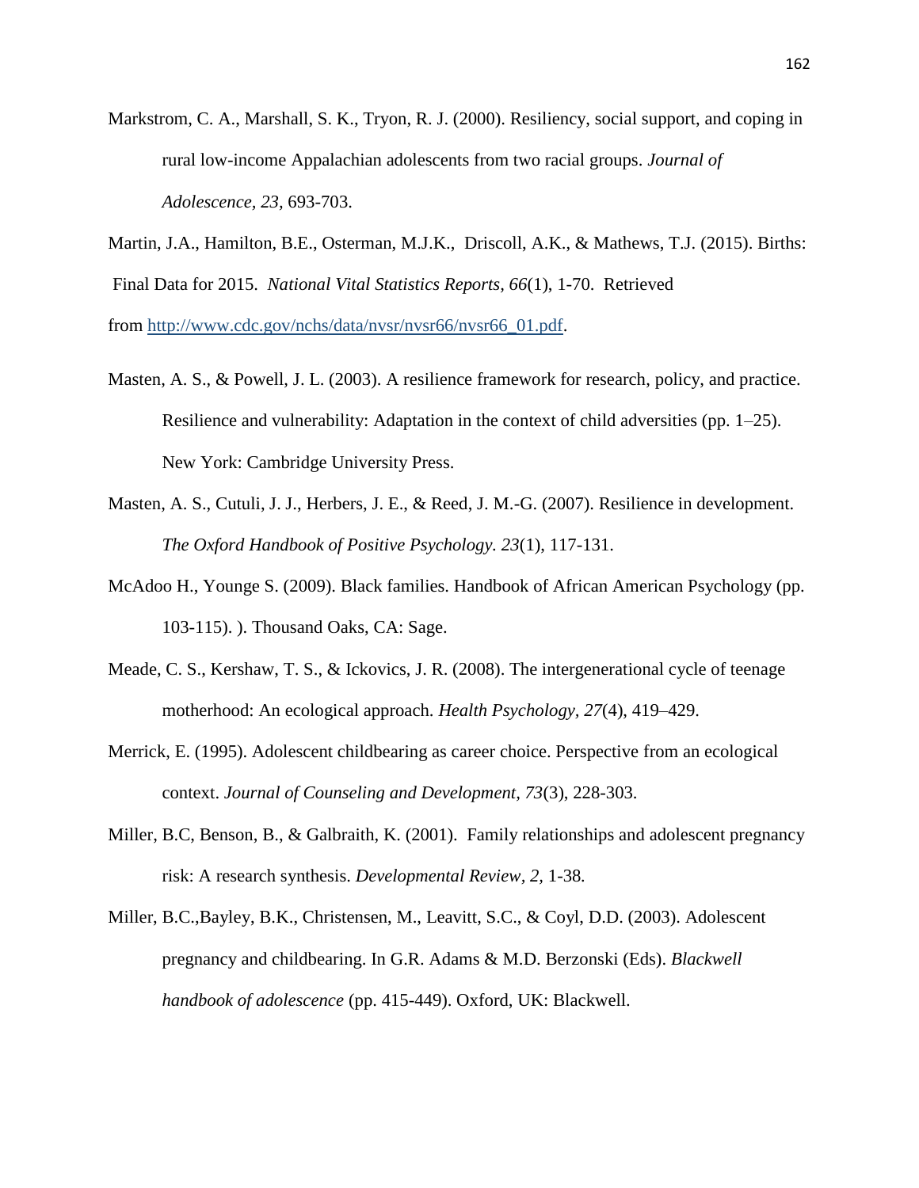Markstrom, C. A., Marshall, S. K., Tryon, R. J. (2000). Resiliency, social support, and coping in rural low-income Appalachian adolescents from two racial groups. *Journal of Adolescence, 23,* 693-703.

Martin, J.A., Hamilton, B.E., Osterman, M.J.K., Driscoll, A.K., & Mathews, T.J. (2015). Births: Final Data for 2015. *National Vital Statistics Reports, 66*(1), 1-70. Retrieved from [http://www.cdc.gov/nchs/data/nvsr/nvsr66/nvsr66_01.pdf](http://www.cdc.gov/nchs/data/nvsr/nvsr66/nvsr66_01.pdf).

Masten, A. S., & Powell, J. L. (2003). A resilience framework for research, policy, and practice. Resilience and vulnerability: Adaptation in the context of child adversities (pp. 1–25). New York: Cambridge University Press.

Masten, A. S., Cutuli, J. J., Herbers, J. E., & Reed, J. M.-G. (2007). Resilience in development. *The Oxford Handbook of Positive Psychology. 23*(1), 117-131.

McAdoo H., Younge S. (2009). Black families. Handbook of African American Psychology (pp. 103-115). ). Thousand Oaks, CA: Sage.

Meade, C. S., Kershaw, T. S., & Ickovics, J. R. (2008). The intergenerational cycle of teenage motherhood: An ecological approach. *Health Psychology, 27*(4), 419–429.

Merrick, E. (1995). Adolescent childbearing as career choice. Perspective from an ecological context. *Journal of Counseling and Development, 73*(3), 228-303.

Miller, B.C, Benson, B., & Galbraith, K. (2001). Family relationships and adolescent pregnancy risk: A research synthesis. *Developmental Review, 2,* 1-38.

Miller, B.C.,Bayley, B.K., Christensen, M., Leavitt, S.C., & Coyl, D.D. (2003). Adolescent pregnancy and childbearing. In G.R. Adams & M.D. Berzonski (Eds). *Blackwell handbook of adolescence* (pp. 415-449). Oxford, UK: Blackwell.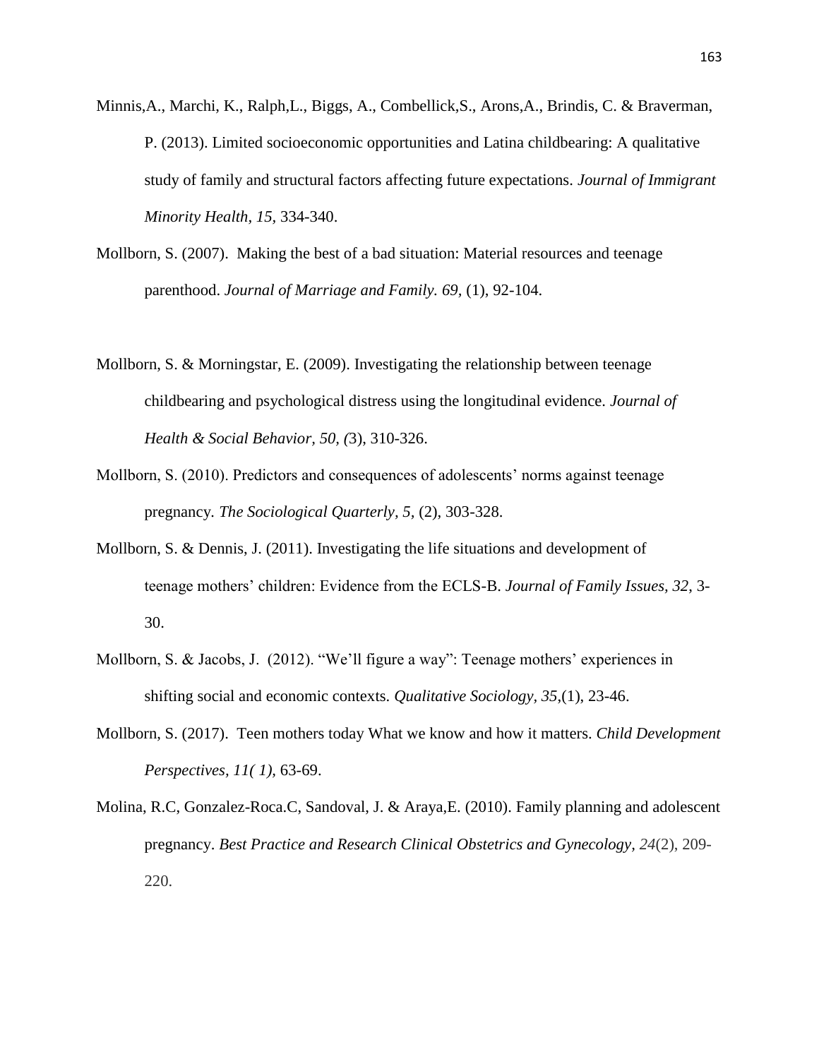Minnis,A., Marchi, K., Ralph,L., Biggs, A., Combellick,S., Arons,A., Brindis, C. & Braverman, P. (2013). Limited socioeconomic opportunities and Latina childbearing: A qualitative study of family and structural factors affecting future expectations. *Journal of Immigrant Minority Health, 15*, 334-340.

Mollborn, S. (2007). Making the best of a bad situation: Material resources and teenage parenthood. *Journal of Marriage and Family. 69*, (1), 92-104.

Mollborn, S. & Morningstar, E. (2009). Investigating the relationship between teenage childbearing and psychological distress using the longitudinal evidence. *Journal of Health & Social Behavior, 50, (*3), 310-326.

Mollborn, S. (2010). Predictors and consequences of adolescents' norms against teenage pregnancy. *The Sociological Quarterly, 5,* (2), 303-328.

Mollborn, S. & Dennis, J. (2011). Investigating the life situations and development of teenage mothers' children: Evidence from the ECLS-B. *Journal of Family Issues, 32*, 3-30.

Mollborn, S. & Jacobs, J. (2012). "We'll figure a way": Teenage mothers' experiences in shifting social and economic contexts. *Qualitative Sociology*, *35*,(1), 23-46.

Mollborn, S. (2017). Teen mothers today What we know and how it matters. *Child Development Perspectives, 11( 1),* 63-69.

Molina, R.C, Gonzalez-Roca.C, Sandoval, J. & Araya,E. (2010). Family planning and adolescent pregnancy. *Best Practice and Research Clinical Obstetrics and Gynecology*, *24*(2), 209-220.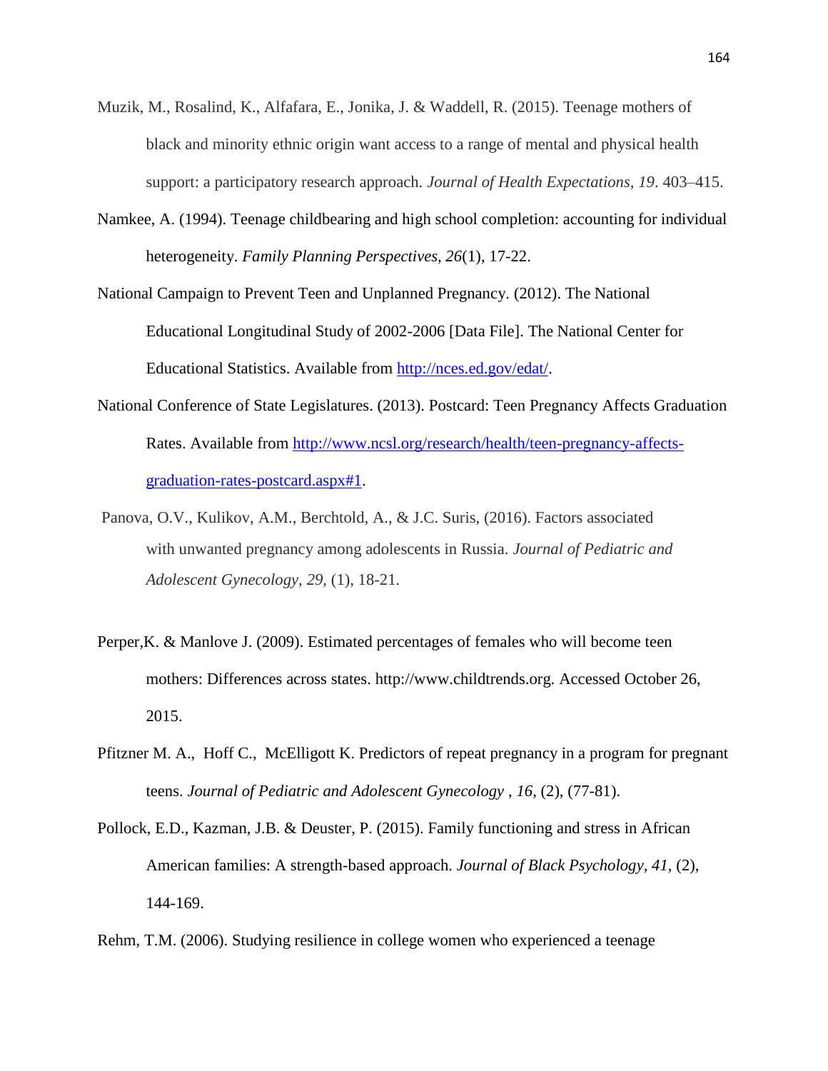Muzik, M., Rosalind, K., Alfafara, E., Jonika, J. & Waddell, R. (2015). Teenage mothers of black and minority ethnic origin want access to a range of mental and physical health support: a participatory research approach. *Journal of Health Expectations, 19*. 403–415.

Namkee, A. (1994). Teenage childbearing and high school completion: accounting for individual heterogeneity. *Family Planning Perspectives, 26*(1), 17-22.

National Campaign to Prevent Teen and Unplanned Pregnancy. (2012). The National Educational Longitudinal Study of 2002-2006 [Data File]. The National Center for Educational Statistics. Available from http://nces.ed.gov/edat/.

National Conference of State Legislatures. (2013). Postcard: Teen Pregnancy Affects Graduation Rates. Available from http://www.ncsl.org/research/health/teen-pregnancy-affects-graduation-rates-postcard.aspx#1.

Panova, O.V., Kulikov, A.M., Berchtold, A., & J.C. Suris, (2016). Factors associated with unwanted pregnancy among adolescents in Russia. *Journal of Pediatric and Adolescent Gynecology, 29,* (1), 18-21.

Perper,K. & Manlove J. (2009). Estimated percentages of females who will become teen mothers: Differences across states. http://www.childtrends.org. Accessed October 26, 2015.

Pfitzner M. A., Hoff C., McElligott K. Predictors of repeat pregnancy in a program for pregnant teens. *Journal of Pediatric and Adolescent Gynecology* , *16*, (2), (77-81).

Pollock, E.D., Kazman, J.B. & Deuster, P. (2015). Family functioning and stress in African American families: A strength-based approach. *Journal of Black Psychology, 41,* (2), 144-169.

Rehm, T.M. (2006). Studying resilience in college women who experienced a teenage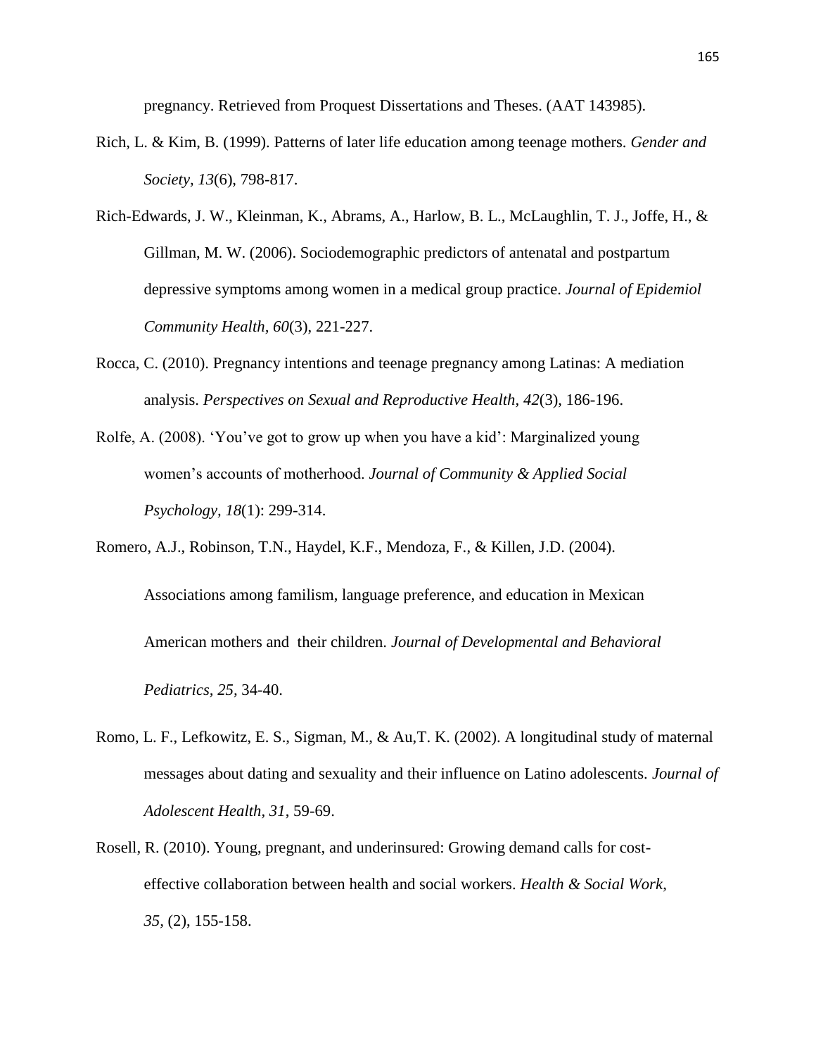pregnancy. Retrieved from Proquest Dissertations and Theses. (AAT 143985).

Rich, L. & Kim, B. (1999). Patterns of later life education among teenage mothers. *Gender and Society, 13*(6), 798-817.

Rich-Edwards, J. W., Kleinman, K., Abrams, A., Harlow, B. L., McLaughlin, T. J., Joffe, H., & Gillman, M. W. (2006). Sociodemographic predictors of antenatal and postpartum depressive symptoms among women in a medical group practice. *Journal of Epidemiol Community Health, 60*(3), 221-227.

Rocca, C. (2010). Pregnancy intentions and teenage pregnancy among Latinas: A mediation analysis. *Perspectives on Sexual and Reproductive Health, 42*(3), 186-196.

Rolfe, A. (2008). 'You've got to grow up when you have a kid': Marginalized young women's accounts of motherhood. *Journal of Community & Applied Social Psychology, 18*(1): 299-314.

Romero, A.J., Robinson, T.N., Haydel, K.F., Mendoza, F., & Killen, J.D. (2004). Associations among familism, language preference, and education in Mexican American mothers and their children. *Journal of Developmental and Behavioral Pediatrics, 25*, 34-40.

Romo, L. F., Lefkowitz, E. S., Sigman, M., & Au,T. K. (2002). A longitudinal study of maternal messages about dating and sexuality and their influence on Latino adolescents. *Journal of Adolescent Health, 31*, 59-69.

Rosell, R. (2010). Young, pregnant, and underinsured: Growing demand calls for cost-effective collaboration between health and social workers. *Health & Social Work, 35*, (2), 155-158.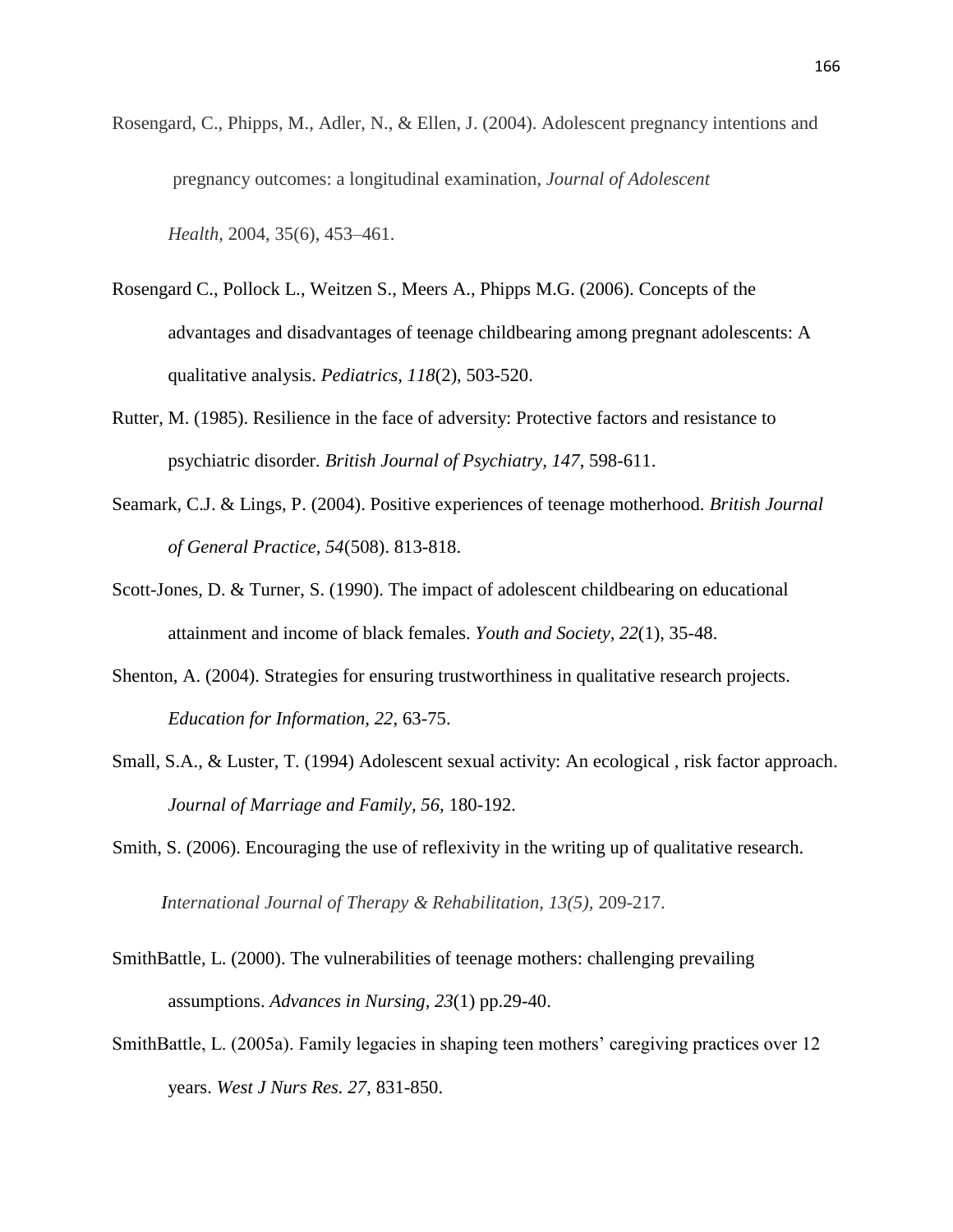Rosengard, C., Phipps, M., Adler, N., & Ellen, J. (2004). Adolescent pregnancy intentions and pregnancy outcomes: a longitudinal examination, *Journal of Adolescent Health*, 2004, 35(6), 453–461.

Rosengard C., Pollock L., Weitzen S., Meers A., Phipps M.G. (2006). Concepts of the advantages and disadvantages of teenage childbearing among pregnant adolescents: A qualitative analysis. *Pediatrics, 118*(2), 503-520.

Rutter, M. (1985). Resilience in the face of adversity: Protective factors and resistance to psychiatric disorder. *British Journal of Psychiatry, 147*, 598-611.

Seamark, C.J. & Lings, P. (2004). Positive experiences of teenage motherhood. *British Journal of General Practice, 54*(508). 813-818.

Scott-Jones, D. & Turner, S. (1990). The impact of adolescent childbearing on educational attainment and income of black females. *Youth and Society, 22*(1), 35-48.

Shenton, A. (2004). Strategies for ensuring trustworthiness in qualitative research projects. *Education for Information, 22*, 63-75.

Small, S.A., & Luster, T. (1994) Adolescent sexual activity: An ecological , risk factor approach. *Journal of Marriage and Family, 56*, 180-192.

Smith, S. (2006). Encouraging the use of reflexivity in the writing up of qualitative research. *International Journal of Therapy & Rehabilitation, 13(5)*, 209-217.

SmithBattle, L. (2000). The vulnerabilities of teenage mothers: challenging prevailing assumptions. *Advances in Nursing, 23*(1) pp.29-40.

SmithBattle, L. (2005a). Family legacies in shaping teen mothers' caregiving practices over 12 years. *West J Nurs Res. 27*, 831-850.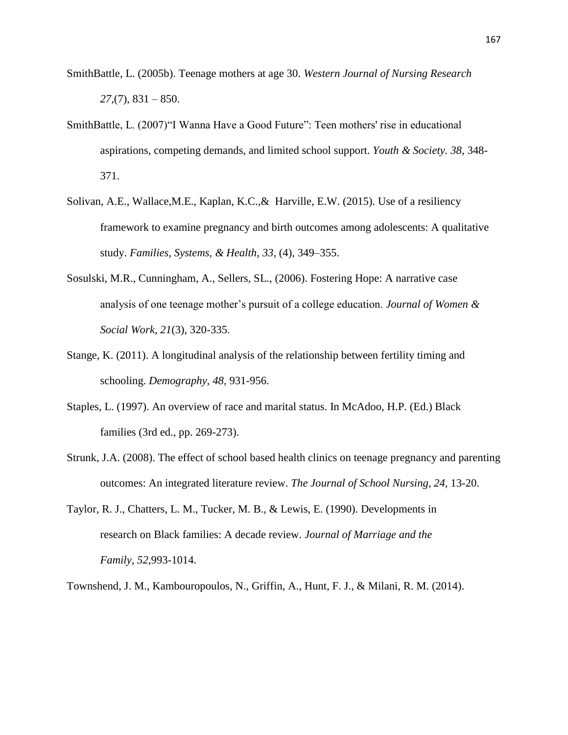SmithBattle, L. (2005b). Teenage mothers at age 30. *Western Journal of Nursing Research 27*,(7), 831 – 850.

SmithBattle, L. (2007)"I Wanna Have a Good Future": Teen mothers' rise in educational aspirations, competing demands, and limited school support. *Youth & Society. 38*, 348-371.

Solivan, A.E., Wallace,M.E., Kaplan, K.C.,& Harville, E.W. (2015). Use of a resiliency framework to examine pregnancy and birth outcomes among adolescents: A qualitative study. *Families, Systems, & Health*, *33*, (4), 349–355.

Sosulski, M.R., Cunningham, A., Sellers, SL., (2006). Fostering Hope: A narrative case analysis of one teenage mother's pursuit of a college education. *Journal of Women & Social Work, 21*(3), 320-335.

Stange, K. (2011). A longitudinal analysis of the relationship between fertility timing and schooling. *Demography, 48,* 931-956.

Staples, L. (1997). An overview of race and marital status. In McAdoo, H.P. (Ed.) Black families (3rd ed., pp. 269-273).

Strunk, J.A. (2008). The effect of school based health clinics on teenage pregnancy and parenting outcomes: An integrated literature review. *The Journal of School Nursing, 24,* 13-20.

Taylor, R. J., Chatters, L. M., Tucker, M. B., & Lewis, E. (1990). Developments in research on Black families: A decade review. *Journal of Marriage and the Family, 52*,993-1014.

Townshend, J. M., Kambouropoulos, N., Griffin, A., Hunt, F. J., & Milani, R. M. (2014).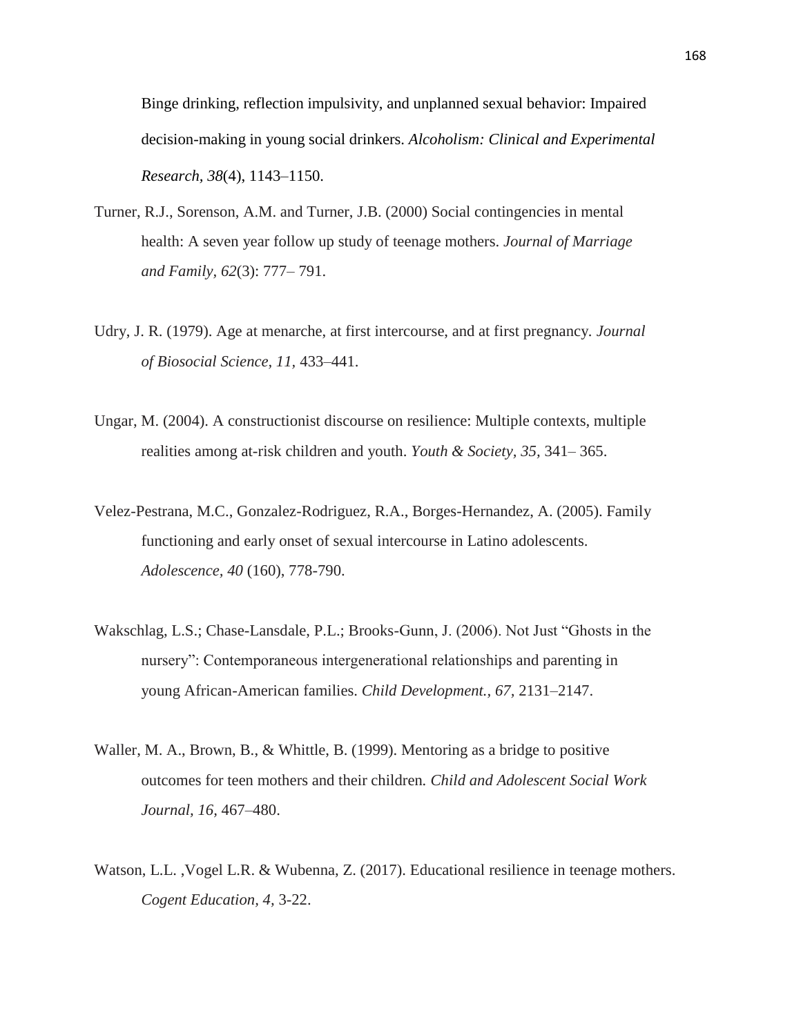Binge drinking, reflection impulsivity, and unplanned sexual behavior: Impaired decision-making in young social drinkers. *Alcoholism: Clinical and Experimental Research, 38*(4), 1143–1150.

Turner, R.J., Sorenson, A.M. and Turner, J.B. (2000) Social contingencies in mental health: A seven year follow up study of teenage mothers. *Journal of Marriage and Family, 62*(3): 777– 791.

Udry, J. R. (1979). Age at menarche, at first intercourse, and at first pregnancy. *Journal of Biosocial Science, 11,* 433–441.

Ungar, M. (2004). A constructionist discourse on resilience: Multiple contexts, multiple realities among at-risk children and youth. *Youth & Society, 35,* 341– 365.

Velez-Pestrana, M.C., Gonzalez-Rodriguez, R.A., Borges-Hernandez, A. (2005). Family functioning and early onset of sexual intercourse in Latino adolescents. *Adolescence, 40* (160), 778-790.

Wakschlag, L.S.; Chase-Lansdale, P.L.; Brooks-Gunn, J. (2006). Not Just "Ghosts in the nursery": Contemporaneous intergenerational relationships and parenting in young African-American families. *Child Development., 67,* 2131–2147.

Waller, M. A., Brown, B., & Whittle, B. (1999). Mentoring as a bridge to positive outcomes for teen mothers and their children. *Child and Adolescent Social Work Journal, 16,* 467–480.

Watson, L.L. ,Vogel L.R. & Wubenna, Z. (2017). Educational resilience in teenage mothers. *Cogent Education, 4,* 3-22.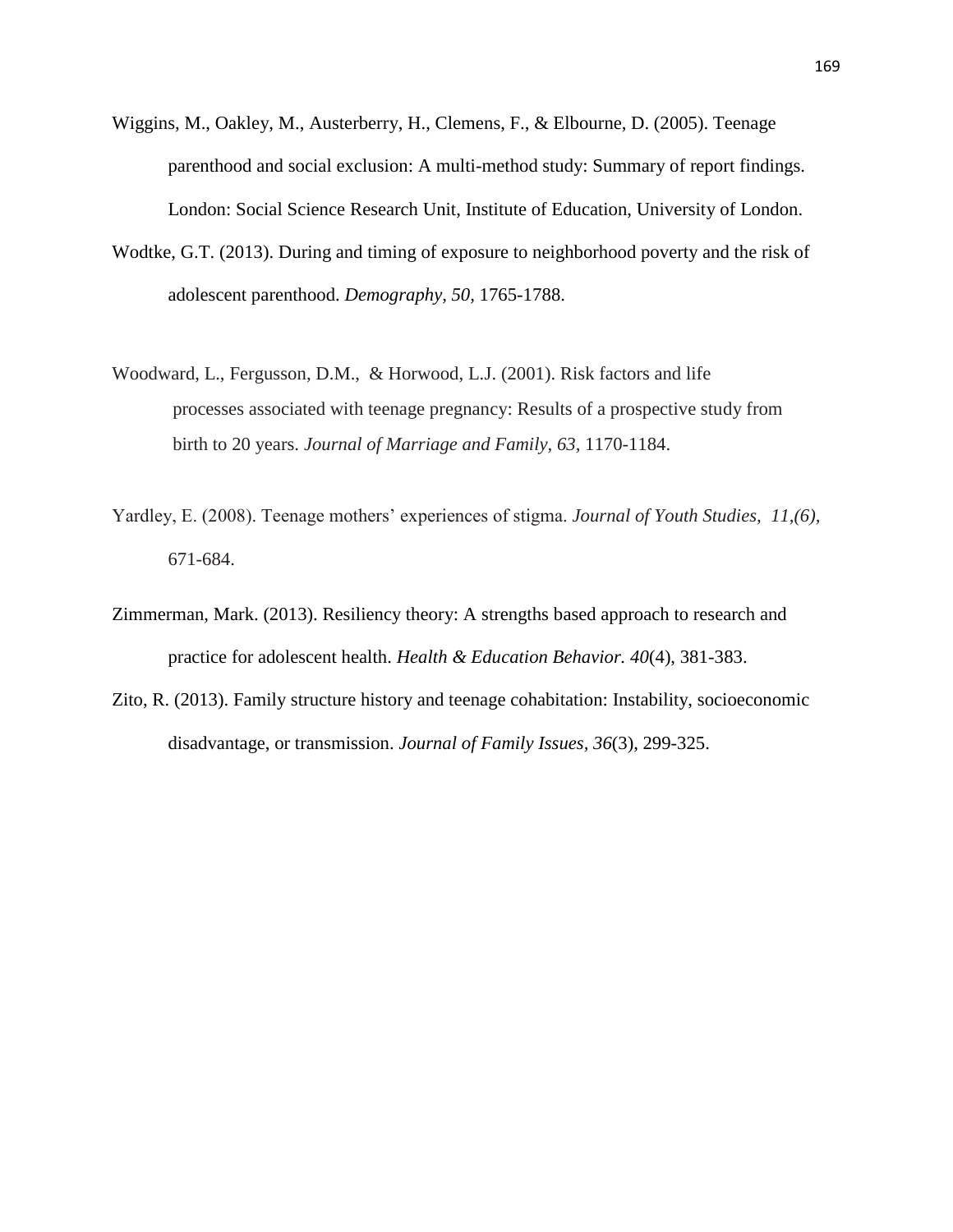Wiggins, M., Oakley, M., Austerberry, H., Clemens, F., & Elbourne, D. (2005). Teenage parenthood and social exclusion: A multi-method study: Summary of report findings. London: Social Science Research Unit, Institute of Education, University of London.

Wodtke, G.T. (2013). During and timing of exposure to neighborhood poverty and the risk of adolescent parenthood. *Demography, 50*, 1765-1788.

Woodward, L., Fergusson, D.M., & Horwood, L.J. (2001). Risk factors and life processes associated with teenage pregnancy: Results of a prospective study from birth to 20 years. *Journal of Marriage and Family, 63,* 1170-1184.

Yardley, E. (2008). Teenage mothers' experiences of stigma. *Journal of Youth Studies, 11,(6),* 671-684.

Zimmerman, Mark. (2013). Resiliency theory: A strengths based approach to research and practice for adolescent health. *Health & Education Behavior. 40*(4), 381-383.

Zito, R. (2013). Family structure history and teenage cohabitation: Instability, socioeconomic disadvantage, or transmission. *Journal of Family Issues, 36*(3), 299-325.